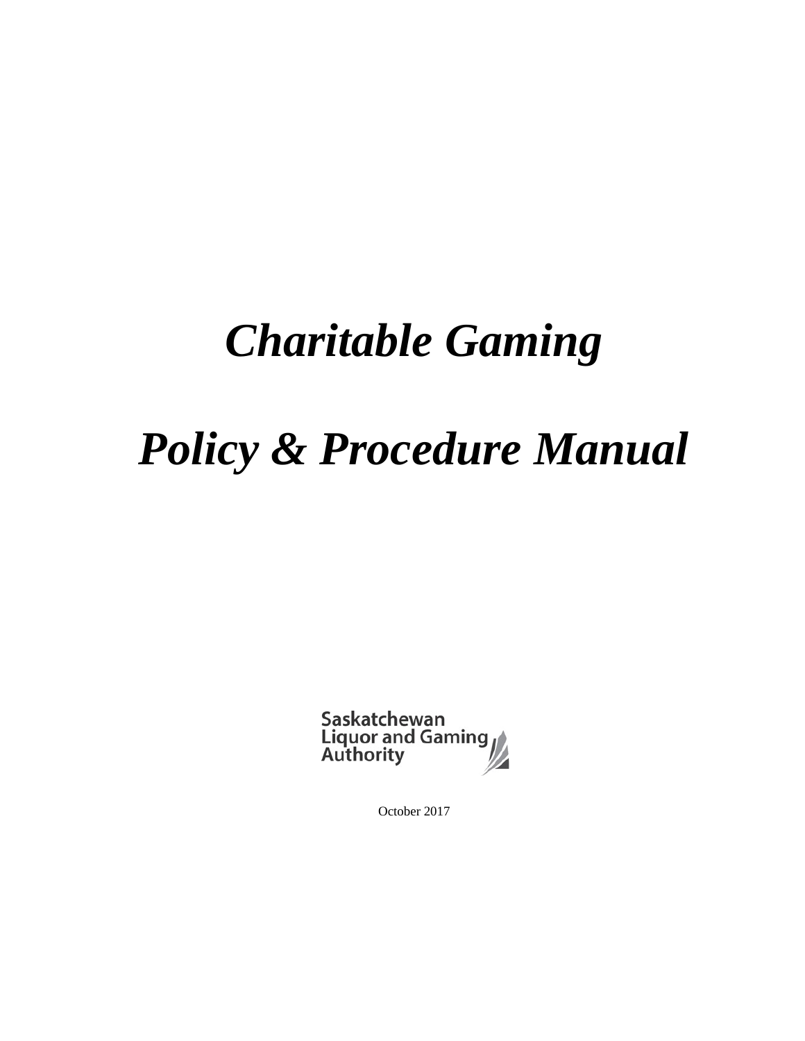# *Charitable Gaming*

# *Policy & Procedure Manual*

Saskatchewan Liquor and Gaming Authority

October 2017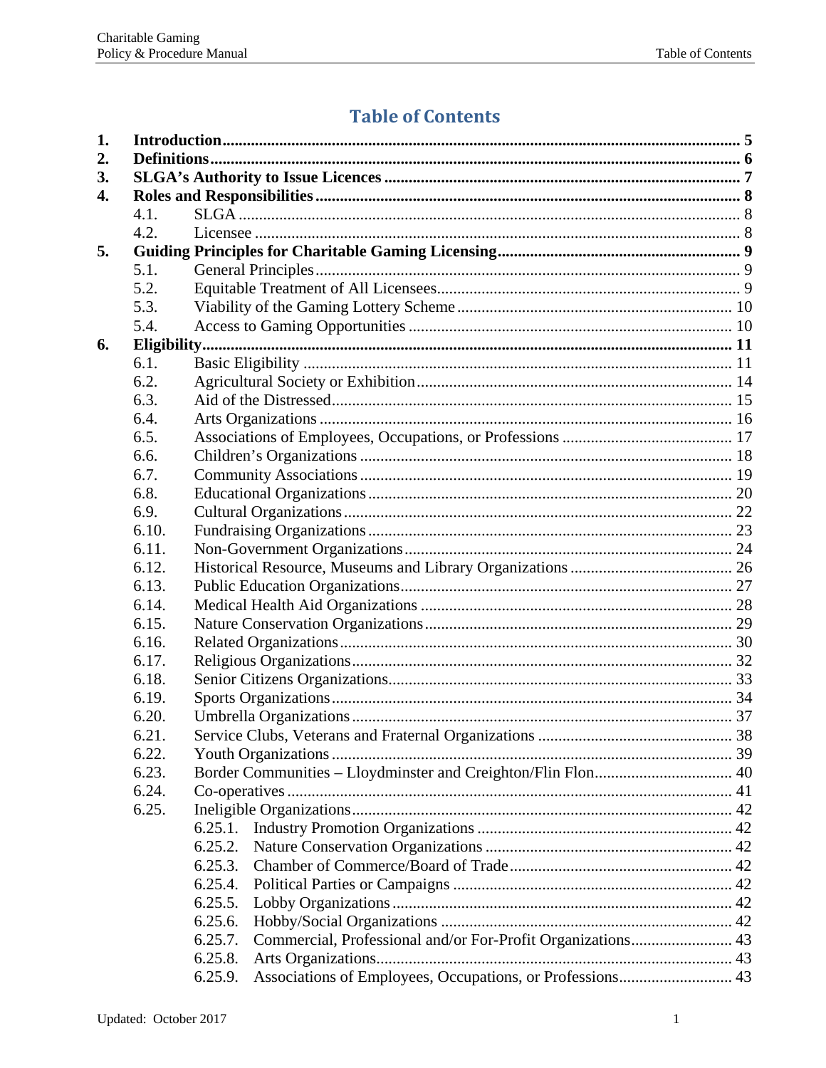# Table of Contents

| | | |
|---|---|---|
| **1.** | **Introduction** | **5** |
| **2.** | **Definitions** | **6** |
| **3.** | **SLGA's Authority to Issue Licences** | **7** |
| **4.** | **Roles and Responsibilities** | **8** |
| 4.1. | SLGA | 8 |
| 4.2. | Licensee | 8 |
| **5.** | **Guiding Principles for Charitable Gaming Licensing** | **9** |
| 5.1. | General Principles | 9 |
| 5.2. | Equitable Treatment of All Licensees | 9 |
| 5.3. | Viability of the Gaming Lottery Scheme | 10 |
| 5.4. | Access to Gaming Opportunities | 10 |
| **6.** | **Eligibility** | **11** |
| 6.1. | Basic Eligibility | 11 |
| 6.2. | Agricultural Society or Exhibition | 14 |
| 6.3. | Aid of the Distressed | 15 |
| 6.4. | Arts Organizations | 16 |
| 6.5. | Associations of Employees, Occupations, or Professions | 17 |
| 6.6. | Children's Organizations | 18 |
| 6.7. | Community Associations | 19 |
| 6.8. | Educational Organizations | 20 |
| 6.9. | Cultural Organizations | 22 |
| 6.10. | Fundraising Organizations | 23 |
| 6.11. | Non-Government Organizations | 24 |
| 6.12. | Historical Resource, Museums and Library Organizations | 26 |
| 6.13. | Public Education Organizations | 27 |
| 6.14. | Medical Health Aid Organizations | 28 |
| 6.15. | Nature Conservation Organizations | 29 |
| 6.16. | Related Organizations | 30 |
| 6.17. | Religious Organizations | 32 |
| 6.18. | Senior Citizens Organizations | 33 |
| 6.19. | Sports Organizations | 34 |
| 6.20. | Umbrella Organizations | 37 |
| 6.21. | Service Clubs, Veterans and Fraternal Organizations | 38 |
| 6.22. | Youth Organizations | 39 |
| 6.23. | Border Communities – Lloydminster and Creighton/Flin Flon | 40 |
| 6.24. | Co-operatives | 41 |
| 6.25. | Ineligible Organizations | 42 |
| 6.25.1. | Industry Promotion Organizations | 42 |
| 6.25.2. | Nature Conservation Organizations | 42 |
| 6.25.3. | Chamber of Commerce/Board of Trade | 42 |
| 6.25.4. | Political Parties or Campaigns | 42 |
| 6.25.5. | Lobby Organizations | 42 |
| 6.25.6. | Hobby/Social Organizations | 42 |
| 6.25.7. | Commercial, Professional and/or For-Profit Organizations | 43 |
| 6.25.8. | Arts Organizations | 43 |
| 6.25.9. | Associations of Employees, Occupations, or Professions | 43 |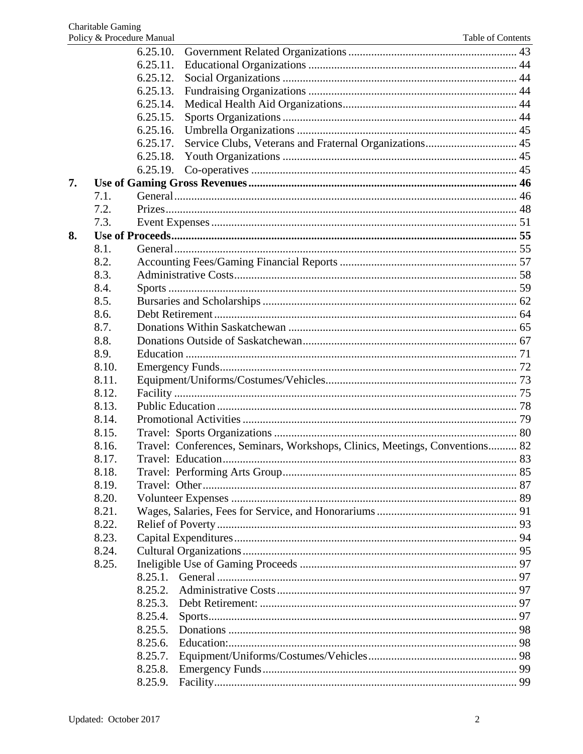| | | | |
|---|---|---|---|
| | | 6.25.10. Government Related Organizations | 43 |
| | | 6.25.11. Educational Organizations | 44 |
| | | 6.25.12. Social Organizations | 44 |
| | | 6.25.13. Fundraising Organizations | 44 |
| | | 6.25.14. Medical Health Aid Organizations | 44 |
| | | 6.25.15. Sports Organizations | 44 |
| | | 6.25.16. Umbrella Organizations | 45 |
| | | 6.25.17. Service Clubs, Veterans and Fraternal Organizations | 45 |
| | | 6.25.18. Youth Organizations | 45 |
| | | 6.25.19. Co-operatives | 45 |
| **7.** | **Use of Gaming Gross Revenues** | | **46** |
| | 7.1. | General | 46 |
| | 7.2. | Prizes | 48 |
| | 7.3. | Event Expenses | 51 |
| **8.** | **Use of Proceeds** | | **55** |
| | 8.1. | General | 55 |
| | 8.2. | Accounting Fees/Gaming Financial Reports | 57 |
| | 8.3. | Administrative Costs | 58 |
| | 8.4. | Sports | 59 |
| | 8.5. | Bursaries and Scholarships | 62 |
| | 8.6. | Debt Retirement | 64 |
| | 8.7. | Donations Within Saskatchewan | 65 |
| | 8.8. | Donations Outside of Saskatchewan | 67 |
| | 8.9. | Education | 71 |
| | 8.10. | Emergency Funds | 72 |
| | 8.11. | Equipment/Uniforms/Costumes/Vehicles | 73 |
| | 8.12. | Facility | 75 |
| | 8.13. | Public Education | 78 |
| | 8.14. | Promotional Activities | 79 |
| | 8.15. | Travel: Sports Organizations | 80 |
| | 8.16. | Travel: Conferences, Seminars, Workshops, Clinics, Meetings, Conventions | 82 |
| | 8.17. | Travel: Education | 83 |
| | 8.18. | Travel: Performing Arts Group | 85 |
| | 8.19. | Travel: Other | 87 |
| | 8.20. | Volunteer Expenses | 89 |
| | 8.21. | Wages, Salaries, Fees for Service, and Honorariums | 91 |
| | 8.22. | Relief of Poverty | 93 |
| | 8.23. | Capital Expenditures | 94 |
| | 8.24. | Cultural Organizations | 95 |
| | 8.25. | Ineligible Use of Gaming Proceeds | 97 |
| | | 8.25.1. General | 97 |
| | | 8.25.2. Administrative Costs | 97 |
| | | 8.25.3. Debt Retirement: | 97 |
| | | 8.25.4. Sports | 97 |
| | | 8.25.5. Donations | 98 |
| | | 8.25.6. Education: | 98 |
| | | 8.25.7. Equipment/Uniforms/Costumes/Vehicles | 98 |
| | | 8.25.8. Emergency Funds | 99 |
| | | 8.25.9. Facility | 99 |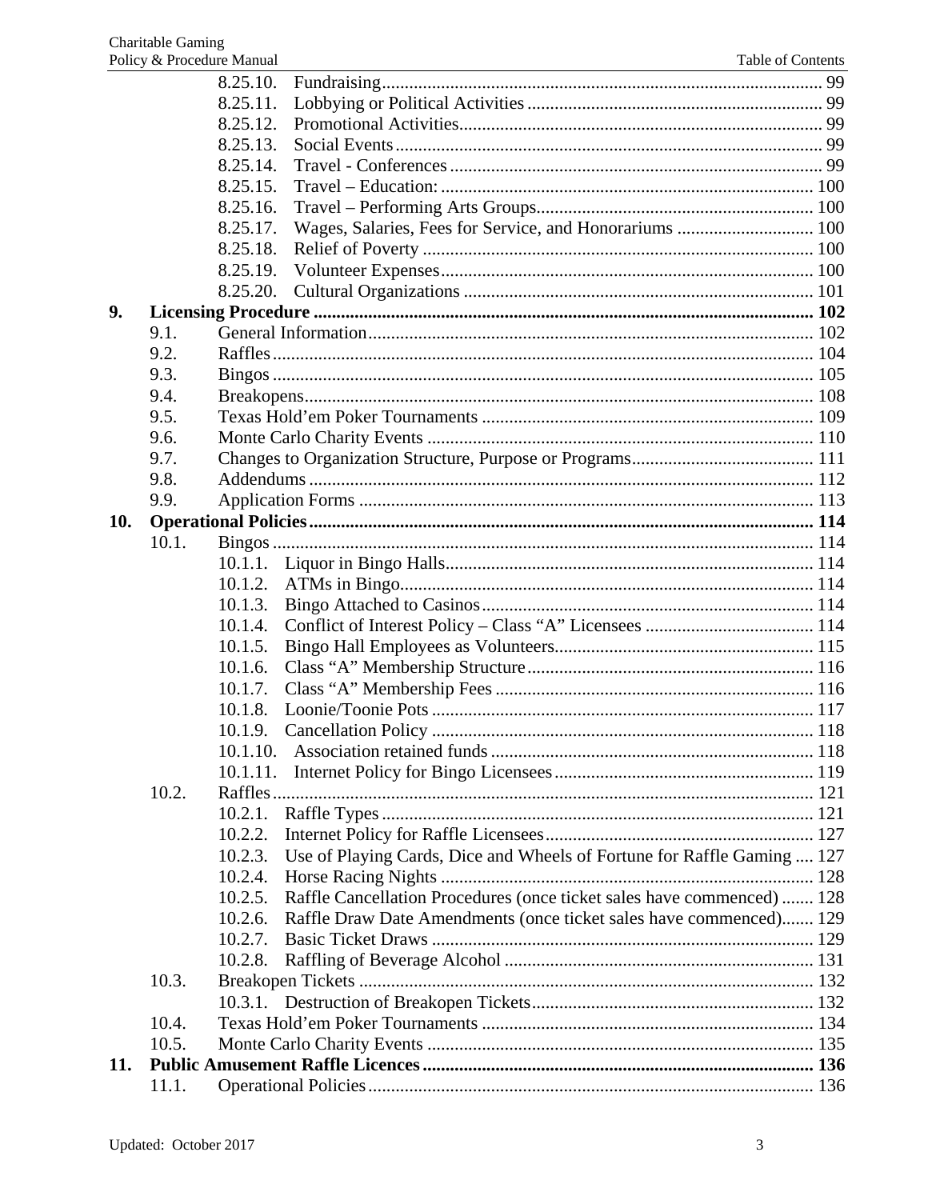- 8.25.10. Fundraising ... 99
- 8.25.11. Lobbying or Political Activities ... 99
- 8.25.12. Promotional Activities ... 99
- 8.25.13. Social Events ... 99
- 8.25.14. Travel - Conferences ... 99
- 8.25.15. Travel – Education: ... 100
- 8.25.16. Travel – Performing Arts Groups ... 100
- 8.25.17. Wages, Salaries, Fees for Service, and Honorariums ... 100
- 8.25.18. Relief of Poverty ... 100
- 8.25.19. Volunteer Expenses ... 100
- 8.25.20. Cultural Organizations ... 101

**9. Licensing Procedure ... 102**

- 9.1. General Information ... 102
- 9.2. Raffles ... 104
- 9.3. Bingos ... 105
- 9.4. Breakopens ... 108
- 9.5. Texas Hold'em Poker Tournaments ... 109
- 9.6. Monte Carlo Charity Events ... 110
- 9.7. Changes to Organization Structure, Purpose or Programs ... 111
- 9.8. Addendums ... 112
- 9.9. Application Forms ... 113

**10. Operational Policies ... 114**

- 10.1. Bingos ... 114
  - 10.1.1. Liquor in Bingo Halls ... 114
  - 10.1.2. ATMs in Bingo ... 114
  - 10.1.3. Bingo Attached to Casinos ... 114
  - 10.1.4. Conflict of Interest Policy – Class "A" Licensees ... 114
  - 10.1.5. Bingo Hall Employees as Volunteers ... 115
  - 10.1.6. Class "A" Membership Structure ... 116
  - 10.1.7. Class "A" Membership Fees ... 116
  - 10.1.8. Loonie/Toonie Pots ... 117
  - 10.1.9. Cancellation Policy ... 118
  - 10.1.10. Association retained funds ... 118
  - 10.1.11. Internet Policy for Bingo Licensees ... 119
- 10.2. Raffles ... 121
  - 10.2.1. Raffle Types ... 121
  - 10.2.2. Internet Policy for Raffle Licensees ... 127
  - 10.2.3. Use of Playing Cards, Dice and Wheels of Fortune for Raffle Gaming ... 127
  - 10.2.4. Horse Racing Nights ... 128
  - 10.2.5. Raffle Cancellation Procedures (once ticket sales have commenced) ... 128
  - 10.2.6. Raffle Draw Date Amendments (once ticket sales have commenced) ... 129
  - 10.2.7. Basic Ticket Draws ... 129
  - 10.2.8. Raffling of Beverage Alcohol ... 131
- 10.3. Breakopen Tickets ... 132
  - 10.3.1. Destruction of Breakopen Tickets ... 132
- 10.4. Texas Hold'em Poker Tournaments ... 134
- 10.5. Monte Carlo Charity Events ... 135

**11. Public Amusement Raffle Licences ... 136**

- 11.1. Operational Policies ... 136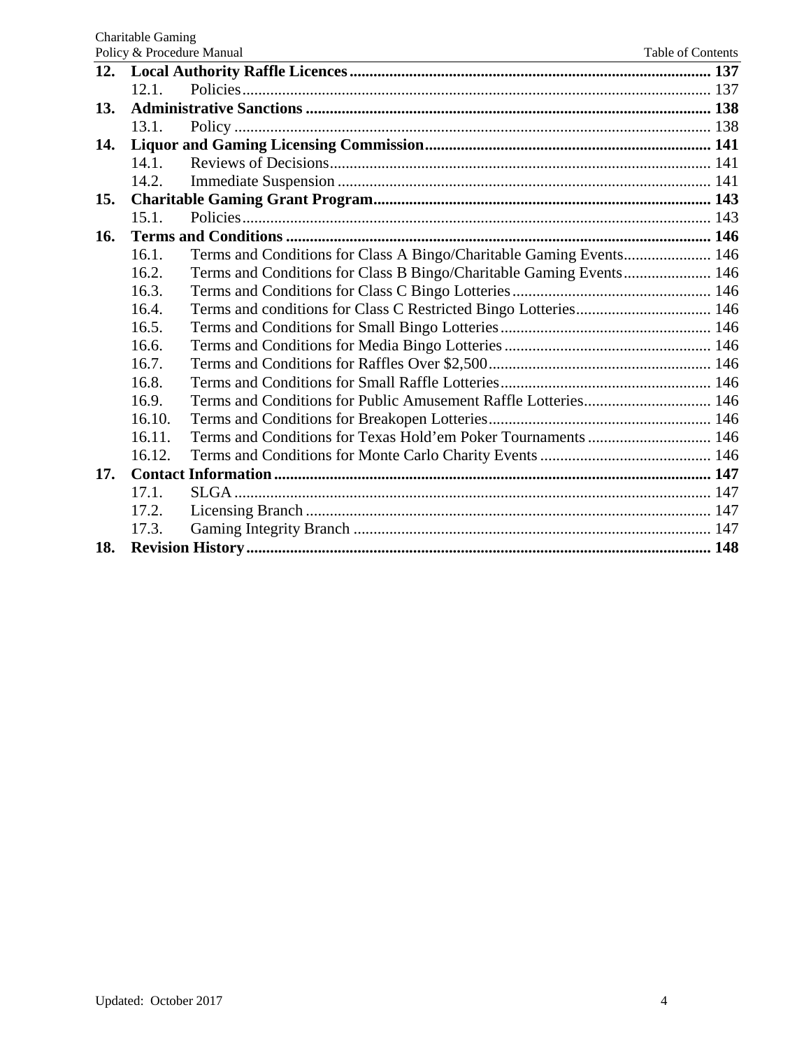| | | |
|---|---|---|
| **12.** | **Local Authority Raffle Licences** | **137** |
| 12.1. | Policies | 137 |
| **13.** | **Administrative Sanctions** | **138** |
| 13.1. | Policy | 138 |
| **14.** | **Liquor and Gaming Licensing Commission** | **141** |
| 14.1. | Reviews of Decisions | 141 |
| 14.2. | Immediate Suspension | 141 |
| **15.** | **Charitable Gaming Grant Program** | **143** |
| 15.1. | Policies | 143 |
| **16.** | **Terms and Conditions** | **146** |
| 16.1. | Terms and Conditions for Class A Bingo/Charitable Gaming Events | 146 |
| 16.2. | Terms and Conditions for Class B Bingo/Charitable Gaming Events | 146 |
| 16.3. | Terms and Conditions for Class C Bingo Lotteries | 146 |
| 16.4. | Terms and conditions for Class C Restricted Bingo Lotteries | 146 |
| 16.5. | Terms and Conditions for Small Bingo Lotteries | 146 |
| 16.6. | Terms and Conditions for Media Bingo Lotteries | 146 |
| 16.7. | Terms and Conditions for Raffles Over $2,500 | 146 |
| 16.8. | Terms and Conditions for Small Raffle Lotteries | 146 |
| 16.9. | Terms and Conditions for Public Amusement Raffle Lotteries | 146 |
| 16.10. | Terms and Conditions for Breakopen Lotteries | 146 |
| 16.11. | Terms and Conditions for Texas Hold'em Poker Tournaments | 146 |
| 16.12. | Terms and Conditions for Monte Carlo Charity Events | 146 |
| **17.** | **Contact Information** | **147** |
| 17.1. | SLGA | 147 |
| 17.2. | Licensing Branch | 147 |
| 17.3. | Gaming Integrity Branch | 147 |
| **18.** | **Revision History** | **148** |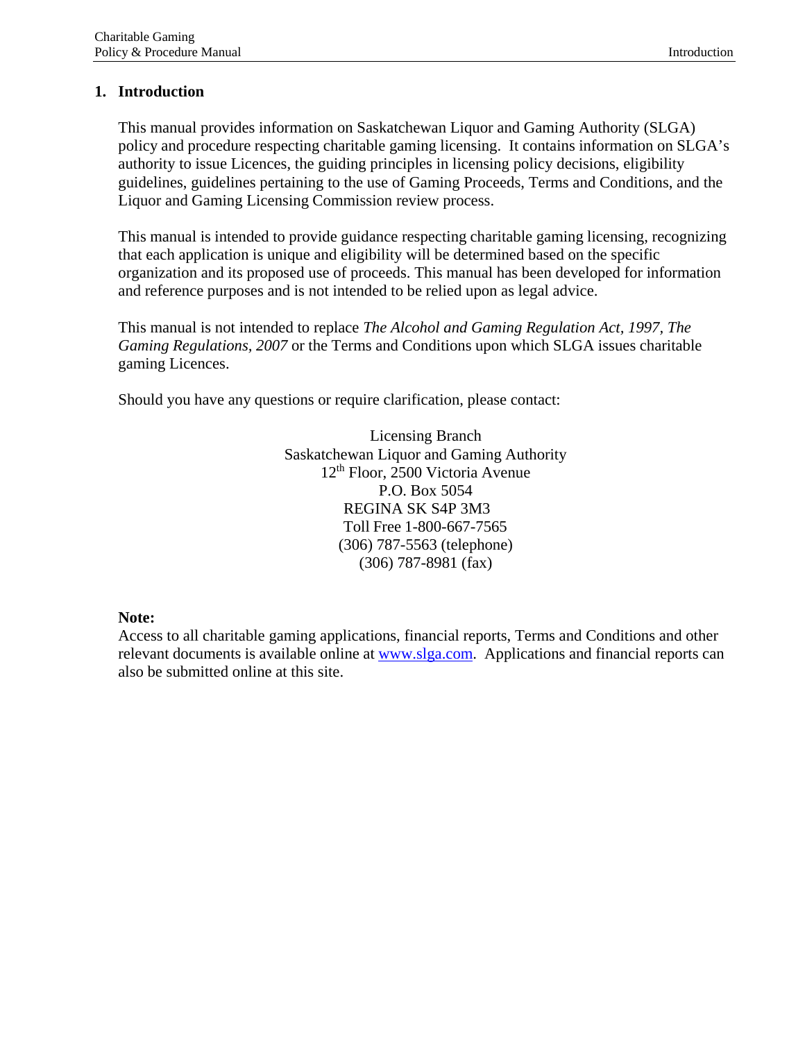# 1. Introduction

This manual provides information on Saskatchewan Liquor and Gaming Authority (SLGA) policy and procedure respecting charitable gaming licensing. It contains information on SLGA's authority to issue Licences, the guiding principles in licensing policy decisions, eligibility guidelines, guidelines pertaining to the use of Gaming Proceeds, Terms and Conditions, and the Liquor and Gaming Licensing Commission review process.

This manual is intended to provide guidance respecting charitable gaming licensing, recognizing that each application is unique and eligibility will be determined based on the specific organization and its proposed use of proceeds. This manual has been developed for information and reference purposes and is not intended to be relied upon as legal advice.

This manual is not intended to replace *The Alcohol and Gaming Regulation Act, 1997*, *The Gaming Regulations, 2007* or the Terms and Conditions upon which SLGA issues charitable gaming Licences.

Should you have any questions or require clarification, please contact:

Licensing Branch
Saskatchewan Liquor and Gaming Authority
12th Floor, 2500 Victoria Avenue
P.O. Box 5054
REGINA SK S4P 3M3
Toll Free 1-800-667-7565
(306) 787-5563 (telephone)
(306) 787-8981 (fax)

**Note:**
Access to all charitable gaming applications, financial reports, Terms and Conditions and other relevant documents is available online at www.slga.com. Applications and financial reports can also be submitted online at this site.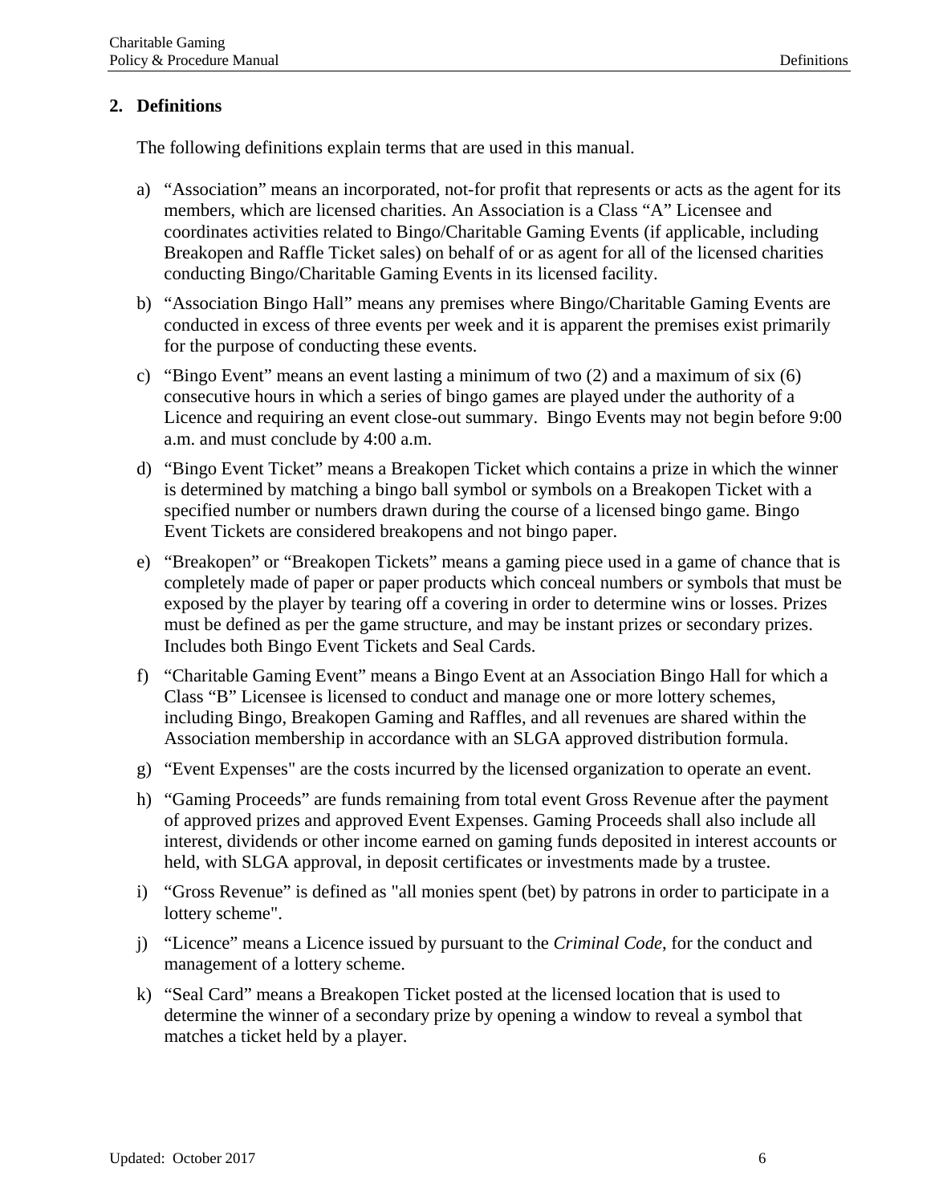## 2. Definitions

The following definitions explain terms that are used in this manual.

a) "Association" means an incorporated, not-for profit that represents or acts as the agent for its members, which are licensed charities. An Association is a Class "A" Licensee and coordinates activities related to Bingo/Charitable Gaming Events (if applicable, including Breakopen and Raffle Ticket sales) on behalf of or as agent for all of the licensed charities conducting Bingo/Charitable Gaming Events in its licensed facility.

b) "Association Bingo Hall" means any premises where Bingo/Charitable Gaming Events are conducted in excess of three events per week and it is apparent the premises exist primarily for the purpose of conducting these events.

c) "Bingo Event" means an event lasting a minimum of two (2) and a maximum of six (6) consecutive hours in which a series of bingo games are played under the authority of a Licence and requiring an event close-out summary. Bingo Events may not begin before 9:00 a.m. and must conclude by 4:00 a.m.

d) "Bingo Event Ticket" means a Breakopen Ticket which contains a prize in which the winner is determined by matching a bingo ball symbol or symbols on a Breakopen Ticket with a specified number or numbers drawn during the course of a licensed bingo game. Bingo Event Tickets are considered breakopens and not bingo paper.

e) "Breakopen" or "Breakopen Tickets" means a gaming piece used in a game of chance that is completely made of paper or paper products which conceal numbers or symbols that must be exposed by the player by tearing off a covering in order to determine wins or losses. Prizes must be defined as per the game structure, and may be instant prizes or secondary prizes. Includes both Bingo Event Tickets and Seal Cards.

f) "Charitable Gaming Event" means a Bingo Event at an Association Bingo Hall for which a Class "B" Licensee is licensed to conduct and manage one or more lottery schemes, including Bingo, Breakopen Gaming and Raffles, and all revenues are shared within the Association membership in accordance with an SLGA approved distribution formula.

g) "Event Expenses" are the costs incurred by the licensed organization to operate an event.

h) "Gaming Proceeds" are funds remaining from total event Gross Revenue after the payment of approved prizes and approved Event Expenses. Gaming Proceeds shall also include all interest, dividends or other income earned on gaming funds deposited in interest accounts or held, with SLGA approval, in deposit certificates or investments made by a trustee.

i) "Gross Revenue" is defined as "all monies spent (bet) by patrons in order to participate in a lottery scheme".

j) "Licence" means a Licence issued by pursuant to the *Criminal Code*, for the conduct and management of a lottery scheme.

k) "Seal Card" means a Breakopen Ticket posted at the licensed location that is used to determine the winner of a secondary prize by opening a window to reveal a symbol that matches a ticket held by a player.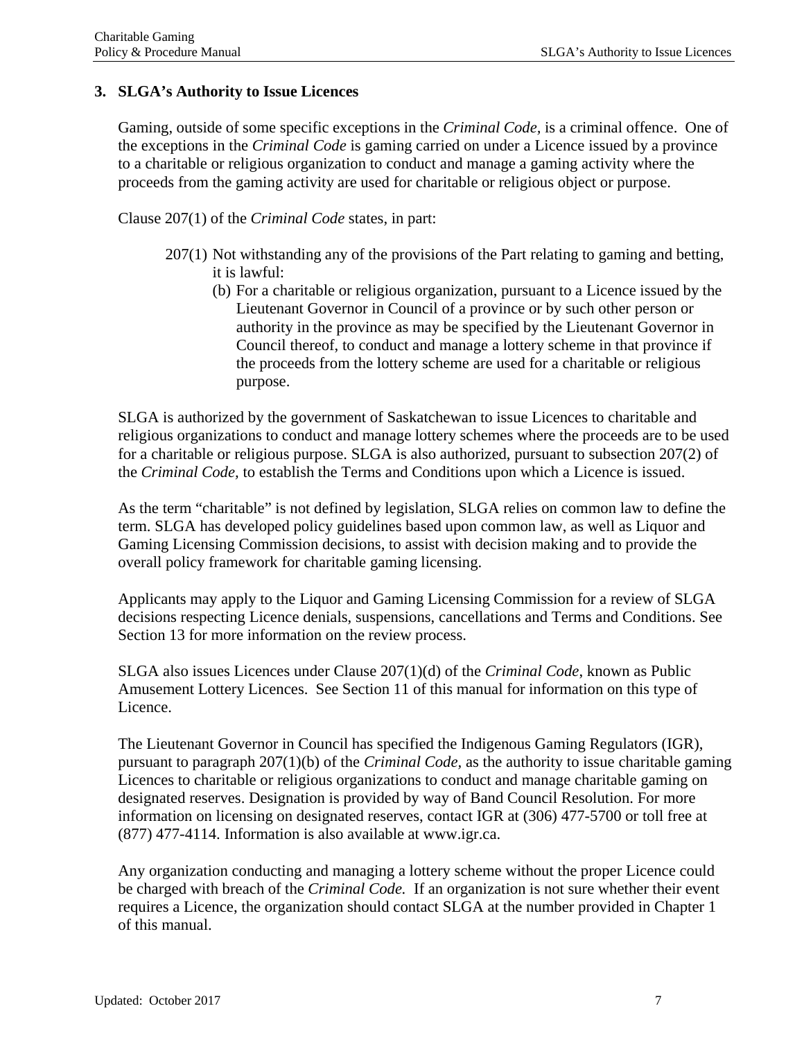## 3. SLGA's Authority to Issue Licences

Gaming, outside of some specific exceptions in the *Criminal Code*, is a criminal offence. One of the exceptions in the *Criminal Code* is gaming carried on under a Licence issued by a province to a charitable or religious organization to conduct and manage a gaming activity where the proceeds from the gaming activity are used for charitable or religious object or purpose.

Clause 207(1) of the *Criminal Code* states, in part:

> 207(1) Not withstanding any of the provisions of the Part relating to gaming and betting, it is lawful:
>
> (b) For a charitable or religious organization, pursuant to a Licence issued by the Lieutenant Governor in Council of a province or by such other person or authority in the province as may be specified by the Lieutenant Governor in Council thereof, to conduct and manage a lottery scheme in that province if the proceeds from the lottery scheme are used for a charitable or religious purpose.

SLGA is authorized by the government of Saskatchewan to issue Licences to charitable and religious organizations to conduct and manage lottery schemes where the proceeds are to be used for a charitable or religious purpose. SLGA is also authorized, pursuant to subsection 207(2) of the *Criminal Code,* to establish the Terms and Conditions upon which a Licence is issued.

As the term "charitable" is not defined by legislation, SLGA relies on common law to define the term. SLGA has developed policy guidelines based upon common law, as well as Liquor and Gaming Licensing Commission decisions, to assist with decision making and to provide the overall policy framework for charitable gaming licensing.

Applicants may apply to the Liquor and Gaming Licensing Commission for a review of SLGA decisions respecting Licence denials, suspensions, cancellations and Terms and Conditions. See Section 13 for more information on the review process.

SLGA also issues Licences under Clause 207(1)(d) of the *Criminal Code*, known as Public Amusement Lottery Licences. See Section 11 of this manual for information on this type of Licence.

The Lieutenant Governor in Council has specified the Indigenous Gaming Regulators (IGR), pursuant to paragraph 207(1)(b) of the *Criminal Code,* as the authority to issue charitable gaming Licences to charitable or religious organizations to conduct and manage charitable gaming on designated reserves. Designation is provided by way of Band Council Resolution. For more information on licensing on designated reserves, contact IGR at (306) 477-5700 or toll free at (877) 477-4114. Information is also available at www.igr.ca.

Any organization conducting and managing a lottery scheme without the proper Licence could be charged with breach of the *Criminal Code.* If an organization is not sure whether their event requires a Licence, the organization should contact SLGA at the number provided in Chapter 1 of this manual.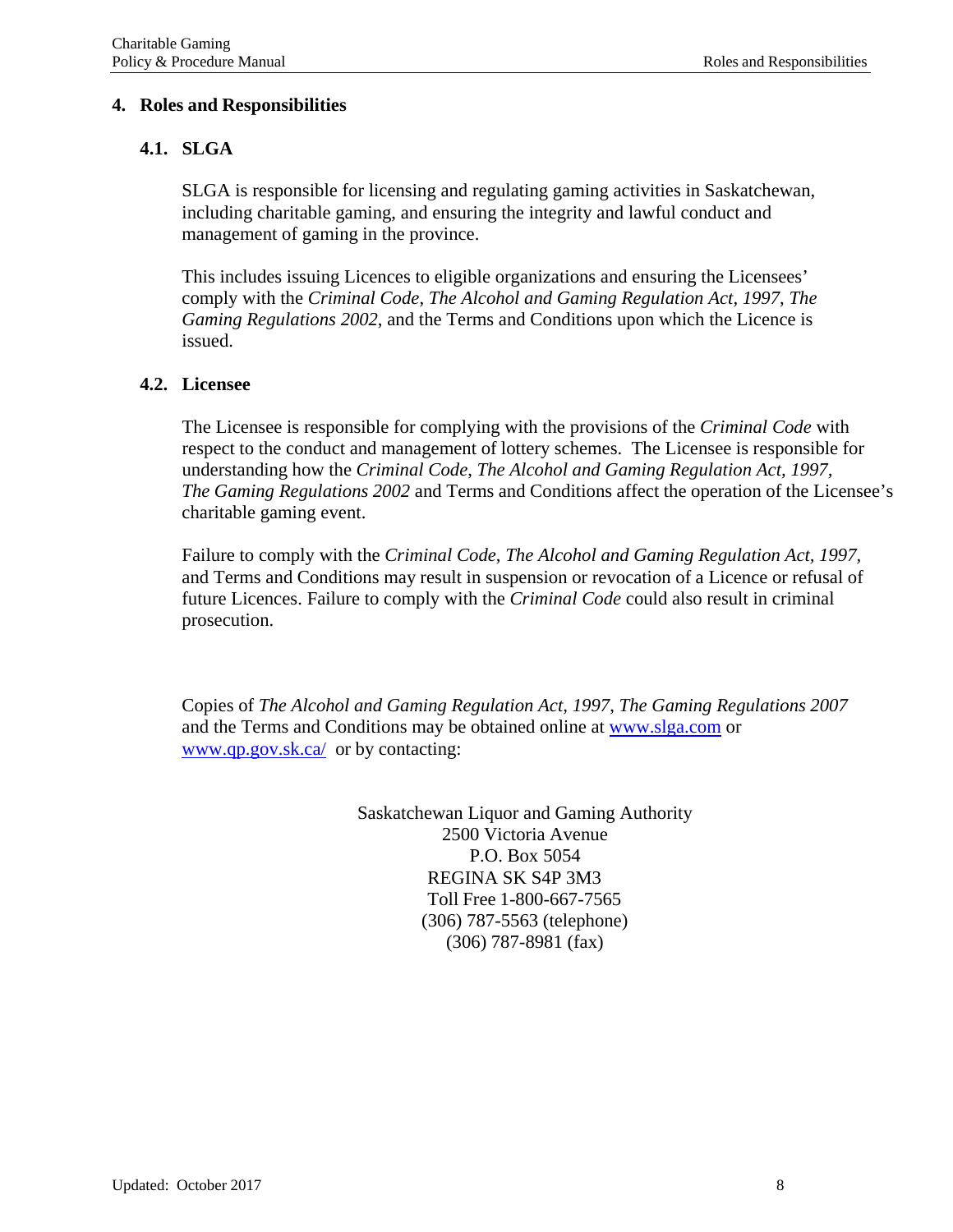## 4. Roles and Responsibilities

### 4.1. SLGA

SLGA is responsible for licensing and regulating gaming activities in Saskatchewan, including charitable gaming, and ensuring the integrity and lawful conduct and management of gaming in the province.

This includes issuing Licences to eligible organizations and ensuring the Licensees' comply with the *Criminal Code*, *The Alcohol and Gaming Regulation Act, 1997, The Gaming Regulations 2002*, and the Terms and Conditions upon which the Licence is issued.

### 4.2. Licensee

The Licensee is responsible for complying with the provisions of the *Criminal Code* with respect to the conduct and management of lottery schemes. The Licensee is responsible for understanding how the *Criminal Code*, *The Alcohol and Gaming Regulation Act, 1997, The Gaming Regulations 2002* and Terms and Conditions affect the operation of the Licensee's charitable gaming event.

Failure to comply with the *Criminal Code*, *The Alcohol and Gaming Regulation Act, 1997,* and Terms and Conditions may result in suspension or revocation of a Licence or refusal of future Licences. Failure to comply with the *Criminal Code* could also result in criminal prosecution.

Copies of *The Alcohol and Gaming Regulation Act, 1997*, *The Gaming Regulations 2007* and the Terms and Conditions may be obtained online at www.slga.com or www.qp.gov.sk.ca/ or by contacting:

Saskatchewan Liquor and Gaming Authority
2500 Victoria Avenue
P.O. Box 5054
REGINA SK S4P 3M3
Toll Free 1-800-667-7565
(306) 787-5563 (telephone)
(306) 787-8981 (fax)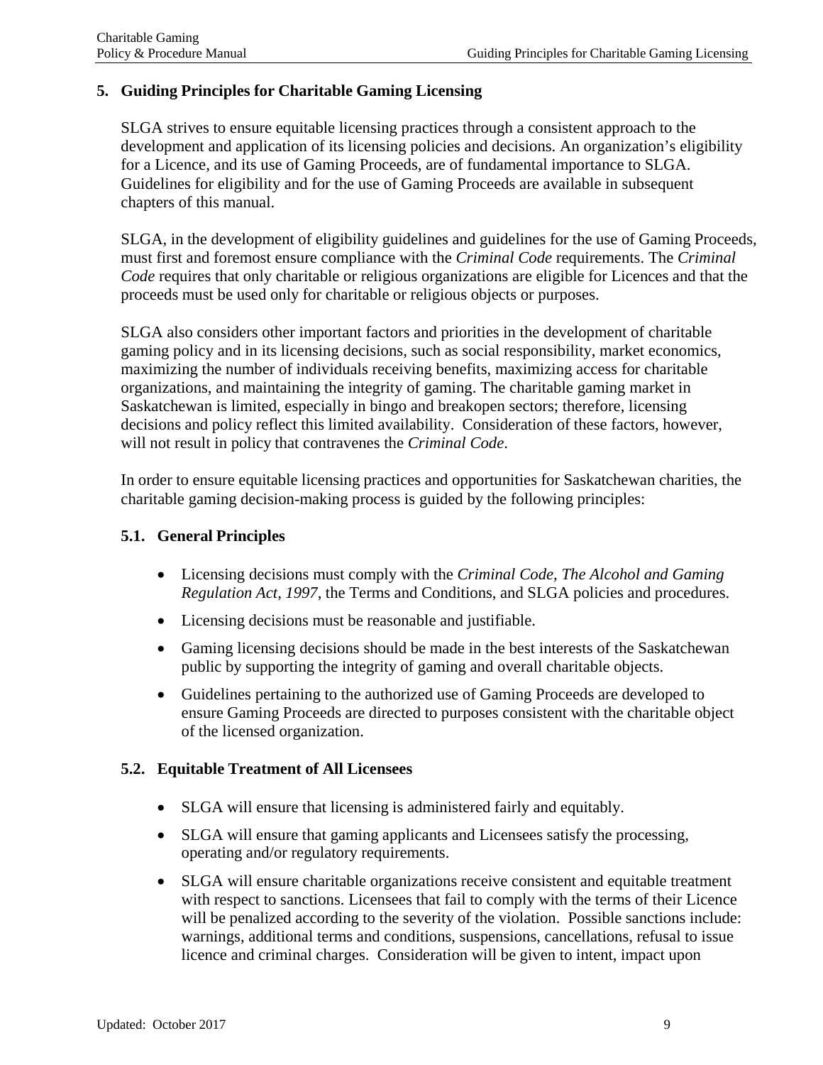## 5. Guiding Principles for Charitable Gaming Licensing

SLGA strives to ensure equitable licensing practices through a consistent approach to the development and application of its licensing policies and decisions. An organization's eligibility for a Licence, and its use of Gaming Proceeds, are of fundamental importance to SLGA. Guidelines for eligibility and for the use of Gaming Proceeds are available in subsequent chapters of this manual.

SLGA, in the development of eligibility guidelines and guidelines for the use of Gaming Proceeds, must first and foremost ensure compliance with the *Criminal Code* requirements. The *Criminal Code* requires that only charitable or religious organizations are eligible for Licences and that the proceeds must be used only for charitable or religious objects or purposes.

SLGA also considers other important factors and priorities in the development of charitable gaming policy and in its licensing decisions, such as social responsibility, market economics, maximizing the number of individuals receiving benefits, maximizing access for charitable organizations, and maintaining the integrity of gaming. The charitable gaming market in Saskatchewan is limited, especially in bingo and breakopen sectors; therefore, licensing decisions and policy reflect this limited availability. Consideration of these factors, however, will not result in policy that contravenes the *Criminal Code*.

In order to ensure equitable licensing practices and opportunities for Saskatchewan charities, the charitable gaming decision-making process is guided by the following principles:

### 5.1. General Principles

- Licensing decisions must comply with the *Criminal Code, The Alcohol and Gaming Regulation Act, 1997*, the Terms and Conditions, and SLGA policies and procedures.
- Licensing decisions must be reasonable and justifiable.
- Gaming licensing decisions should be made in the best interests of the Saskatchewan public by supporting the integrity of gaming and overall charitable objects.
- Guidelines pertaining to the authorized use of Gaming Proceeds are developed to ensure Gaming Proceeds are directed to purposes consistent with the charitable object of the licensed organization.

### 5.2. Equitable Treatment of All Licensees

- SLGA will ensure that licensing is administered fairly and equitably.
- SLGA will ensure that gaming applicants and Licensees satisfy the processing, operating and/or regulatory requirements.
- SLGA will ensure charitable organizations receive consistent and equitable treatment with respect to sanctions. Licensees that fail to comply with the terms of their Licence will be penalized according to the severity of the violation. Possible sanctions include: warnings, additional terms and conditions, suspensions, cancellations, refusal to issue licence and criminal charges. Consideration will be given to intent, impact upon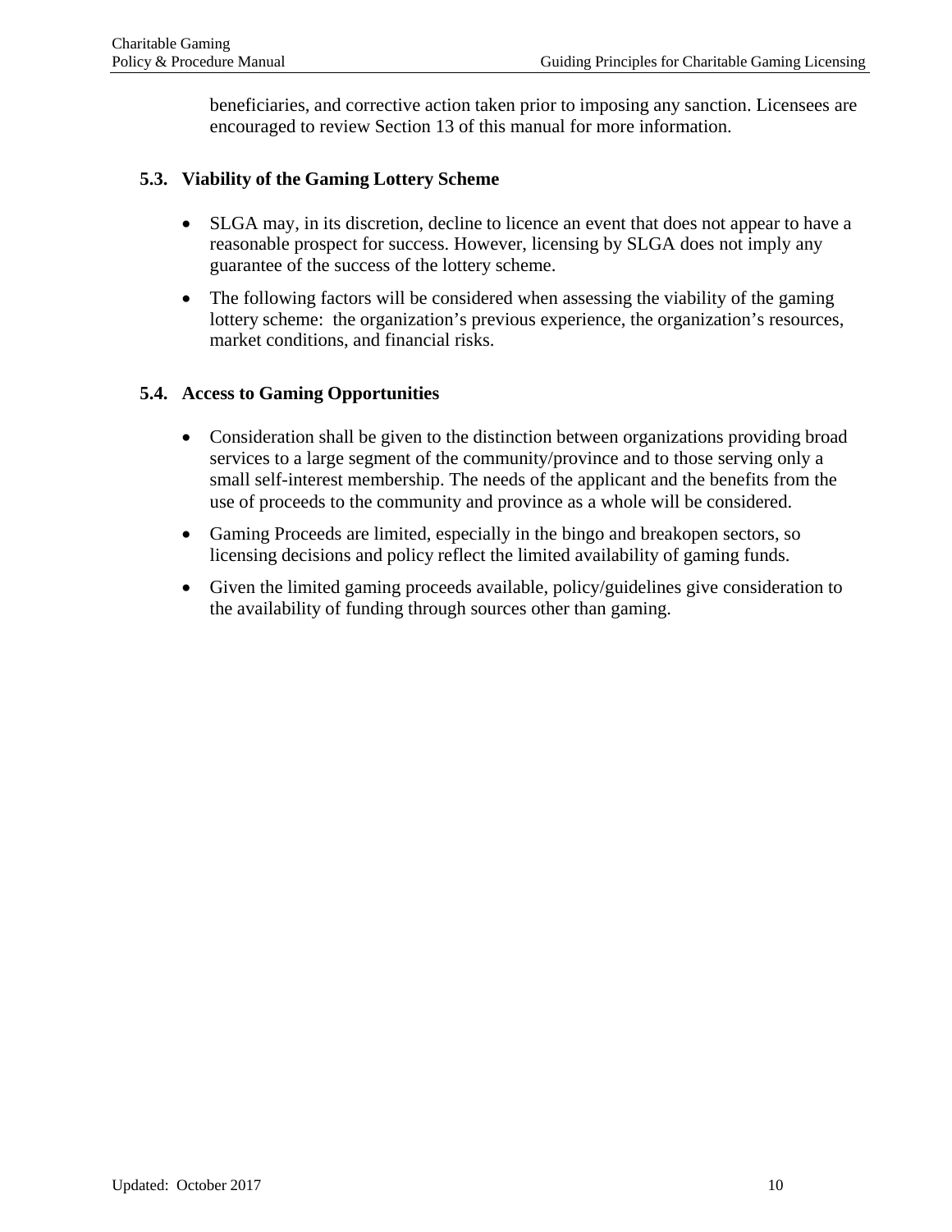beneficiaries, and corrective action taken prior to imposing any sanction. Licensees are encouraged to review Section 13 of this manual for more information.

### 5.3. Viability of the Gaming Lottery Scheme

- SLGA may, in its discretion, decline to licence an event that does not appear to have a reasonable prospect for success. However, licensing by SLGA does not imply any guarantee of the success of the lottery scheme.
- The following factors will be considered when assessing the viability of the gaming lottery scheme: the organization's previous experience, the organization's resources, market conditions, and financial risks.

### 5.4. Access to Gaming Opportunities

- Consideration shall be given to the distinction between organizations providing broad services to a large segment of the community/province and to those serving only a small self-interest membership. The needs of the applicant and the benefits from the use of proceeds to the community and province as a whole will be considered.
- Gaming Proceeds are limited, especially in the bingo and breakopen sectors, so licensing decisions and policy reflect the limited availability of gaming funds.
- Given the limited gaming proceeds available, policy/guidelines give consideration to the availability of funding through sources other than gaming.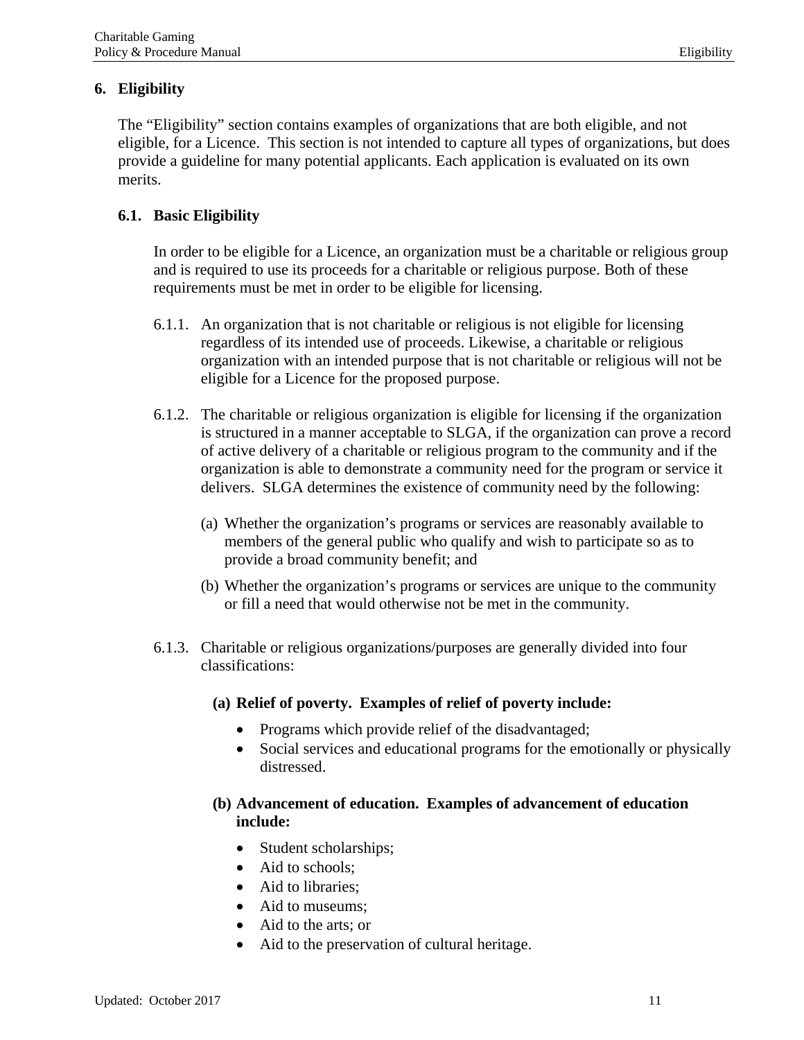# 6. Eligibility

The "Eligibility" section contains examples of organizations that are both eligible, and not eligible, for a Licence. This section is not intended to capture all types of organizations, but does provide a guideline for many potential applicants. Each application is evaluated on its own merits.

## 6.1. Basic Eligibility

In order to be eligible for a Licence, an organization must be a charitable or religious group and is required to use its proceeds for a charitable or religious purpose. Both of these requirements must be met in order to be eligible for licensing.

6.1.1. An organization that is not charitable or religious is not eligible for licensing regardless of its intended use of proceeds. Likewise, a charitable or religious organization with an intended purpose that is not charitable or religious will not be eligible for a Licence for the proposed purpose.

6.1.2. The charitable or religious organization is eligible for licensing if the organization is structured in a manner acceptable to SLGA, if the organization can prove a record of active delivery of a charitable or religious program to the community and if the organization is able to demonstrate a community need for the program or service it delivers. SLGA determines the existence of community need by the following:

(a) Whether the organization's programs or services are reasonably available to members of the general public who qualify and wish to participate so as to provide a broad community benefit; and

(b) Whether the organization's programs or services are unique to the community or fill a need that would otherwise not be met in the community.

6.1.3. Charitable or religious organizations/purposes are generally divided into four classifications:

**(a) Relief of poverty. Examples of relief of poverty include:**

- Programs which provide relief of the disadvantaged;
- Social services and educational programs for the emotionally or physically distressed.

**(b) Advancement of education. Examples of advancement of education include:**

- Student scholarships;
- Aid to schools;
- Aid to libraries;
- Aid to museums;
- Aid to the arts; or
- Aid to the preservation of cultural heritage.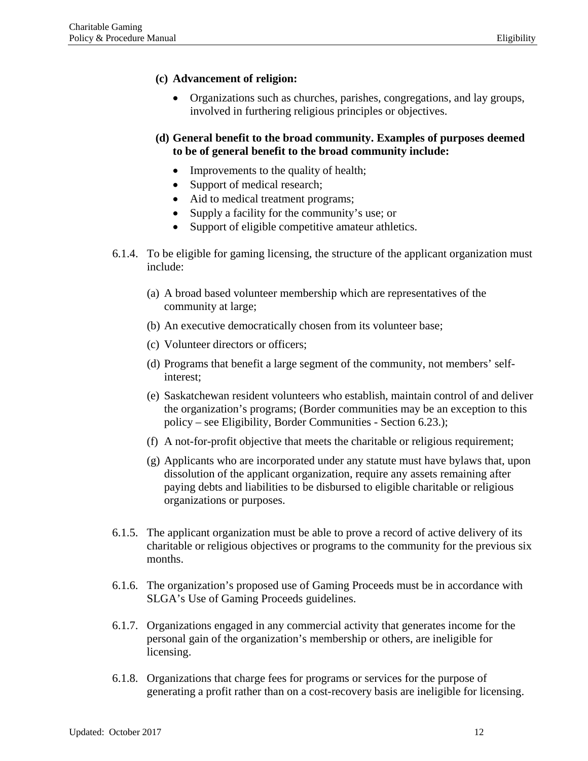**(c) Advancement of religion:**

- Organizations such as churches, parishes, congregations, and lay groups, involved in furthering religious principles or objectives.

**(d) General benefit to the broad community. Examples of purposes deemed to be of general benefit to the broad community include:**

- Improvements to the quality of health;
- Support of medical research;
- Aid to medical treatment programs;
- Supply a facility for the community's use; or
- Support of eligible competitive amateur athletics.

6.1.4. To be eligible for gaming licensing, the structure of the applicant organization must include:

(a) A broad based volunteer membership which are representatives of the community at large;

(b) An executive democratically chosen from its volunteer base;

(c) Volunteer directors or officers;

(d) Programs that benefit a large segment of the community, not members' self-interest;

(e) Saskatchewan resident volunteers who establish, maintain control of and deliver the organization's programs; (Border communities may be an exception to this policy – see Eligibility, Border Communities - Section 6.23.);

(f) A not-for-profit objective that meets the charitable or religious requirement;

(g) Applicants who are incorporated under any statute must have bylaws that, upon dissolution of the applicant organization, require any assets remaining after paying debts and liabilities to be disbursed to eligible charitable or religious organizations or purposes.

6.1.5. The applicant organization must be able to prove a record of active delivery of its charitable or religious objectives or programs to the community for the previous six months.

6.1.6. The organization's proposed use of Gaming Proceeds must be in accordance with SLGA's Use of Gaming Proceeds guidelines.

6.1.7. Organizations engaged in any commercial activity that generates income for the personal gain of the organization's membership or others, are ineligible for licensing.

6.1.8. Organizations that charge fees for programs or services for the purpose of generating a profit rather than on a cost-recovery basis are ineligible for licensing.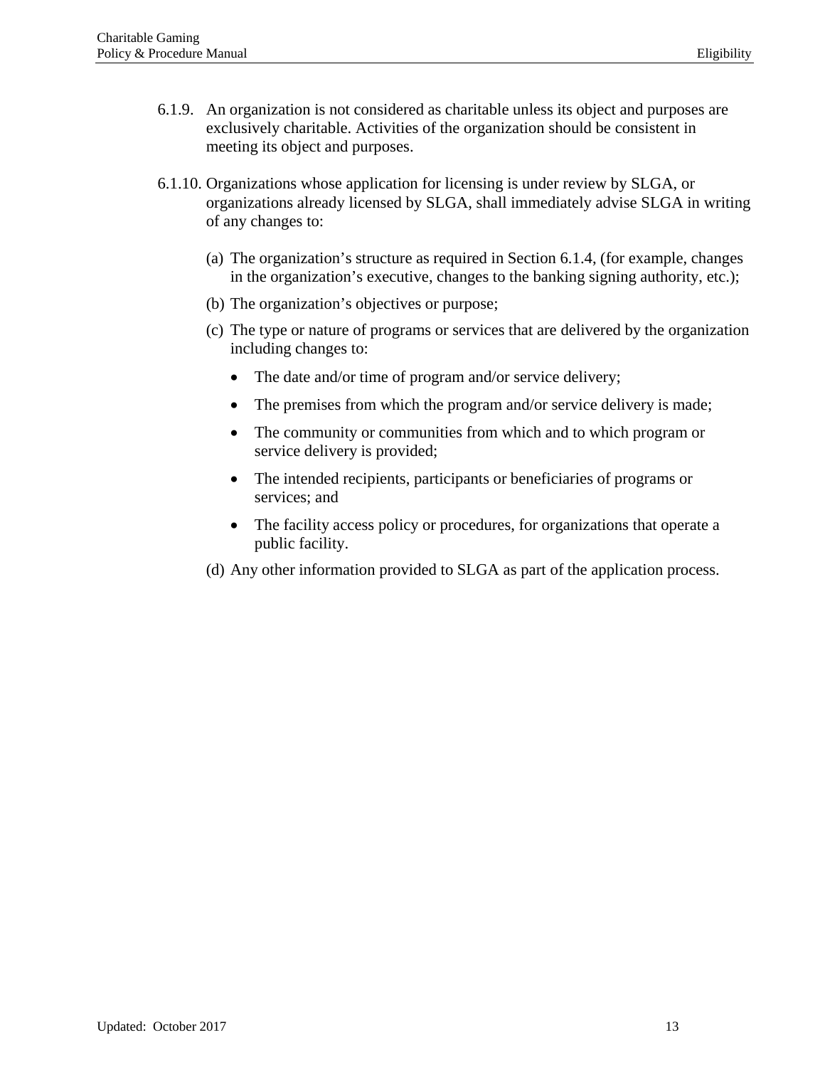6.1.9. An organization is not considered as charitable unless its object and purposes are exclusively charitable. Activities of the organization should be consistent in meeting its object and purposes.

6.1.10. Organizations whose application for licensing is under review by SLGA, or organizations already licensed by SLGA, shall immediately advise SLGA in writing of any changes to:

(a) The organization's structure as required in Section 6.1.4, (for example, changes in the organization's executive, changes to the banking signing authority, etc.);

(b) The organization's objectives or purpose;

(c) The type or nature of programs or services that are delivered by the organization including changes to:

- The date and/or time of program and/or service delivery;
- The premises from which the program and/or service delivery is made;
- The community or communities from which and to which program or service delivery is provided;
- The intended recipients, participants or beneficiaries of programs or services; and
- The facility access policy or procedures, for organizations that operate a public facility.

(d) Any other information provided to SLGA as part of the application process.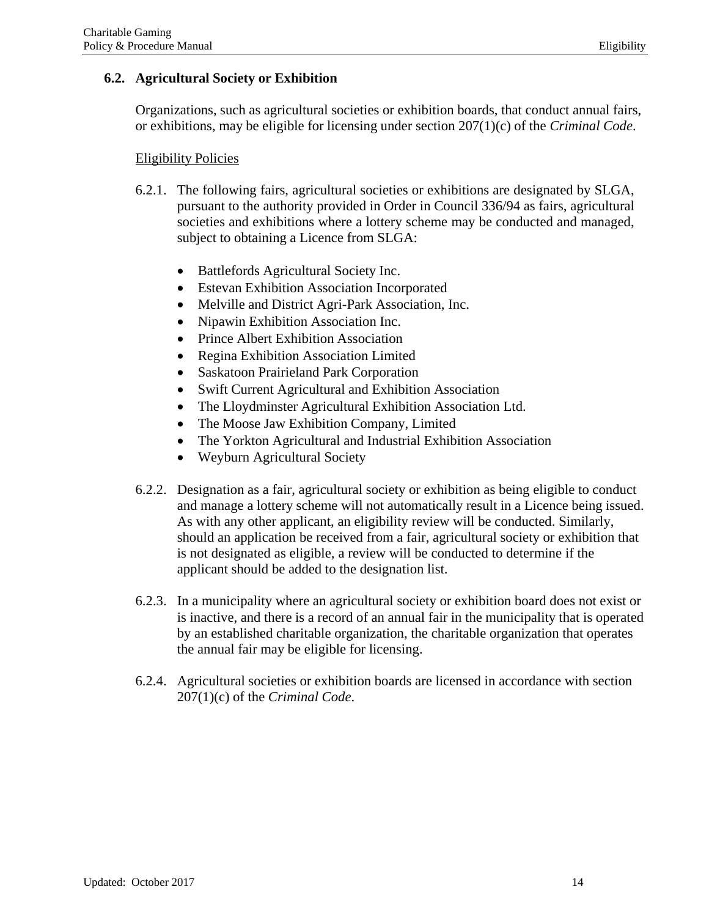## 6.2. Agricultural Society or Exhibition

Organizations, such as agricultural societies or exhibition boards, that conduct annual fairs, or exhibitions, may be eligible for licensing under section 207(1)(c) of the *Criminal Code*.

Eligibility Policies

6.2.1. The following fairs, agricultural societies or exhibitions are designated by SLGA, pursuant to the authority provided in Order in Council 336/94 as fairs, agricultural societies and exhibitions where a lottery scheme may be conducted and managed, subject to obtaining a Licence from SLGA:

- Battlefords Agricultural Society Inc.
- Estevan Exhibition Association Incorporated
- Melville and District Agri-Park Association, Inc.
- Nipawin Exhibition Association Inc.
- Prince Albert Exhibition Association
- Regina Exhibition Association Limited
- Saskatoon Prairieland Park Corporation
- Swift Current Agricultural and Exhibition Association
- The Lloydminster Agricultural Exhibition Association Ltd.
- The Moose Jaw Exhibition Company, Limited
- The Yorkton Agricultural and Industrial Exhibition Association
- Weyburn Agricultural Society

6.2.2. Designation as a fair, agricultural society or exhibition as being eligible to conduct and manage a lottery scheme will not automatically result in a Licence being issued. As with any other applicant, an eligibility review will be conducted. Similarly, should an application be received from a fair, agricultural society or exhibition that is not designated as eligible, a review will be conducted to determine if the applicant should be added to the designation list.

6.2.3. In a municipality where an agricultural society or exhibition board does not exist or is inactive, and there is a record of an annual fair in the municipality that is operated by an established charitable organization, the charitable organization that operates the annual fair may be eligible for licensing.

6.2.4. Agricultural societies or exhibition boards are licensed in accordance with section 207(1)(c) of the *Criminal Code*.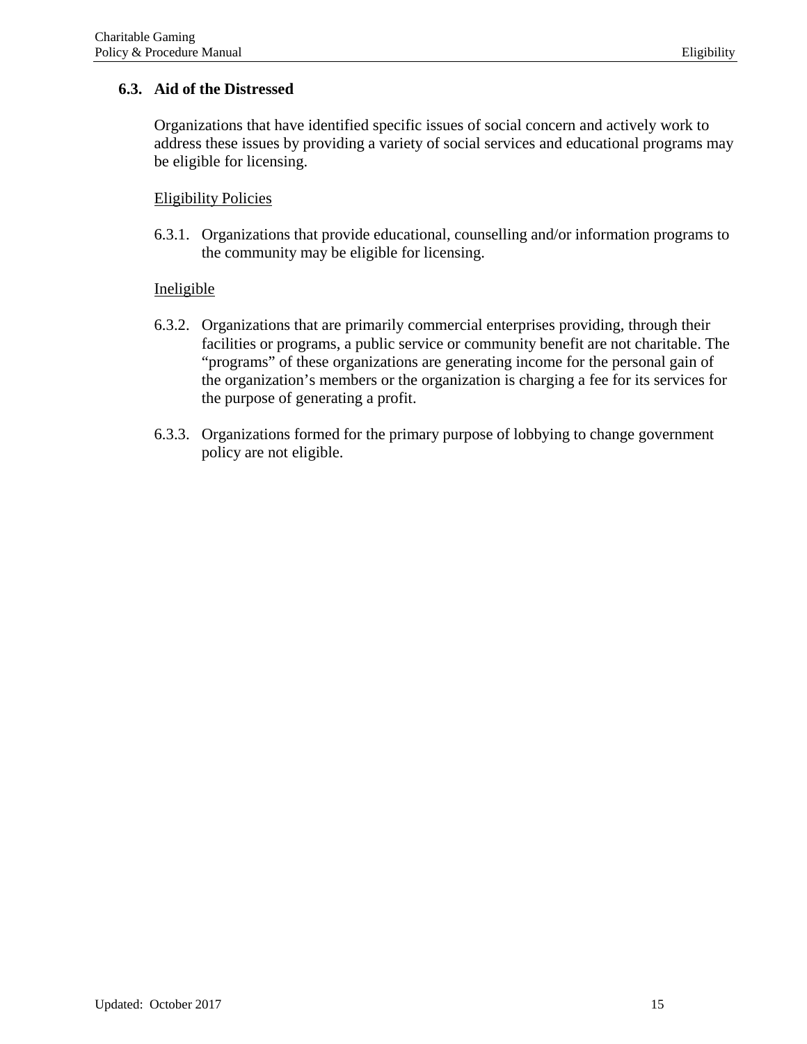## 6.3. Aid of the Distressed

Organizations that have identified specific issues of social concern and actively work to address these issues by providing a variety of social services and educational programs may be eligible for licensing.

<u>Eligibility Policies</u>

6.3.1. Organizations that provide educational, counselling and/or information programs to the community may be eligible for licensing.

<u>Ineligible</u>

6.3.2. Organizations that are primarily commercial enterprises providing, through their facilities or programs, a public service or community benefit are not charitable. The "programs" of these organizations are generating income for the personal gain of the organization's members or the organization is charging a fee for its services for the purpose of generating a profit.

6.3.3. Organizations formed for the primary purpose of lobbying to change government policy are not eligible.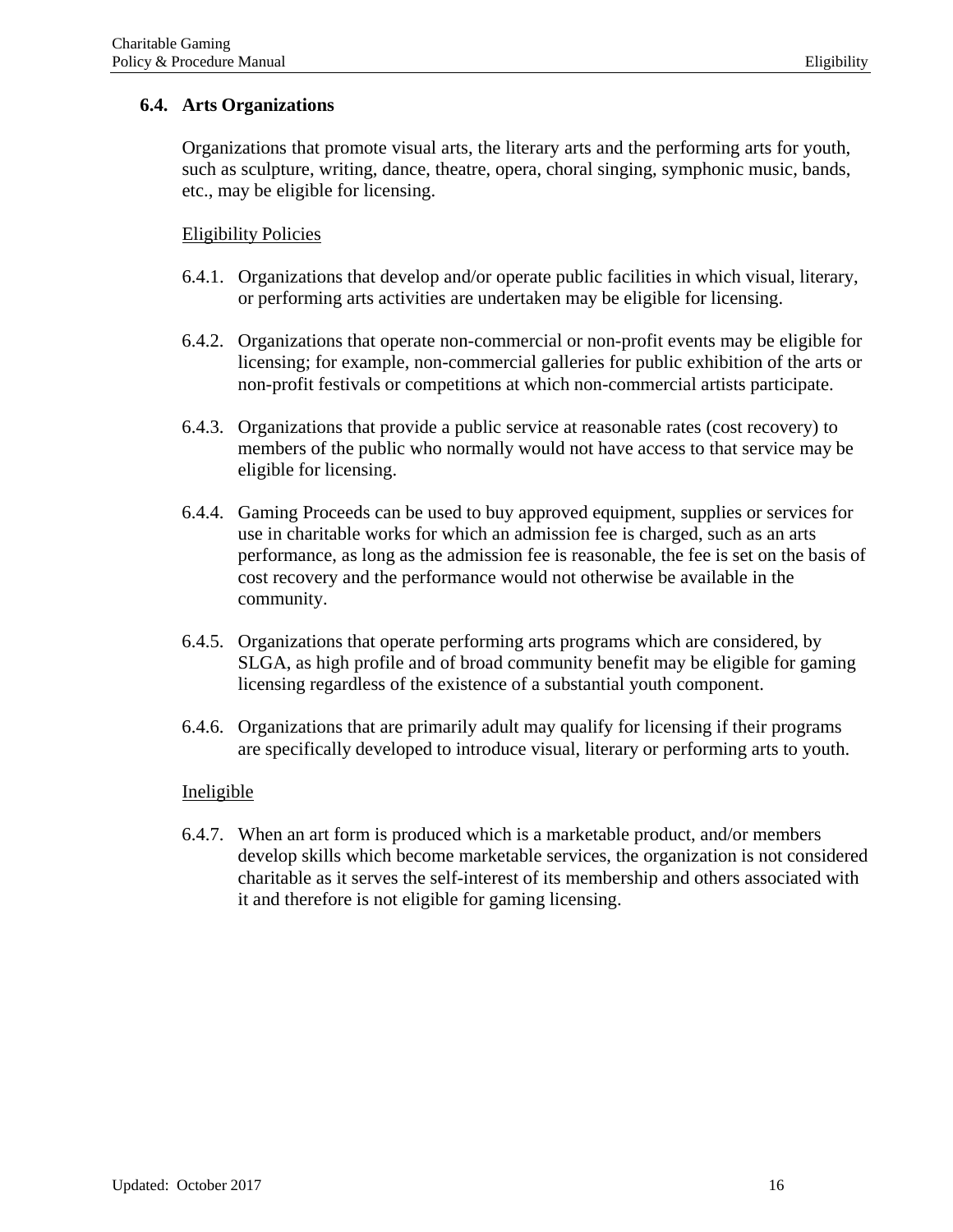## 6.4. Arts Organizations

Organizations that promote visual arts, the literary arts and the performing arts for youth, such as sculpture, writing, dance, theatre, opera, choral singing, symphonic music, bands, etc., may be eligible for licensing.

<u>Eligibility Policies</u>

6.4.1. Organizations that develop and/or operate public facilities in which visual, literary, or performing arts activities are undertaken may be eligible for licensing.

6.4.2. Organizations that operate non-commercial or non-profit events may be eligible for licensing; for example, non-commercial galleries for public exhibition of the arts or non-profit festivals or competitions at which non-commercial artists participate.

6.4.3. Organizations that provide a public service at reasonable rates (cost recovery) to members of the public who normally would not have access to that service may be eligible for licensing.

6.4.4. Gaming Proceeds can be used to buy approved equipment, supplies or services for use in charitable works for which an admission fee is charged, such as an arts performance, as long as the admission fee is reasonable, the fee is set on the basis of cost recovery and the performance would not otherwise be available in the community.

6.4.5. Organizations that operate performing arts programs which are considered, by SLGA, as high profile and of broad community benefit may be eligible for gaming licensing regardless of the existence of a substantial youth component.

6.4.6. Organizations that are primarily adult may qualify for licensing if their programs are specifically developed to introduce visual, literary or performing arts to youth.

<u>Ineligible</u>

6.4.7. When an art form is produced which is a marketable product, and/or members develop skills which become marketable services, the organization is not considered charitable as it serves the self-interest of its membership and others associated with it and therefore is not eligible for gaming licensing.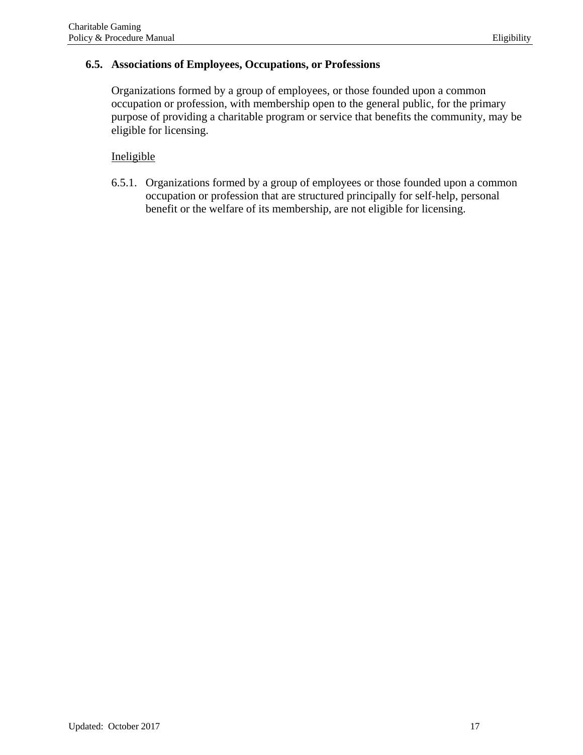## 6.5. Associations of Employees, Occupations, or Professions

Organizations formed by a group of employees, or those founded upon a common occupation or profession, with membership open to the general public, for the primary purpose of providing a charitable program or service that benefits the community, may be eligible for licensing.

<u>Ineligible</u>

6.5.1. Organizations formed by a group of employees or those founded upon a common occupation or profession that are structured principally for self-help, personal benefit or the welfare of its membership, are not eligible for licensing.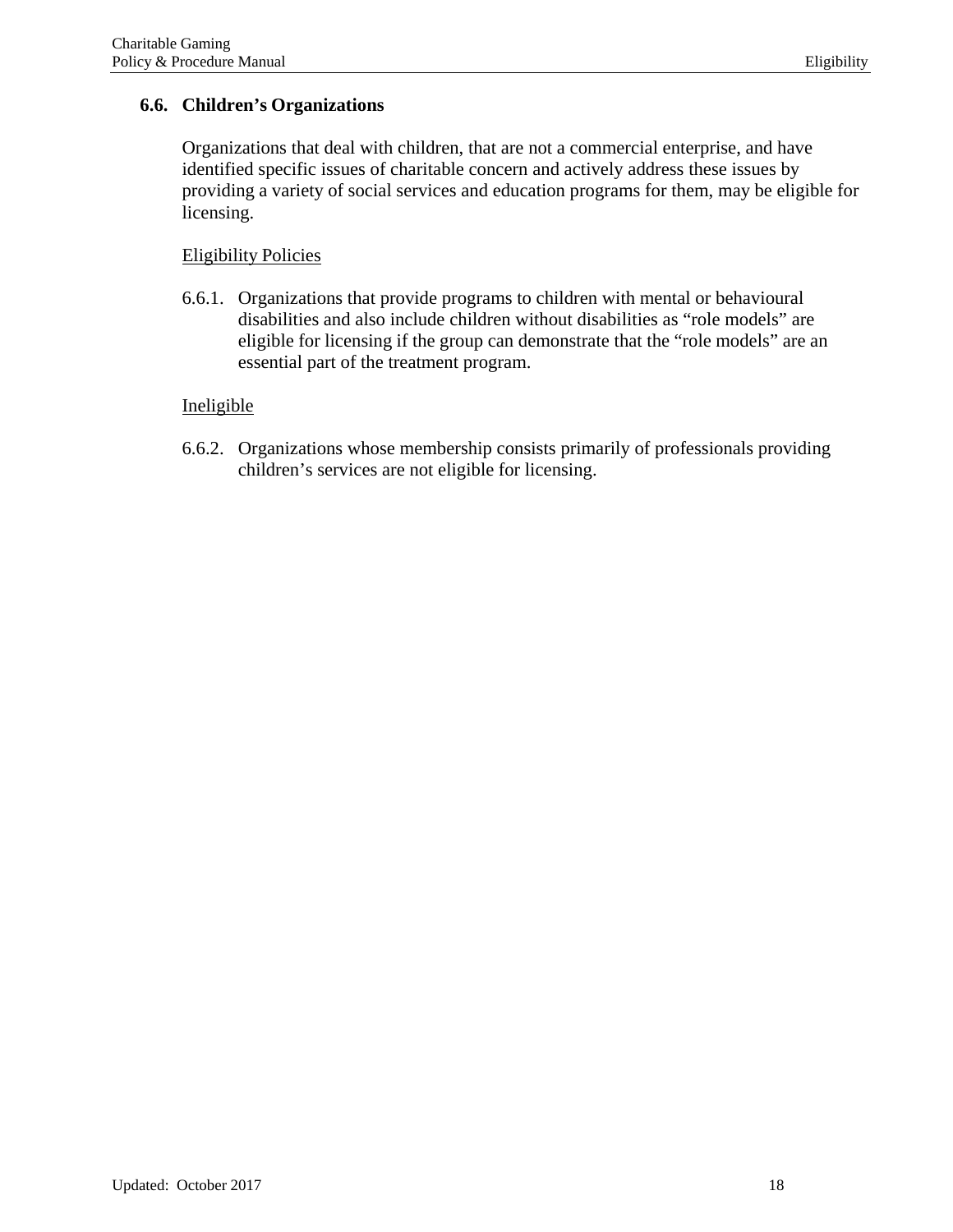## 6.6. Children’s Organizations

Organizations that deal with children, that are not a commercial enterprise, and have identified specific issues of charitable concern and actively address these issues by providing a variety of social services and education programs for them, may be eligible for licensing.

<u>Eligibility Policies</u>

6.6.1. Organizations that provide programs to children with mental or behavioural disabilities and also include children without disabilities as “role models” are eligible for licensing if the group can demonstrate that the “role models” are an essential part of the treatment program.

<u>Ineligible</u>

6.6.2. Organizations whose membership consists primarily of professionals providing children’s services are not eligible for licensing.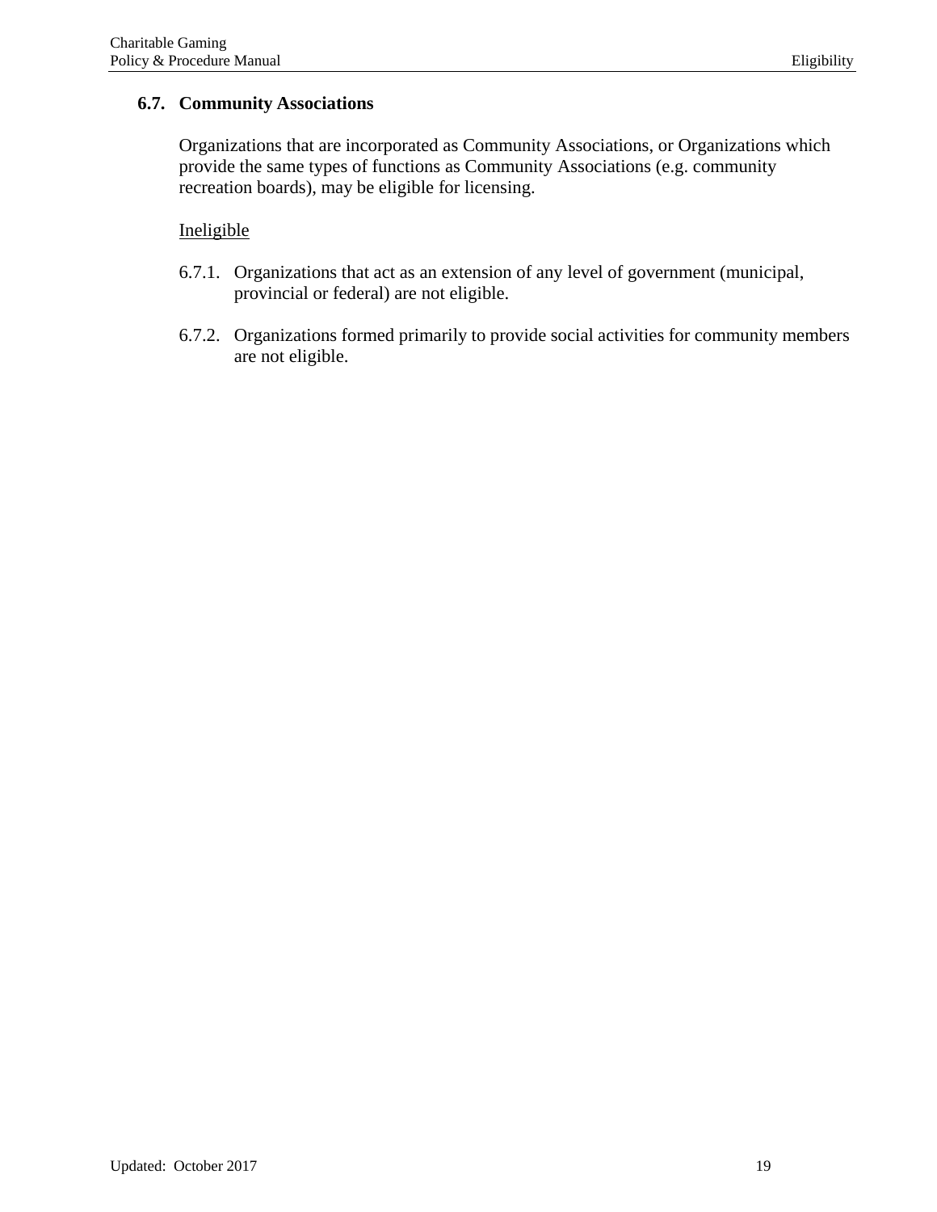## 6.7. Community Associations

Organizations that are incorporated as Community Associations, or Organizations which provide the same types of functions as Community Associations (e.g. community recreation boards), may be eligible for licensing.

Ineligible

6.7.1. Organizations that act as an extension of any level of government (municipal, provincial or federal) are not eligible.

6.7.2. Organizations formed primarily to provide social activities for community members are not eligible.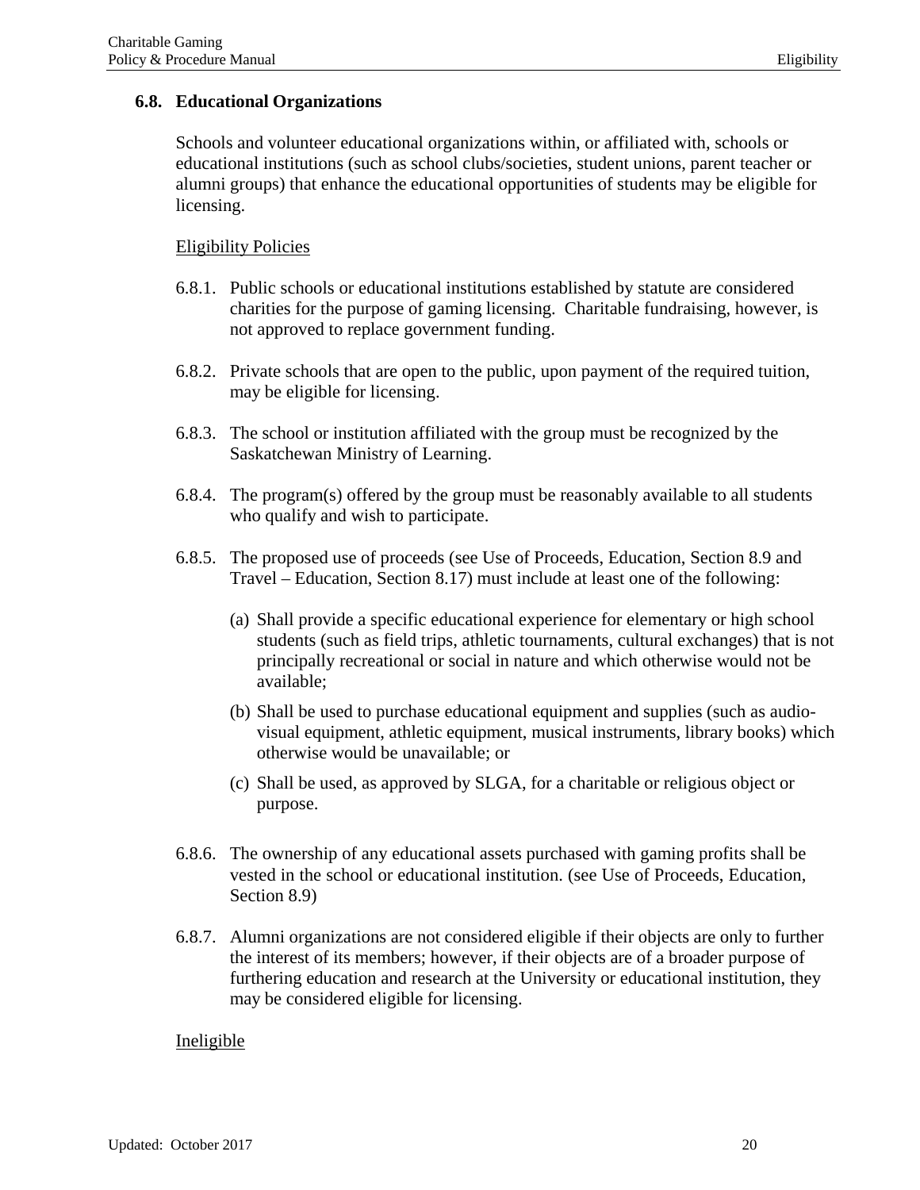## 6.8. Educational Organizations

Schools and volunteer educational organizations within, or affiliated with, schools or educational institutions (such as school clubs/societies, student unions, parent teacher or alumni groups) that enhance the educational opportunities of students may be eligible for licensing.

Eligibility Policies

6.8.1. Public schools or educational institutions established by statute are considered charities for the purpose of gaming licensing. Charitable fundraising, however, is not approved to replace government funding.

6.8.2. Private schools that are open to the public, upon payment of the required tuition, may be eligible for licensing.

6.8.3. The school or institution affiliated with the group must be recognized by the Saskatchewan Ministry of Learning.

6.8.4. The program(s) offered by the group must be reasonably available to all students who qualify and wish to participate.

6.8.5. The proposed use of proceeds (see Use of Proceeds, Education, Section 8.9 and Travel – Education, Section 8.17) must include at least one of the following:

(a) Shall provide a specific educational experience for elementary or high school students (such as field trips, athletic tournaments, cultural exchanges) that is not principally recreational or social in nature and which otherwise would not be available;

(b) Shall be used to purchase educational equipment and supplies (such as audio-visual equipment, athletic equipment, musical instruments, library books) which otherwise would be unavailable; or

(c) Shall be used, as approved by SLGA, for a charitable or religious object or purpose.

6.8.6. The ownership of any educational assets purchased with gaming profits shall be vested in the school or educational institution. (see Use of Proceeds, Education, Section 8.9)

6.8.7. Alumni organizations are not considered eligible if their objects are only to further the interest of its members; however, if their objects are of a broader purpose of furthering education and research at the University or educational institution, they may be considered eligible for licensing.

Ineligible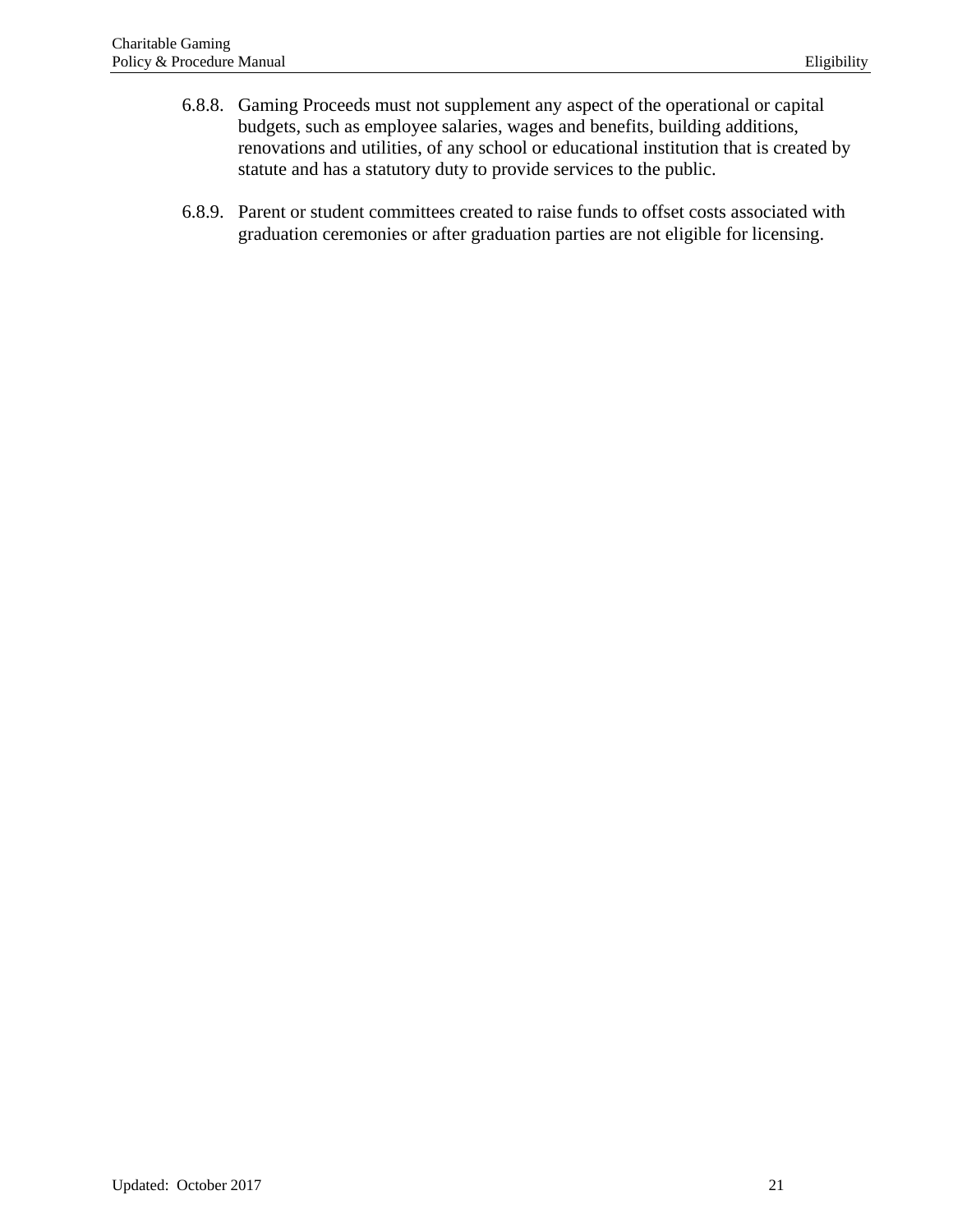6.8.8. Gaming Proceeds must not supplement any aspect of the operational or capital budgets, such as employee salaries, wages and benefits, building additions, renovations and utilities, of any school or educational institution that is created by statute and has a statutory duty to provide services to the public.

6.8.9. Parent or student committees created to raise funds to offset costs associated with graduation ceremonies or after graduation parties are not eligible for licensing.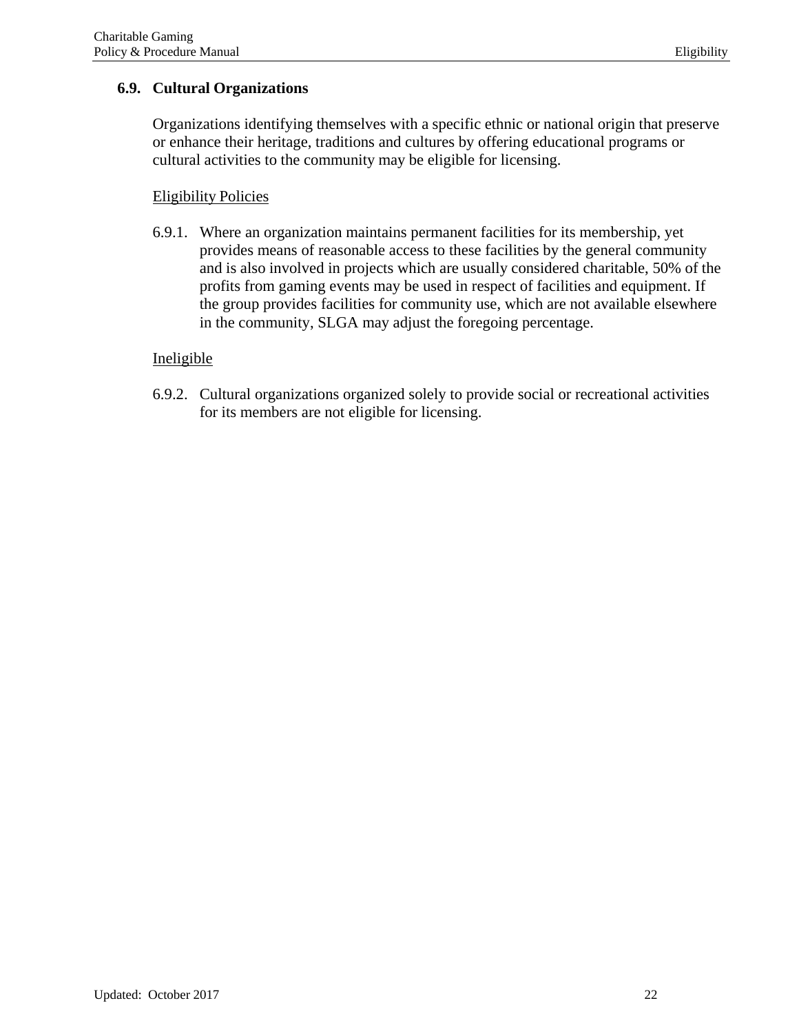## 6.9. Cultural Organizations

Organizations identifying themselves with a specific ethnic or national origin that preserve or enhance their heritage, traditions and cultures by offering educational programs or cultural activities to the community may be eligible for licensing.

<u>Eligibility Policies</u>

6.9.1. Where an organization maintains permanent facilities for its membership, yet provides means of reasonable access to these facilities by the general community and is also involved in projects which are usually considered charitable, 50% of the profits from gaming events may be used in respect of facilities and equipment. If the group provides facilities for community use, which are not available elsewhere in the community, SLGA may adjust the foregoing percentage.

<u>Ineligible</u>

6.9.2. Cultural organizations organized solely to provide social or recreational activities for its members are not eligible for licensing.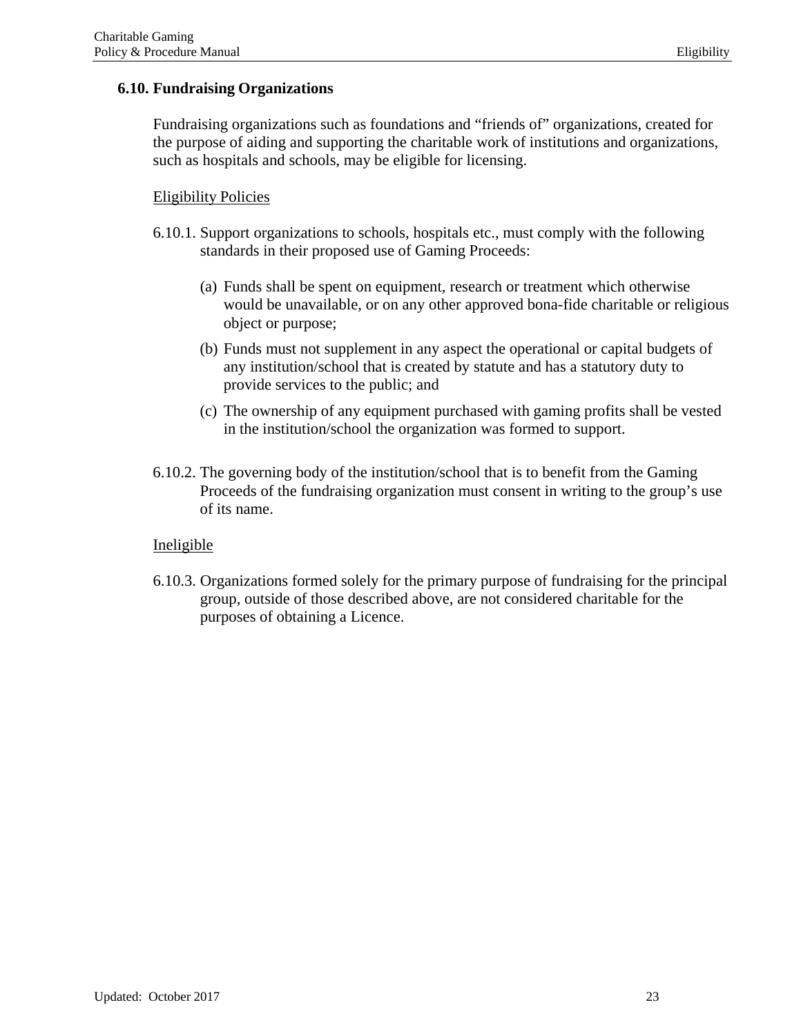## 6.10. Fundraising Organizations

Fundraising organizations such as foundations and "friends of" organizations, created for the purpose of aiding and supporting the charitable work of institutions and organizations, such as hospitals and schools, may be eligible for licensing.

<u>Eligibility Policies</u>

6.10.1. Support organizations to schools, hospitals etc., must comply with the following standards in their proposed use of Gaming Proceeds:

(a) Funds shall be spent on equipment, research or treatment which otherwise would be unavailable, or on any other approved bona-fide charitable or religious object or purpose;

(b) Funds must not supplement in any aspect the operational or capital budgets of any institution/school that is created by statute and has a statutory duty to provide services to the public; and

(c) The ownership of any equipment purchased with gaming profits shall be vested in the institution/school the organization was formed to support.

6.10.2. The governing body of the institution/school that is to benefit from the Gaming Proceeds of the fundraising organization must consent in writing to the group's use of its name.

<u>Ineligible</u>

6.10.3. Organizations formed solely for the primary purpose of fundraising for the principal group, outside of those described above, are not considered charitable for the purposes of obtaining a Licence.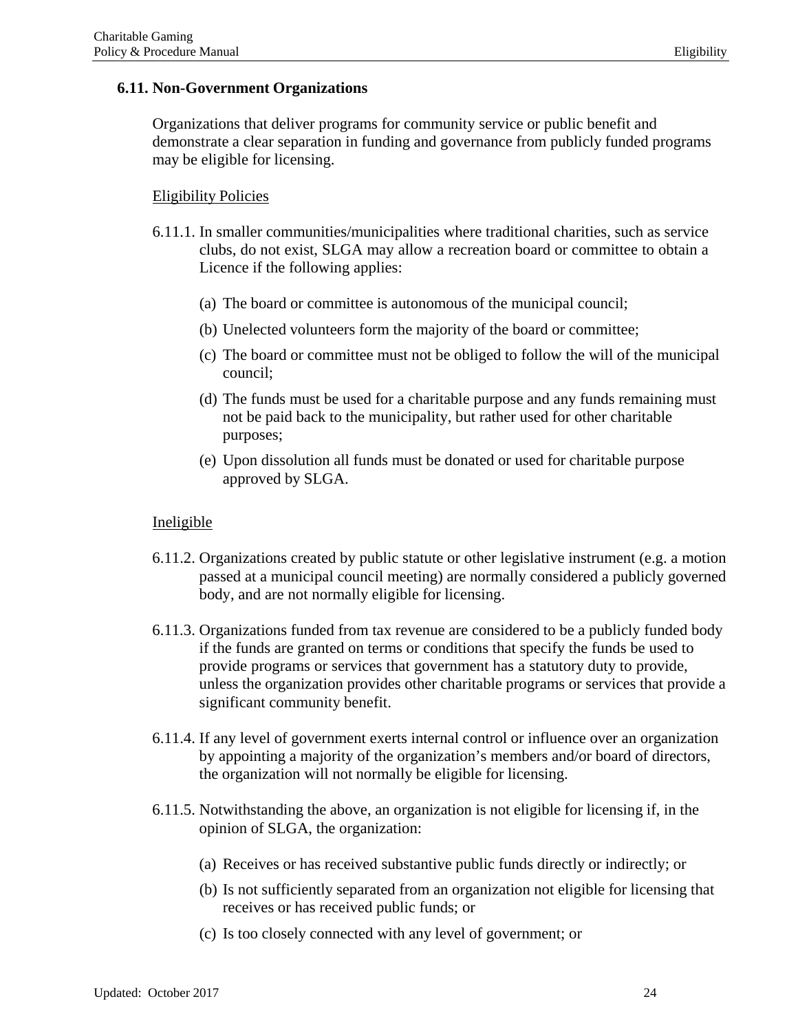### 6.11. Non-Government Organizations

Organizations that deliver programs for community service or public benefit and demonstrate a clear separation in funding and governance from publicly funded programs may be eligible for licensing.

<u>Eligibility Policies</u>

6.11.1. In smaller communities/municipalities where traditional charities, such as service clubs, do not exist, SLGA may allow a recreation board or committee to obtain a Licence if the following applies:

(a) The board or committee is autonomous of the municipal council;

(b) Unelected volunteers form the majority of the board or committee;

(c) The board or committee must not be obliged to follow the will of the municipal council;

(d) The funds must be used for a charitable purpose and any funds remaining must not be paid back to the municipality, but rather used for other charitable purposes;

(e) Upon dissolution all funds must be donated or used for charitable purpose approved by SLGA.

<u>Ineligible</u>

6.11.2. Organizations created by public statute or other legislative instrument (e.g. a motion passed at a municipal council meeting) are normally considered a publicly governed body, and are not normally eligible for licensing.

6.11.3. Organizations funded from tax revenue are considered to be a publicly funded body if the funds are granted on terms or conditions that specify the funds be used to provide programs or services that government has a statutory duty to provide, unless the organization provides other charitable programs or services that provide a significant community benefit.

6.11.4. If any level of government exerts internal control or influence over an organization by appointing a majority of the organization's members and/or board of directors, the organization will not normally be eligible for licensing.

6.11.5. Notwithstanding the above, an organization is not eligible for licensing if, in the opinion of SLGA, the organization:

(a) Receives or has received substantive public funds directly or indirectly; or

(b) Is not sufficiently separated from an organization not eligible for licensing that receives or has received public funds; or

(c) Is too closely connected with any level of government; or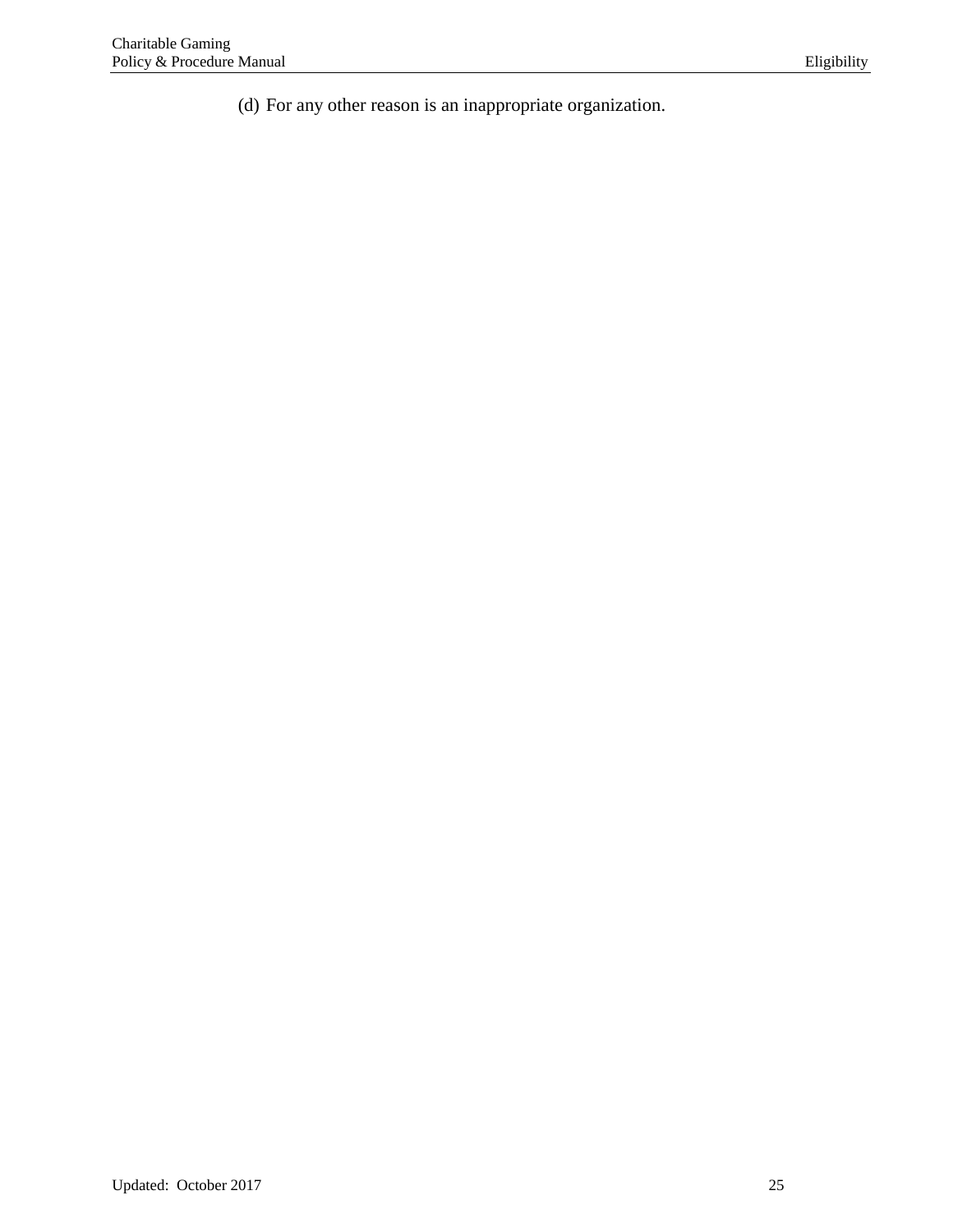(d) For any other reason is an inappropriate organization.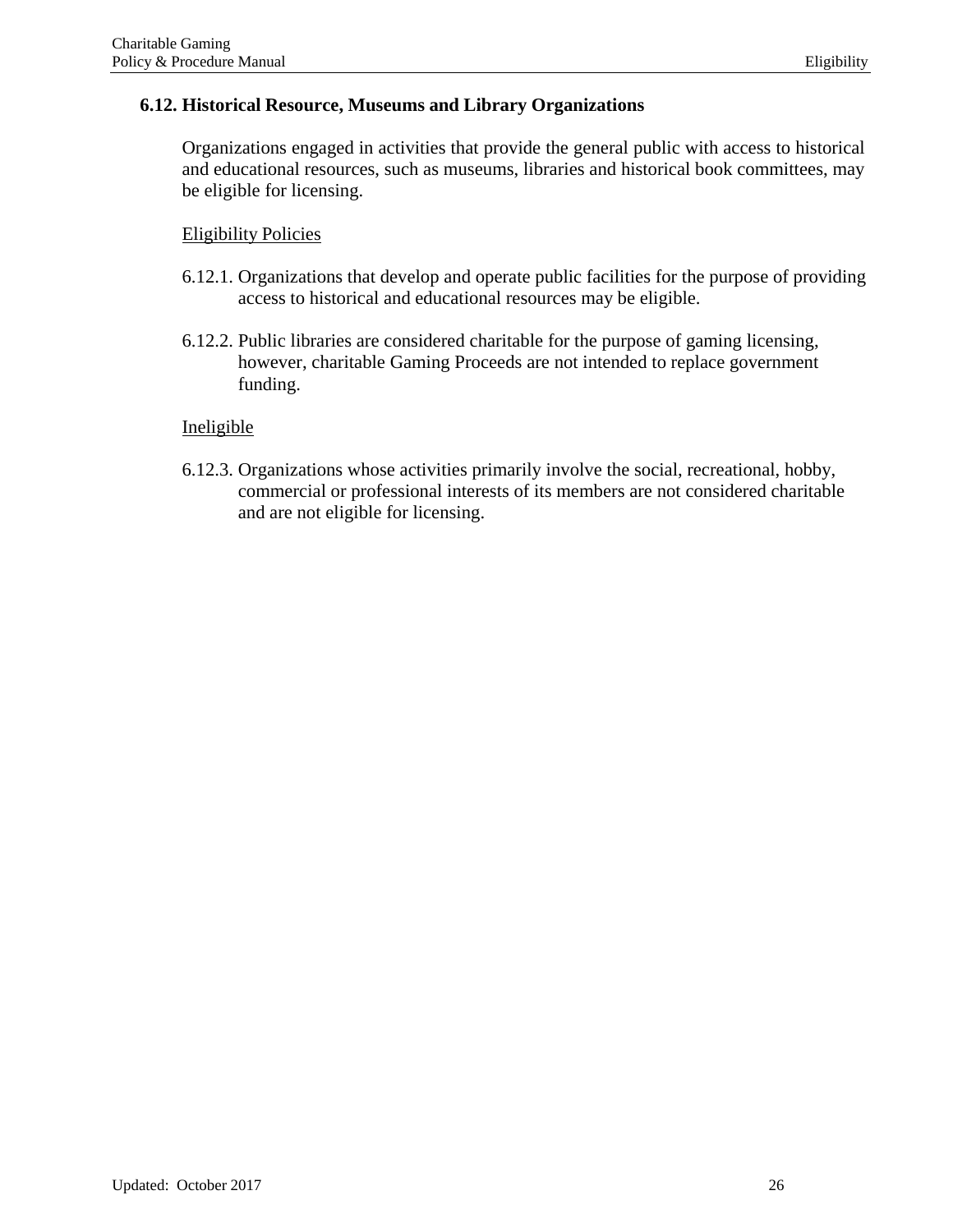## 6.12. Historical Resource, Museums and Library Organizations

Organizations engaged in activities that provide the general public with access to historical and educational resources, such as museums, libraries and historical book committees, may be eligible for licensing.

<u>Eligibility Policies</u>

6.12.1. Organizations that develop and operate public facilities for the purpose of providing access to historical and educational resources may be eligible.

6.12.2. Public libraries are considered charitable for the purpose of gaming licensing, however, charitable Gaming Proceeds are not intended to replace government funding.

<u>Ineligible</u>

6.12.3. Organizations whose activities primarily involve the social, recreational, hobby, commercial or professional interests of its members are not considered charitable and are not eligible for licensing.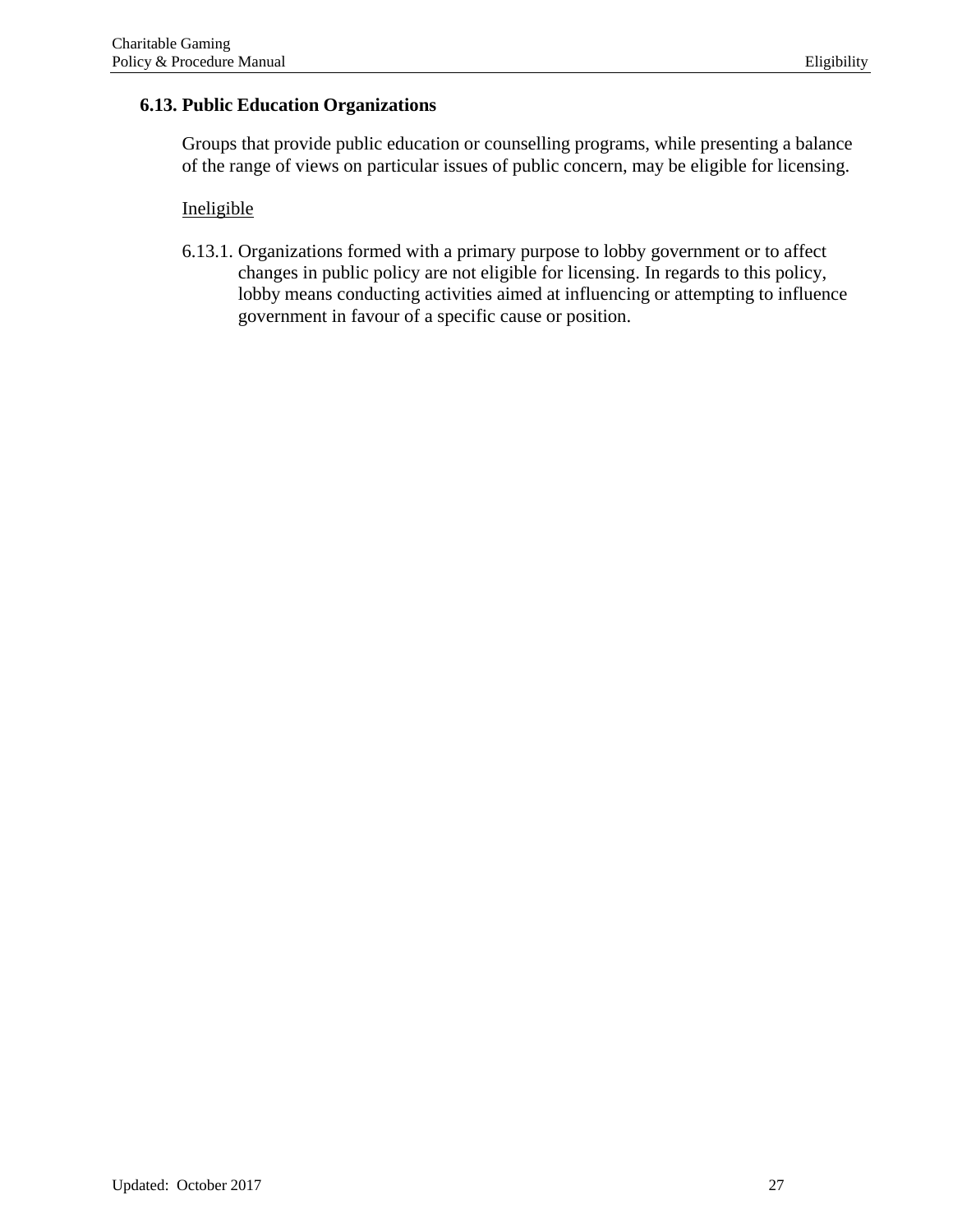### 6.13. Public Education Organizations

Groups that provide public education or counselling programs, while presenting a balance of the range of views on particular issues of public concern, may be eligible for licensing.

<u>Ineligible</u>

6.13.1. Organizations formed with a primary purpose to lobby government or to affect changes in public policy are not eligible for licensing. In regards to this policy, lobby means conducting activities aimed at influencing or attempting to influence government in favour of a specific cause or position.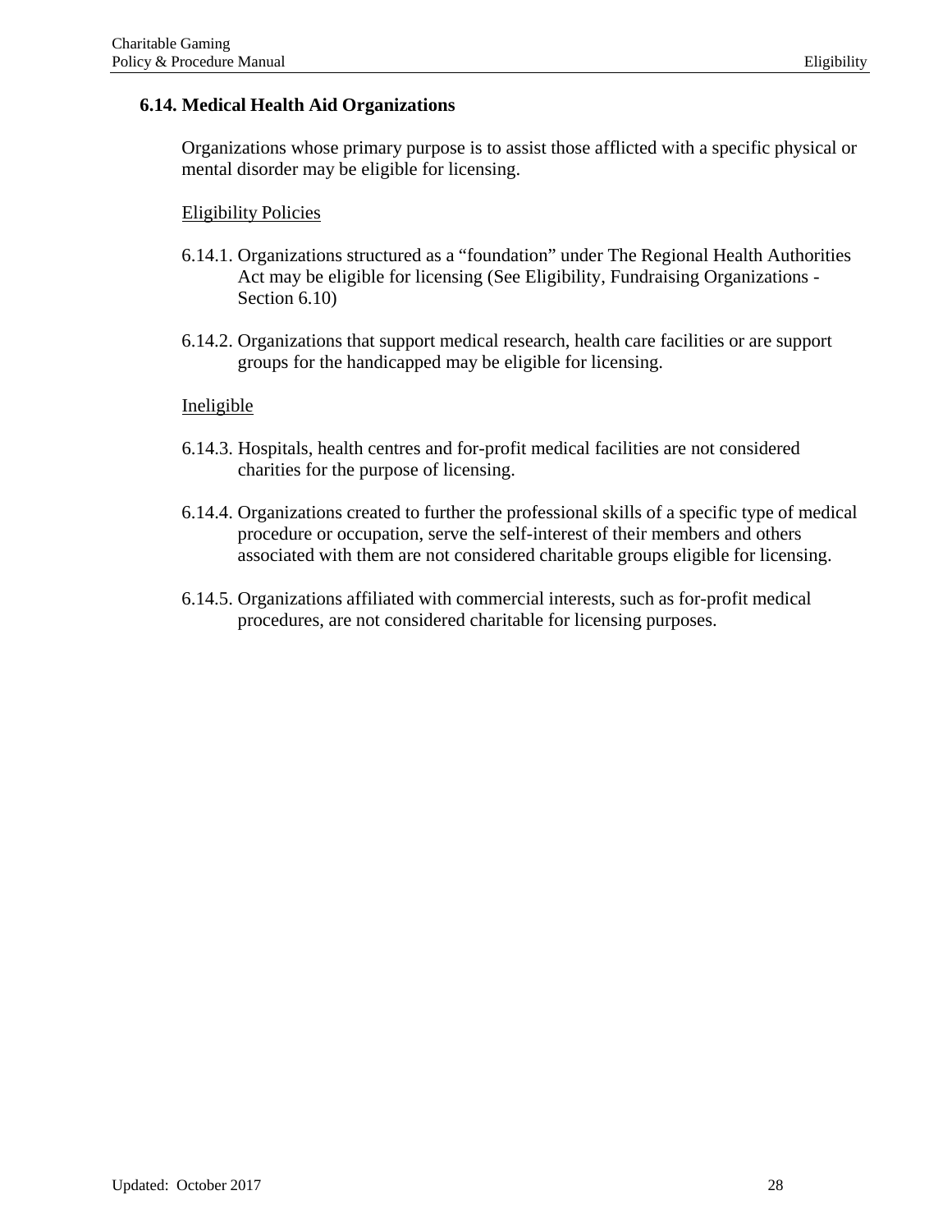### 6.14. Medical Health Aid Organizations

Organizations whose primary purpose is to assist those afflicted with a specific physical or mental disorder may be eligible for licensing.

Eligibility Policies

6.14.1. Organizations structured as a "foundation" under The Regional Health Authorities Act may be eligible for licensing (See Eligibility, Fundraising Organizations - Section 6.10)

6.14.2. Organizations that support medical research, health care facilities or are support groups for the handicapped may be eligible for licensing.

Ineligible

6.14.3. Hospitals, health centres and for-profit medical facilities are not considered charities for the purpose of licensing.

6.14.4. Organizations created to further the professional skills of a specific type of medical procedure or occupation, serve the self-interest of their members and others associated with them are not considered charitable groups eligible for licensing.

6.14.5. Organizations affiliated with commercial interests, such as for-profit medical procedures, are not considered charitable for licensing purposes.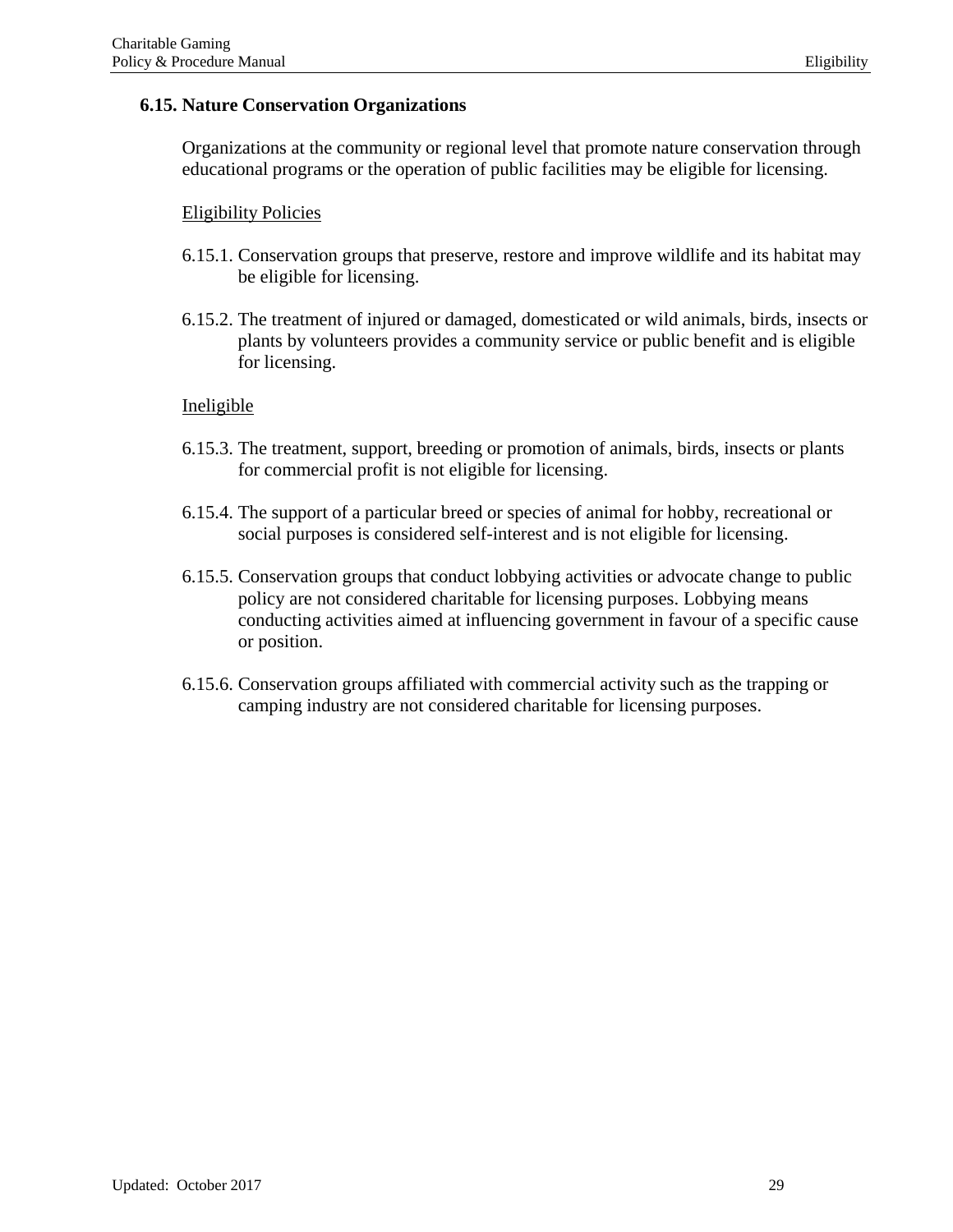## 6.15. Nature Conservation Organizations

Organizations at the community or regional level that promote nature conservation through educational programs or the operation of public facilities may be eligible for licensing.

Eligibility Policies

6.15.1. Conservation groups that preserve, restore and improve wildlife and its habitat may be eligible for licensing.

6.15.2. The treatment of injured or damaged, domesticated or wild animals, birds, insects or plants by volunteers provides a community service or public benefit and is eligible for licensing.

Ineligible

6.15.3. The treatment, support, breeding or promotion of animals, birds, insects or plants for commercial profit is not eligible for licensing.

6.15.4. The support of a particular breed or species of animal for hobby, recreational or social purposes is considered self-interest and is not eligible for licensing.

6.15.5. Conservation groups that conduct lobbying activities or advocate change to public policy are not considered charitable for licensing purposes. Lobbying means conducting activities aimed at influencing government in favour of a specific cause or position.

6.15.6. Conservation groups affiliated with commercial activity such as the trapping or camping industry are not considered charitable for licensing purposes.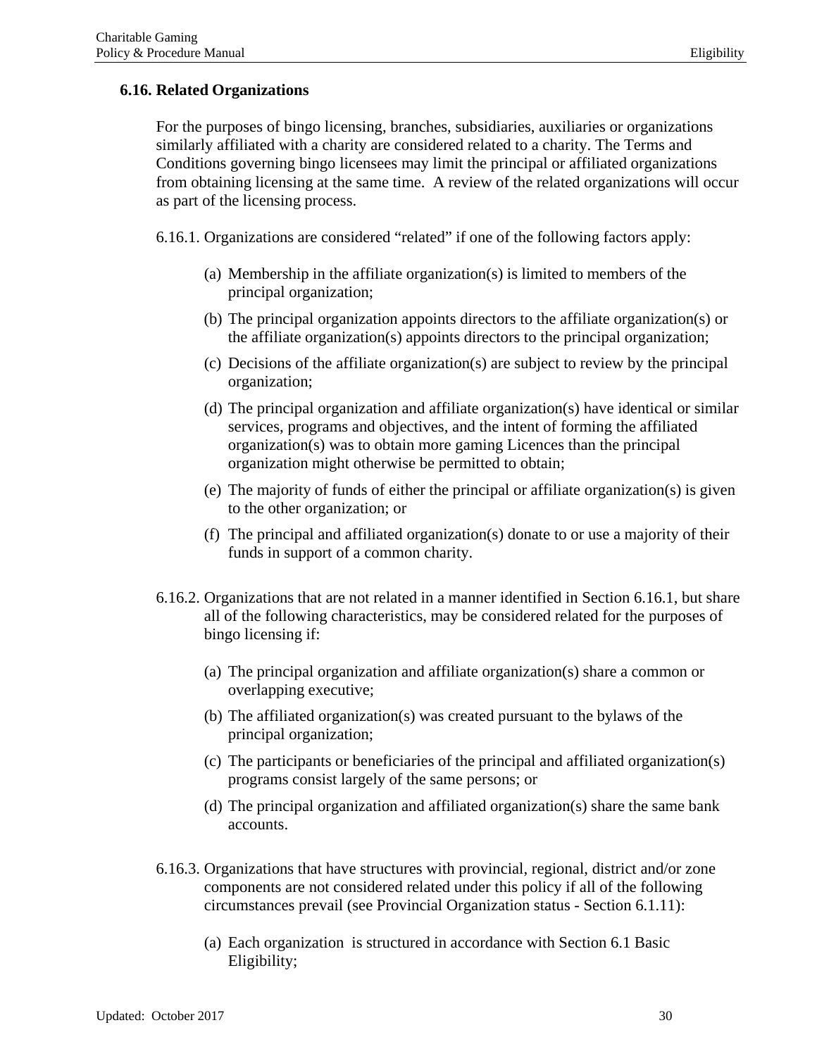## 6.16. Related Organizations

For the purposes of bingo licensing, branches, subsidiaries, auxiliaries or organizations similarly affiliated with a charity are considered related to a charity. The Terms and Conditions governing bingo licensees may limit the principal or affiliated organizations from obtaining licensing at the same time. A review of the related organizations will occur as part of the licensing process.

6.16.1. Organizations are considered "related" if one of the following factors apply:

(a) Membership in the affiliate organization(s) is limited to members of the principal organization;

(b) The principal organization appoints directors to the affiliate organization(s) or the affiliate organization(s) appoints directors to the principal organization;

(c) Decisions of the affiliate organization(s) are subject to review by the principal organization;

(d) The principal organization and affiliate organization(s) have identical or similar services, programs and objectives, and the intent of forming the affiliated organization(s) was to obtain more gaming Licences than the principal organization might otherwise be permitted to obtain;

(e) The majority of funds of either the principal or affiliate organization(s) is given to the other organization; or

(f) The principal and affiliated organization(s) donate to or use a majority of their funds in support of a common charity.

6.16.2. Organizations that are not related in a manner identified in Section 6.16.1, but share all of the following characteristics, may be considered related for the purposes of bingo licensing if:

(a) The principal organization and affiliate organization(s) share a common or overlapping executive;

(b) The affiliated organization(s) was created pursuant to the bylaws of the principal organization;

(c) The participants or beneficiaries of the principal and affiliated organization(s) programs consist largely of the same persons; or

(d) The principal organization and affiliated organization(s) share the same bank accounts.

6.16.3. Organizations that have structures with provincial, regional, district and/or zone components are not considered related under this policy if all of the following circumstances prevail (see Provincial Organization status - Section 6.1.11):

(a) Each organization is structured in accordance with Section 6.1 Basic Eligibility;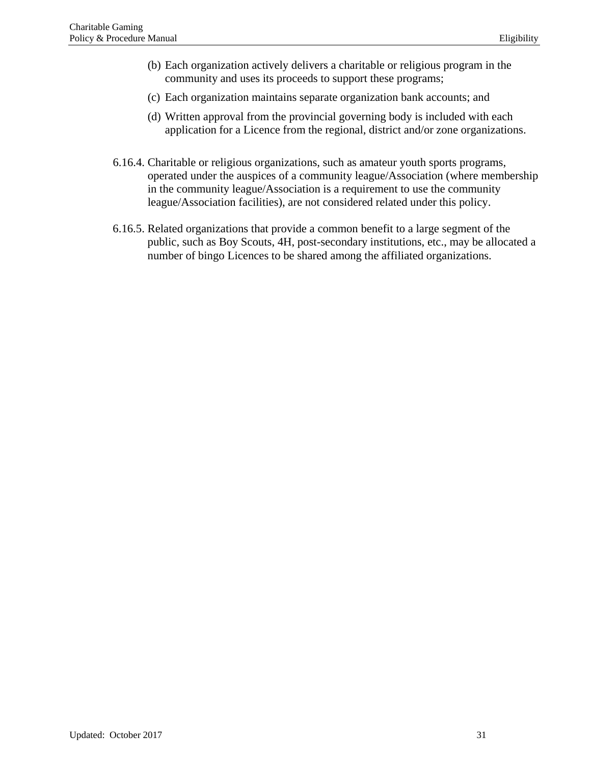(b) Each organization actively delivers a charitable or religious program in the community and uses its proceeds to support these programs;

(c) Each organization maintains separate organization bank accounts; and

(d) Written approval from the provincial governing body is included with each application for a Licence from the regional, district and/or zone organizations.

6.16.4. Charitable or religious organizations, such as amateur youth sports programs, operated under the auspices of a community league/Association (where membership in the community league/Association is a requirement to use the community league/Association facilities), are not considered related under this policy.

6.16.5. Related organizations that provide a common benefit to a large segment of the public, such as Boy Scouts, 4H, post-secondary institutions, etc., may be allocated a number of bingo Licences to be shared among the affiliated organizations.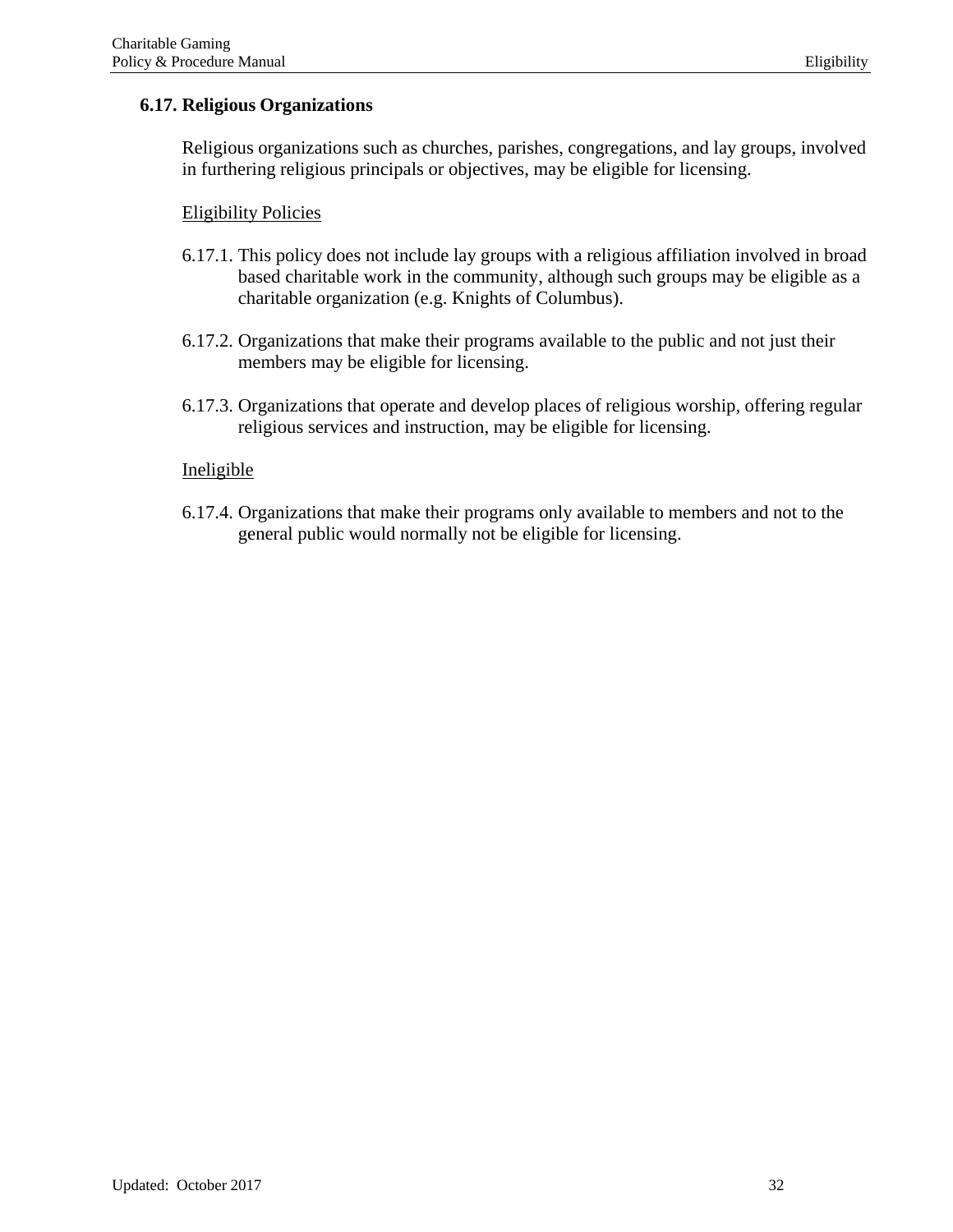## 6.17. Religious Organizations

Religious organizations such as churches, parishes, congregations, and lay groups, involved in furthering religious principals or objectives, may be eligible for licensing.

Eligibility Policies

6.17.1. This policy does not include lay groups with a religious affiliation involved in broad based charitable work in the community, although such groups may be eligible as a charitable organization (e.g. Knights of Columbus).

6.17.2. Organizations that make their programs available to the public and not just their members may be eligible for licensing.

6.17.3. Organizations that operate and develop places of religious worship, offering regular religious services and instruction, may be eligible for licensing.

Ineligible

6.17.4. Organizations that make their programs only available to members and not to the general public would normally not be eligible for licensing.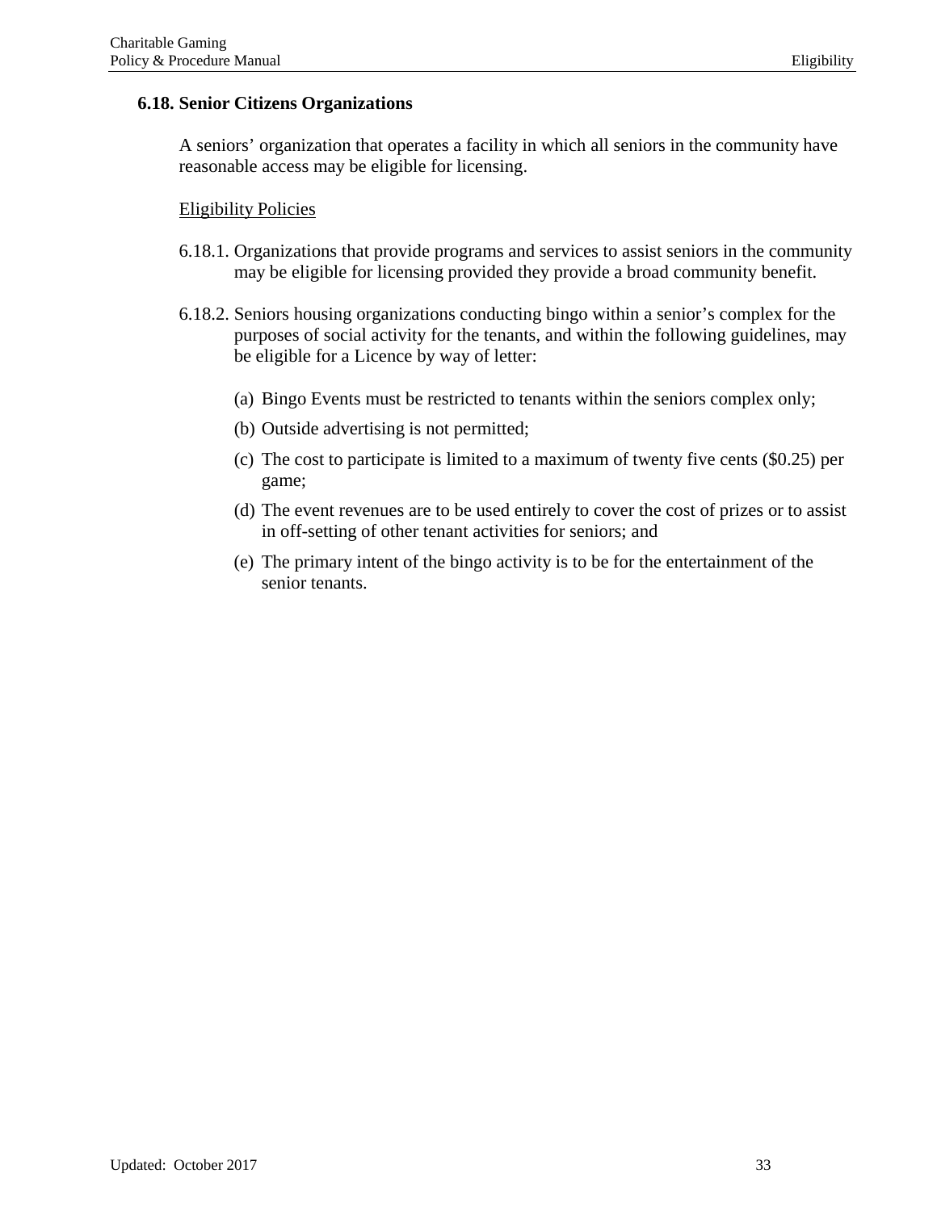### 6.18. Senior Citizens Organizations

A seniors' organization that operates a facility in which all seniors in the community have reasonable access may be eligible for licensing.

Eligibility Policies

6.18.1. Organizations that provide programs and services to assist seniors in the community may be eligible for licensing provided they provide a broad community benefit.

6.18.2. Seniors housing organizations conducting bingo within a senior's complex for the purposes of social activity for the tenants, and within the following guidelines, may be eligible for a Licence by way of letter:

(a) Bingo Events must be restricted to tenants within the seniors complex only;

(b) Outside advertising is not permitted;

(c) The cost to participate is limited to a maximum of twenty five cents ($0.25) per game;

(d) The event revenues are to be used entirely to cover the cost of prizes or to assist in off-setting of other tenant activities for seniors; and

(e) The primary intent of the bingo activity is to be for the entertainment of the senior tenants.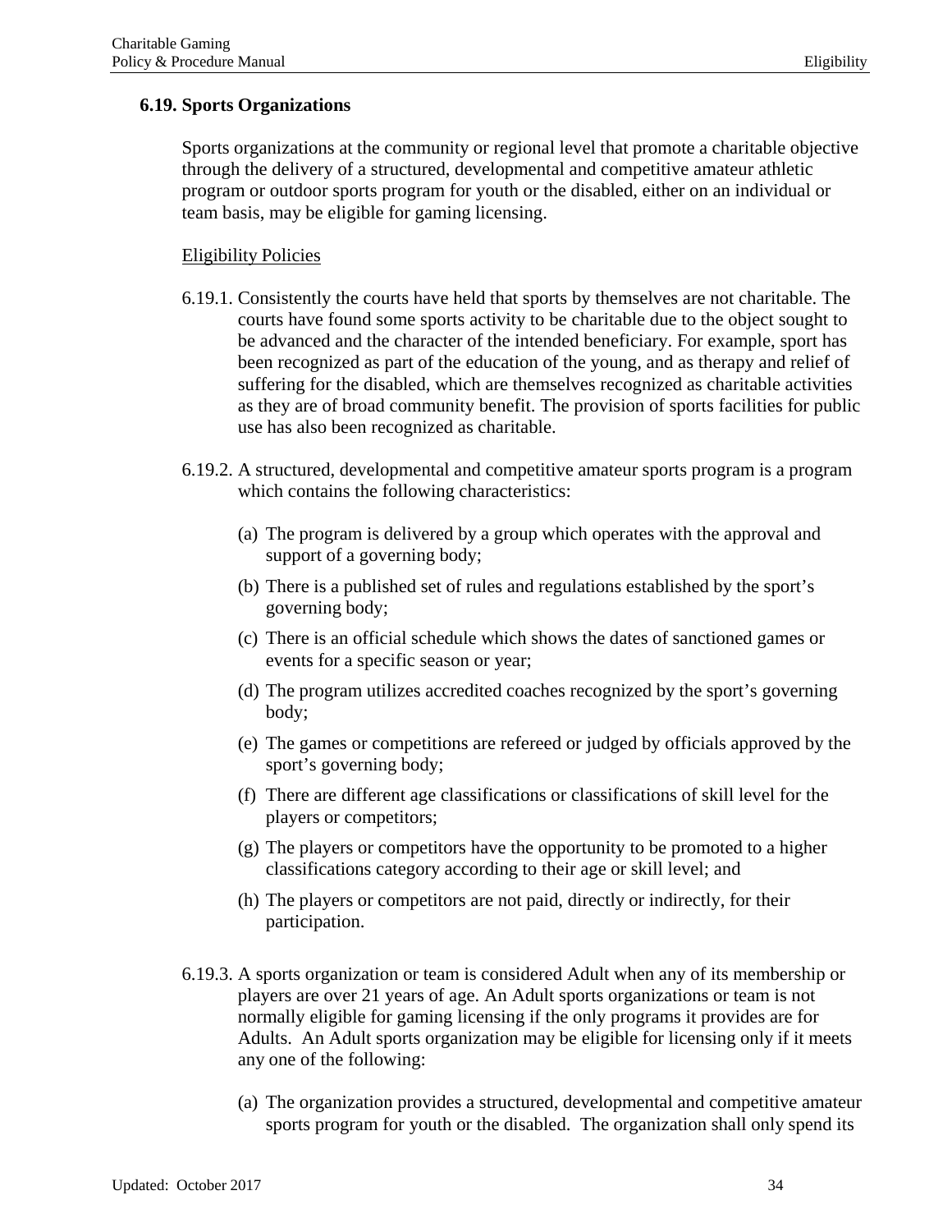### 6.19. Sports Organizations

Sports organizations at the community or regional level that promote a charitable objective through the delivery of a structured, developmental and competitive amateur athletic program or outdoor sports program for youth or the disabled, either on an individual or team basis, may be eligible for gaming licensing.

Eligibility Policies

6.19.1. Consistently the courts have held that sports by themselves are not charitable. The courts have found some sports activity to be charitable due to the object sought to be advanced and the character of the intended beneficiary. For example, sport has been recognized as part of the education of the young, and as therapy and relief of suffering for the disabled, which are themselves recognized as charitable activities as they are of broad community benefit. The provision of sports facilities for public use has also been recognized as charitable.

6.19.2. A structured, developmental and competitive amateur sports program is a program which contains the following characteristics:

(a) The program is delivered by a group which operates with the approval and support of a governing body;

(b) There is a published set of rules and regulations established by the sport's governing body;

(c) There is an official schedule which shows the dates of sanctioned games or events for a specific season or year;

(d) The program utilizes accredited coaches recognized by the sport's governing body;

(e) The games or competitions are refereed or judged by officials approved by the sport's governing body;

(f) There are different age classifications or classifications of skill level for the players or competitors;

(g) The players or competitors have the opportunity to be promoted to a higher classifications category according to their age or skill level; and

(h) The players or competitors are not paid, directly or indirectly, for their participation.

6.19.3. A sports organization or team is considered Adult when any of its membership or players are over 21 years of age. An Adult sports organizations or team is not normally eligible for gaming licensing if the only programs it provides are for Adults. An Adult sports organization may be eligible for licensing only if it meets any one of the following:

(a) The organization provides a structured, developmental and competitive amateur sports program for youth or the disabled. The organization shall only spend its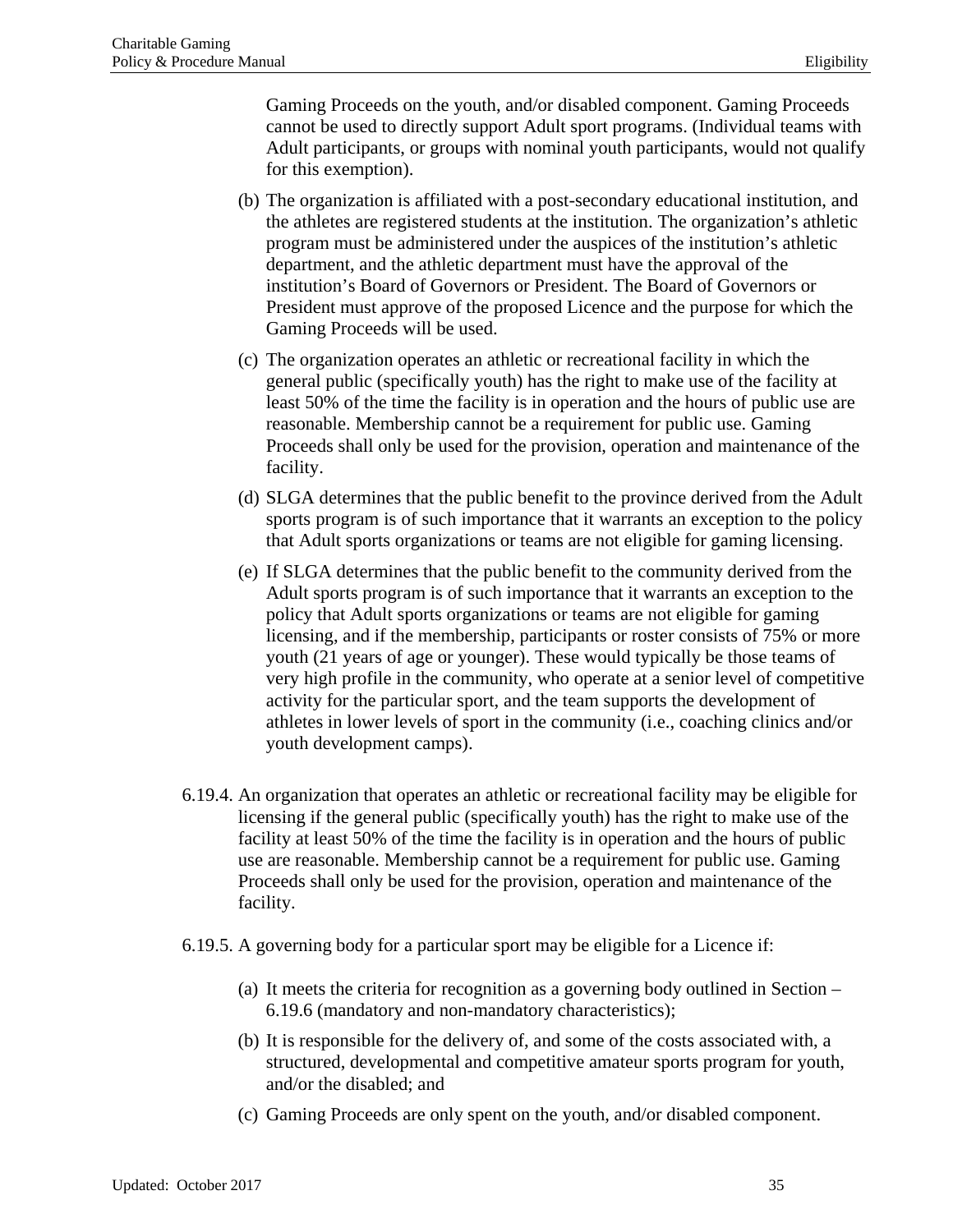Gaming Proceeds on the youth, and/or disabled component. Gaming Proceeds cannot be used to directly support Adult sport programs. (Individual teams with Adult participants, or groups with nominal youth participants, would not qualify for this exemption).

(b) The organization is affiliated with a post-secondary educational institution, and the athletes are registered students at the institution. The organization's athletic program must be administered under the auspices of the institution's athletic department, and the athletic department must have the approval of the institution's Board of Governors or President. The Board of Governors or President must approve of the proposed Licence and the purpose for which the Gaming Proceeds will be used.

(c) The organization operates an athletic or recreational facility in which the general public (specifically youth) has the right to make use of the facility at least 50% of the time the facility is in operation and the hours of public use are reasonable. Membership cannot be a requirement for public use. Gaming Proceeds shall only be used for the provision, operation and maintenance of the facility.

(d) SLGA determines that the public benefit to the province derived from the Adult sports program is of such importance that it warrants an exception to the policy that Adult sports organizations or teams are not eligible for gaming licensing.

(e) If SLGA determines that the public benefit to the community derived from the Adult sports program is of such importance that it warrants an exception to the policy that Adult sports organizations or teams are not eligible for gaming licensing, and if the membership, participants or roster consists of 75% or more youth (21 years of age or younger). These would typically be those teams of very high profile in the community, who operate at a senior level of competitive activity for the particular sport, and the team supports the development of athletes in lower levels of sport in the community (i.e., coaching clinics and/or youth development camps).

6.19.4. An organization that operates an athletic or recreational facility may be eligible for licensing if the general public (specifically youth) has the right to make use of the facility at least 50% of the time the facility is in operation and the hours of public use are reasonable. Membership cannot be a requirement for public use. Gaming Proceeds shall only be used for the provision, operation and maintenance of the facility.

6.19.5. A governing body for a particular sport may be eligible for a Licence if:

(a) It meets the criteria for recognition as a governing body outlined in Section – 6.19.6 (mandatory and non-mandatory characteristics);

(b) It is responsible for the delivery of, and some of the costs associated with, a structured, developmental and competitive amateur sports program for youth, and/or the disabled; and

(c) Gaming Proceeds are only spent on the youth, and/or disabled component.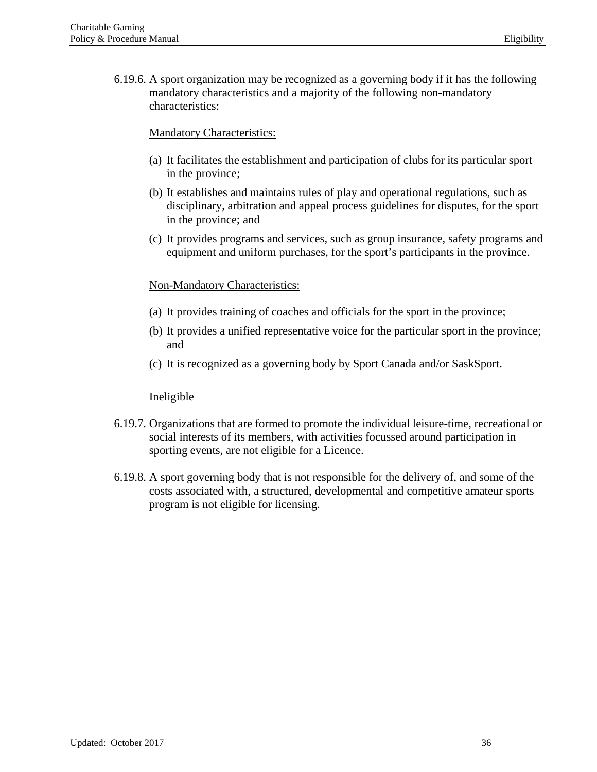6.19.6. A sport organization may be recognized as a governing body if it has the following mandatory characteristics and a majority of the following non-mandatory characteristics:

<u>Mandatory Characteristics:</u>

(a) It facilitates the establishment and participation of clubs for its particular sport in the province;

(b) It establishes and maintains rules of play and operational regulations, such as disciplinary, arbitration and appeal process guidelines for disputes, for the sport in the province; and

(c) It provides programs and services, such as group insurance, safety programs and equipment and uniform purchases, for the sport's participants in the province.

<u>Non-Mandatory Characteristics:</u>

(a) It provides training of coaches and officials for the sport in the province;

(b) It provides a unified representative voice for the particular sport in the province; and

(c) It is recognized as a governing body by Sport Canada and/or SaskSport.

<u>Ineligible</u>

6.19.7. Organizations that are formed to promote the individual leisure-time, recreational or social interests of its members, with activities focussed around participation in sporting events, are not eligible for a Licence.

6.19.8. A sport governing body that is not responsible for the delivery of, and some of the costs associated with, a structured, developmental and competitive amateur sports program is not eligible for licensing.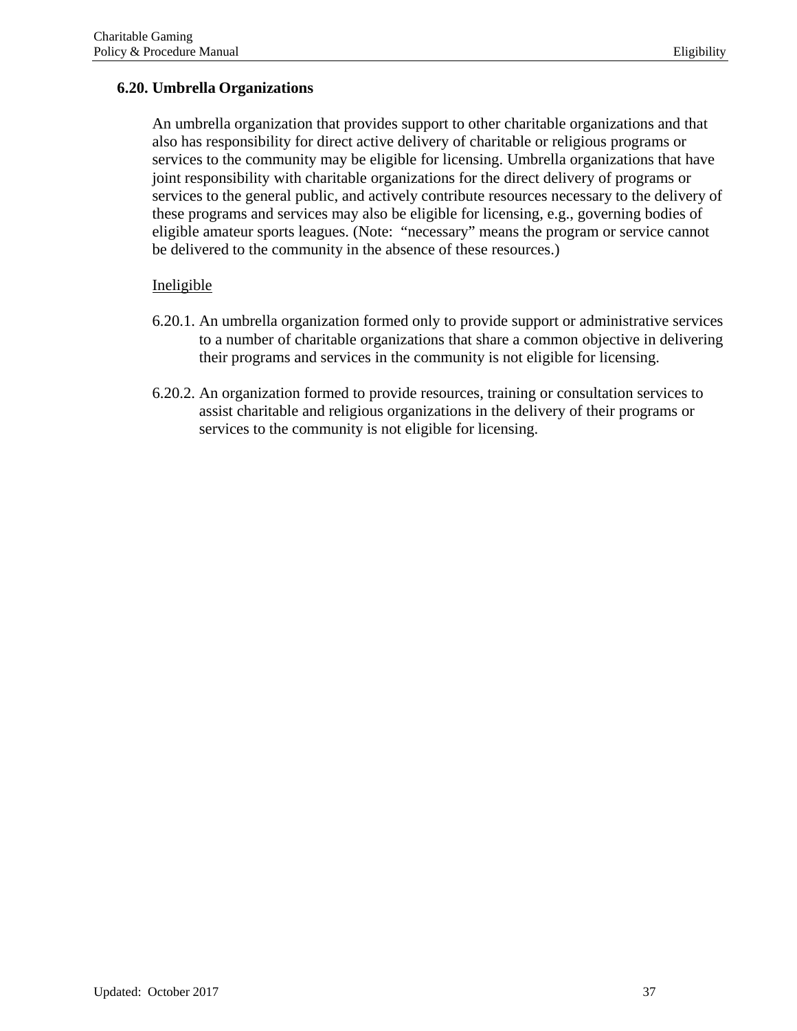## 6.20. Umbrella Organizations

An umbrella organization that provides support to other charitable organizations and that also has responsibility for direct active delivery of charitable or religious programs or services to the community may be eligible for licensing. Umbrella organizations that have joint responsibility with charitable organizations for the direct delivery of programs or services to the general public, and actively contribute resources necessary to the delivery of these programs and services may also be eligible for licensing, e.g., governing bodies of eligible amateur sports leagues. (Note: "necessary" means the program or service cannot be delivered to the community in the absence of these resources.)

<u>Ineligible</u>

6.20.1. An umbrella organization formed only to provide support or administrative services to a number of charitable organizations that share a common objective in delivering their programs and services in the community is not eligible for licensing.

6.20.2. An organization formed to provide resources, training or consultation services to assist charitable and religious organizations in the delivery of their programs or services to the community is not eligible for licensing.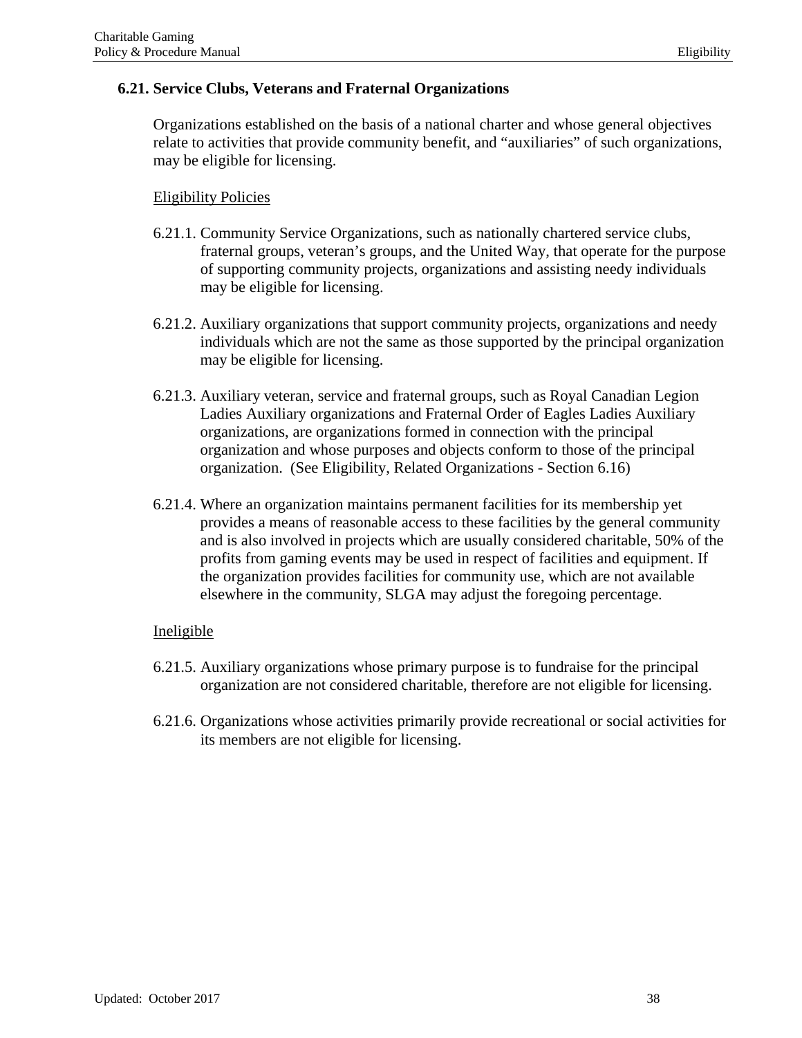## 6.21. Service Clubs, Veterans and Fraternal Organizations

Organizations established on the basis of a national charter and whose general objectives relate to activities that provide community benefit, and "auxiliaries" of such organizations, may be eligible for licensing.

<u>Eligibility Policies</u>

6.21.1. Community Service Organizations, such as nationally chartered service clubs, fraternal groups, veteran's groups, and the United Way, that operate for the purpose of supporting community projects, organizations and assisting needy individuals may be eligible for licensing.

6.21.2. Auxiliary organizations that support community projects, organizations and needy individuals which are not the same as those supported by the principal organization may be eligible for licensing.

6.21.3. Auxiliary veteran, service and fraternal groups, such as Royal Canadian Legion Ladies Auxiliary organizations and Fraternal Order of Eagles Ladies Auxiliary organizations, are organizations formed in connection with the principal organization and whose purposes and objects conform to those of the principal organization. (See Eligibility, Related Organizations - Section 6.16)

6.21.4. Where an organization maintains permanent facilities for its membership yet provides a means of reasonable access to these facilities by the general community and is also involved in projects which are usually considered charitable, 50% of the profits from gaming events may be used in respect of facilities and equipment. If the organization provides facilities for community use, which are not available elsewhere in the community, SLGA may adjust the foregoing percentage.

<u>Ineligible</u>

6.21.5. Auxiliary organizations whose primary purpose is to fundraise for the principal organization are not considered charitable, therefore are not eligible for licensing.

6.21.6. Organizations whose activities primarily provide recreational or social activities for its members are not eligible for licensing.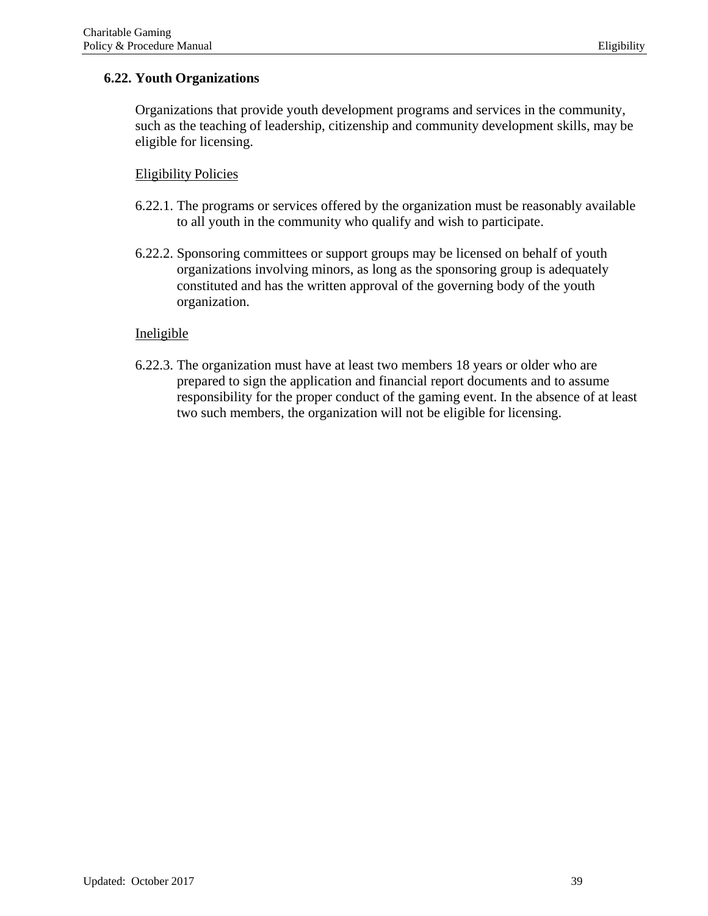### 6.22. Youth Organizations

Organizations that provide youth development programs and services in the community, such as the teaching of leadership, citizenship and community development skills, may be eligible for licensing.

Eligibility Policies

6.22.1. The programs or services offered by the organization must be reasonably available to all youth in the community who qualify and wish to participate.

6.22.2. Sponsoring committees or support groups may be licensed on behalf of youth organizations involving minors, as long as the sponsoring group is adequately constituted and has the written approval of the governing body of the youth organization.

Ineligible

6.22.3. The organization must have at least two members 18 years or older who are prepared to sign the application and financial report documents and to assume responsibility for the proper conduct of the gaming event. In the absence of at least two such members, the organization will not be eligible for licensing.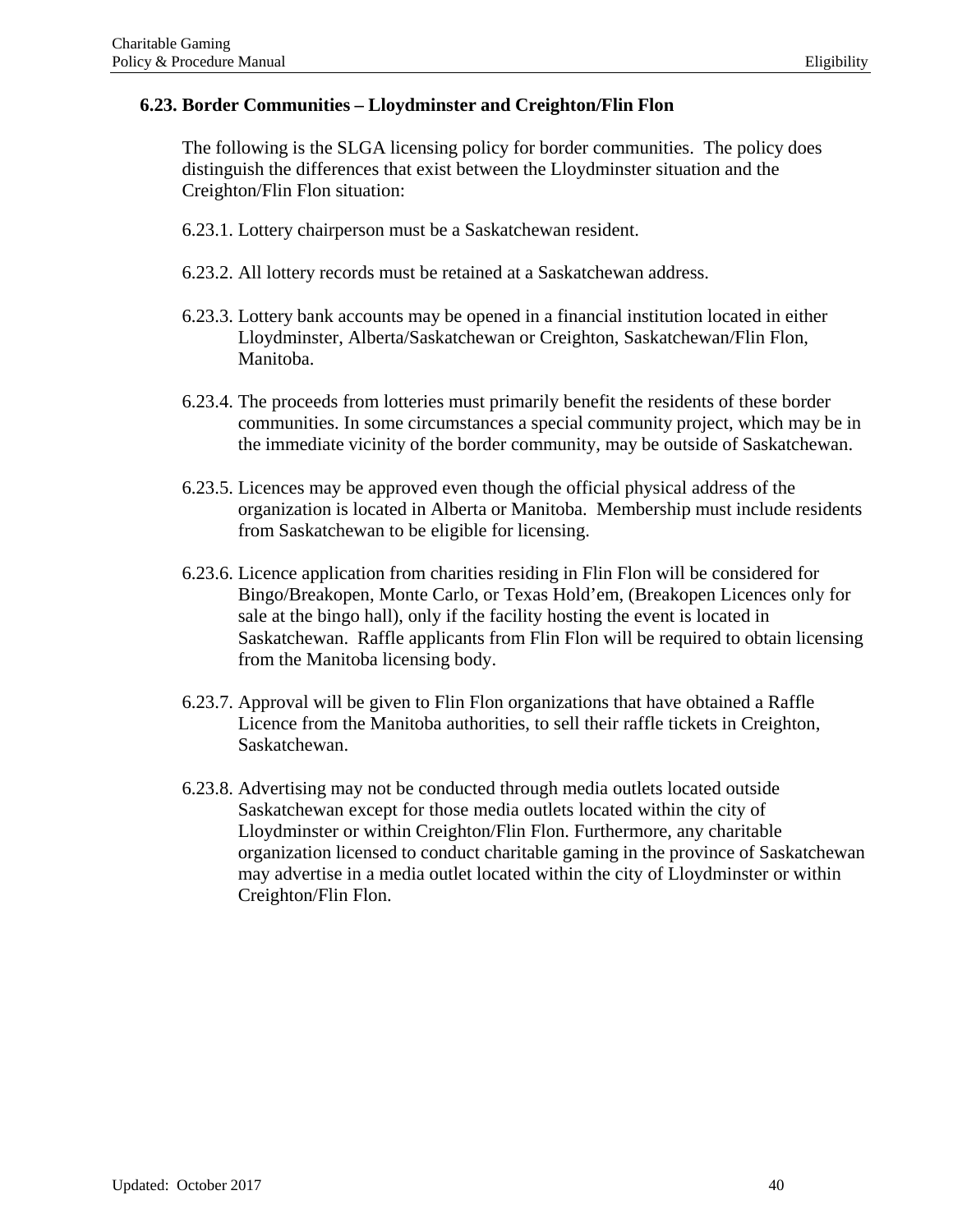### 6.23. Border Communities – Lloydminster and Creighton/Flin Flon

The following is the SLGA licensing policy for border communities. The policy does distinguish the differences that exist between the Lloydminster situation and the Creighton/Flin Flon situation:

6.23.1. Lottery chairperson must be a Saskatchewan resident.

6.23.2. All lottery records must be retained at a Saskatchewan address.

6.23.3. Lottery bank accounts may be opened in a financial institution located in either Lloydminster, Alberta/Saskatchewan or Creighton, Saskatchewan/Flin Flon, Manitoba.

6.23.4. The proceeds from lotteries must primarily benefit the residents of these border communities. In some circumstances a special community project, which may be in the immediate vicinity of the border community, may be outside of Saskatchewan.

6.23.5. Licences may be approved even though the official physical address of the organization is located in Alberta or Manitoba. Membership must include residents from Saskatchewan to be eligible for licensing.

6.23.6. Licence application from charities residing in Flin Flon will be considered for Bingo/Breakopen, Monte Carlo, or Texas Hold'em, (Breakopen Licences only for sale at the bingo hall), only if the facility hosting the event is located in Saskatchewan. Raffle applicants from Flin Flon will be required to obtain licensing from the Manitoba licensing body.

6.23.7. Approval will be given to Flin Flon organizations that have obtained a Raffle Licence from the Manitoba authorities, to sell their raffle tickets in Creighton, Saskatchewan.

6.23.8. Advertising may not be conducted through media outlets located outside Saskatchewan except for those media outlets located within the city of Lloydminster or within Creighton/Flin Flon. Furthermore, any charitable organization licensed to conduct charitable gaming in the province of Saskatchewan may advertise in a media outlet located within the city of Lloydminster or within Creighton/Flin Flon.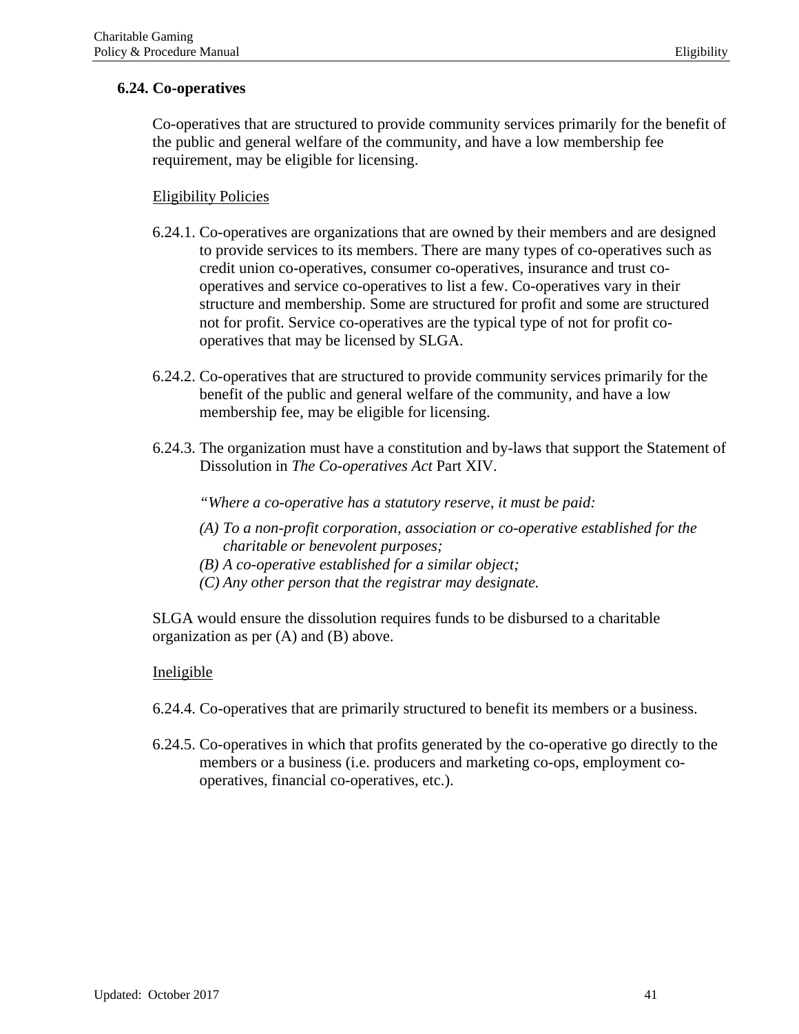### 6.24. Co-operatives

Co-operatives that are structured to provide community services primarily for the benefit of the public and general welfare of the community, and have a low membership fee requirement, may be eligible for licensing.

Eligibility Policies

6.24.1. Co-operatives are organizations that are owned by their members and are designed to provide services to its members. There are many types of co-operatives such as credit union co-operatives, consumer co-operatives, insurance and trust co-operatives and service co-operatives to list a few. Co-operatives vary in their structure and membership. Some are structured for profit and some are structured not for profit. Service co-operatives are the typical type of not for profit co-operatives that may be licensed by SLGA.

6.24.2. Co-operatives that are structured to provide community services primarily for the benefit of the public and general welfare of the community, and have a low membership fee, may be eligible for licensing.

6.24.3. The organization must have a constitution and by-laws that support the Statement of Dissolution in *The Co-operatives Act* Part XIV.

*"Where a co-operative has a statutory reserve, it must be paid:*

*(A) To a non-profit corporation, association or co-operative established for the charitable or benevolent purposes;*
*(B) A co-operative established for a similar object;*
*(C) Any other person that the registrar may designate.*

SLGA would ensure the dissolution requires funds to be disbursed to a charitable organization as per (A) and (B) above.

Ineligible

6.24.4. Co-operatives that are primarily structured to benefit its members or a business.

6.24.5. Co-operatives in which that profits generated by the co-operative go directly to the members or a business (i.e. producers and marketing co-ops, employment co-operatives, financial co-operatives, etc.).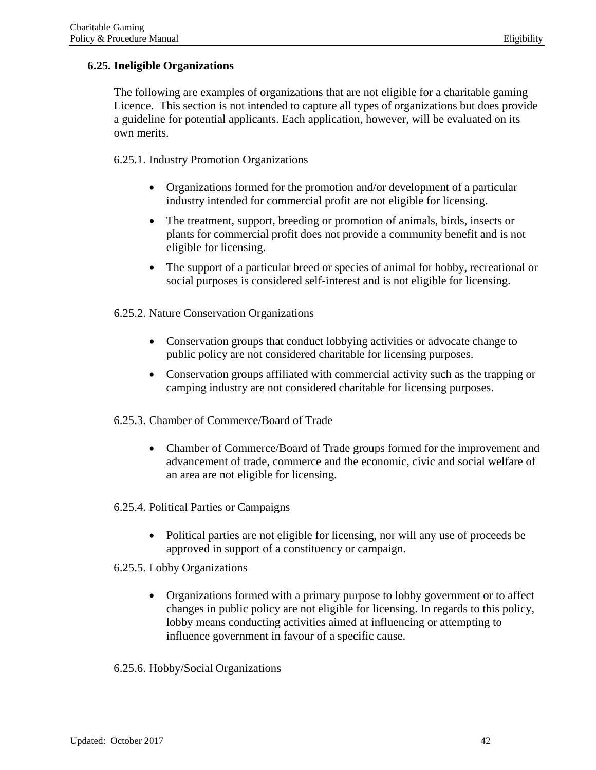## 6.25. Ineligible Organizations

The following are examples of organizations that are not eligible for a charitable gaming Licence. This section is not intended to capture all types of organizations but does provide a guideline for potential applicants. Each application, however, will be evaluated on its own merits.

### 6.25.1. Industry Promotion Organizations

- Organizations formed for the promotion and/or development of a particular industry intended for commercial profit are not eligible for licensing.
- The treatment, support, breeding or promotion of animals, birds, insects or plants for commercial profit does not provide a community benefit and is not eligible for licensing.
- The support of a particular breed or species of animal for hobby, recreational or social purposes is considered self-interest and is not eligible for licensing.

### 6.25.2. Nature Conservation Organizations

- Conservation groups that conduct lobbying activities or advocate change to public policy are not considered charitable for licensing purposes.
- Conservation groups affiliated with commercial activity such as the trapping or camping industry are not considered charitable for licensing purposes.

### 6.25.3. Chamber of Commerce/Board of Trade

- Chamber of Commerce/Board of Trade groups formed for the improvement and advancement of trade, commerce and the economic, civic and social welfare of an area are not eligible for licensing.

### 6.25.4. Political Parties or Campaigns

- Political parties are not eligible for licensing, nor will any use of proceeds be approved in support of a constituency or campaign.

### 6.25.5. Lobby Organizations

- Organizations formed with a primary purpose to lobby government or to affect changes in public policy are not eligible for licensing. In regards to this policy, lobby means conducting activities aimed at influencing or attempting to influence government in favour of a specific cause.

### 6.25.6. Hobby/Social Organizations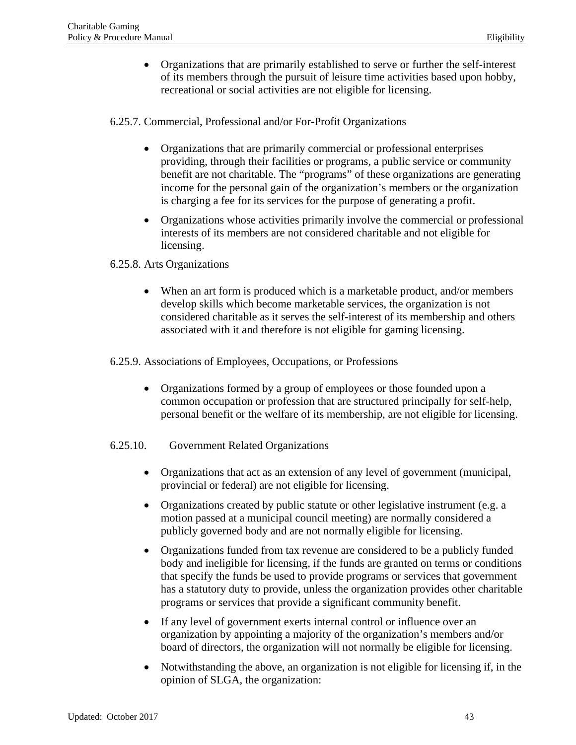- Organizations that are primarily established to serve or further the self-interest of its members through the pursuit of leisure time activities based upon hobby, recreational or social activities are not eligible for licensing.

6.25.7. Commercial, Professional and/or For-Profit Organizations

- Organizations that are primarily commercial or professional enterprises providing, through their facilities or programs, a public service or community benefit are not charitable. The "programs" of these organizations are generating income for the personal gain of the organization's members or the organization is charging a fee for its services for the purpose of generating a profit.
- Organizations whose activities primarily involve the commercial or professional interests of its members are not considered charitable and not eligible for licensing.

6.25.8. Arts Organizations

- When an art form is produced which is a marketable product, and/or members develop skills which become marketable services, the organization is not considered charitable as it serves the self-interest of its membership and others associated with it and therefore is not eligible for gaming licensing.

6.25.9. Associations of Employees, Occupations, or Professions

- Organizations formed by a group of employees or those founded upon a common occupation or profession that are structured principally for self-help, personal benefit or the welfare of its membership, are not eligible for licensing.

6.25.10. Government Related Organizations

- Organizations that act as an extension of any level of government (municipal, provincial or federal) are not eligible for licensing.
- Organizations created by public statute or other legislative instrument (e.g. a motion passed at a municipal council meeting) are normally considered a publicly governed body and are not normally eligible for licensing.
- Organizations funded from tax revenue are considered to be a publicly funded body and ineligible for licensing, if the funds are granted on terms or conditions that specify the funds be used to provide programs or services that government has a statutory duty to provide, unless the organization provides other charitable programs or services that provide a significant community benefit.
- If any level of government exerts internal control or influence over an organization by appointing a majority of the organization's members and/or board of directors, the organization will not normally be eligible for licensing.
- Notwithstanding the above, an organization is not eligible for licensing if, in the opinion of SLGA, the organization: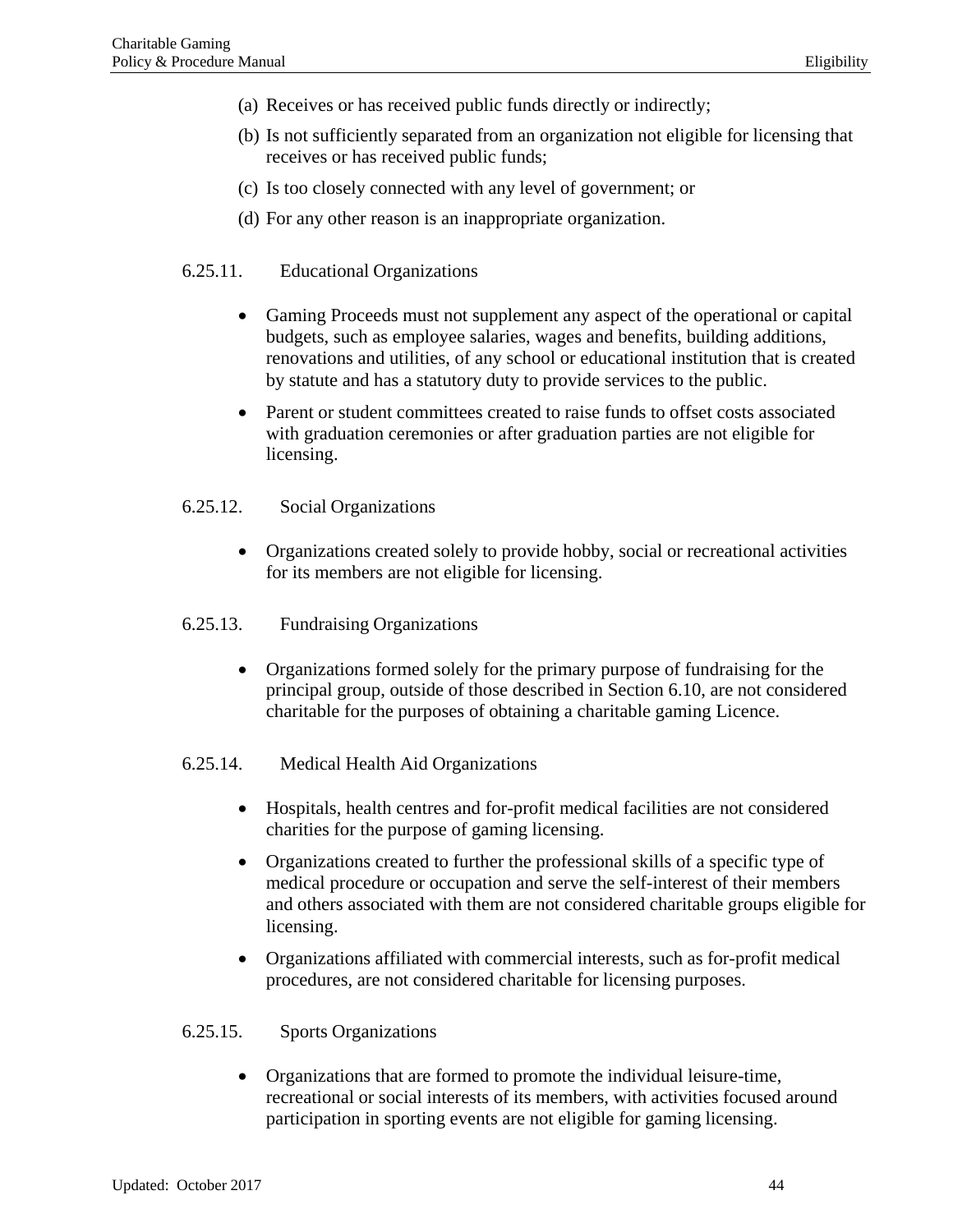(a) Receives or has received public funds directly or indirectly;

(b) Is not sufficiently separated from an organization not eligible for licensing that receives or has received public funds;

(c) Is too closely connected with any level of government; or

(d) For any other reason is an inappropriate organization.

#### 6.25.11. Educational Organizations

- Gaming Proceeds must not supplement any aspect of the operational or capital budgets, such as employee salaries, wages and benefits, building additions, renovations and utilities, of any school or educational institution that is created by statute and has a statutory duty to provide services to the public.
- Parent or student committees created to raise funds to offset costs associated with graduation ceremonies or after graduation parties are not eligible for licensing.

#### 6.25.12. Social Organizations

- Organizations created solely to provide hobby, social or recreational activities for its members are not eligible for licensing.

#### 6.25.13. Fundraising Organizations

- Organizations formed solely for the primary purpose of fundraising for the principal group, outside of those described in Section 6.10, are not considered charitable for the purposes of obtaining a charitable gaming Licence.

#### 6.25.14. Medical Health Aid Organizations

- Hospitals, health centres and for-profit medical facilities are not considered charities for the purpose of gaming licensing.
- Organizations created to further the professional skills of a specific type of medical procedure or occupation and serve the self-interest of their members and others associated with them are not considered charitable groups eligible for licensing.
- Organizations affiliated with commercial interests, such as for-profit medical procedures, are not considered charitable for licensing purposes.

#### 6.25.15. Sports Organizations

- Organizations that are formed to promote the individual leisure-time, recreational or social interests of its members, with activities focused around participation in sporting events are not eligible for gaming licensing.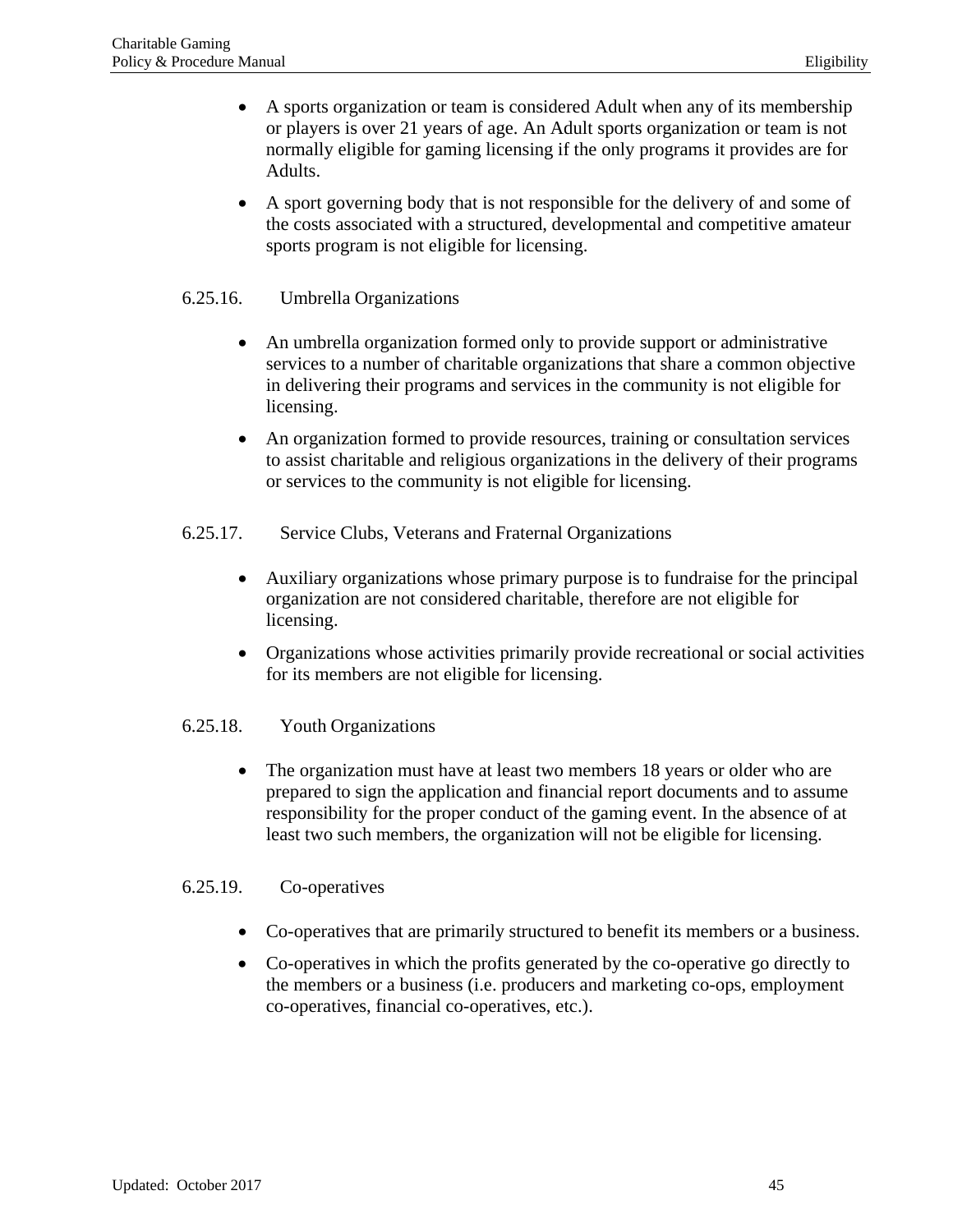- A sports organization or team is considered Adult when any of its membership or players is over 21 years of age. An Adult sports organization or team is not normally eligible for gaming licensing if the only programs it provides are for Adults.
- A sport governing body that is not responsible for the delivery of and some of the costs associated with a structured, developmental and competitive amateur sports program is not eligible for licensing.

### 6.25.16. Umbrella Organizations

- An umbrella organization formed only to provide support or administrative services to a number of charitable organizations that share a common objective in delivering their programs and services in the community is not eligible for licensing.
- An organization formed to provide resources, training or consultation services to assist charitable and religious organizations in the delivery of their programs or services to the community is not eligible for licensing.

### 6.25.17. Service Clubs, Veterans and Fraternal Organizations

- Auxiliary organizations whose primary purpose is to fundraise for the principal organization are not considered charitable, therefore are not eligible for licensing.
- Organizations whose activities primarily provide recreational or social activities for its members are not eligible for licensing.

### 6.25.18. Youth Organizations

- The organization must have at least two members 18 years or older who are prepared to sign the application and financial report documents and to assume responsibility for the proper conduct of the gaming event. In the absence of at least two such members, the organization will not be eligible for licensing.

### 6.25.19. Co-operatives

- Co-operatives that are primarily structured to benefit its members or a business.
- Co-operatives in which the profits generated by the co-operative go directly to the members or a business (i.e. producers and marketing co-ops, employment co-operatives, financial co-operatives, etc.).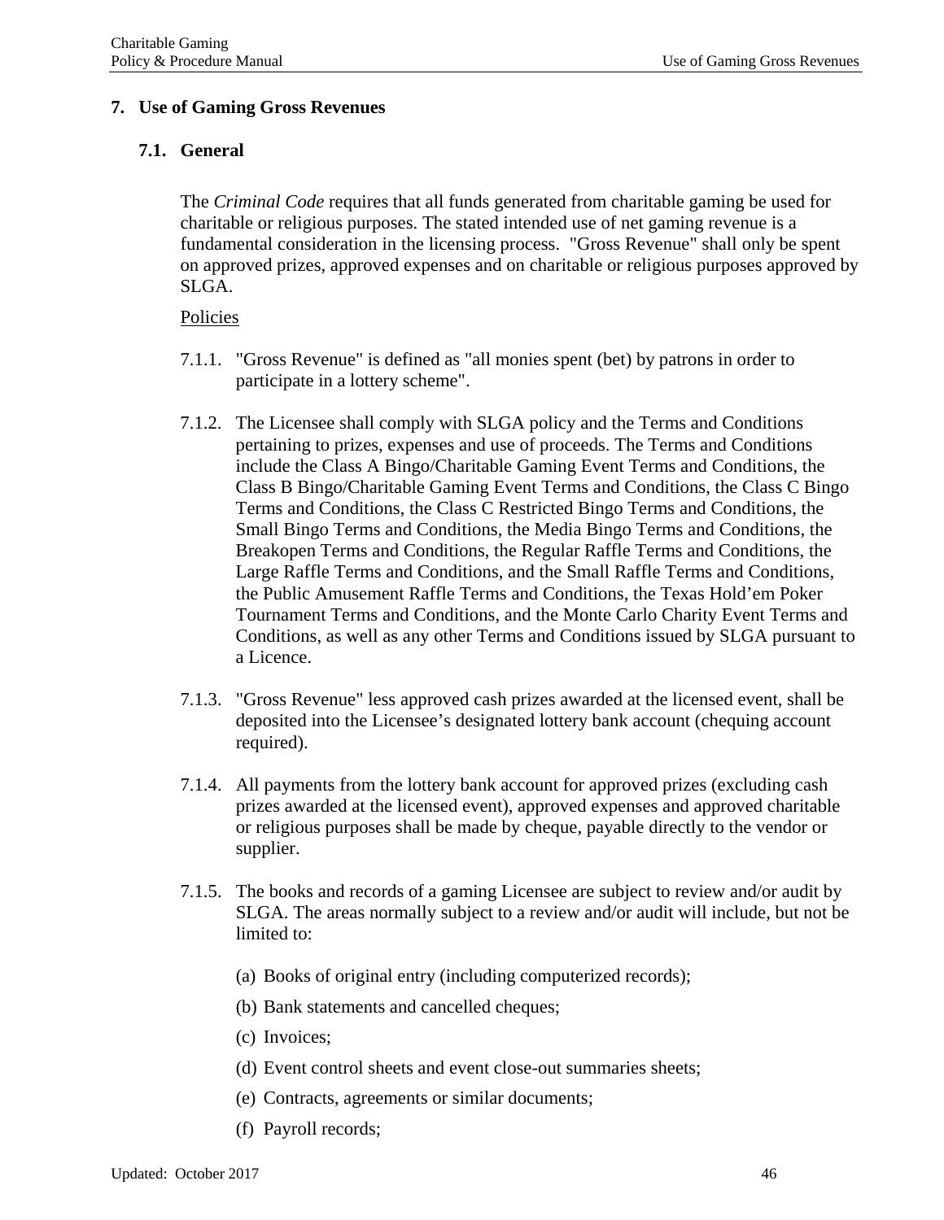# 7. Use of Gaming Gross Revenues

## 7.1. General

The *Criminal Code* requires that all funds generated from charitable gaming be used for charitable or religious purposes. The stated intended use of net gaming revenue is a fundamental consideration in the licensing process. "Gross Revenue" shall only be spent on approved prizes, approved expenses and on charitable or religious purposes approved by SLGA.

<u>Policies</u>

7.1.1. "Gross Revenue" is defined as "all monies spent (bet) by patrons in order to participate in a lottery scheme".

7.1.2. The Licensee shall comply with SLGA policy and the Terms and Conditions pertaining to prizes, expenses and use of proceeds. The Terms and Conditions include the Class A Bingo/Charitable Gaming Event Terms and Conditions, the Class B Bingo/Charitable Gaming Event Terms and Conditions, the Class C Bingo Terms and Conditions, the Class C Restricted Bingo Terms and Conditions, the Small Bingo Terms and Conditions, the Media Bingo Terms and Conditions, the Breakopen Terms and Conditions, the Regular Raffle Terms and Conditions, the Large Raffle Terms and Conditions, and the Small Raffle Terms and Conditions, the Public Amusement Raffle Terms and Conditions, the Texas Hold'em Poker Tournament Terms and Conditions, and the Monte Carlo Charity Event Terms and Conditions, as well as any other Terms and Conditions issued by SLGA pursuant to a Licence.

7.1.3. "Gross Revenue" less approved cash prizes awarded at the licensed event, shall be deposited into the Licensee's designated lottery bank account (chequing account required).

7.1.4. All payments from the lottery bank account for approved prizes (excluding cash prizes awarded at the licensed event), approved expenses and approved charitable or religious purposes shall be made by cheque, payable directly to the vendor or supplier.

7.1.5. The books and records of a gaming Licensee are subject to review and/or audit by SLGA. The areas normally subject to a review and/or audit will include, but not be limited to:

(a) Books of original entry (including computerized records);

(b) Bank statements and cancelled cheques;

(c) Invoices;

(d) Event control sheets and event close-out summaries sheets;

(e) Contracts, agreements or similar documents;

(f) Payroll records;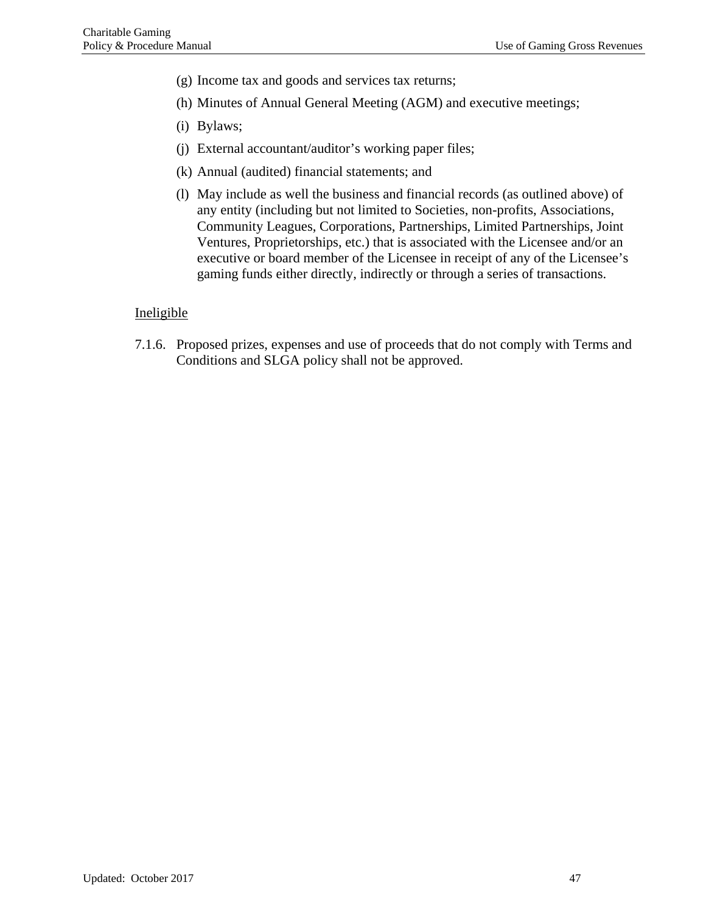(g) Income tax and goods and services tax returns;

(h) Minutes of Annual General Meeting (AGM) and executive meetings;

(i) Bylaws;

(j) External accountant/auditor’s working paper files;

(k) Annual (audited) financial statements; and

(l) May include as well the business and financial records (as outlined above) of any entity (including but not limited to Societies, non-profits, Associations, Community Leagues, Corporations, Partnerships, Limited Partnerships, Joint Ventures, Proprietorships, etc.) that is associated with the Licensee and/or an executive or board member of the Licensee in receipt of any of the Licensee’s gaming funds either directly, indirectly or through a series of transactions.

<u>Ineligible</u>

7.1.6. Proposed prizes, expenses and use of proceeds that do not comply with Terms and Conditions and SLGA policy shall not be approved.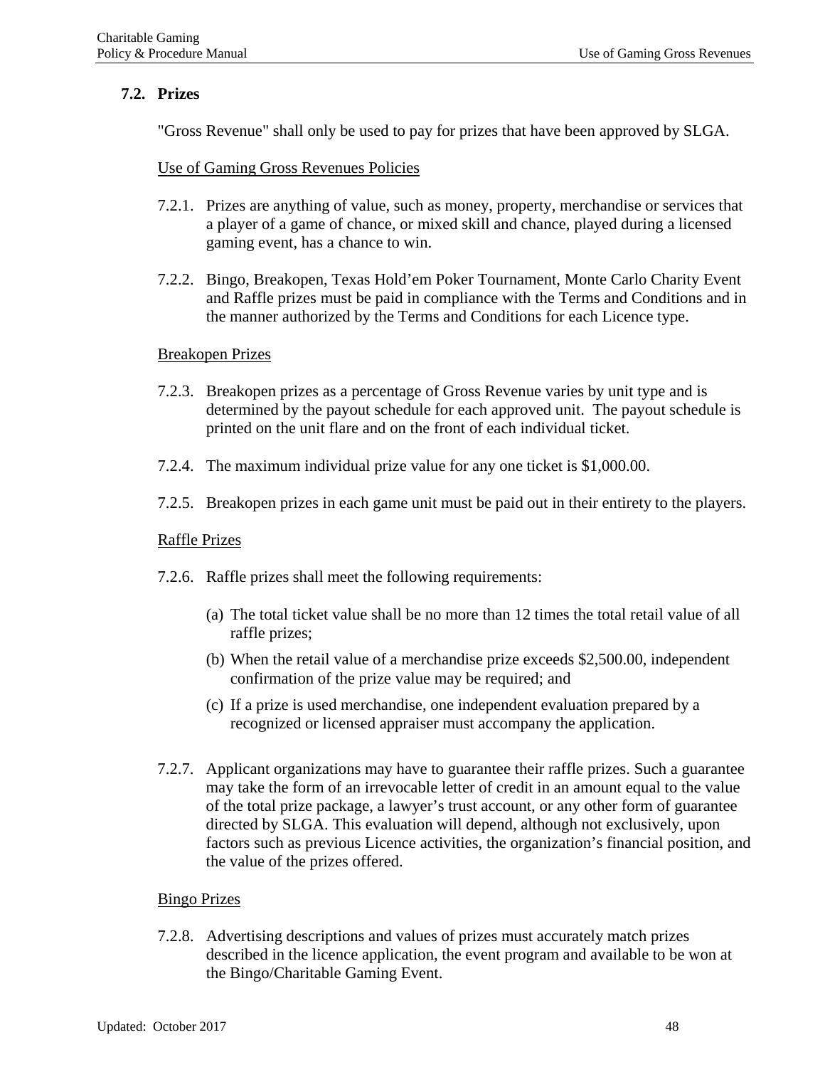## 7.2. Prizes

"Gross Revenue" shall only be used to pay for prizes that have been approved by SLGA.

Use of Gaming Gross Revenues Policies

7.2.1. Prizes are anything of value, such as money, property, merchandise or services that a player of a game of chance, or mixed skill and chance, played during a licensed gaming event, has a chance to win.

7.2.2. Bingo, Breakopen, Texas Hold'em Poker Tournament, Monte Carlo Charity Event and Raffle prizes must be paid in compliance with the Terms and Conditions and in the manner authorized by the Terms and Conditions for each Licence type.

Breakopen Prizes

7.2.3. Breakopen prizes as a percentage of Gross Revenue varies by unit type and is determined by the payout schedule for each approved unit. The payout schedule is printed on the unit flare and on the front of each individual ticket.

7.2.4. The maximum individual prize value for any one ticket is $1,000.00.

7.2.5. Breakopen prizes in each game unit must be paid out in their entirety to the players.

Raffle Prizes

7.2.6. Raffle prizes shall meet the following requirements:

(a) The total ticket value shall be no more than 12 times the total retail value of all raffle prizes;

(b) When the retail value of a merchandise prize exceeds $2,500.00, independent confirmation of the prize value may be required; and

(c) If a prize is used merchandise, one independent evaluation prepared by a recognized or licensed appraiser must accompany the application.

7.2.7. Applicant organizations may have to guarantee their raffle prizes. Such a guarantee may take the form of an irrevocable letter of credit in an amount equal to the value of the total prize package, a lawyer's trust account, or any other form of guarantee directed by SLGA. This evaluation will depend, although not exclusively, upon factors such as previous Licence activities, the organization's financial position, and the value of the prizes offered.

Bingo Prizes

7.2.8. Advertising descriptions and values of prizes must accurately match prizes described in the licence application, the event program and available to be won at the Bingo/Charitable Gaming Event.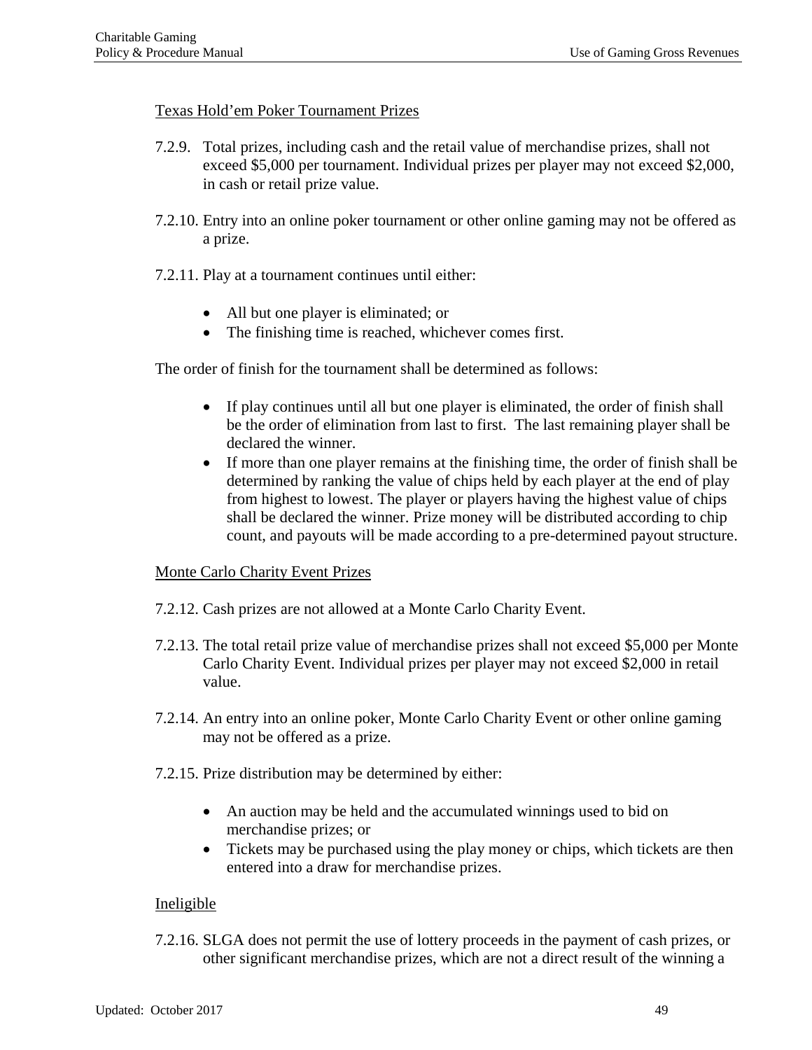<u>Texas Hold'em Poker Tournament Prizes</u>

7.2.9. Total prizes, including cash and the retail value of merchandise prizes, shall not exceed $5,000 per tournament. Individual prizes per player may not exceed $2,000, in cash or retail prize value.

7.2.10. Entry into an online poker tournament or other online gaming may not be offered as a prize.

7.2.11. Play at a tournament continues until either:

- All but one player is eliminated; or
- The finishing time is reached, whichever comes first.

The order of finish for the tournament shall be determined as follows:

- If play continues until all but one player is eliminated, the order of finish shall be the order of elimination from last to first. The last remaining player shall be declared the winner.
- If more than one player remains at the finishing time, the order of finish shall be determined by ranking the value of chips held by each player at the end of play from highest to lowest. The player or players having the highest value of chips shall be declared the winner. Prize money will be distributed according to chip count, and payouts will be made according to a pre-determined payout structure.

<u>Monte Carlo Charity Event Prizes</u>

7.2.12. Cash prizes are not allowed at a Monte Carlo Charity Event.

7.2.13. The total retail prize value of merchandise prizes shall not exceed $5,000 per Monte Carlo Charity Event. Individual prizes per player may not exceed $2,000 in retail value.

7.2.14. An entry into an online poker, Monte Carlo Charity Event or other online gaming may not be offered as a prize.

7.2.15. Prize distribution may be determined by either:

- An auction may be held and the accumulated winnings used to bid on merchandise prizes; or
- Tickets may be purchased using the play money or chips, which tickets are then entered into a draw for merchandise prizes.

<u>Ineligible</u>

7.2.16. SLGA does not permit the use of lottery proceeds in the payment of cash prizes, or other significant merchandise prizes, which are not a direct result of the winning a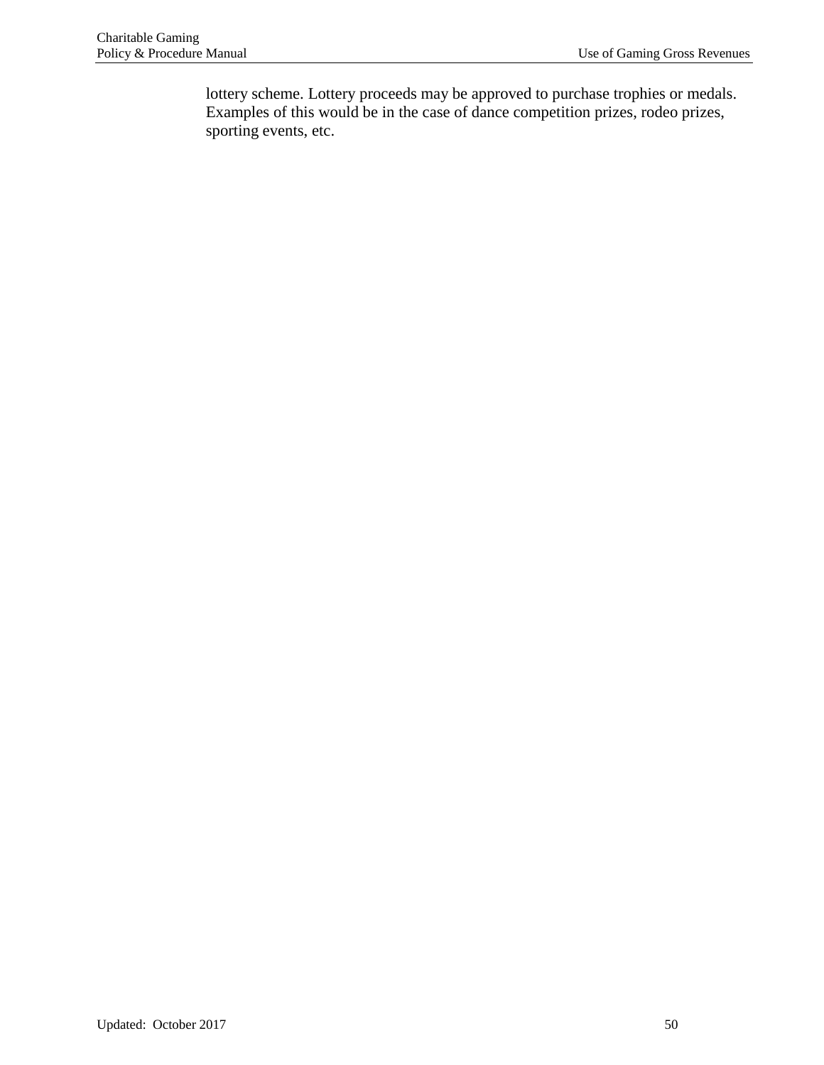lottery scheme. Lottery proceeds may be approved to purchase trophies or medals. Examples of this would be in the case of dance competition prizes, rodeo prizes, sporting events, etc.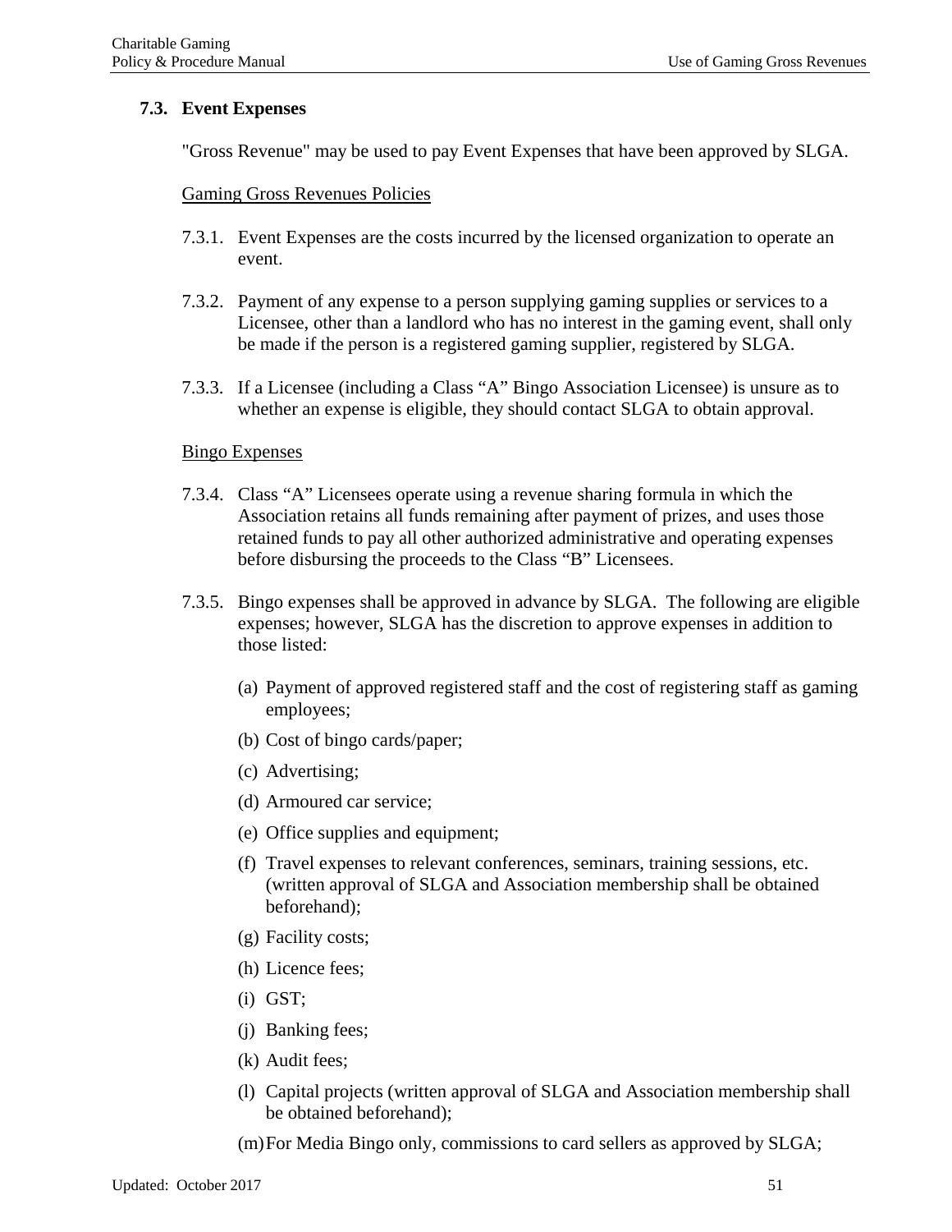### 7.3. Event Expenses

"Gross Revenue" may be used to pay Event Expenses that have been approved by SLGA.

Gaming Gross Revenues Policies

7.3.1. Event Expenses are the costs incurred by the licensed organization to operate an event.

7.3.2. Payment of any expense to a person supplying gaming supplies or services to a Licensee, other than a landlord who has no interest in the gaming event, shall only be made if the person is a registered gaming supplier, registered by SLGA.

7.3.3. If a Licensee (including a Class “A” Bingo Association Licensee) is unsure as to whether an expense is eligible, they should contact SLGA to obtain approval.

Bingo Expenses

7.3.4. Class “A” Licensees operate using a revenue sharing formula in which the Association retains all funds remaining after payment of prizes, and uses those retained funds to pay all other authorized administrative and operating expenses before disbursing the proceeds to the Class “B” Licensees.

7.3.5. Bingo expenses shall be approved in advance by SLGA. The following are eligible expenses; however, SLGA has the discretion to approve expenses in addition to those listed:

(a) Payment of approved registered staff and the cost of registering staff as gaming employees;

(b) Cost of bingo cards/paper;

(c) Advertising;

(d) Armoured car service;

(e) Office supplies and equipment;

(f) Travel expenses to relevant conferences, seminars, training sessions, etc. (written approval of SLGA and Association membership shall be obtained beforehand);

(g) Facility costs;

(h) Licence fees;

(i) GST;

(j) Banking fees;

(k) Audit fees;

(l) Capital projects (written approval of SLGA and Association membership shall be obtained beforehand);

(m) For Media Bingo only, commissions to card sellers as approved by SLGA;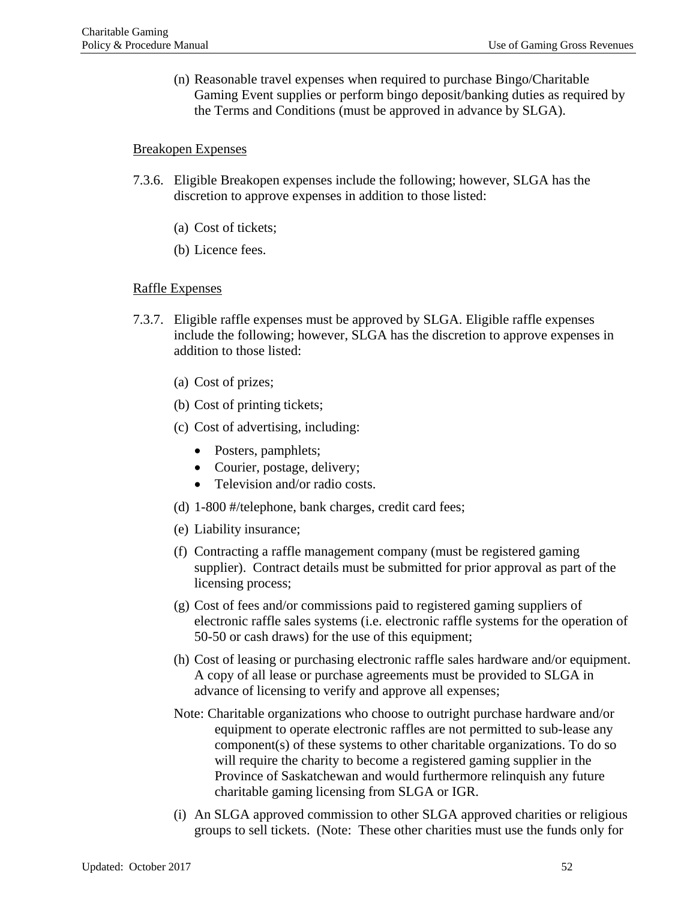(n) Reasonable travel expenses when required to purchase Bingo/Charitable Gaming Event supplies or perform bingo deposit/banking duties as required by the Terms and Conditions (must be approved in advance by SLGA).

Breakopen Expenses

7.3.6. Eligible Breakopen expenses include the following; however, SLGA has the discretion to approve expenses in addition to those listed:

(a) Cost of tickets;

(b) Licence fees.

Raffle Expenses

7.3.7. Eligible raffle expenses must be approved by SLGA. Eligible raffle expenses include the following; however, SLGA has the discretion to approve expenses in addition to those listed:

(a) Cost of prizes;

(b) Cost of printing tickets;

(c) Cost of advertising, including:

- Posters, pamphlets;
- Courier, postage, delivery;
- Television and/or radio costs.

(d) 1-800 #/telephone, bank charges, credit card fees;

(e) Liability insurance;

(f) Contracting a raffle management company (must be registered gaming supplier). Contract details must be submitted for prior approval as part of the licensing process;

(g) Cost of fees and/or commissions paid to registered gaming suppliers of electronic raffle sales systems (i.e. electronic raffle systems for the operation of 50-50 or cash draws) for the use of this equipment;

(h) Cost of leasing or purchasing electronic raffle sales hardware and/or equipment. A copy of all lease or purchase agreements must be provided to SLGA in advance of licensing to verify and approve all expenses;

Note: Charitable organizations who choose to outright purchase hardware and/or equipment to operate electronic raffles are not permitted to sub-lease any component(s) of these systems to other charitable organizations. To do so will require the charity to become a registered gaming supplier in the Province of Saskatchewan and would furthermore relinquish any future charitable gaming licensing from SLGA or IGR.

(i) An SLGA approved commission to other SLGA approved charities or religious groups to sell tickets. (Note: These other charities must use the funds only for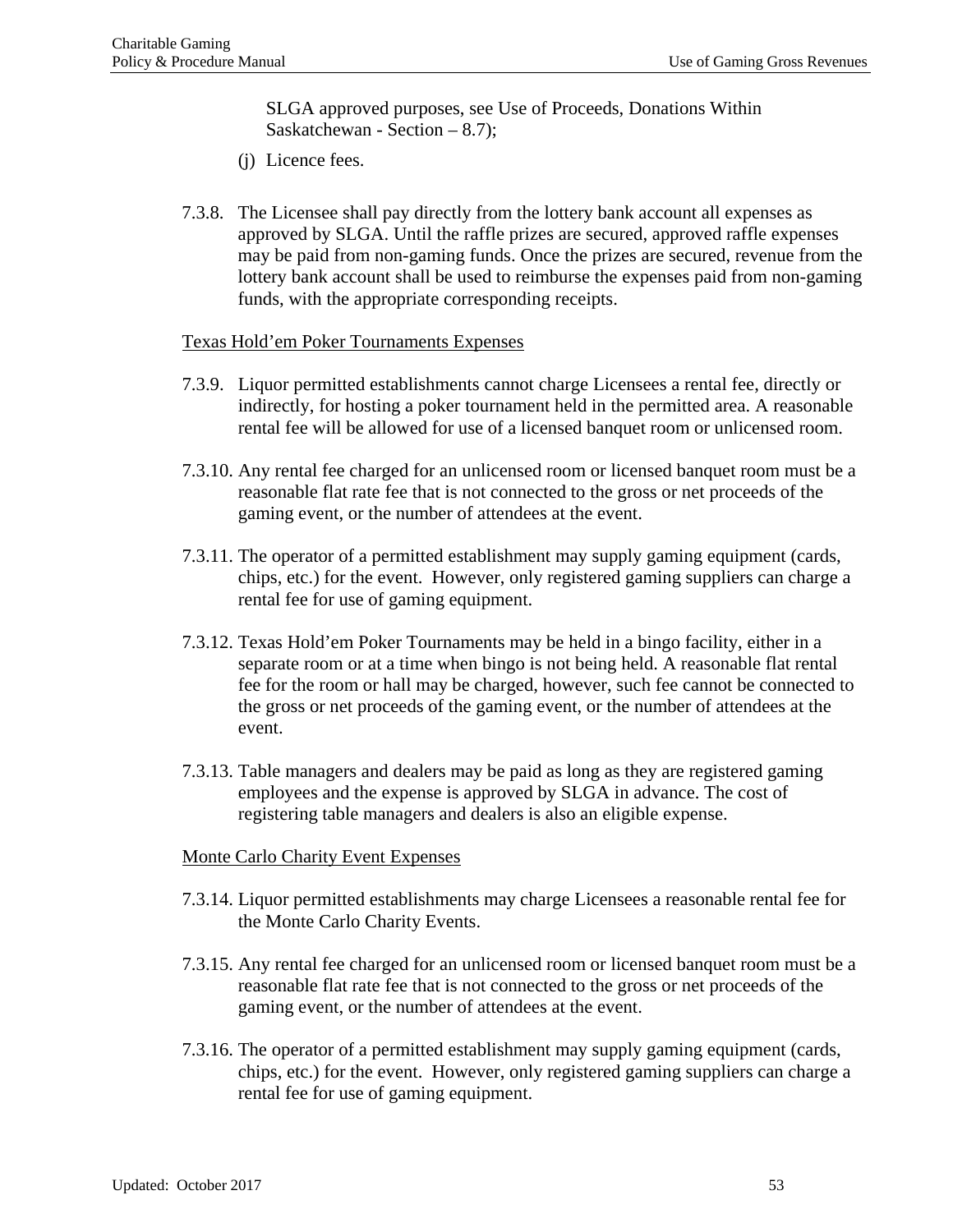SLGA approved purposes, see Use of Proceeds, Donations Within Saskatchewan - Section – 8.7);

(j) Licence fees.

7.3.8. The Licensee shall pay directly from the lottery bank account all expenses as approved by SLGA. Until the raffle prizes are secured, approved raffle expenses may be paid from non-gaming funds. Once the prizes are secured, revenue from the lottery bank account shall be used to reimburse the expenses paid from non-gaming funds, with the appropriate corresponding receipts.

Texas Hold'em Poker Tournaments Expenses

7.3.9. Liquor permitted establishments cannot charge Licensees a rental fee, directly or indirectly, for hosting a poker tournament held in the permitted area. A reasonable rental fee will be allowed for use of a licensed banquet room or unlicensed room.

7.3.10. Any rental fee charged for an unlicensed room or licensed banquet room must be a reasonable flat rate fee that is not connected to the gross or net proceeds of the gaming event, or the number of attendees at the event.

7.3.11. The operator of a permitted establishment may supply gaming equipment (cards, chips, etc.) for the event. However, only registered gaming suppliers can charge a rental fee for use of gaming equipment.

7.3.12. Texas Hold'em Poker Tournaments may be held in a bingo facility, either in a separate room or at a time when bingo is not being held. A reasonable flat rental fee for the room or hall may be charged, however, such fee cannot be connected to the gross or net proceeds of the gaming event, or the number of attendees at the event.

7.3.13. Table managers and dealers may be paid as long as they are registered gaming employees and the expense is approved by SLGA in advance. The cost of registering table managers and dealers is also an eligible expense.

Monte Carlo Charity Event Expenses

7.3.14. Liquor permitted establishments may charge Licensees a reasonable rental fee for the Monte Carlo Charity Events.

7.3.15. Any rental fee charged for an unlicensed room or licensed banquet room must be a reasonable flat rate fee that is not connected to the gross or net proceeds of the gaming event, or the number of attendees at the event.

7.3.16. The operator of a permitted establishment may supply gaming equipment (cards, chips, etc.) for the event. However, only registered gaming suppliers can charge a rental fee for use of gaming equipment.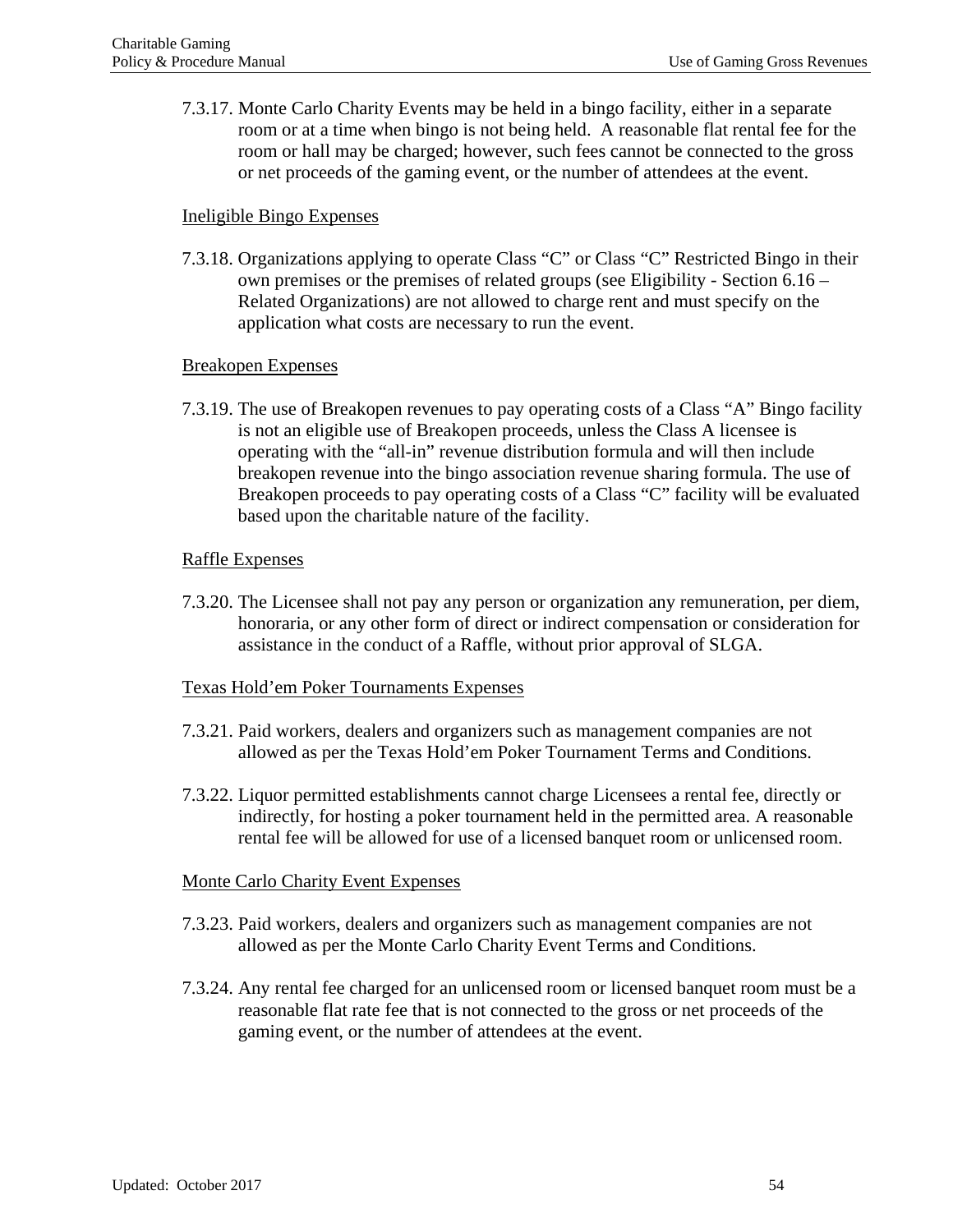7.3.17. Monte Carlo Charity Events may be held in a bingo facility, either in a separate room or at a time when bingo is not being held. A reasonable flat rental fee for the room or hall may be charged; however, such fees cannot be connected to the gross or net proceeds of the gaming event, or the number of attendees at the event.

<u>Ineligible Bingo Expenses</u>

7.3.18. Organizations applying to operate Class "C" or Class "C" Restricted Bingo in their own premises or the premises of related groups (see Eligibility - Section 6.16 – Related Organizations) are not allowed to charge rent and must specify on the application what costs are necessary to run the event.

<u>Breakopen Expenses</u>

7.3.19. The use of Breakopen revenues to pay operating costs of a Class "A" Bingo facility is not an eligible use of Breakopen proceeds, unless the Class A licensee is operating with the "all-in" revenue distribution formula and will then include breakopen revenue into the bingo association revenue sharing formula. The use of Breakopen proceeds to pay operating costs of a Class "C" facility will be evaluated based upon the charitable nature of the facility.

<u>Raffle Expenses</u>

7.3.20. The Licensee shall not pay any person or organization any remuneration, per diem, honoraria, or any other form of direct or indirect compensation or consideration for assistance in the conduct of a Raffle, without prior approval of SLGA.

<u>Texas Hold'em Poker Tournaments Expenses</u>

7.3.21. Paid workers, dealers and organizers such as management companies are not allowed as per the Texas Hold'em Poker Tournament Terms and Conditions.

7.3.22. Liquor permitted establishments cannot charge Licensees a rental fee, directly or indirectly, for hosting a poker tournament held in the permitted area. A reasonable rental fee will be allowed for use of a licensed banquet room or unlicensed room.

<u>Monte Carlo Charity Event Expenses</u>

7.3.23. Paid workers, dealers and organizers such as management companies are not allowed as per the Monte Carlo Charity Event Terms and Conditions.

7.3.24. Any rental fee charged for an unlicensed room or licensed banquet room must be a reasonable flat rate fee that is not connected to the gross or net proceeds of the gaming event, or the number of attendees at the event.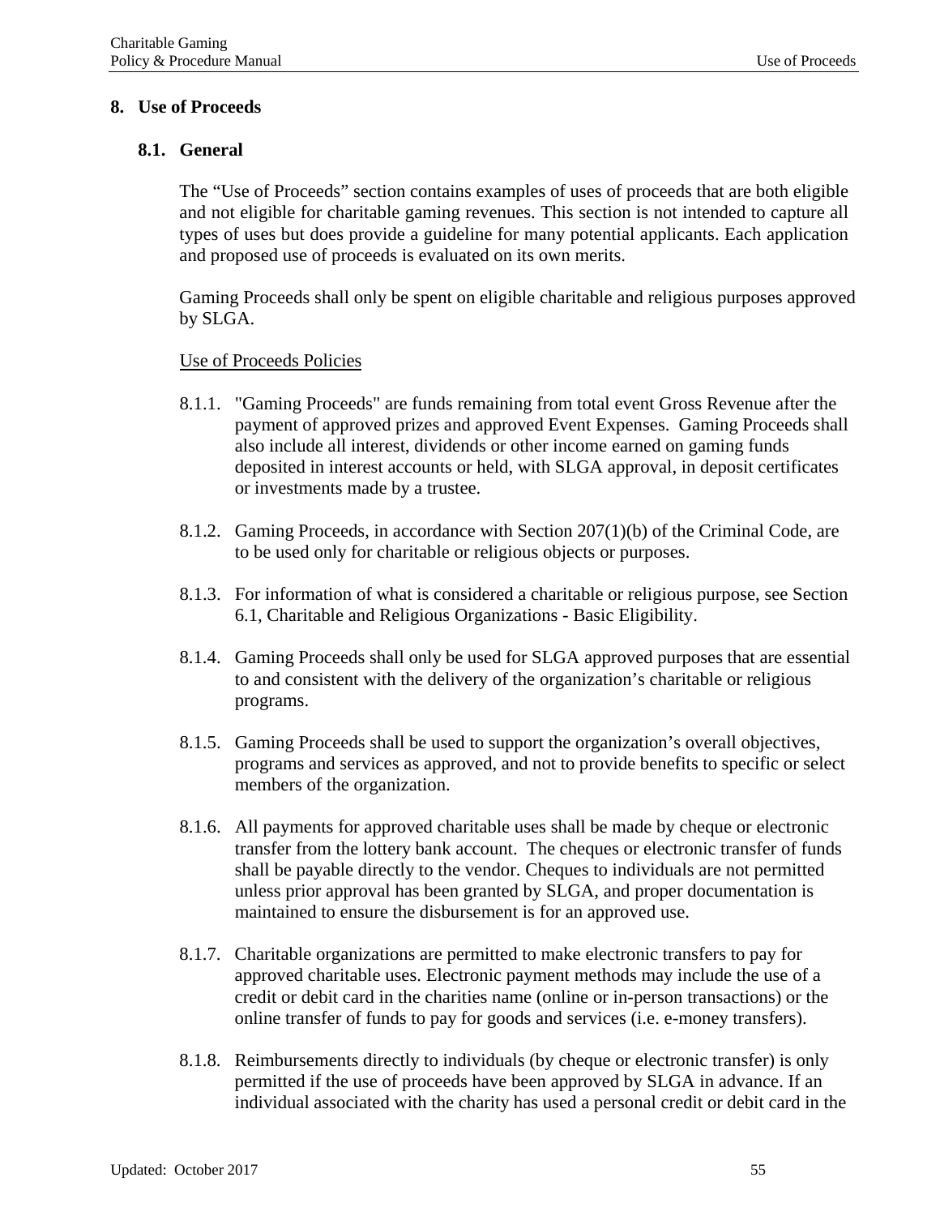# 8. Use of Proceeds

## 8.1. General

The "Use of Proceeds" section contains examples of uses of proceeds that are both eligible and not eligible for charitable gaming revenues. This section is not intended to capture all types of uses but does provide a guideline for many potential applicants. Each application and proposed use of proceeds is evaluated on its own merits.

Gaming Proceeds shall only be spent on eligible charitable and religious purposes approved by SLGA.

<u>Use of Proceeds Policies</u>

8.1.1. "Gaming Proceeds" are funds remaining from total event Gross Revenue after the payment of approved prizes and approved Event Expenses. Gaming Proceeds shall also include all interest, dividends or other income earned on gaming funds deposited in interest accounts or held, with SLGA approval, in deposit certificates or investments made by a trustee.

8.1.2. Gaming Proceeds, in accordance with Section 207(1)(b) of the Criminal Code, are to be used only for charitable or religious objects or purposes.

8.1.3. For information of what is considered a charitable or religious purpose, see Section 6.1, Charitable and Religious Organizations - Basic Eligibility.

8.1.4. Gaming Proceeds shall only be used for SLGA approved purposes that are essential to and consistent with the delivery of the organization's charitable or religious programs.

8.1.5. Gaming Proceeds shall be used to support the organization's overall objectives, programs and services as approved, and not to provide benefits to specific or select members of the organization.

8.1.6. All payments for approved charitable uses shall be made by cheque or electronic transfer from the lottery bank account. The cheques or electronic transfer of funds shall be payable directly to the vendor. Cheques to individuals are not permitted unless prior approval has been granted by SLGA, and proper documentation is maintained to ensure the disbursement is for an approved use.

8.1.7. Charitable organizations are permitted to make electronic transfers to pay for approved charitable uses. Electronic payment methods may include the use of a credit or debit card in the charities name (online or in-person transactions) or the online transfer of funds to pay for goods and services (i.e. e-money transfers).

8.1.8. Reimbursements directly to individuals (by cheque or electronic transfer) is only permitted if the use of proceeds have been approved by SLGA in advance. If an individual associated with the charity has used a personal credit or debit card in the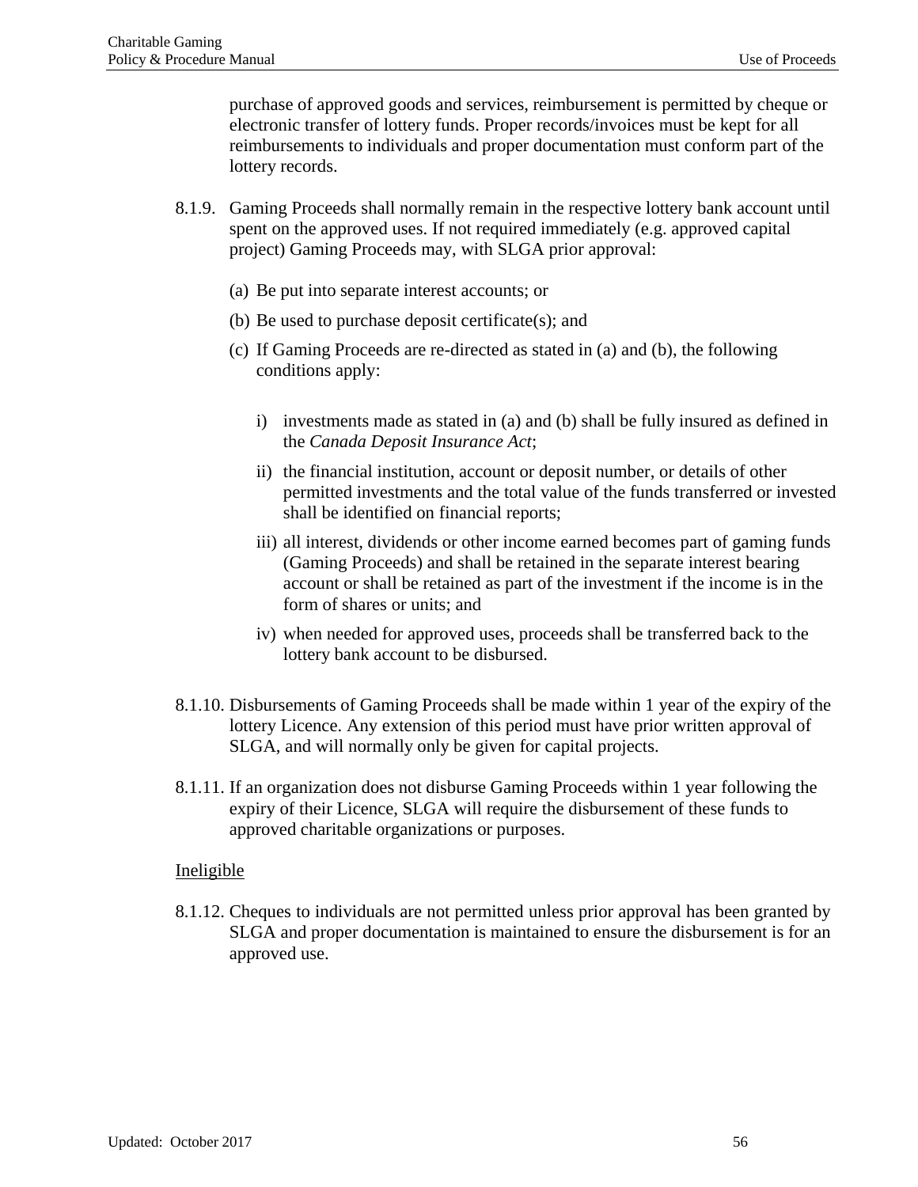purchase of approved goods and services, reimbursement is permitted by cheque or electronic transfer of lottery funds. Proper records/invoices must be kept for all reimbursements to individuals and proper documentation must conform part of the lottery records.

8.1.9. Gaming Proceeds shall normally remain in the respective lottery bank account until spent on the approved uses. If not required immediately (e.g. approved capital project) Gaming Proceeds may, with SLGA prior approval:

(a) Be put into separate interest accounts; or

(b) Be used to purchase deposit certificate(s); and

(c) If Gaming Proceeds are re-directed as stated in (a) and (b), the following conditions apply:

i) investments made as stated in (a) and (b) shall be fully insured as defined in the *Canada Deposit Insurance Act*;

ii) the financial institution, account or deposit number, or details of other permitted investments and the total value of the funds transferred or invested shall be identified on financial reports;

iii) all interest, dividends or other income earned becomes part of gaming funds (Gaming Proceeds) and shall be retained in the separate interest bearing account or shall be retained as part of the investment if the income is in the form of shares or units; and

iv) when needed for approved uses, proceeds shall be transferred back to the lottery bank account to be disbursed.

8.1.10. Disbursements of Gaming Proceeds shall be made within 1 year of the expiry of the lottery Licence. Any extension of this period must have prior written approval of SLGA, and will normally only be given for capital projects.

8.1.11. If an organization does not disburse Gaming Proceeds within 1 year following the expiry of their Licence, SLGA will require the disbursement of these funds to approved charitable organizations or purposes.

<u>Ineligible</u>

8.1.12. Cheques to individuals are not permitted unless prior approval has been granted by SLGA and proper documentation is maintained to ensure the disbursement is for an approved use.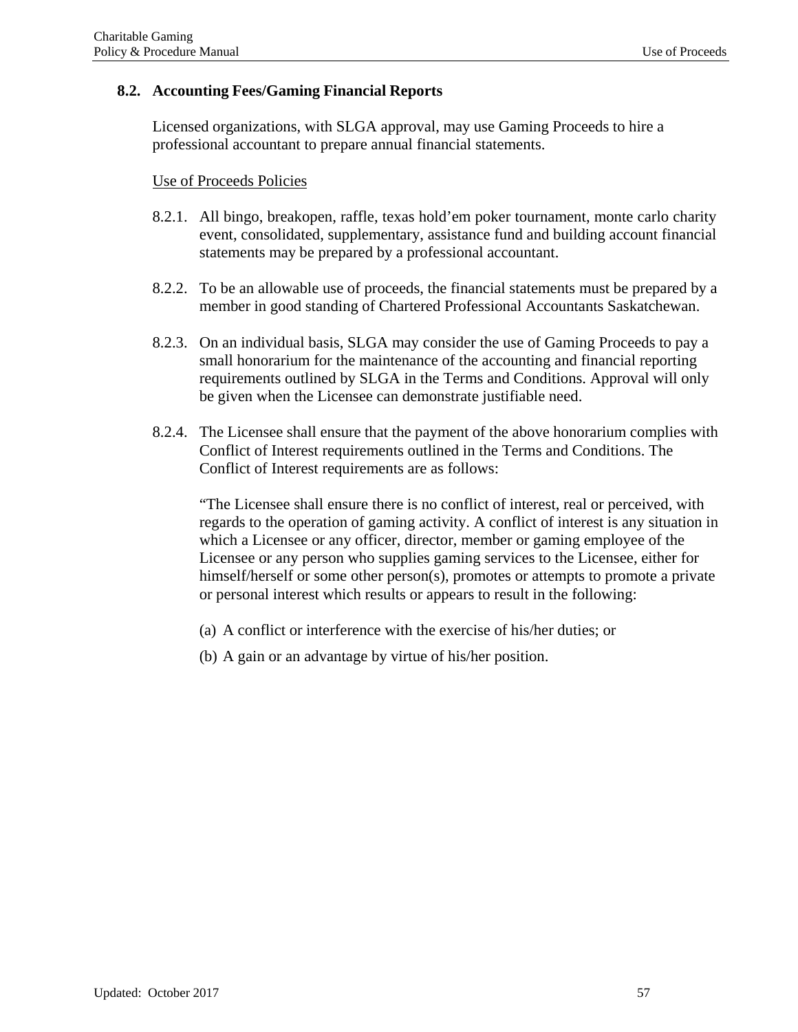## 8.2. Accounting Fees/Gaming Financial Reports

Licensed organizations, with SLGA approval, may use Gaming Proceeds to hire a professional accountant to prepare annual financial statements.

Use of Proceeds Policies

8.2.1. All bingo, breakopen, raffle, texas hold'em poker tournament, monte carlo charity event, consolidated, supplementary, assistance fund and building account financial statements may be prepared by a professional accountant.

8.2.2. To be an allowable use of proceeds, the financial statements must be prepared by a member in good standing of Chartered Professional Accountants Saskatchewan.

8.2.3. On an individual basis, SLGA may consider the use of Gaming Proceeds to pay a small honorarium for the maintenance of the accounting and financial reporting requirements outlined by SLGA in the Terms and Conditions. Approval will only be given when the Licensee can demonstrate justifiable need.

8.2.4. The Licensee shall ensure that the payment of the above honorarium complies with Conflict of Interest requirements outlined in the Terms and Conditions. The Conflict of Interest requirements are as follows:

"The Licensee shall ensure there is no conflict of interest, real or perceived, with regards to the operation of gaming activity. A conflict of interest is any situation in which a Licensee or any officer, director, member or gaming employee of the Licensee or any person who supplies gaming services to the Licensee, either for himself/herself or some other person(s), promotes or attempts to promote a private or personal interest which results or appears to result in the following:

(a) A conflict or interference with the exercise of his/her duties; or

(b) A gain or an advantage by virtue of his/her position.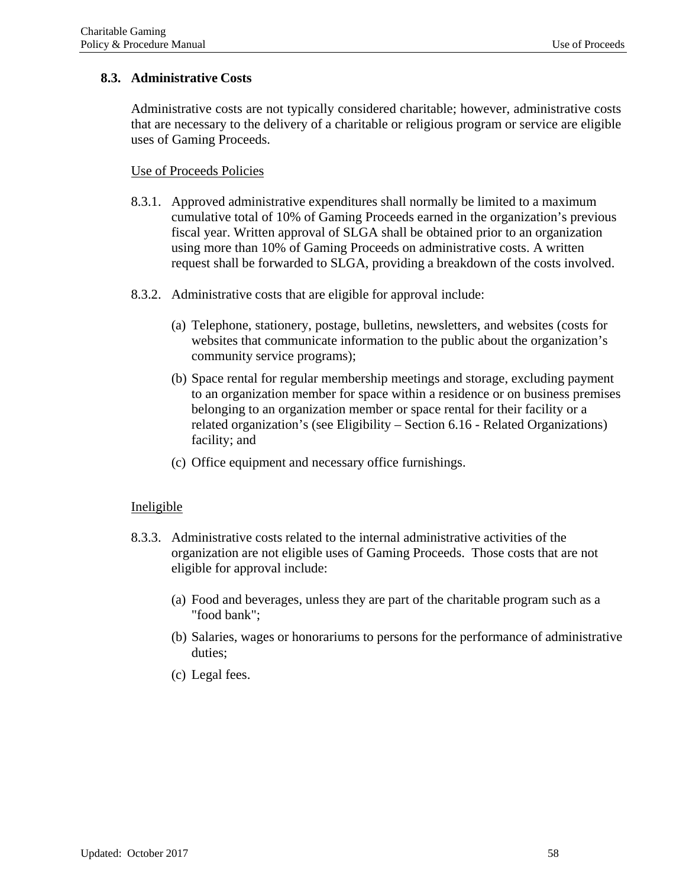## 8.3. Administrative Costs

Administrative costs are not typically considered charitable; however, administrative costs that are necessary to the delivery of a charitable or religious program or service are eligible uses of Gaming Proceeds.

Use of Proceeds Policies

8.3.1. Approved administrative expenditures shall normally be limited to a maximum cumulative total of 10% of Gaming Proceeds earned in the organization's previous fiscal year. Written approval of SLGA shall be obtained prior to an organization using more than 10% of Gaming Proceeds on administrative costs. A written request shall be forwarded to SLGA, providing a breakdown of the costs involved.

8.3.2. Administrative costs that are eligible for approval include:

(a) Telephone, stationery, postage, bulletins, newsletters, and websites (costs for websites that communicate information to the public about the organization's community service programs);

(b) Space rental for regular membership meetings and storage, excluding payment to an organization member for space within a residence or on business premises belonging to an organization member or space rental for their facility or a related organization's (see Eligibility – Section 6.16 - Related Organizations) facility; and

(c) Office equipment and necessary office furnishings.

Ineligible

8.3.3. Administrative costs related to the internal administrative activities of the organization are not eligible uses of Gaming Proceeds. Those costs that are not eligible for approval include:

(a) Food and beverages, unless they are part of the charitable program such as a "food bank";

(b) Salaries, wages or honorariums to persons for the performance of administrative duties;

(c) Legal fees.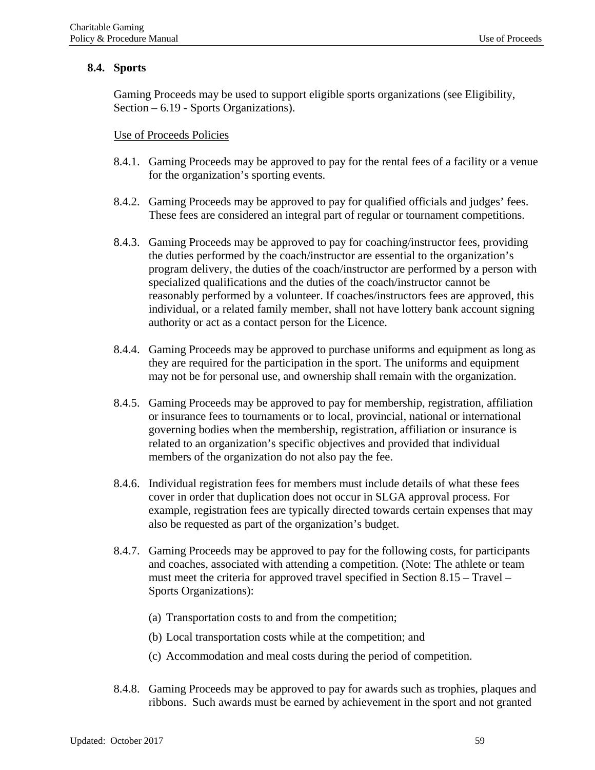## 8.4. Sports

Gaming Proceeds may be used to support eligible sports organizations (see Eligibility, Section – 6.19 - Sports Organizations).

Use of Proceeds Policies

8.4.1. Gaming Proceeds may be approved to pay for the rental fees of a facility or a venue for the organization's sporting events.

8.4.2. Gaming Proceeds may be approved to pay for qualified officials and judges' fees. These fees are considered an integral part of regular or tournament competitions.

8.4.3. Gaming Proceeds may be approved to pay for coaching/instructor fees, providing the duties performed by the coach/instructor are essential to the organization's program delivery, the duties of the coach/instructor are performed by a person with specialized qualifications and the duties of the coach/instructor cannot be reasonably performed by a volunteer. If coaches/instructors fees are approved, this individual, or a related family member, shall not have lottery bank account signing authority or act as a contact person for the Licence.

8.4.4. Gaming Proceeds may be approved to purchase uniforms and equipment as long as they are required for the participation in the sport. The uniforms and equipment may not be for personal use, and ownership shall remain with the organization.

8.4.5. Gaming Proceeds may be approved to pay for membership, registration, affiliation or insurance fees to tournaments or to local, provincial, national or international governing bodies when the membership, registration, affiliation or insurance is related to an organization's specific objectives and provided that individual members of the organization do not also pay the fee.

8.4.6. Individual registration fees for members must include details of what these fees cover in order that duplication does not occur in SLGA approval process. For example, registration fees are typically directed towards certain expenses that may also be requested as part of the organization's budget.

8.4.7. Gaming Proceeds may be approved to pay for the following costs, for participants and coaches, associated with attending a competition. (Note: The athlete or team must meet the criteria for approved travel specified in Section 8.15 – Travel – Sports Organizations):

(a) Transportation costs to and from the competition;

(b) Local transportation costs while at the competition; and

(c) Accommodation and meal costs during the period of competition.

8.4.8. Gaming Proceeds may be approved to pay for awards such as trophies, plaques and ribbons. Such awards must be earned by achievement in the sport and not granted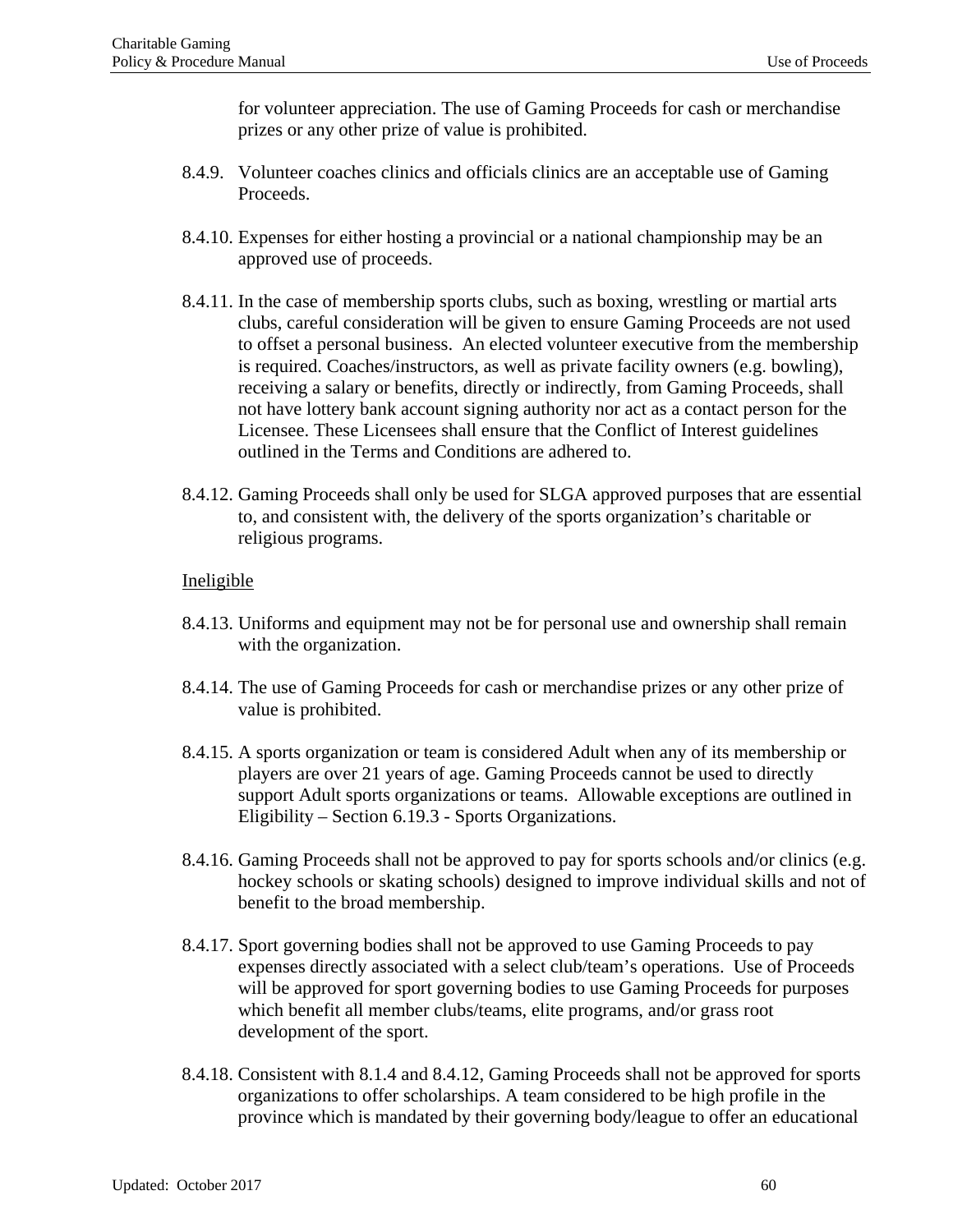for volunteer appreciation. The use of Gaming Proceeds for cash or merchandise prizes or any other prize of value is prohibited.

8.4.9. Volunteer coaches clinics and officials clinics are an acceptable use of Gaming Proceeds.

8.4.10. Expenses for either hosting a provincial or a national championship may be an approved use of proceeds.

8.4.11. In the case of membership sports clubs, such as boxing, wrestling or martial arts clubs, careful consideration will be given to ensure Gaming Proceeds are not used to offset a personal business. An elected volunteer executive from the membership is required. Coaches/instructors, as well as private facility owners (e.g. bowling), receiving a salary or benefits, directly or indirectly, from Gaming Proceeds, shall not have lottery bank account signing authority nor act as a contact person for the Licensee. These Licensees shall ensure that the Conflict of Interest guidelines outlined in the Terms and Conditions are adhered to.

8.4.12. Gaming Proceeds shall only be used for SLGA approved purposes that are essential to, and consistent with, the delivery of the sports organization's charitable or religious programs.

<u>Ineligible</u>

8.4.13. Uniforms and equipment may not be for personal use and ownership shall remain with the organization.

8.4.14. The use of Gaming Proceeds for cash or merchandise prizes or any other prize of value is prohibited.

8.4.15. A sports organization or team is considered Adult when any of its membership or players are over 21 years of age. Gaming Proceeds cannot be used to directly support Adult sports organizations or teams. Allowable exceptions are outlined in Eligibility – Section 6.19.3 - Sports Organizations.

8.4.16. Gaming Proceeds shall not be approved to pay for sports schools and/or clinics (e.g. hockey schools or skating schools) designed to improve individual skills and not of benefit to the broad membership.

8.4.17. Sport governing bodies shall not be approved to use Gaming Proceeds to pay expenses directly associated with a select club/team's operations. Use of Proceeds will be approved for sport governing bodies to use Gaming Proceeds for purposes which benefit all member clubs/teams, elite programs, and/or grass root development of the sport.

8.4.18. Consistent with 8.1.4 and 8.4.12, Gaming Proceeds shall not be approved for sports organizations to offer scholarships. A team considered to be high profile in the province which is mandated by their governing body/league to offer an educational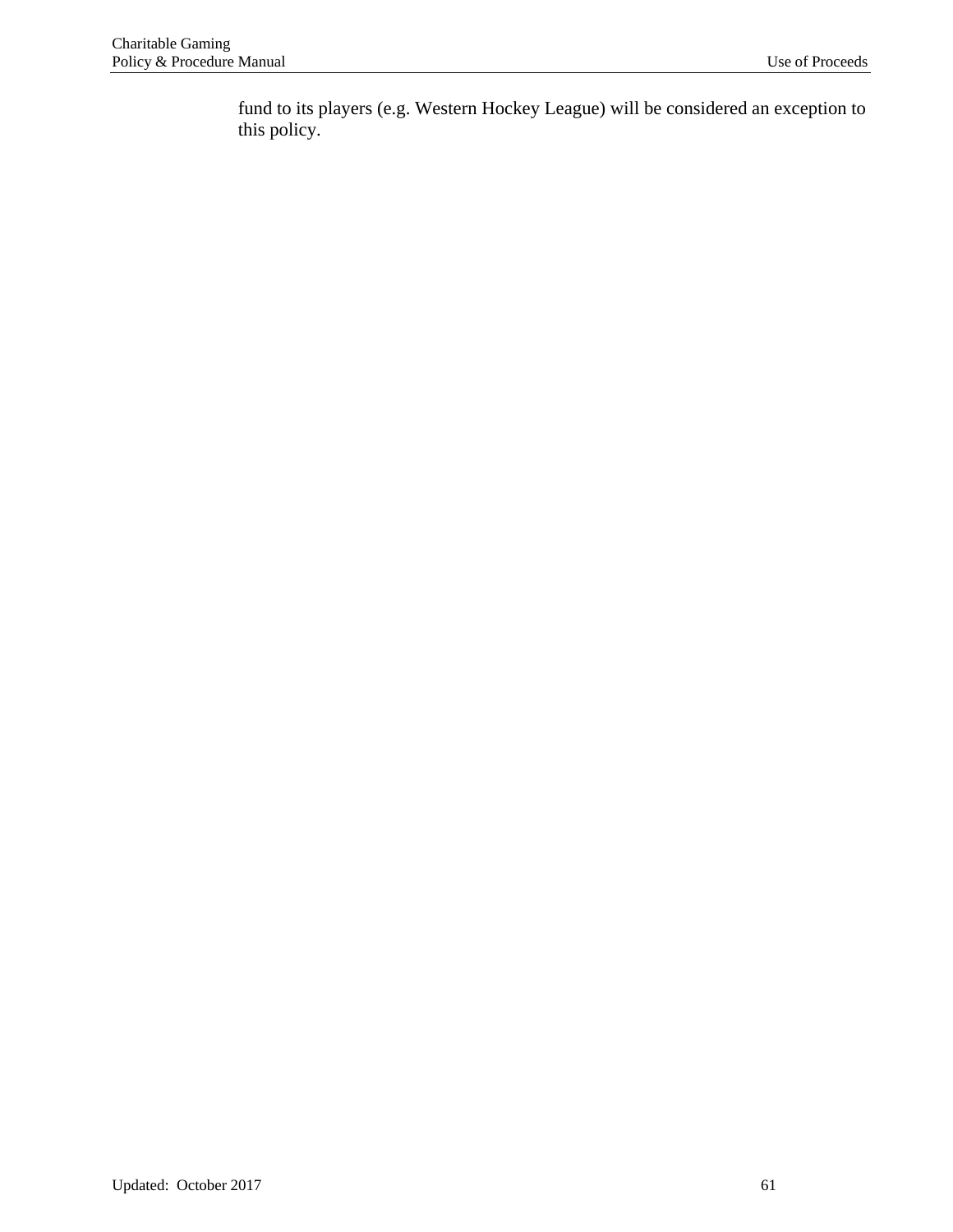fund to its players (e.g. Western Hockey League) will be considered an exception to this policy.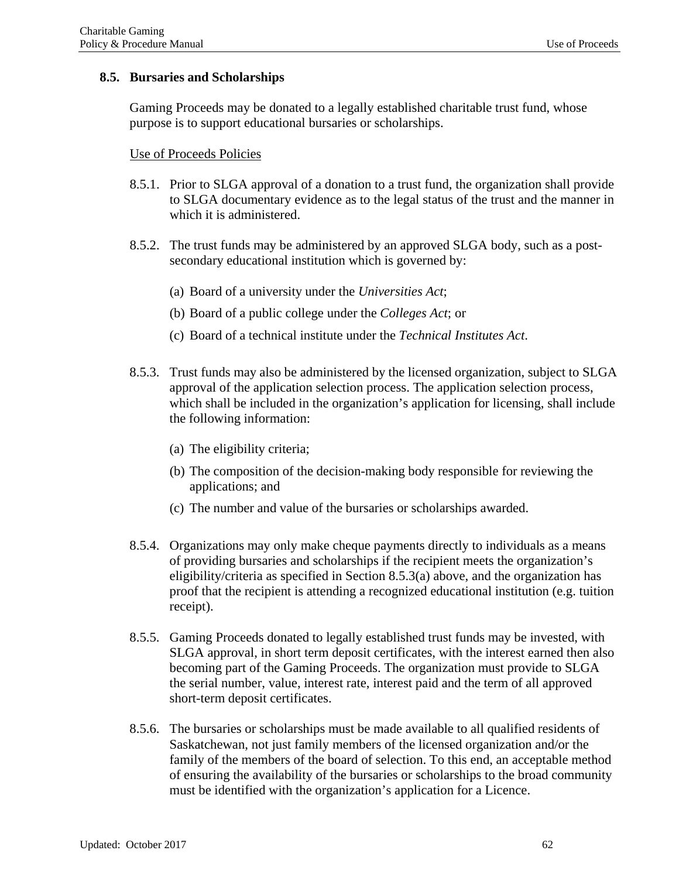## 8.5. Bursaries and Scholarships

Gaming Proceeds may be donated to a legally established charitable trust fund, whose purpose is to support educational bursaries or scholarships.

Use of Proceeds Policies

8.5.1. Prior to SLGA approval of a donation to a trust fund, the organization shall provide to SLGA documentary evidence as to the legal status of the trust and the manner in which it is administered.

8.5.2. The trust funds may be administered by an approved SLGA body, such as a post-secondary educational institution which is governed by:

(a) Board of a university under the *Universities Act*;

(b) Board of a public college under the *Colleges Act*; or

(c) Board of a technical institute under the *Technical Institutes Act*.

8.5.3. Trust funds may also be administered by the licensed organization, subject to SLGA approval of the application selection process. The application selection process, which shall be included in the organization's application for licensing, shall include the following information:

(a) The eligibility criteria;

(b) The composition of the decision-making body responsible for reviewing the applications; and

(c) The number and value of the bursaries or scholarships awarded.

8.5.4. Organizations may only make cheque payments directly to individuals as a means of providing bursaries and scholarships if the recipient meets the organization's eligibility/criteria as specified in Section 8.5.3(a) above, and the organization has proof that the recipient is attending a recognized educational institution (e.g. tuition receipt).

8.5.5. Gaming Proceeds donated to legally established trust funds may be invested, with SLGA approval, in short term deposit certificates, with the interest earned then also becoming part of the Gaming Proceeds. The organization must provide to SLGA the serial number, value, interest rate, interest paid and the term of all approved short-term deposit certificates.

8.5.6. The bursaries or scholarships must be made available to all qualified residents of Saskatchewan, not just family members of the licensed organization and/or the family of the members of the board of selection. To this end, an acceptable method of ensuring the availability of the bursaries or scholarships to the broad community must be identified with the organization's application for a Licence.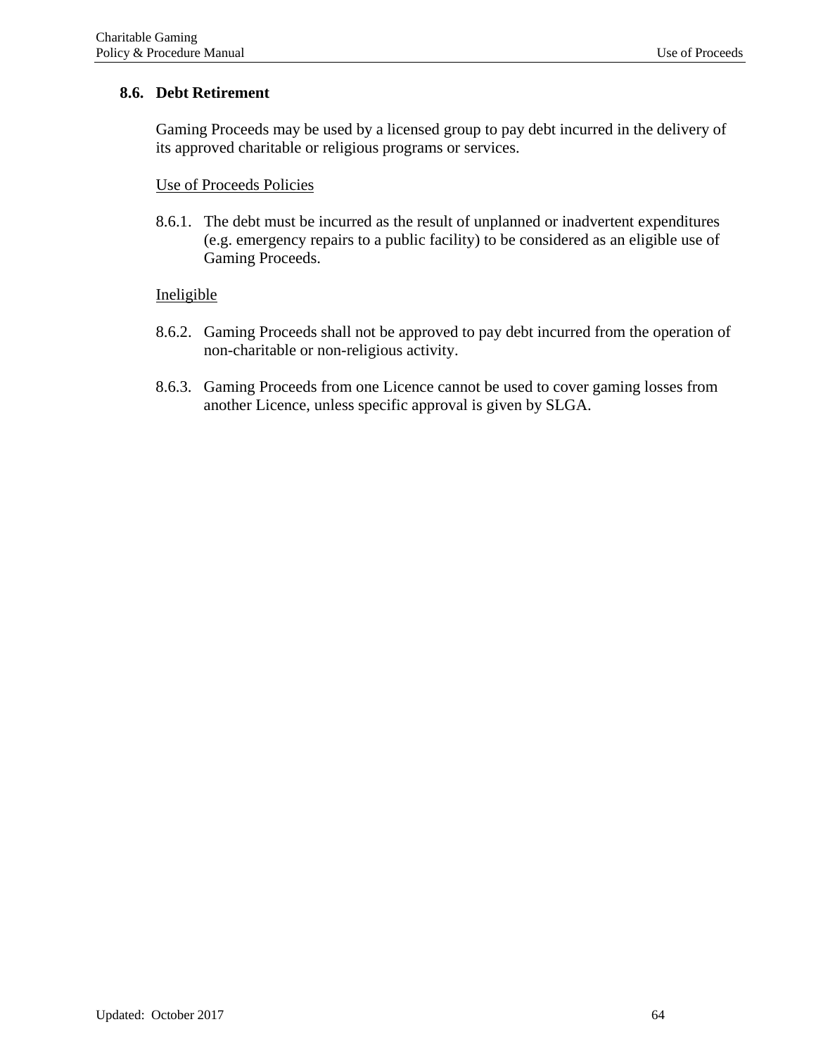## 8.6. Debt Retirement

Gaming Proceeds may be used by a licensed group to pay debt incurred in the delivery of its approved charitable or religious programs or services.

<u>Use of Proceeds Policies</u>

8.6.1. The debt must be incurred as the result of unplanned or inadvertent expenditures (e.g. emergency repairs to a public facility) to be considered as an eligible use of Gaming Proceeds.

<u>Ineligible</u>

8.6.2. Gaming Proceeds shall not be approved to pay debt incurred from the operation of non-charitable or non-religious activity.

8.6.3. Gaming Proceeds from one Licence cannot be used to cover gaming losses from another Licence, unless specific approval is given by SLGA.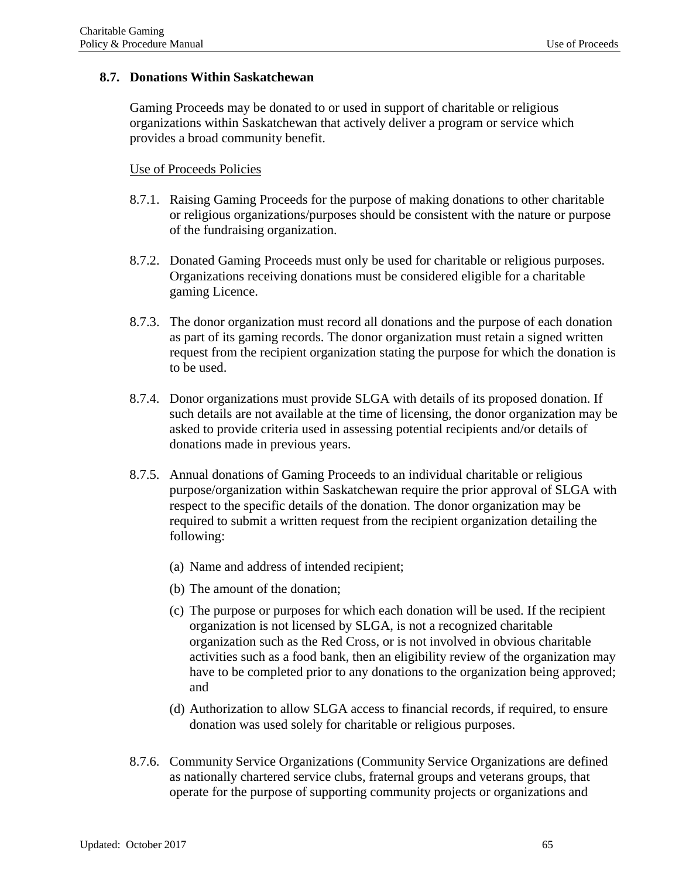## 8.7. Donations Within Saskatchewan

Gaming Proceeds may be donated to or used in support of charitable or religious organizations within Saskatchewan that actively deliver a program or service which provides a broad community benefit.

Use of Proceeds Policies

8.7.1. Raising Gaming Proceeds for the purpose of making donations to other charitable or religious organizations/purposes should be consistent with the nature or purpose of the fundraising organization.

8.7.2. Donated Gaming Proceeds must only be used for charitable or religious purposes. Organizations receiving donations must be considered eligible for a charitable gaming Licence.

8.7.3. The donor organization must record all donations and the purpose of each donation as part of its gaming records. The donor organization must retain a signed written request from the recipient organization stating the purpose for which the donation is to be used.

8.7.4. Donor organizations must provide SLGA with details of its proposed donation. If such details are not available at the time of licensing, the donor organization may be asked to provide criteria used in assessing potential recipients and/or details of donations made in previous years.

8.7.5. Annual donations of Gaming Proceeds to an individual charitable or religious purpose/organization within Saskatchewan require the prior approval of SLGA with respect to the specific details of the donation. The donor organization may be required to submit a written request from the recipient organization detailing the following:

(a) Name and address of intended recipient;

(b) The amount of the donation;

(c) The purpose or purposes for which each donation will be used. If the recipient organization is not licensed by SLGA, is not a recognized charitable organization such as the Red Cross, or is not involved in obvious charitable activities such as a food bank, then an eligibility review of the organization may have to be completed prior to any donations to the organization being approved; and

(d) Authorization to allow SLGA access to financial records, if required, to ensure donation was used solely for charitable or religious purposes.

8.7.6. Community Service Organizations (Community Service Organizations are defined as nationally chartered service clubs, fraternal groups and veterans groups, that operate for the purpose of supporting community projects or organizations and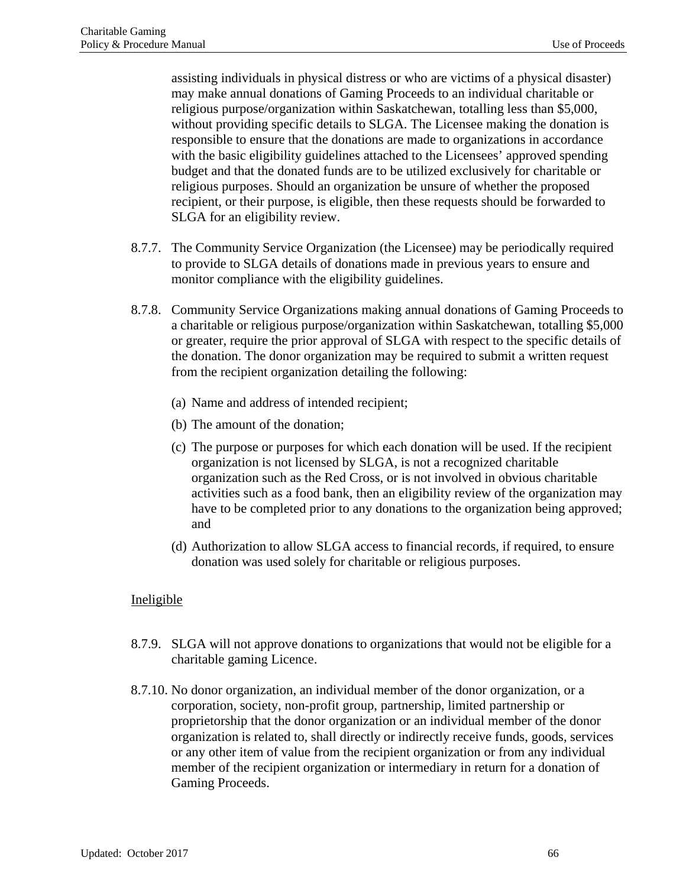assisting individuals in physical distress or who are victims of a physical disaster) may make annual donations of Gaming Proceeds to an individual charitable or religious purpose/organization within Saskatchewan, totalling less than $5,000, without providing specific details to SLGA. The Licensee making the donation is responsible to ensure that the donations are made to organizations in accordance with the basic eligibility guidelines attached to the Licensees' approved spending budget and that the donated funds are to be utilized exclusively for charitable or religious purposes. Should an organization be unsure of whether the proposed recipient, or their purpose, is eligible, then these requests should be forwarded to SLGA for an eligibility review.

8.7.7. The Community Service Organization (the Licensee) may be periodically required to provide to SLGA details of donations made in previous years to ensure and monitor compliance with the eligibility guidelines.

8.7.8. Community Service Organizations making annual donations of Gaming Proceeds to a charitable or religious purpose/organization within Saskatchewan, totalling $5,000 or greater, require the prior approval of SLGA with respect to the specific details of the donation. The donor organization may be required to submit a written request from the recipient organization detailing the following:

(a) Name and address of intended recipient;

(b) The amount of the donation;

(c) The purpose or purposes for which each donation will be used. If the recipient organization is not licensed by SLGA, is not a recognized charitable organization such as the Red Cross, or is not involved in obvious charitable activities such as a food bank, then an eligibility review of the organization may have to be completed prior to any donations to the organization being approved; and

(d) Authorization to allow SLGA access to financial records, if required, to ensure donation was used solely for charitable or religious purposes.

<u>Ineligible</u>

8.7.9. SLGA will not approve donations to organizations that would not be eligible for a charitable gaming Licence.

8.7.10. No donor organization, an individual member of the donor organization, or a corporation, society, non-profit group, partnership, limited partnership or proprietorship that the donor organization or an individual member of the donor organization is related to, shall directly or indirectly receive funds, goods, services or any other item of value from the recipient organization or from any individual member of the recipient organization or intermediary in return for a donation of Gaming Proceeds.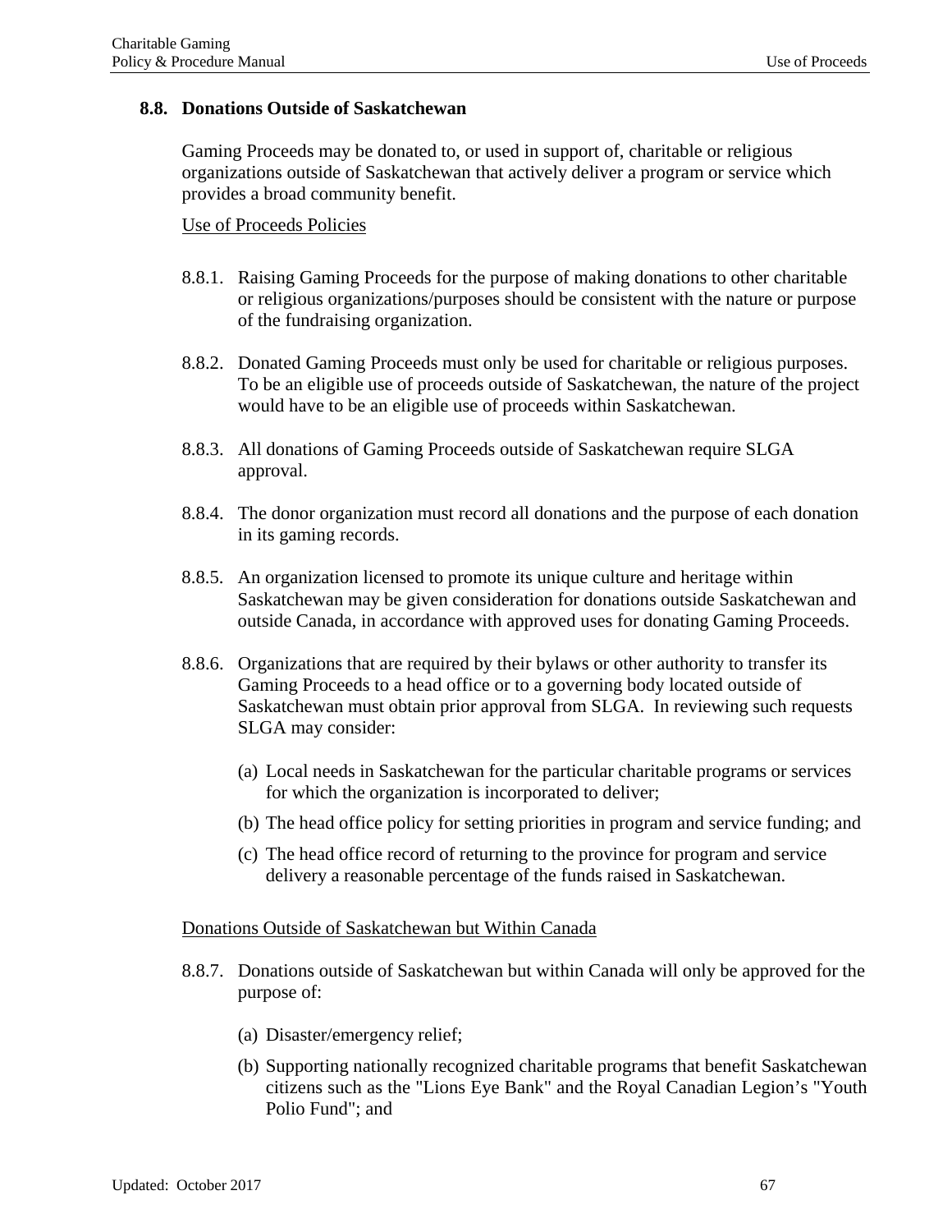## 8.8. Donations Outside of Saskatchewan

Gaming Proceeds may be donated to, or used in support of, charitable or religious organizations outside of Saskatchewan that actively deliver a program or service which provides a broad community benefit.

Use of Proceeds Policies

8.8.1. Raising Gaming Proceeds for the purpose of making donations to other charitable or religious organizations/purposes should be consistent with the nature or purpose of the fundraising organization.

8.8.2. Donated Gaming Proceeds must only be used for charitable or religious purposes. To be an eligible use of proceeds outside of Saskatchewan, the nature of the project would have to be an eligible use of proceeds within Saskatchewan.

8.8.3. All donations of Gaming Proceeds outside of Saskatchewan require SLGA approval.

8.8.4. The donor organization must record all donations and the purpose of each donation in its gaming records.

8.8.5. An organization licensed to promote its unique culture and heritage within Saskatchewan may be given consideration for donations outside Saskatchewan and outside Canada, in accordance with approved uses for donating Gaming Proceeds.

8.8.6. Organizations that are required by their bylaws or other authority to transfer its Gaming Proceeds to a head office or to a governing body located outside of Saskatchewan must obtain prior approval from SLGA. In reviewing such requests SLGA may consider:

(a) Local needs in Saskatchewan for the particular charitable programs or services for which the organization is incorporated to deliver;

(b) The head office policy for setting priorities in program and service funding; and

(c) The head office record of returning to the province for program and service delivery a reasonable percentage of the funds raised in Saskatchewan.

Donations Outside of Saskatchewan but Within Canada

8.8.7. Donations outside of Saskatchewan but within Canada will only be approved for the purpose of:

(a) Disaster/emergency relief;

(b) Supporting nationally recognized charitable programs that benefit Saskatchewan citizens such as the "Lions Eye Bank" and the Royal Canadian Legion's "Youth Polio Fund"; and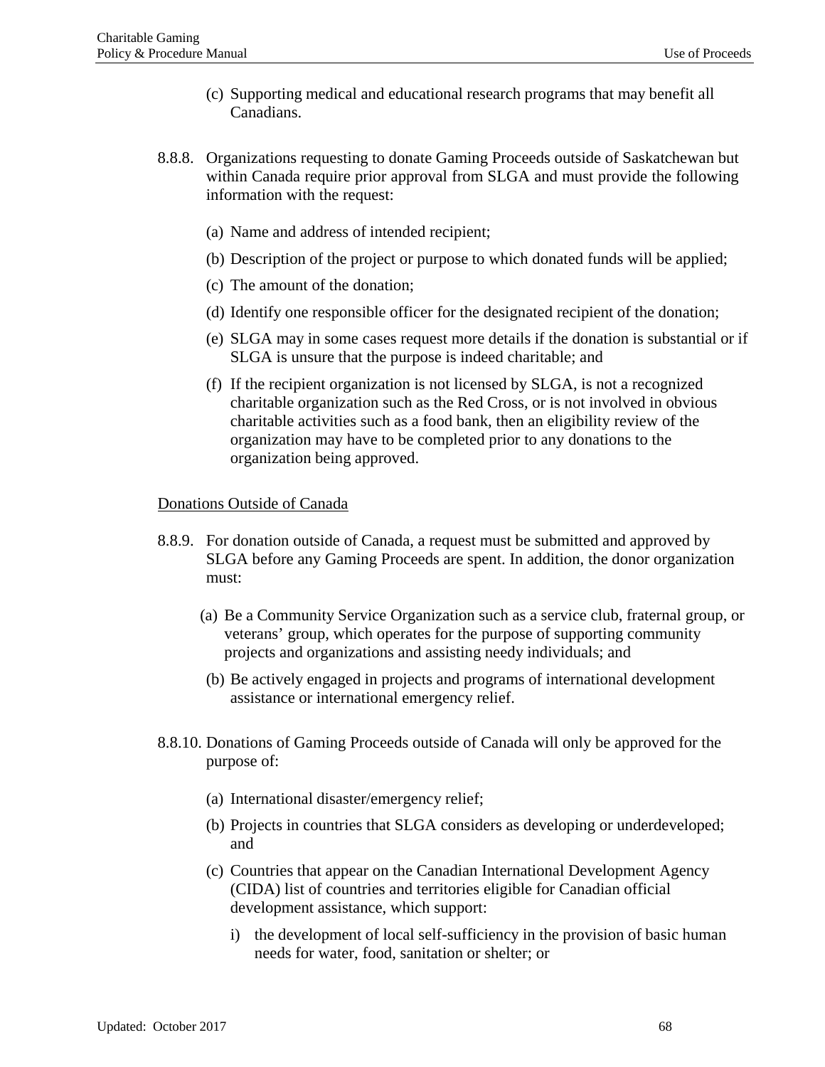(c) Supporting medical and educational research programs that may benefit all Canadians.

8.8.8. Organizations requesting to donate Gaming Proceeds outside of Saskatchewan but within Canada require prior approval from SLGA and must provide the following information with the request:

(a) Name and address of intended recipient;

(b) Description of the project or purpose to which donated funds will be applied;

(c) The amount of the donation;

(d) Identify one responsible officer for the designated recipient of the donation;

(e) SLGA may in some cases request more details if the donation is substantial or if SLGA is unsure that the purpose is indeed charitable; and

(f) If the recipient organization is not licensed by SLGA, is not a recognized charitable organization such as the Red Cross, or is not involved in obvious charitable activities such as a food bank, then an eligibility review of the organization may have to be completed prior to any donations to the organization being approved.

<u>Donations Outside of Canada</u>

8.8.9. For donation outside of Canada, a request must be submitted and approved by SLGA before any Gaming Proceeds are spent. In addition, the donor organization must:

(a) Be a Community Service Organization such as a service club, fraternal group, or veterans' group, which operates for the purpose of supporting community projects and organizations and assisting needy individuals; and

(b) Be actively engaged in projects and programs of international development assistance or international emergency relief.

8.8.10. Donations of Gaming Proceeds outside of Canada will only be approved for the purpose of:

(a) International disaster/emergency relief;

(b) Projects in countries that SLGA considers as developing or underdeveloped; and

(c) Countries that appear on the Canadian International Development Agency (CIDA) list of countries and territories eligible for Canadian official development assistance, which support:

i) the development of local self-sufficiency in the provision of basic human needs for water, food, sanitation or shelter; or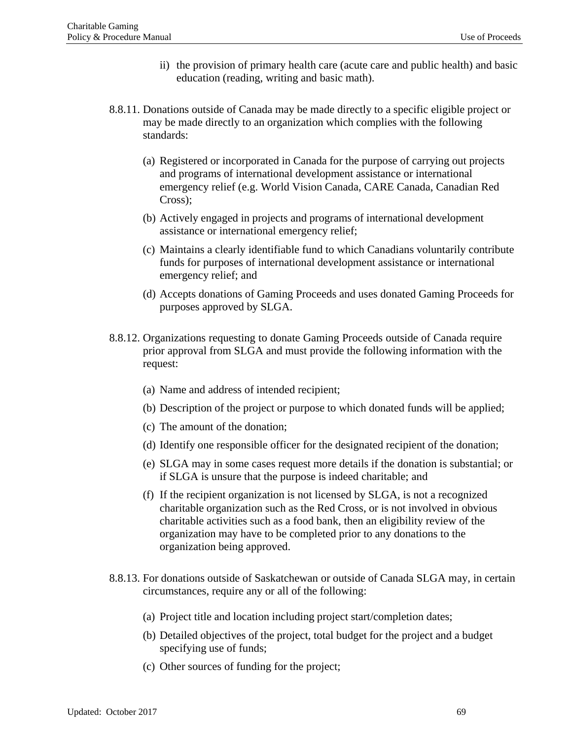ii) the provision of primary health care (acute care and public health) and basic education (reading, writing and basic math).

8.8.11. Donations outside of Canada may be made directly to a specific eligible project or may be made directly to an organization which complies with the following standards:

(a) Registered or incorporated in Canada for the purpose of carrying out projects and programs of international development assistance or international emergency relief (e.g. World Vision Canada, CARE Canada, Canadian Red Cross);

(b) Actively engaged in projects and programs of international development assistance or international emergency relief;

(c) Maintains a clearly identifiable fund to which Canadians voluntarily contribute funds for purposes of international development assistance or international emergency relief; and

(d) Accepts donations of Gaming Proceeds and uses donated Gaming Proceeds for purposes approved by SLGA.

8.8.12. Organizations requesting to donate Gaming Proceeds outside of Canada require prior approval from SLGA and must provide the following information with the request:

(a) Name and address of intended recipient;

(b) Description of the project or purpose to which donated funds will be applied;

(c) The amount of the donation;

(d) Identify one responsible officer for the designated recipient of the donation;

(e) SLGA may in some cases request more details if the donation is substantial; or if SLGA is unsure that the purpose is indeed charitable; and

(f) If the recipient organization is not licensed by SLGA, is not a recognized charitable organization such as the Red Cross, or is not involved in obvious charitable activities such as a food bank, then an eligibility review of the organization may have to be completed prior to any donations to the organization being approved.

8.8.13. For donations outside of Saskatchewan or outside of Canada SLGA may, in certain circumstances, require any or all of the following:

(a) Project title and location including project start/completion dates;

(b) Detailed objectives of the project, total budget for the project and a budget specifying use of funds;

(c) Other sources of funding for the project;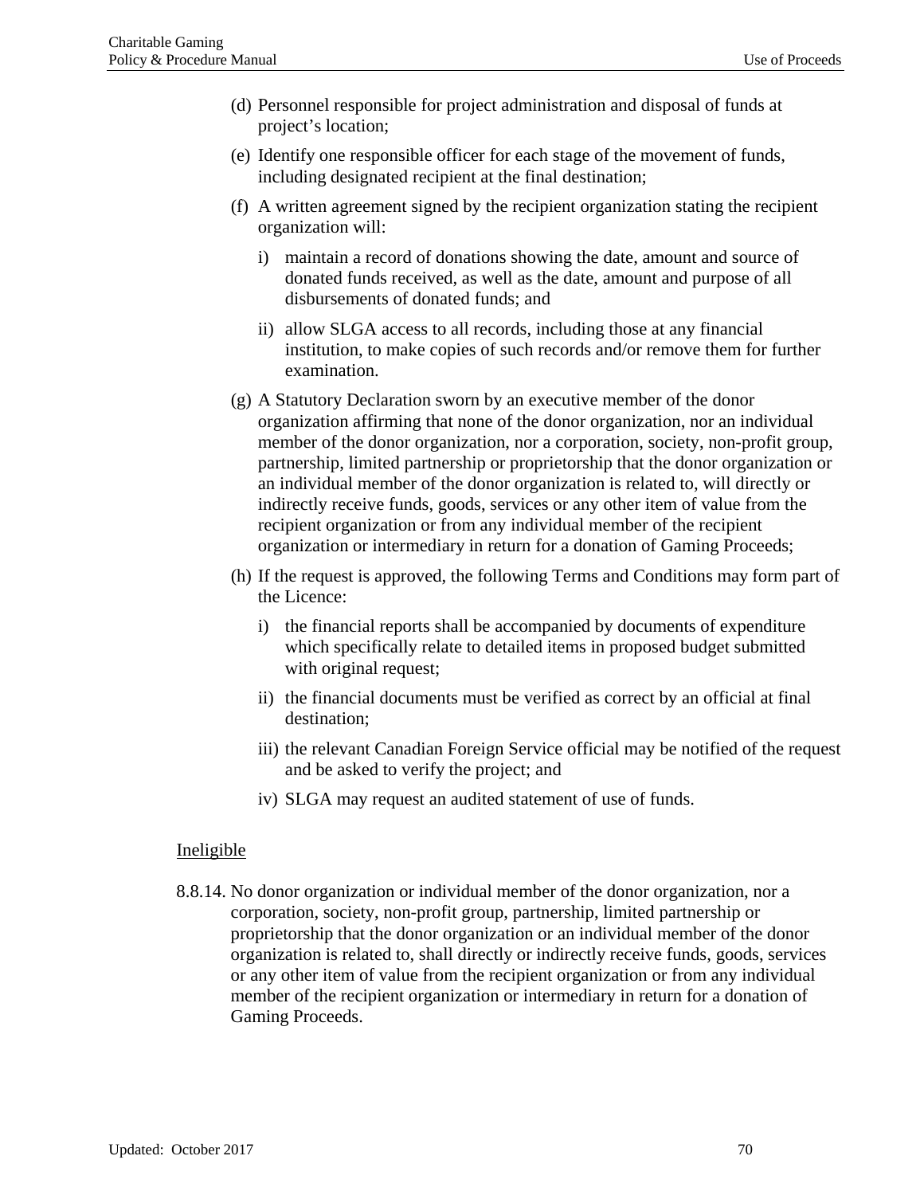(d) Personnel responsible for project administration and disposal of funds at project's location;

(e) Identify one responsible officer for each stage of the movement of funds, including designated recipient at the final destination;

(f) A written agreement signed by the recipient organization stating the recipient organization will:

   i) maintain a record of donations showing the date, amount and source of donated funds received, as well as the date, amount and purpose of all disbursements of donated funds; and

   ii) allow SLGA access to all records, including those at any financial institution, to make copies of such records and/or remove them for further examination.

(g) A Statutory Declaration sworn by an executive member of the donor organization affirming that none of the donor organization, nor an individual member of the donor organization, nor a corporation, society, non-profit group, partnership, limited partnership or proprietorship that the donor organization or an individual member of the donor organization is related to, will directly or indirectly receive funds, goods, services or any other item of value from the recipient organization or from any individual member of the recipient organization or intermediary in return for a donation of Gaming Proceeds;

(h) If the request is approved, the following Terms and Conditions may form part of the Licence:

   i) the financial reports shall be accompanied by documents of expenditure which specifically relate to detailed items in proposed budget submitted with original request;

   ii) the financial documents must be verified as correct by an official at final destination;

   iii) the relevant Canadian Foreign Service official may be notified of the request and be asked to verify the project; and

   iv) SLGA may request an audited statement of use of funds.

<u>Ineligible</u>

8.8.14. No donor organization or individual member of the donor organization, nor a corporation, society, non-profit group, partnership, limited partnership or proprietorship that the donor organization or an individual member of the donor organization is related to, shall directly or indirectly receive funds, goods, services or any other item of value from the recipient organization or from any individual member of the recipient organization or intermediary in return for a donation of Gaming Proceeds.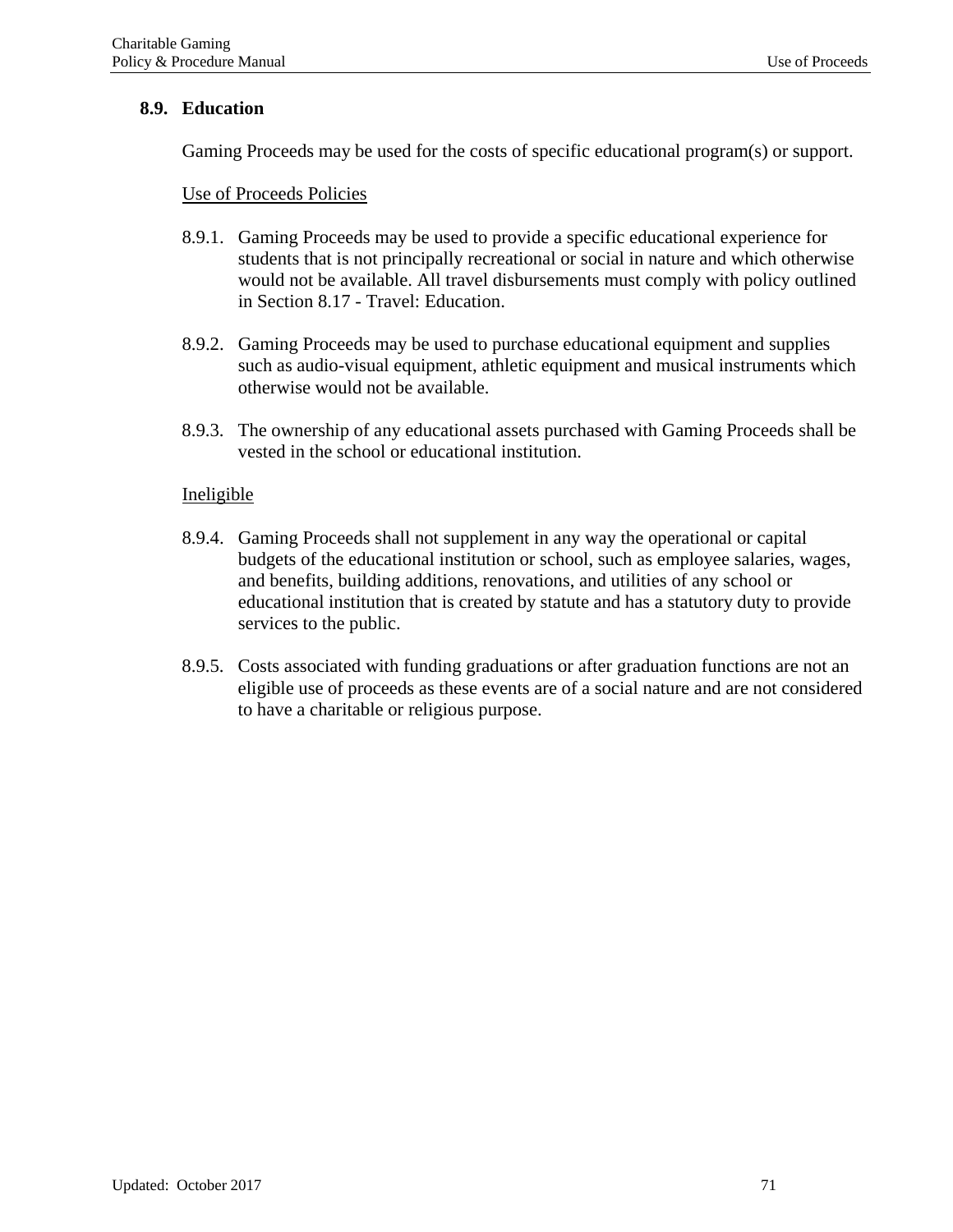## 8.9. Education

Gaming Proceeds may be used for the costs of specific educational program(s) or support.

Use of Proceeds Policies

8.9.1. Gaming Proceeds may be used to provide a specific educational experience for students that is not principally recreational or social in nature and which otherwise would not be available. All travel disbursements must comply with policy outlined in Section 8.17 - Travel: Education.

8.9.2. Gaming Proceeds may be used to purchase educational equipment and supplies such as audio-visual equipment, athletic equipment and musical instruments which otherwise would not be available.

8.9.3. The ownership of any educational assets purchased with Gaming Proceeds shall be vested in the school or educational institution.

Ineligible

8.9.4. Gaming Proceeds shall not supplement in any way the operational or capital budgets of the educational institution or school, such as employee salaries, wages, and benefits, building additions, renovations, and utilities of any school or educational institution that is created by statute and has a statutory duty to provide services to the public.

8.9.5. Costs associated with funding graduations or after graduation functions are not an eligible use of proceeds as these events are of a social nature and are not considered to have a charitable or religious purpose.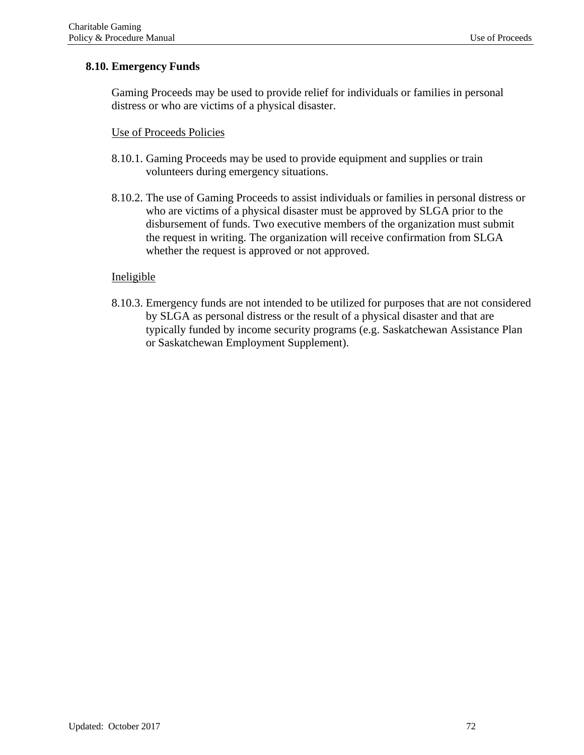## 8.10. Emergency Funds

Gaming Proceeds may be used to provide relief for individuals or families in personal distress or who are victims of a physical disaster.

<u>Use of Proceeds Policies</u>

8.10.1. Gaming Proceeds may be used to provide equipment and supplies or train volunteers during emergency situations.

8.10.2. The use of Gaming Proceeds to assist individuals or families in personal distress or who are victims of a physical disaster must be approved by SLGA prior to the disbursement of funds. Two executive members of the organization must submit the request in writing. The organization will receive confirmation from SLGA whether the request is approved or not approved.

<u>Ineligible</u>

8.10.3. Emergency funds are not intended to be utilized for purposes that are not considered by SLGA as personal distress or the result of a physical disaster and that are typically funded by income security programs (e.g. Saskatchewan Assistance Plan or Saskatchewan Employment Supplement).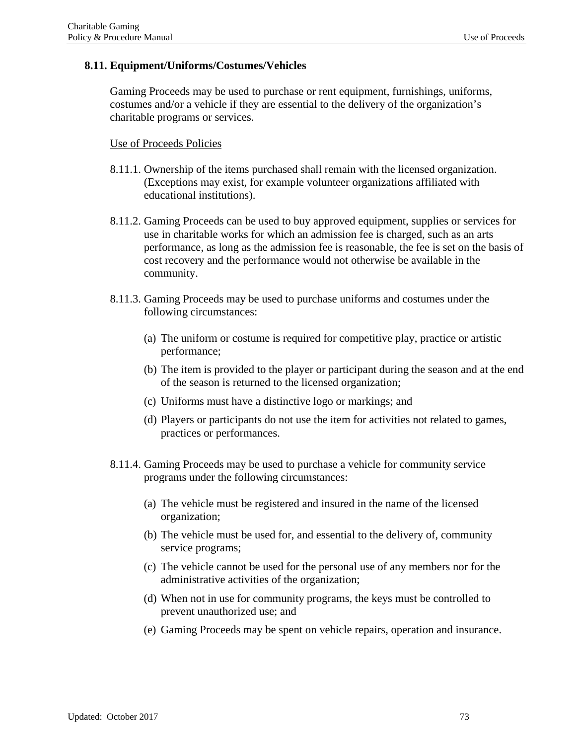### 8.11. Equipment/Uniforms/Costumes/Vehicles

Gaming Proceeds may be used to purchase or rent equipment, furnishings, uniforms, costumes and/or a vehicle if they are essential to the delivery of the organization's charitable programs or services.

Use of Proceeds Policies

8.11.1. Ownership of the items purchased shall remain with the licensed organization. (Exceptions may exist, for example volunteer organizations affiliated with educational institutions).

8.11.2. Gaming Proceeds can be used to buy approved equipment, supplies or services for use in charitable works for which an admission fee is charged, such as an arts performance, as long as the admission fee is reasonable, the fee is set on the basis of cost recovery and the performance would not otherwise be available in the community.

8.11.3. Gaming Proceeds may be used to purchase uniforms and costumes under the following circumstances:

- (a) The uniform or costume is required for competitive play, practice or artistic performance;
- (b) The item is provided to the player or participant during the season and at the end of the season is returned to the licensed organization;
- (c) Uniforms must have a distinctive logo or markings; and
- (d) Players or participants do not use the item for activities not related to games, practices or performances.

8.11.4. Gaming Proceeds may be used to purchase a vehicle for community service programs under the following circumstances:

- (a) The vehicle must be registered and insured in the name of the licensed organization;
- (b) The vehicle must be used for, and essential to the delivery of, community service programs;
- (c) The vehicle cannot be used for the personal use of any members nor for the administrative activities of the organization;
- (d) When not in use for community programs, the keys must be controlled to prevent unauthorized use; and
- (e) Gaming Proceeds may be spent on vehicle repairs, operation and insurance.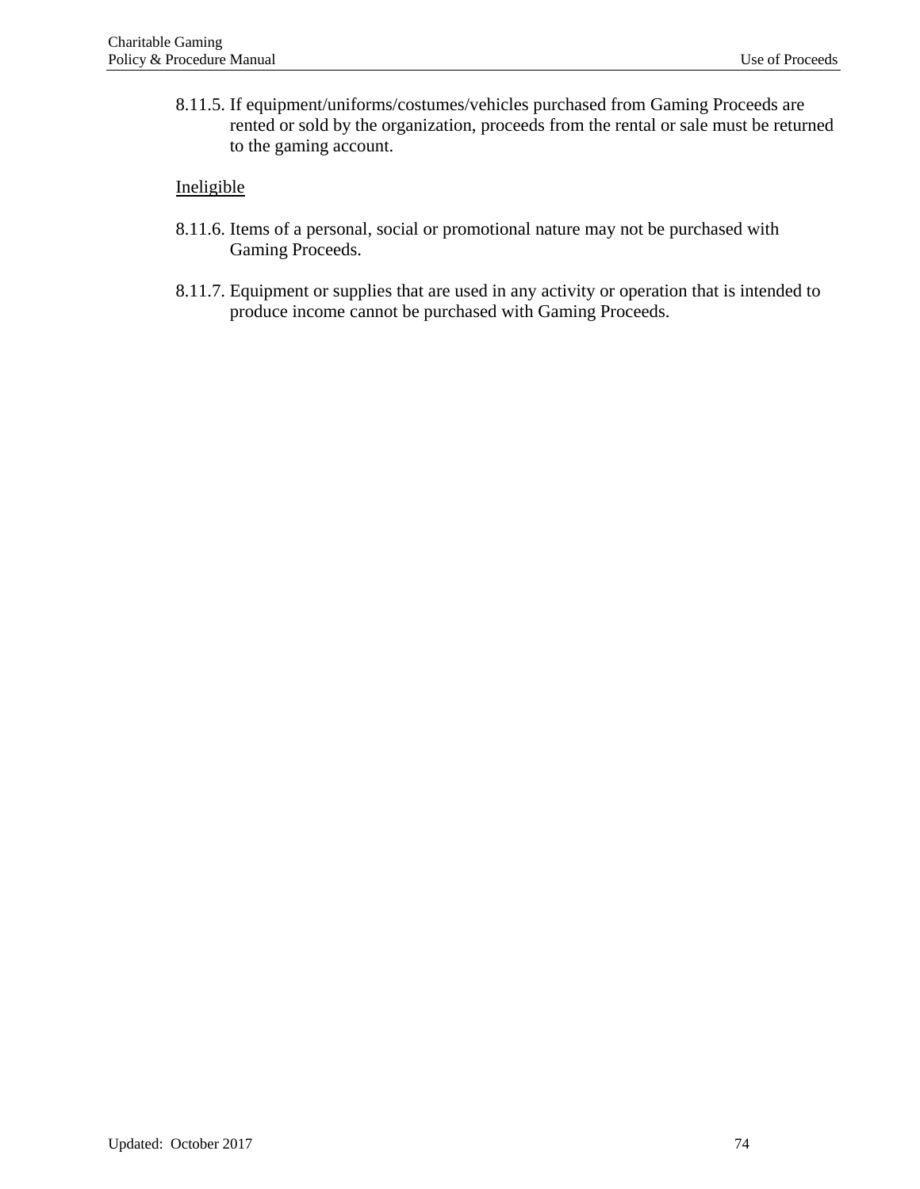8.11.5. If equipment/uniforms/costumes/vehicles purchased from Gaming Proceeds are rented or sold by the organization, proceeds from the rental or sale must be returned to the gaming account.

<u>Ineligible</u>

8.11.6. Items of a personal, social or promotional nature may not be purchased with Gaming Proceeds.

8.11.7. Equipment or supplies that are used in any activity or operation that is intended to produce income cannot be purchased with Gaming Proceeds.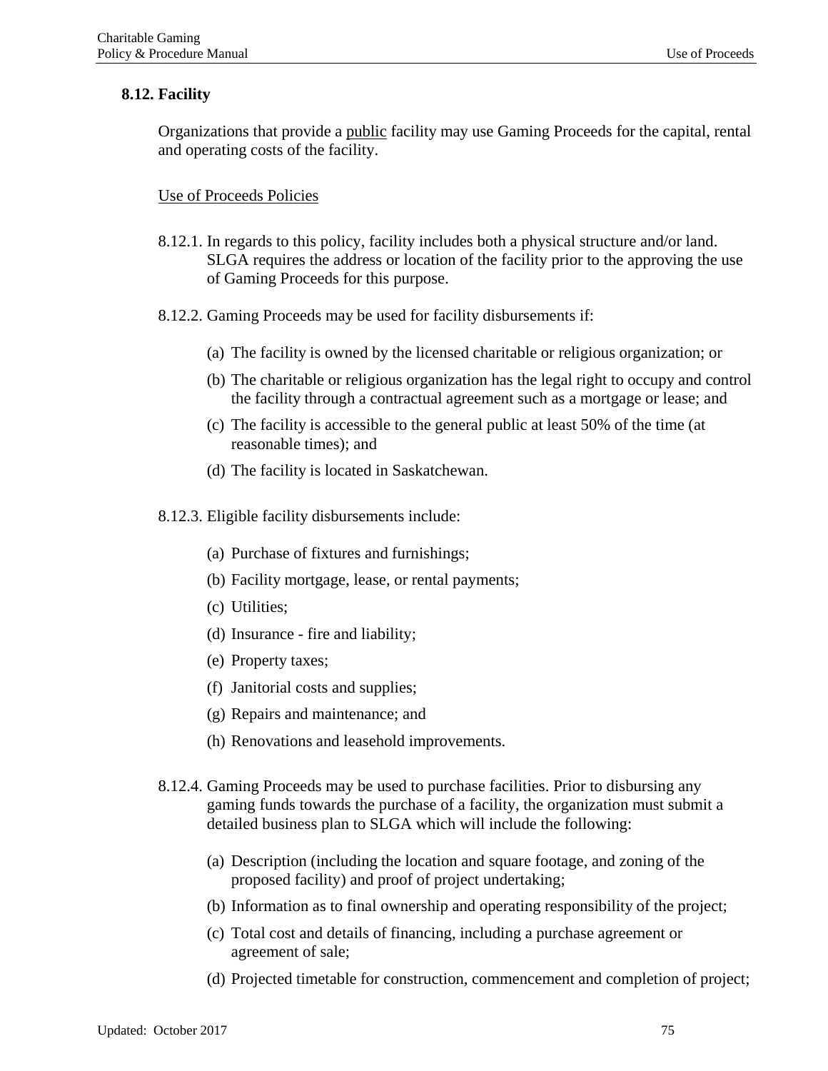## 8.12. Facility

Organizations that provide a <u>public</u> facility may use Gaming Proceeds for the capital, rental and operating costs of the facility.

<u>Use of Proceeds Policies</u>

8.12.1. In regards to this policy, facility includes both a physical structure and/or land. SLGA requires the address or location of the facility prior to the approving the use of Gaming Proceeds for this purpose.

8.12.2. Gaming Proceeds may be used for facility disbursements if:

(a) The facility is owned by the licensed charitable or religious organization; or

(b) The charitable or religious organization has the legal right to occupy and control the facility through a contractual agreement such as a mortgage or lease; and

(c) The facility is accessible to the general public at least 50% of the time (at reasonable times); and

(d) The facility is located in Saskatchewan.

8.12.3. Eligible facility disbursements include:

(a) Purchase of fixtures and furnishings;

(b) Facility mortgage, lease, or rental payments;

(c) Utilities;

(d) Insurance - fire and liability;

(e) Property taxes;

(f) Janitorial costs and supplies;

(g) Repairs and maintenance; and

(h) Renovations and leasehold improvements.

8.12.4. Gaming Proceeds may be used to purchase facilities. Prior to disbursing any gaming funds towards the purchase of a facility, the organization must submit a detailed business plan to SLGA which will include the following:

(a) Description (including the location and square footage, and zoning of the proposed facility) and proof of project undertaking;

(b) Information as to final ownership and operating responsibility of the project;

(c) Total cost and details of financing, including a purchase agreement or agreement of sale;

(d) Projected timetable for construction, commencement and completion of project;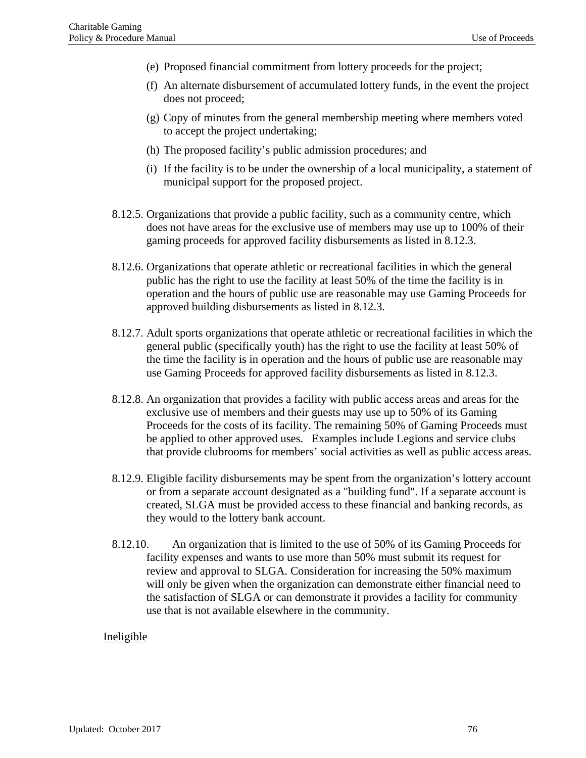(e) Proposed financial commitment from lottery proceeds for the project;

(f) An alternate disbursement of accumulated lottery funds, in the event the project does not proceed;

(g) Copy of minutes from the general membership meeting where members voted to accept the project undertaking;

(h) The proposed facility's public admission procedures; and

(i) If the facility is to be under the ownership of a local municipality, a statement of municipal support for the proposed project.

8.12.5. Organizations that provide a public facility, such as a community centre, which does not have areas for the exclusive use of members may use up to 100% of their gaming proceeds for approved facility disbursements as listed in 8.12.3.

8.12.6. Organizations that operate athletic or recreational facilities in which the general public has the right to use the facility at least 50% of the time the facility is in operation and the hours of public use are reasonable may use Gaming Proceeds for approved building disbursements as listed in 8.12.3.

8.12.7. Adult sports organizations that operate athletic or recreational facilities in which the general public (specifically youth) has the right to use the facility at least 50% of the time the facility is in operation and the hours of public use are reasonable may use Gaming Proceeds for approved facility disbursements as listed in 8.12.3.

8.12.8. An organization that provides a facility with public access areas and areas for the exclusive use of members and their guests may use up to 50% of its Gaming Proceeds for the costs of its facility. The remaining 50% of Gaming Proceeds must be applied to other approved uses. Examples include Legions and service clubs that provide clubrooms for members' social activities as well as public access areas.

8.12.9. Eligible facility disbursements may be spent from the organization's lottery account or from a separate account designated as a "building fund". If a separate account is created, SLGA must be provided access to these financial and banking records, as they would to the lottery bank account.

8.12.10. An organization that is limited to the use of 50% of its Gaming Proceeds for facility expenses and wants to use more than 50% must submit its request for review and approval to SLGA. Consideration for increasing the 50% maximum will only be given when the organization can demonstrate either financial need to the satisfaction of SLGA or can demonstrate it provides a facility for community use that is not available elsewhere in the community.

<u>Ineligible</u>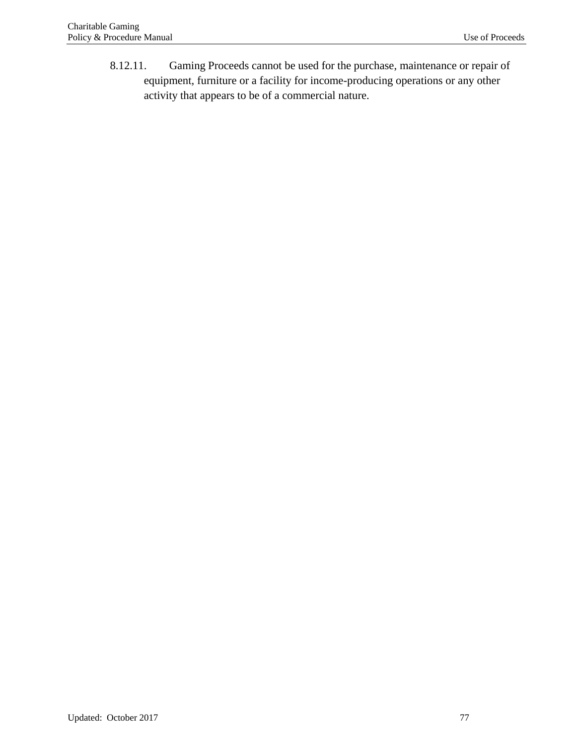8.12.11. Gaming Proceeds cannot be used for the purchase, maintenance or repair of equipment, furniture or a facility for income-producing operations or any other activity that appears to be of a commercial nature.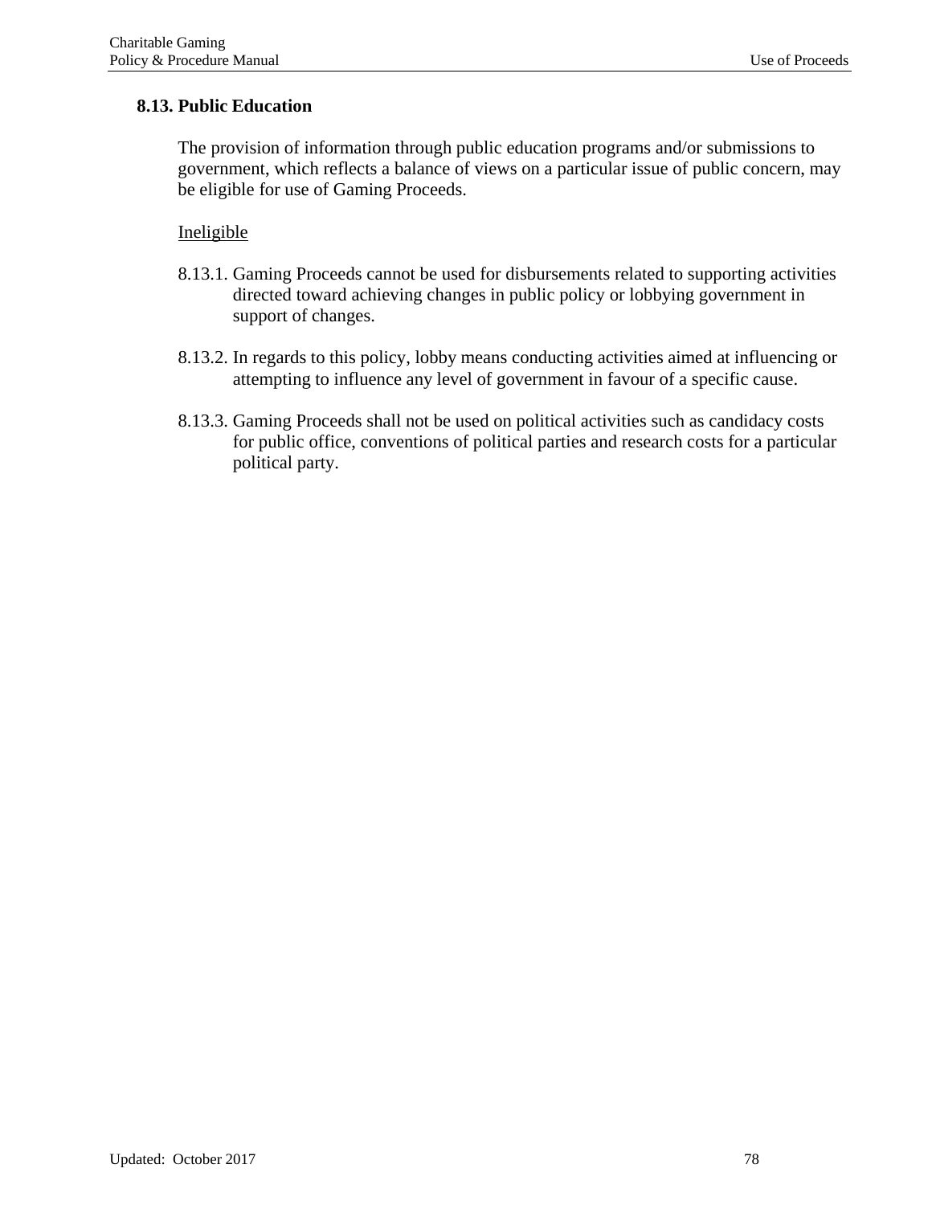## 8.13. Public Education

The provision of information through public education programs and/or submissions to government, which reflects a balance of views on a particular issue of public concern, may be eligible for use of Gaming Proceeds.

<u>Ineligible</u>

8.13.1. Gaming Proceeds cannot be used for disbursements related to supporting activities directed toward achieving changes in public policy or lobbying government in support of changes.

8.13.2. In regards to this policy, lobby means conducting activities aimed at influencing or attempting to influence any level of government in favour of a specific cause.

8.13.3. Gaming Proceeds shall not be used on political activities such as candidacy costs for public office, conventions of political parties and research costs for a particular political party.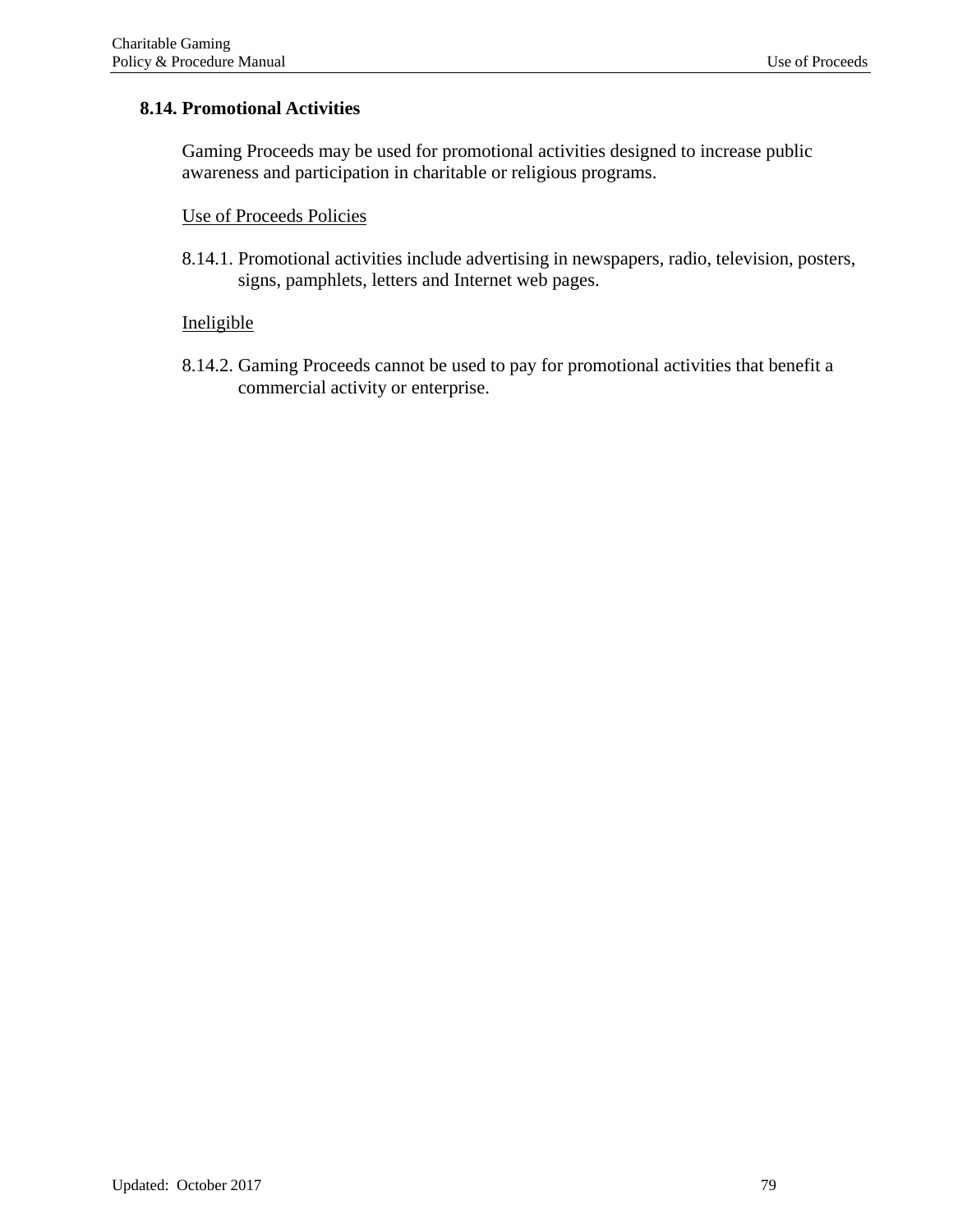## 8.14. Promotional Activities

Gaming Proceeds may be used for promotional activities designed to increase public awareness and participation in charitable or religious programs.

<u>Use of Proceeds Policies</u>

8.14.1. Promotional activities include advertising in newspapers, radio, television, posters, signs, pamphlets, letters and Internet web pages.

<u>Ineligible</u>

8.14.2. Gaming Proceeds cannot be used to pay for promotional activities that benefit a commercial activity or enterprise.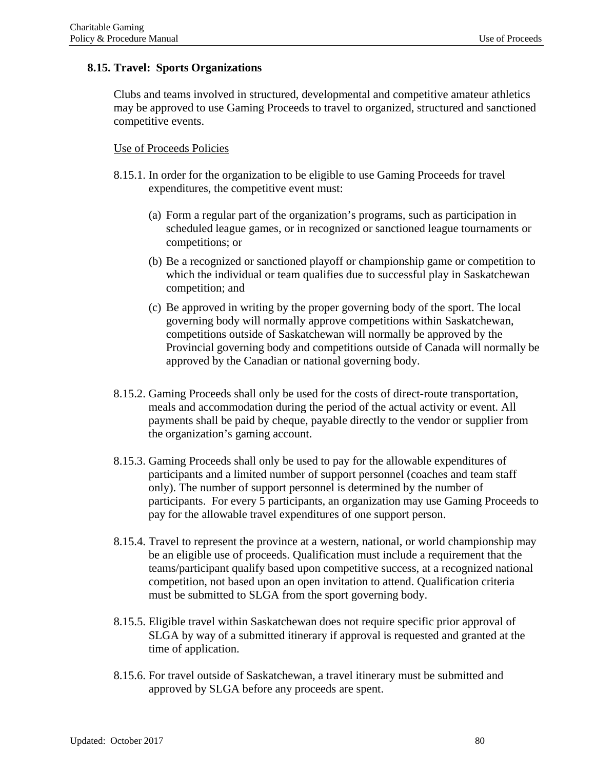## 8.15. Travel: Sports Organizations

Clubs and teams involved in structured, developmental and competitive amateur athletics may be approved to use Gaming Proceeds to travel to organized, structured and sanctioned competitive events.

Use of Proceeds Policies

8.15.1. In order for the organization to be eligible to use Gaming Proceeds for travel expenditures, the competitive event must:

(a) Form a regular part of the organization's programs, such as participation in scheduled league games, or in recognized or sanctioned league tournaments or competitions; or

(b) Be a recognized or sanctioned playoff or championship game or competition to which the individual or team qualifies due to successful play in Saskatchewan competition; and

(c) Be approved in writing by the proper governing body of the sport. The local governing body will normally approve competitions within Saskatchewan, competitions outside of Saskatchewan will normally be approved by the Provincial governing body and competitions outside of Canada will normally be approved by the Canadian or national governing body.

8.15.2. Gaming Proceeds shall only be used for the costs of direct-route transportation, meals and accommodation during the period of the actual activity or event. All payments shall be paid by cheque, payable directly to the vendor or supplier from the organization's gaming account.

8.15.3. Gaming Proceeds shall only be used to pay for the allowable expenditures of participants and a limited number of support personnel (coaches and team staff only). The number of support personnel is determined by the number of participants. For every 5 participants, an organization may use Gaming Proceeds to pay for the allowable travel expenditures of one support person.

8.15.4. Travel to represent the province at a western, national, or world championship may be an eligible use of proceeds. Qualification must include a requirement that the teams/participant qualify based upon competitive success, at a recognized national competition, not based upon an open invitation to attend. Qualification criteria must be submitted to SLGA from the sport governing body.

8.15.5. Eligible travel within Saskatchewan does not require specific prior approval of SLGA by way of a submitted itinerary if approval is requested and granted at the time of application.

8.15.6. For travel outside of Saskatchewan, a travel itinerary must be submitted and approved by SLGA before any proceeds are spent.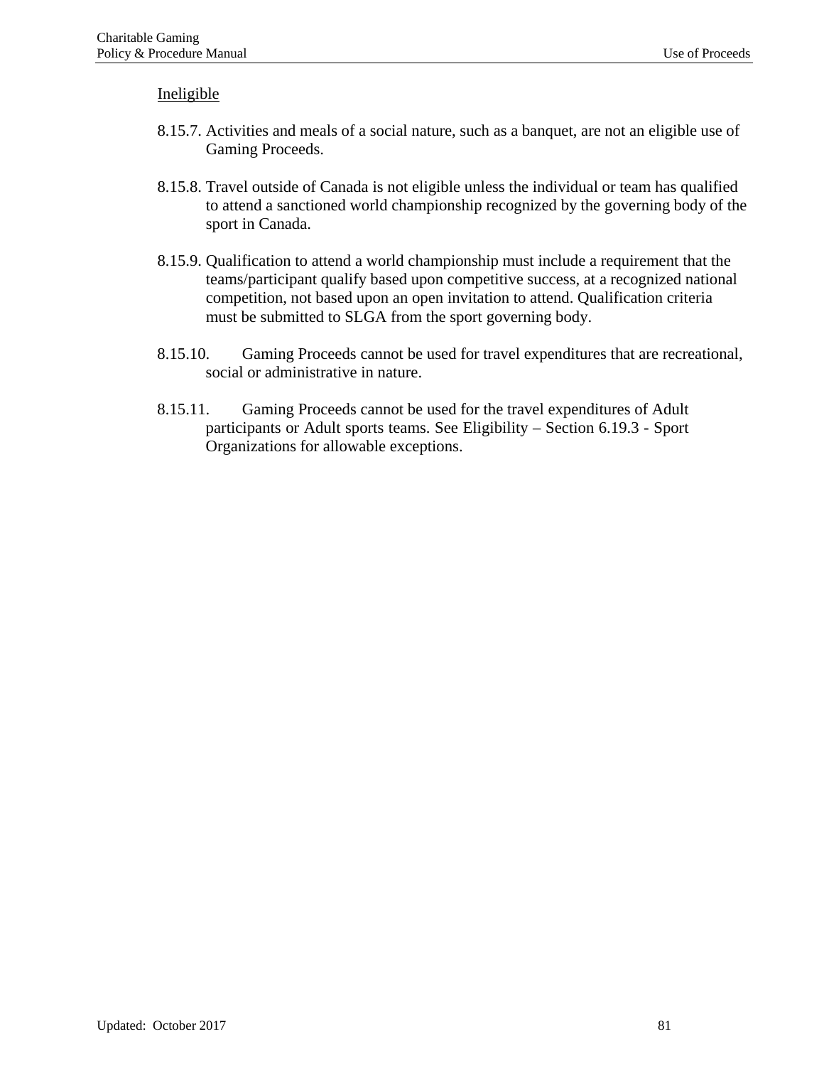<u>Ineligible</u>

8.15.7. Activities and meals of a social nature, such as a banquet, are not an eligible use of Gaming Proceeds.

8.15.8. Travel outside of Canada is not eligible unless the individual or team has qualified to attend a sanctioned world championship recognized by the governing body of the sport in Canada.

8.15.9. Qualification to attend a world championship must include a requirement that the teams/participant qualify based upon competitive success, at a recognized national competition, not based upon an open invitation to attend. Qualification criteria must be submitted to SLGA from the sport governing body.

8.15.10. Gaming Proceeds cannot be used for travel expenditures that are recreational, social or administrative in nature.

8.15.11. Gaming Proceeds cannot be used for the travel expenditures of Adult participants or Adult sports teams. See Eligibility – Section 6.19.3 - Sport Organizations for allowable exceptions.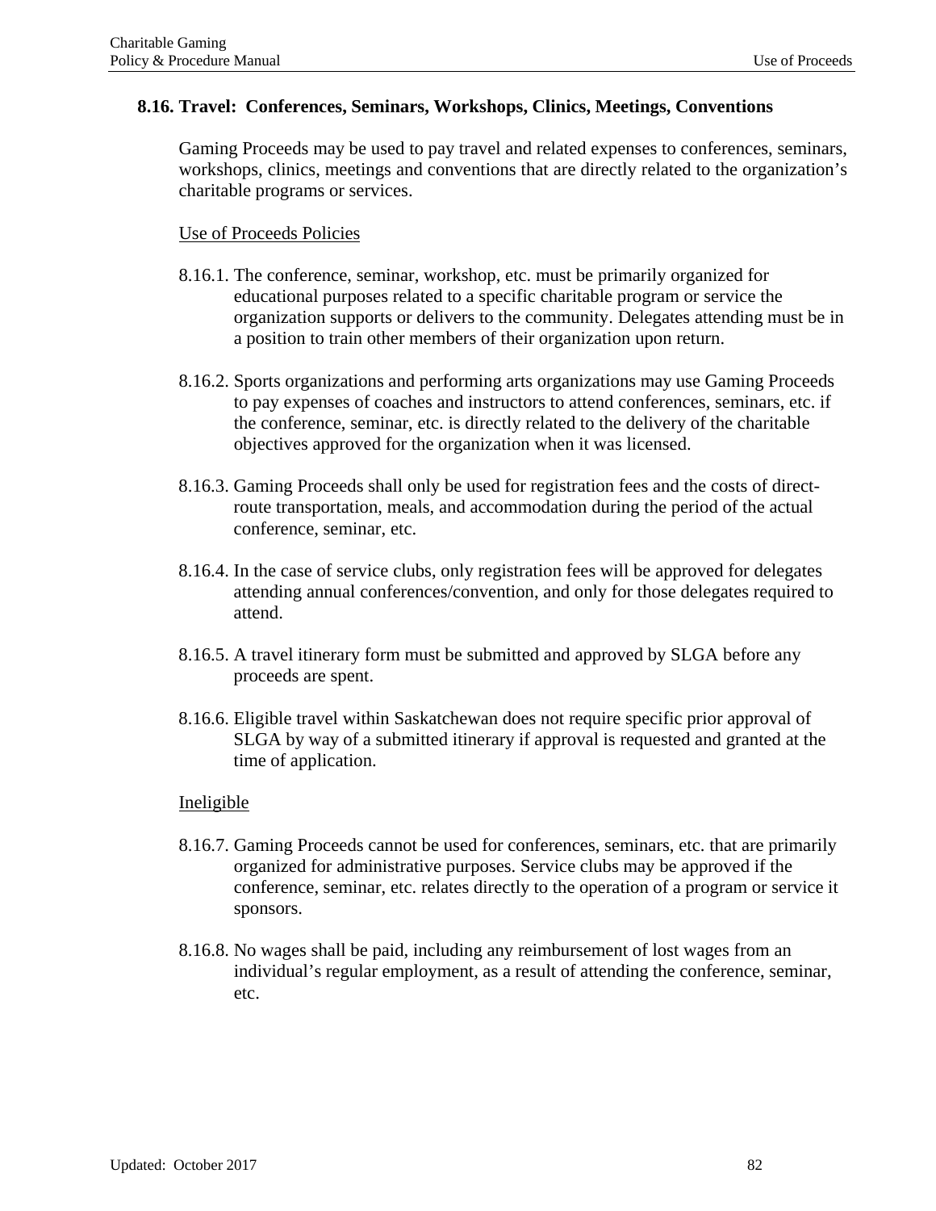## 8.16. Travel: Conferences, Seminars, Workshops, Clinics, Meetings, Conventions

Gaming Proceeds may be used to pay travel and related expenses to conferences, seminars, workshops, clinics, meetings and conventions that are directly related to the organization's charitable programs or services.

Use of Proceeds Policies

8.16.1. The conference, seminar, workshop, etc. must be primarily organized for educational purposes related to a specific charitable program or service the organization supports or delivers to the community. Delegates attending must be in a position to train other members of their organization upon return.

8.16.2. Sports organizations and performing arts organizations may use Gaming Proceeds to pay expenses of coaches and instructors to attend conferences, seminars, etc. if the conference, seminar, etc. is directly related to the delivery of the charitable objectives approved for the organization when it was licensed.

8.16.3. Gaming Proceeds shall only be used for registration fees and the costs of direct-route transportation, meals, and accommodation during the period of the actual conference, seminar, etc.

8.16.4. In the case of service clubs, only registration fees will be approved for delegates attending annual conferences/convention, and only for those delegates required to attend.

8.16.5. A travel itinerary form must be submitted and approved by SLGA before any proceeds are spent.

8.16.6. Eligible travel within Saskatchewan does not require specific prior approval of SLGA by way of a submitted itinerary if approval is requested and granted at the time of application.

Ineligible

8.16.7. Gaming Proceeds cannot be used for conferences, seminars, etc. that are primarily organized for administrative purposes. Service clubs may be approved if the conference, seminar, etc. relates directly to the operation of a program or service it sponsors.

8.16.8. No wages shall be paid, including any reimbursement of lost wages from an individual's regular employment, as a result of attending the conference, seminar, etc.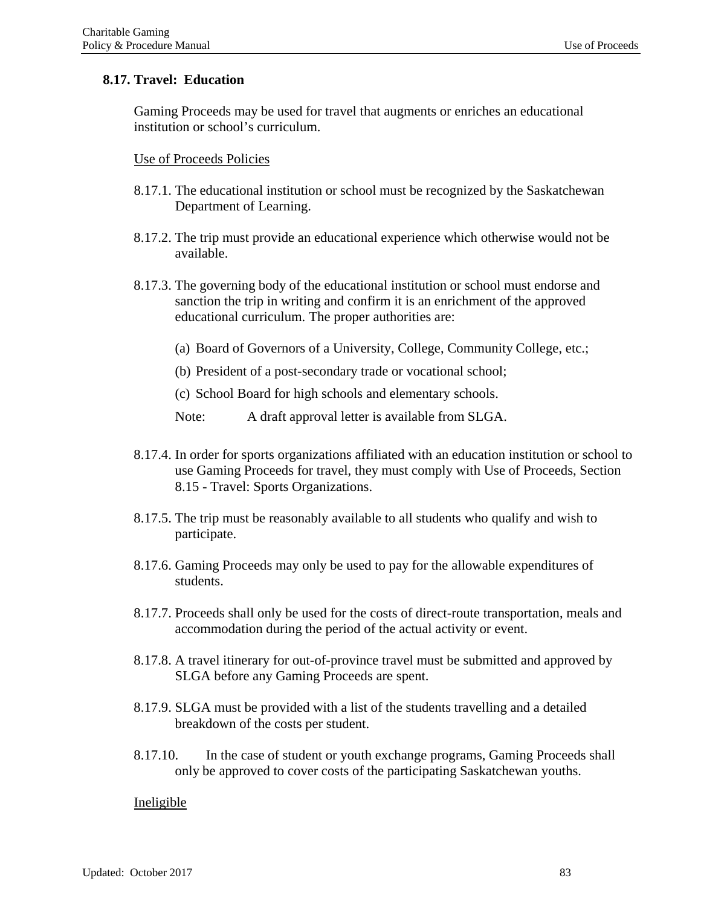## 8.17. Travel: Education

Gaming Proceeds may be used for travel that augments or enriches an educational institution or school's curriculum.

Use of Proceeds Policies

8.17.1. The educational institution or school must be recognized by the Saskatchewan Department of Learning.

8.17.2. The trip must provide an educational experience which otherwise would not be available.

8.17.3. The governing body of the educational institution or school must endorse and sanction the trip in writing and confirm it is an enrichment of the approved educational curriculum. The proper authorities are:

(a) Board of Governors of a University, College, Community College, etc.;

(b) President of a post-secondary trade or vocational school;

(c) School Board for high schools and elementary schools.

Note: A draft approval letter is available from SLGA.

8.17.4. In order for sports organizations affiliated with an education institution or school to use Gaming Proceeds for travel, they must comply with Use of Proceeds, Section 8.15 - Travel: Sports Organizations.

8.17.5. The trip must be reasonably available to all students who qualify and wish to participate.

8.17.6. Gaming Proceeds may only be used to pay for the allowable expenditures of students.

8.17.7. Proceeds shall only be used for the costs of direct-route transportation, meals and accommodation during the period of the actual activity or event.

8.17.8. A travel itinerary for out-of-province travel must be submitted and approved by SLGA before any Gaming Proceeds are spent.

8.17.9. SLGA must be provided with a list of the students travelling and a detailed breakdown of the costs per student.

8.17.10. In the case of student or youth exchange programs, Gaming Proceeds shall only be approved to cover costs of the participating Saskatchewan youths.

Ineligible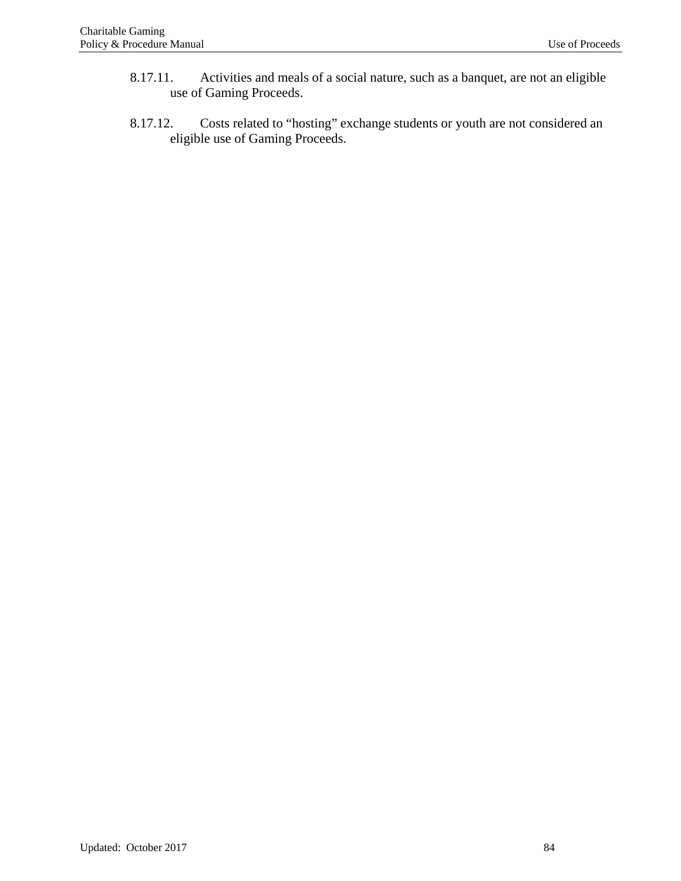8.17.11. Activities and meals of a social nature, such as a banquet, are not an eligible use of Gaming Proceeds.

8.17.12. Costs related to "hosting" exchange students or youth are not considered an eligible use of Gaming Proceeds.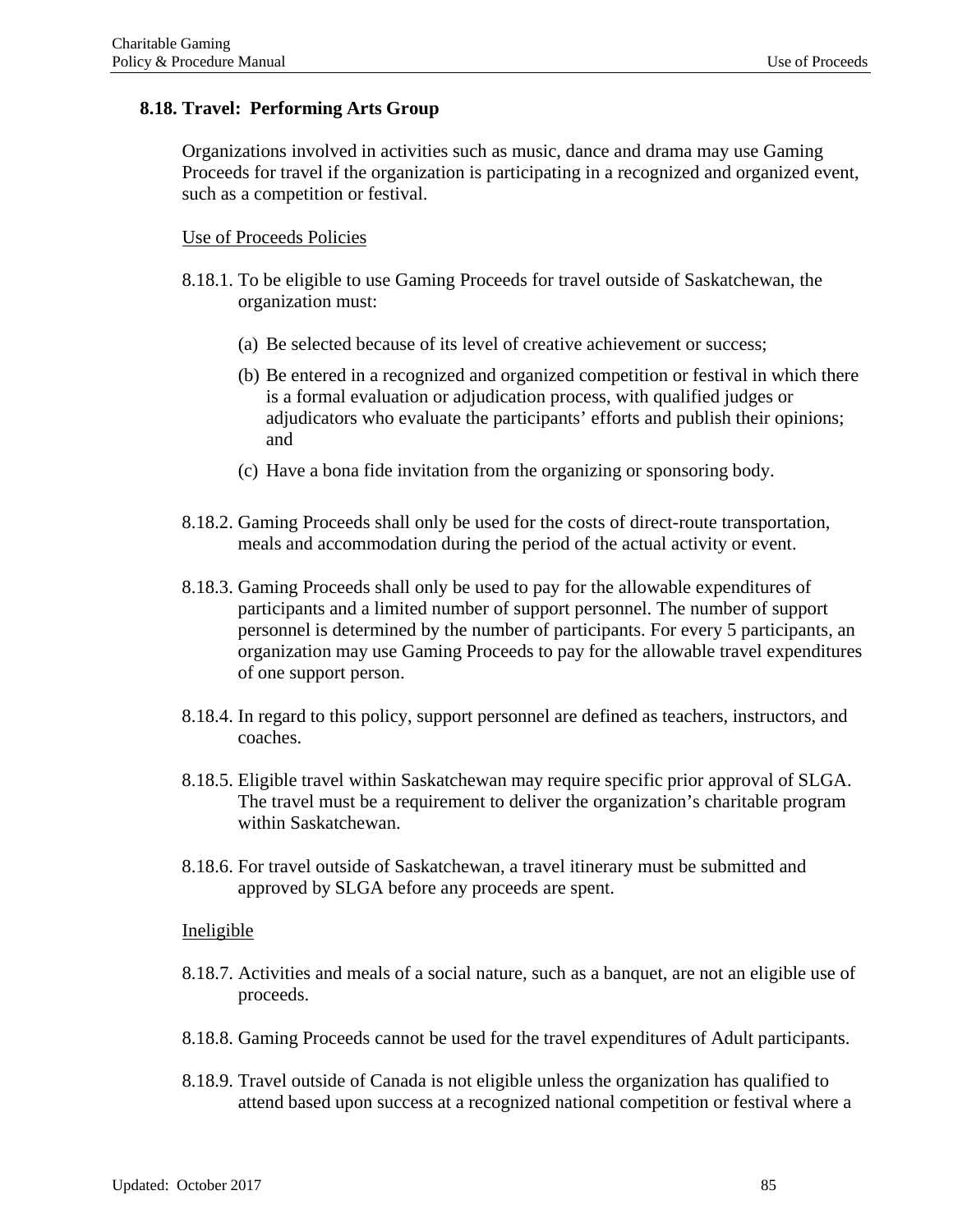## 8.18. Travel: Performing Arts Group

Organizations involved in activities such as music, dance and drama may use Gaming Proceeds for travel if the organization is participating in a recognized and organized event, such as a competition or festival.

Use of Proceeds Policies

8.18.1. To be eligible to use Gaming Proceeds for travel outside of Saskatchewan, the organization must:

(a) Be selected because of its level of creative achievement or success;

(b) Be entered in a recognized and organized competition or festival in which there is a formal evaluation or adjudication process, with qualified judges or adjudicators who evaluate the participants' efforts and publish their opinions; and

(c) Have a bona fide invitation from the organizing or sponsoring body.

8.18.2. Gaming Proceeds shall only be used for the costs of direct-route transportation, meals and accommodation during the period of the actual activity or event.

8.18.3. Gaming Proceeds shall only be used to pay for the allowable expenditures of participants and a limited number of support personnel. The number of support personnel is determined by the number of participants. For every 5 participants, an organization may use Gaming Proceeds to pay for the allowable travel expenditures of one support person.

8.18.4. In regard to this policy, support personnel are defined as teachers, instructors, and coaches.

8.18.5. Eligible travel within Saskatchewan may require specific prior approval of SLGA. The travel must be a requirement to deliver the organization's charitable program within Saskatchewan.

8.18.6. For travel outside of Saskatchewan, a travel itinerary must be submitted and approved by SLGA before any proceeds are spent.

Ineligible

8.18.7. Activities and meals of a social nature, such as a banquet, are not an eligible use of proceeds.

8.18.8. Gaming Proceeds cannot be used for the travel expenditures of Adult participants.

8.18.9. Travel outside of Canada is not eligible unless the organization has qualified to attend based upon success at a recognized national competition or festival where a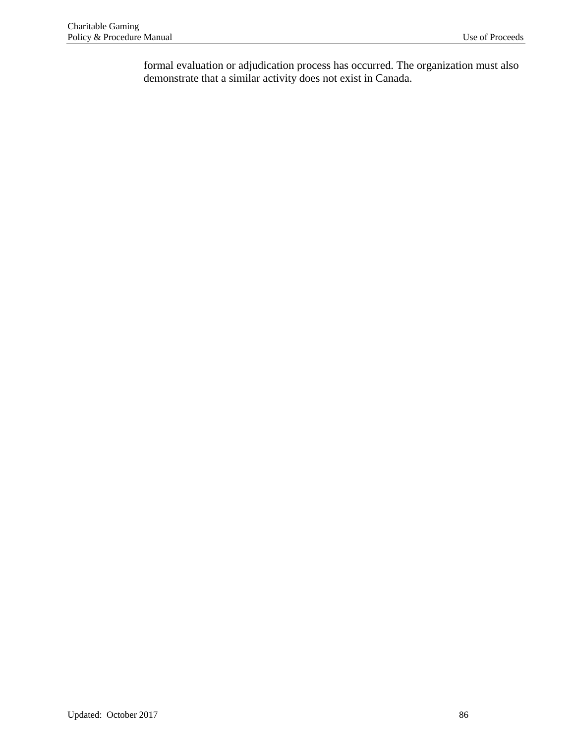formal evaluation or adjudication process has occurred. The organization must also demonstrate that a similar activity does not exist in Canada.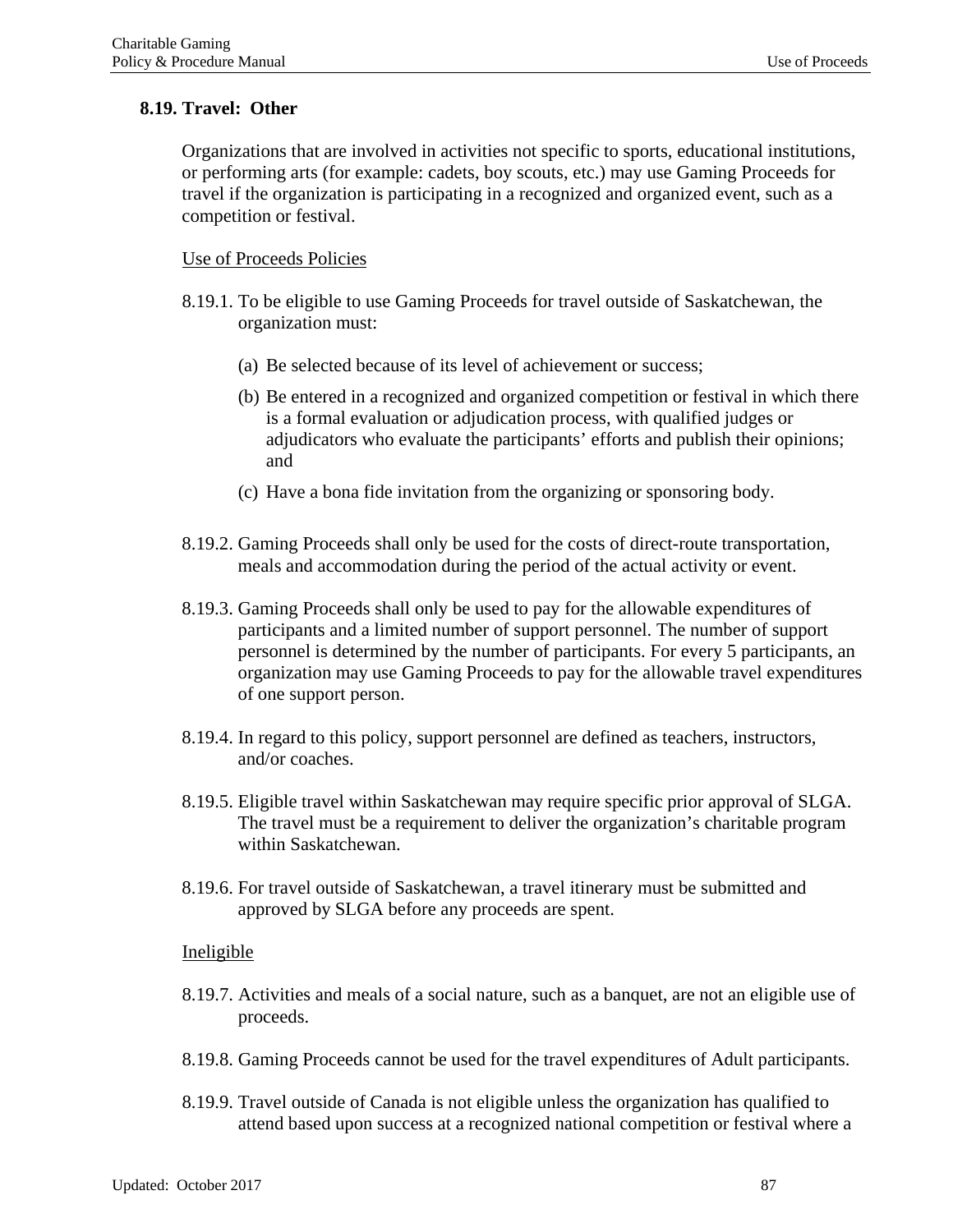### 8.19. Travel: Other

Organizations that are involved in activities not specific to sports, educational institutions, or performing arts (for example: cadets, boy scouts, etc.) may use Gaming Proceeds for travel if the organization is participating in a recognized and organized event, such as a competition or festival.

Use of Proceeds Policies

8.19.1. To be eligible to use Gaming Proceeds for travel outside of Saskatchewan, the organization must:

(a) Be selected because of its level of achievement or success;

(b) Be entered in a recognized and organized competition or festival in which there is a formal evaluation or adjudication process, with qualified judges or adjudicators who evaluate the participants' efforts and publish their opinions; and

(c) Have a bona fide invitation from the organizing or sponsoring body.

8.19.2. Gaming Proceeds shall only be used for the costs of direct-route transportation, meals and accommodation during the period of the actual activity or event.

8.19.3. Gaming Proceeds shall only be used to pay for the allowable expenditures of participants and a limited number of support personnel. The number of support personnel is determined by the number of participants. For every 5 participants, an organization may use Gaming Proceeds to pay for the allowable travel expenditures of one support person.

8.19.4. In regard to this policy, support personnel are defined as teachers, instructors, and/or coaches.

8.19.5. Eligible travel within Saskatchewan may require specific prior approval of SLGA. The travel must be a requirement to deliver the organization's charitable program within Saskatchewan.

8.19.6. For travel outside of Saskatchewan, a travel itinerary must be submitted and approved by SLGA before any proceeds are spent.

Ineligible

8.19.7. Activities and meals of a social nature, such as a banquet, are not an eligible use of proceeds.

8.19.8. Gaming Proceeds cannot be used for the travel expenditures of Adult participants.

8.19.9. Travel outside of Canada is not eligible unless the organization has qualified to attend based upon success at a recognized national competition or festival where a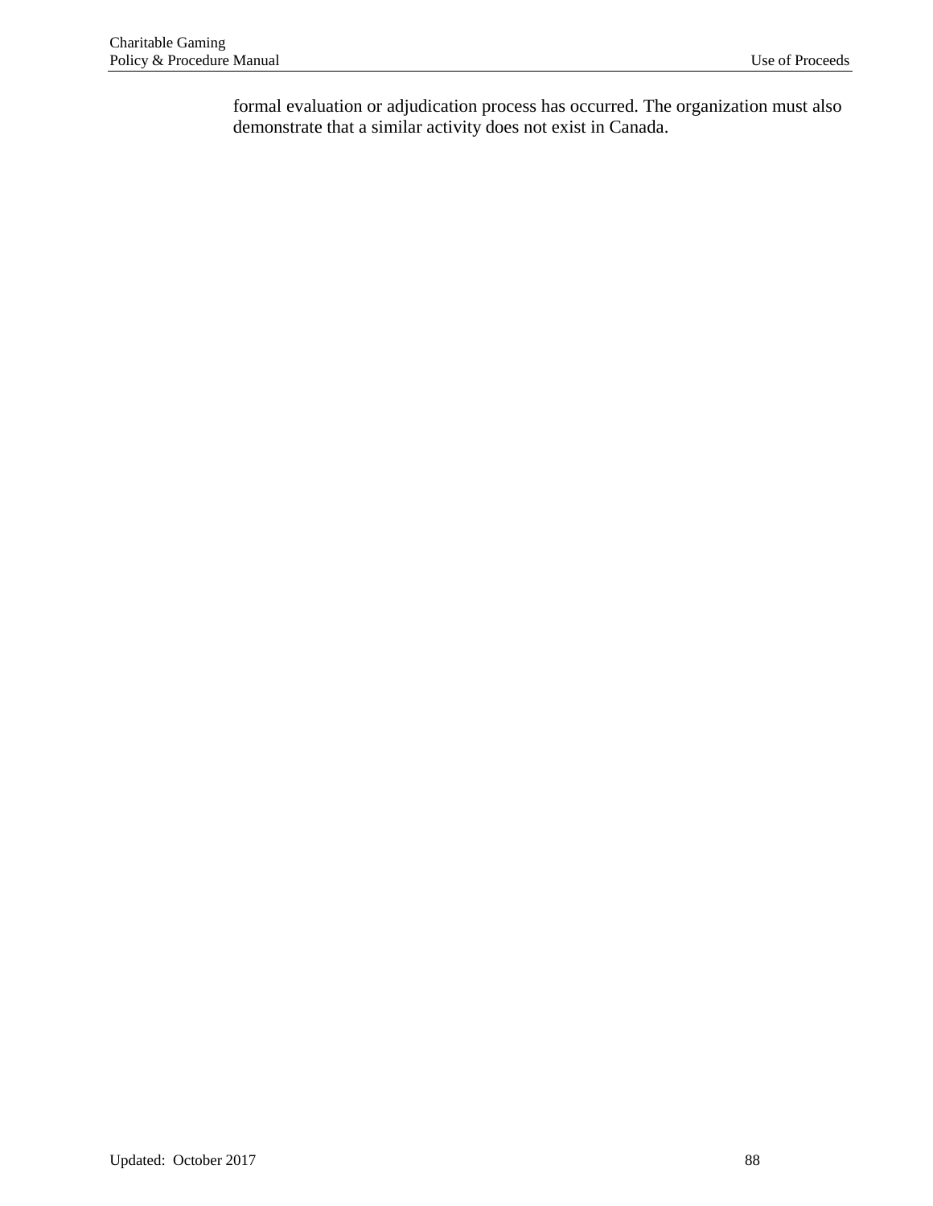formal evaluation or adjudication process has occurred. The organization must also demonstrate that a similar activity does not exist in Canada.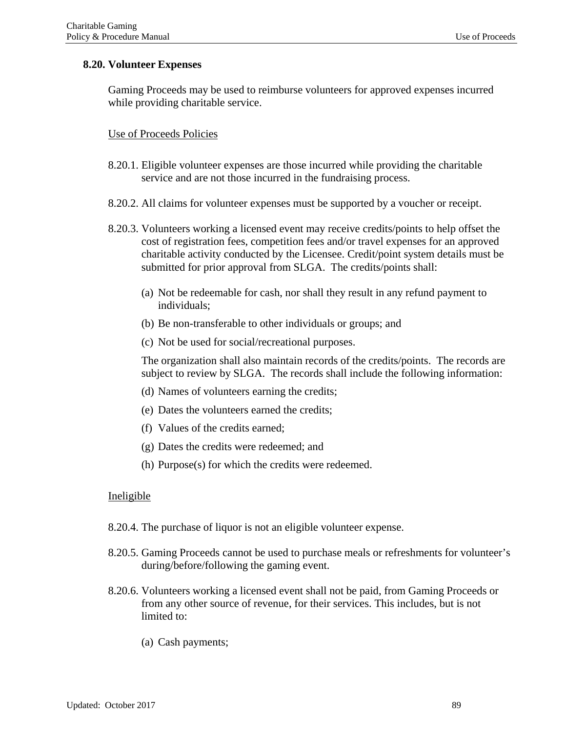### 8.20. Volunteer Expenses

Gaming Proceeds may be used to reimburse volunteers for approved expenses incurred while providing charitable service.

<u>Use of Proceeds Policies</u>

8.20.1. Eligible volunteer expenses are those incurred while providing the charitable service and are not those incurred in the fundraising process.

8.20.2. All claims for volunteer expenses must be supported by a voucher or receipt.

8.20.3. Volunteers working a licensed event may receive credits/points to help offset the cost of registration fees, competition fees and/or travel expenses for an approved charitable activity conducted by the Licensee. Credit/point system details must be submitted for prior approval from SLGA. The credits/points shall:

(a) Not be redeemable for cash, nor shall they result in any refund payment to individuals;

(b) Be non-transferable to other individuals or groups; and

(c) Not be used for social/recreational purposes.

The organization shall also maintain records of the credits/points. The records are subject to review by SLGA. The records shall include the following information:

(d) Names of volunteers earning the credits;

(e) Dates the volunteers earned the credits;

(f) Values of the credits earned;

(g) Dates the credits were redeemed; and

(h) Purpose(s) for which the credits were redeemed.

<u>Ineligible</u>

8.20.4. The purchase of liquor is not an eligible volunteer expense.

8.20.5. Gaming Proceeds cannot be used to purchase meals or refreshments for volunteer's during/before/following the gaming event.

8.20.6. Volunteers working a licensed event shall not be paid, from Gaming Proceeds or from any other source of revenue, for their services. This includes, but is not limited to:

(a) Cash payments;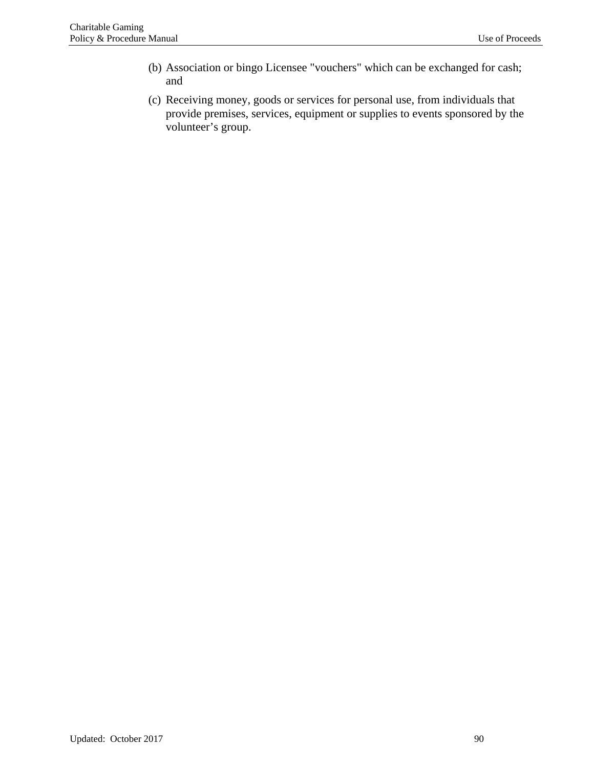(b) Association or bingo Licensee "vouchers" which can be exchanged for cash; and

(c) Receiving money, goods or services for personal use, from individuals that provide premises, services, equipment or supplies to events sponsored by the volunteer’s group.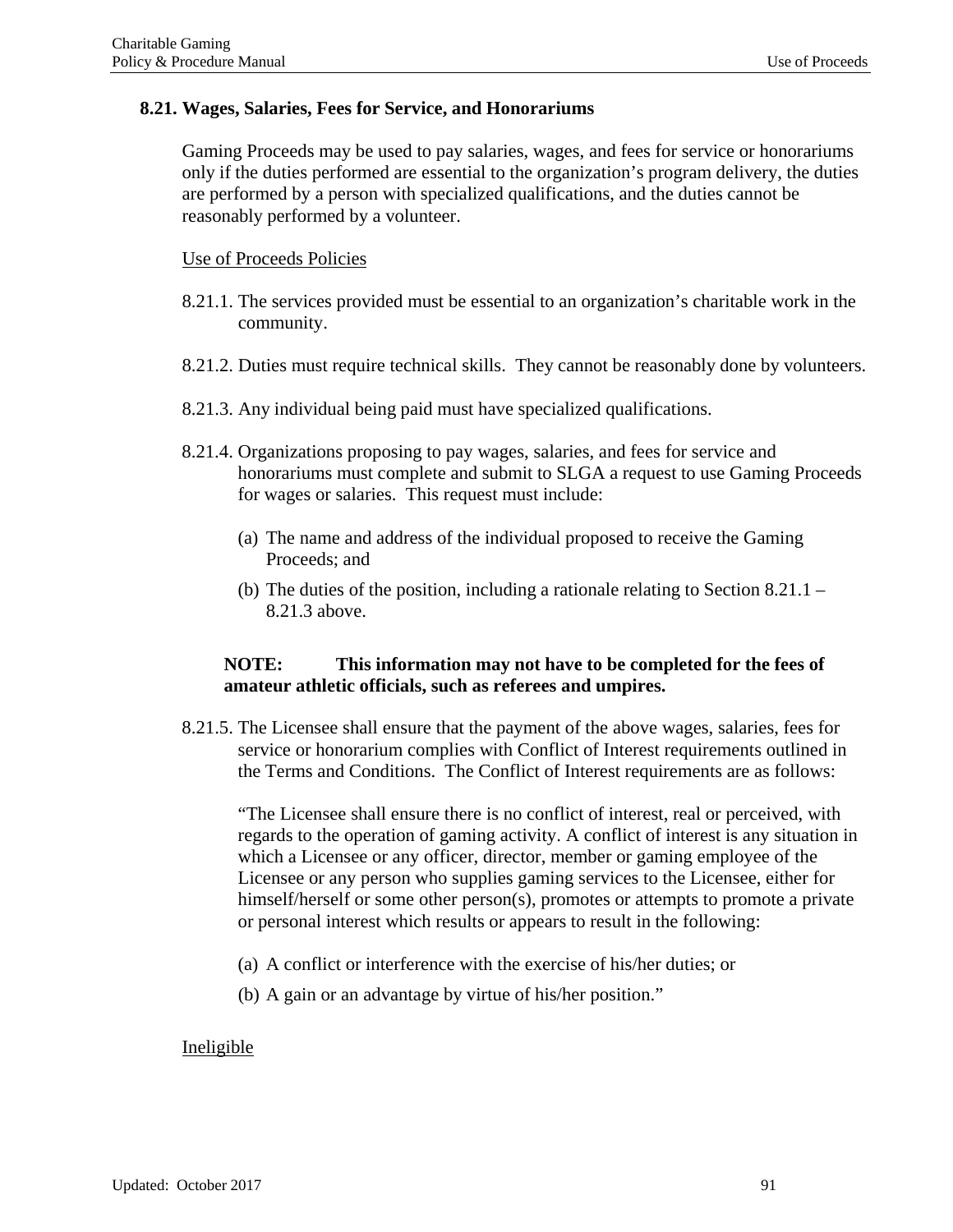### 8.21. Wages, Salaries, Fees for Service, and Honorariums

Gaming Proceeds may be used to pay salaries, wages, and fees for service or honorariums only if the duties performed are essential to the organization's program delivery, the duties are performed by a person with specialized qualifications, and the duties cannot be reasonably performed by a volunteer.

Use of Proceeds Policies

8.21.1. The services provided must be essential to an organization's charitable work in the community.

8.21.2. Duties must require technical skills. They cannot be reasonably done by volunteers.

8.21.3. Any individual being paid must have specialized qualifications.

8.21.4. Organizations proposing to pay wages, salaries, and fees for service and honorariums must complete and submit to SLGA a request to use Gaming Proceeds for wages or salaries. This request must include:

(a) The name and address of the individual proposed to receive the Gaming Proceeds; and

(b) The duties of the position, including a rationale relating to Section 8.21.1 – 8.21.3 above.

**NOTE: This information may not have to be completed for the fees of amateur athletic officials, such as referees and umpires.**

8.21.5. The Licensee shall ensure that the payment of the above wages, salaries, fees for service or honorarium complies with Conflict of Interest requirements outlined in the Terms and Conditions. The Conflict of Interest requirements are as follows:

"The Licensee shall ensure there is no conflict of interest, real or perceived, with regards to the operation of gaming activity. A conflict of interest is any situation in which a Licensee or any officer, director, member or gaming employee of the Licensee or any person who supplies gaming services to the Licensee, either for himself/herself or some other person(s), promotes or attempts to promote a private or personal interest which results or appears to result in the following:

(a) A conflict or interference with the exercise of his/her duties; or

(b) A gain or an advantage by virtue of his/her position."

Ineligible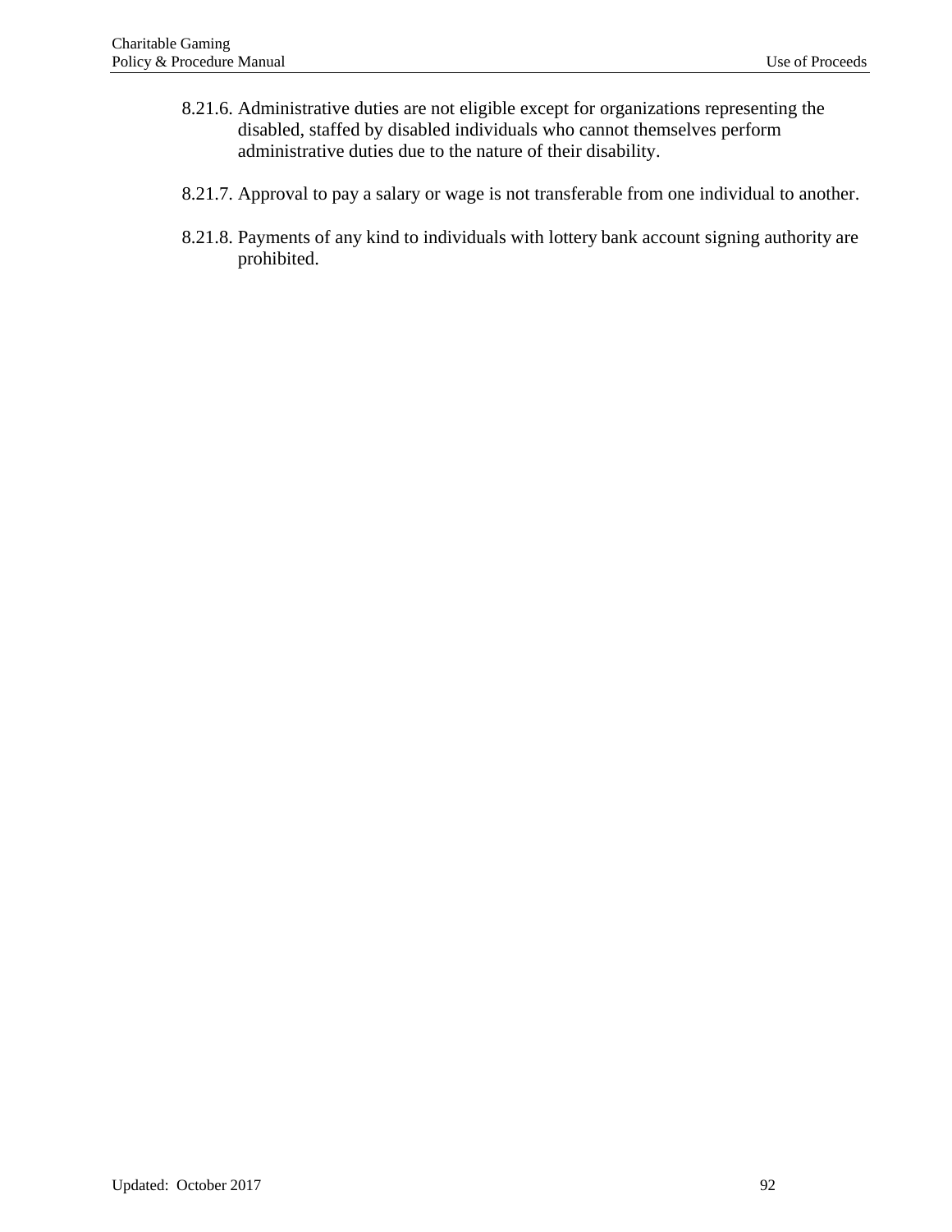8.21.6. Administrative duties are not eligible except for organizations representing the disabled, staffed by disabled individuals who cannot themselves perform administrative duties due to the nature of their disability.

8.21.7. Approval to pay a salary or wage is not transferable from one individual to another.

8.21.8. Payments of any kind to individuals with lottery bank account signing authority are prohibited.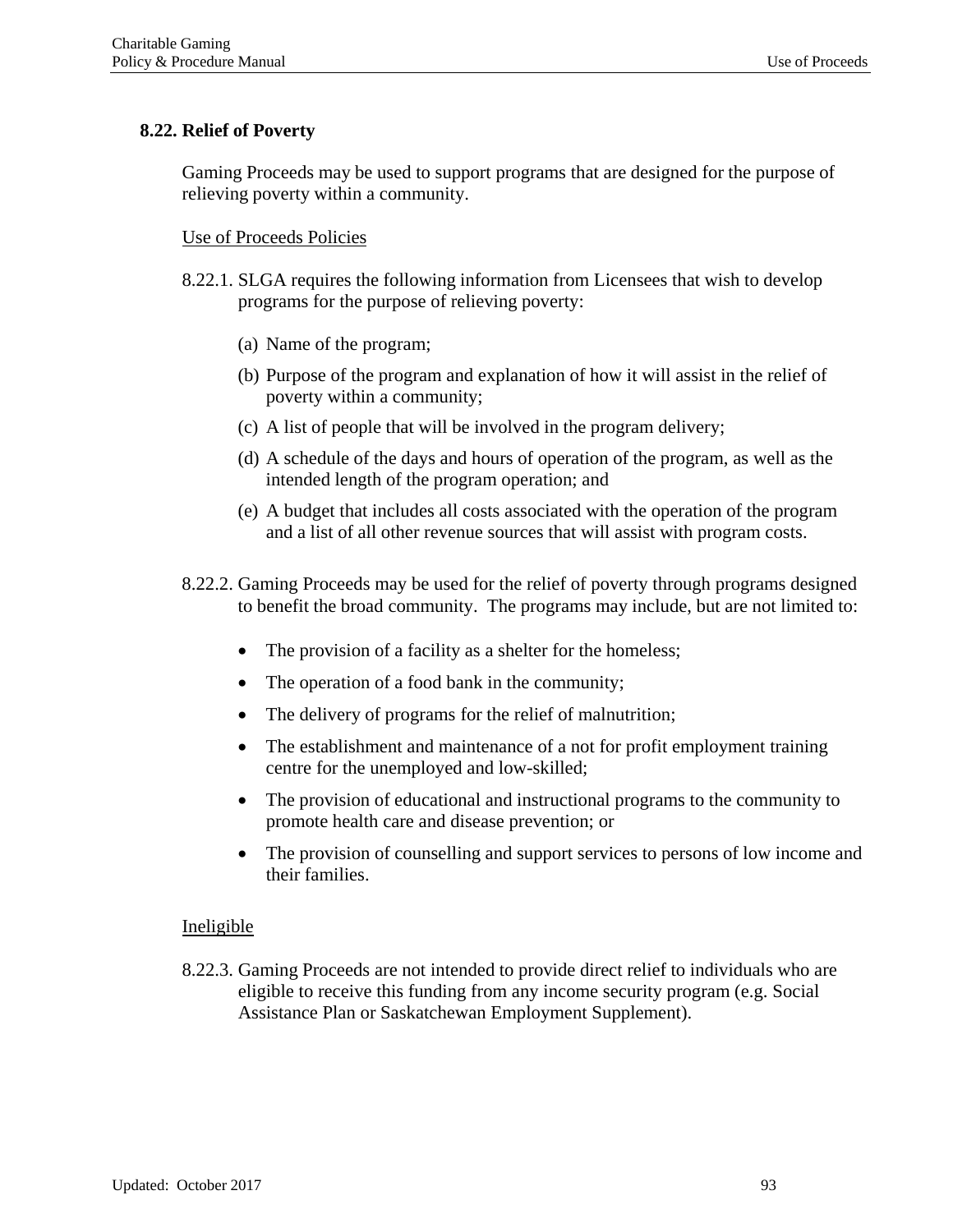## 8.22. Relief of Poverty

Gaming Proceeds may be used to support programs that are designed for the purpose of relieving poverty within a community.

Use of Proceeds Policies

8.22.1. SLGA requires the following information from Licensees that wish to develop programs for the purpose of relieving poverty:

(a) Name of the program;

(b) Purpose of the program and explanation of how it will assist in the relief of poverty within a community;

(c) A list of people that will be involved in the program delivery;

(d) A schedule of the days and hours of operation of the program, as well as the intended length of the program operation; and

(e) A budget that includes all costs associated with the operation of the program and a list of all other revenue sources that will assist with program costs.

8.22.2. Gaming Proceeds may be used for the relief of poverty through programs designed to benefit the broad community. The programs may include, but are not limited to:

- The provision of a facility as a shelter for the homeless;
- The operation of a food bank in the community;
- The delivery of programs for the relief of malnutrition;
- The establishment and maintenance of a not for profit employment training centre for the unemployed and low-skilled;
- The provision of educational and instructional programs to the community to promote health care and disease prevention; or
- The provision of counselling and support services to persons of low income and their families.

Ineligible

8.22.3. Gaming Proceeds are not intended to provide direct relief to individuals who are eligible to receive this funding from any income security program (e.g. Social Assistance Plan or Saskatchewan Employment Supplement).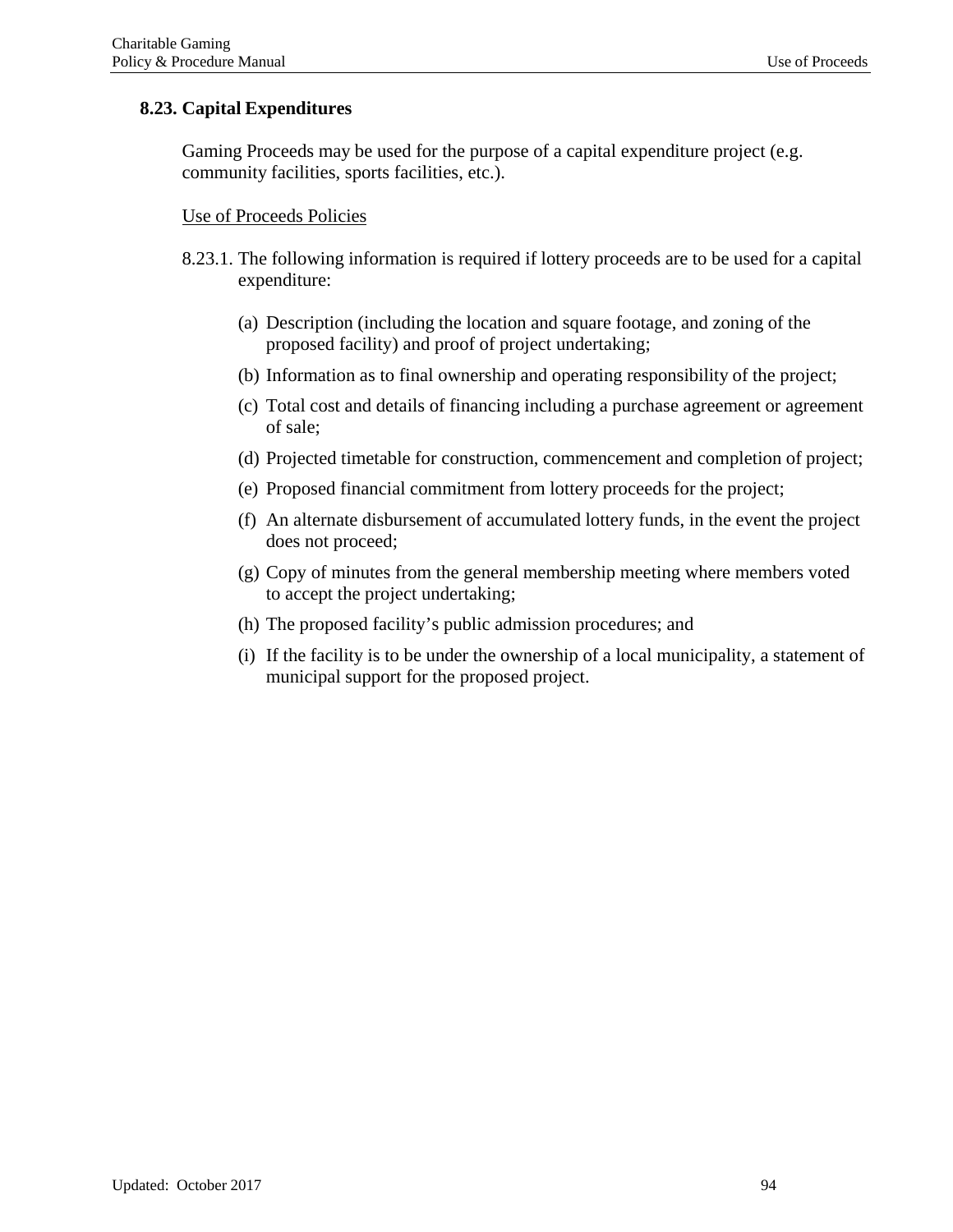## 8.23. Capital Expenditures

Gaming Proceeds may be used for the purpose of a capital expenditure project (e.g. community facilities, sports facilities, etc.).

<u>Use of Proceeds Policies</u>

8.23.1. The following information is required if lottery proceeds are to be used for a capital expenditure:

(a) Description (including the location and square footage, and zoning of the proposed facility) and proof of project undertaking;

(b) Information as to final ownership and operating responsibility of the project;

(c) Total cost and details of financing including a purchase agreement or agreement of sale;

(d) Projected timetable for construction, commencement and completion of project;

(e) Proposed financial commitment from lottery proceeds for the project;

(f) An alternate disbursement of accumulated lottery funds, in the event the project does not proceed;

(g) Copy of minutes from the general membership meeting where members voted to accept the project undertaking;

(h) The proposed facility's public admission procedures; and

(i) If the facility is to be under the ownership of a local municipality, a statement of municipal support for the proposed project.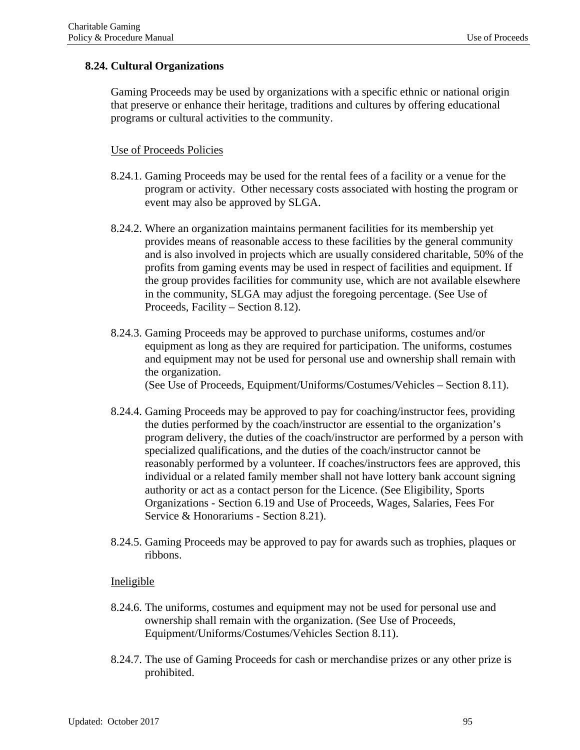## 8.24. Cultural Organizations

Gaming Proceeds may be used by organizations with a specific ethnic or national origin that preserve or enhance their heritage, traditions and cultures by offering educational programs or cultural activities to the community.

<u>Use of Proceeds Policies</u>

8.24.1. Gaming Proceeds may be used for the rental fees of a facility or a venue for the program or activity. Other necessary costs associated with hosting the program or event may also be approved by SLGA.

8.24.2. Where an organization maintains permanent facilities for its membership yet provides means of reasonable access to these facilities by the general community and is also involved in projects which are usually considered charitable, 50% of the profits from gaming events may be used in respect of facilities and equipment. If the group provides facilities for community use, which are not available elsewhere in the community, SLGA may adjust the foregoing percentage. (See Use of Proceeds, Facility – Section 8.12).

8.24.3. Gaming Proceeds may be approved to purchase uniforms, costumes and/or equipment as long as they are required for participation. The uniforms, costumes and equipment may not be used for personal use and ownership shall remain with the organization.
(See Use of Proceeds, Equipment/Uniforms/Costumes/Vehicles – Section 8.11).

8.24.4. Gaming Proceeds may be approved to pay for coaching/instructor fees, providing the duties performed by the coach/instructor are essential to the organization's program delivery, the duties of the coach/instructor are performed by a person with specialized qualifications, and the duties of the coach/instructor cannot be reasonably performed by a volunteer. If coaches/instructors fees are approved, this individual or a related family member shall not have lottery bank account signing authority or act as a contact person for the Licence. (See Eligibility, Sports Organizations - Section 6.19 and Use of Proceeds, Wages, Salaries, Fees For Service & Honorariums - Section 8.21).

8.24.5. Gaming Proceeds may be approved to pay for awards such as trophies, plaques or ribbons.

<u>Ineligible</u>

8.24.6. The uniforms, costumes and equipment may not be used for personal use and ownership shall remain with the organization. (See Use of Proceeds, Equipment/Uniforms/Costumes/Vehicles Section 8.11).

8.24.7. The use of Gaming Proceeds for cash or merchandise prizes or any other prize is prohibited.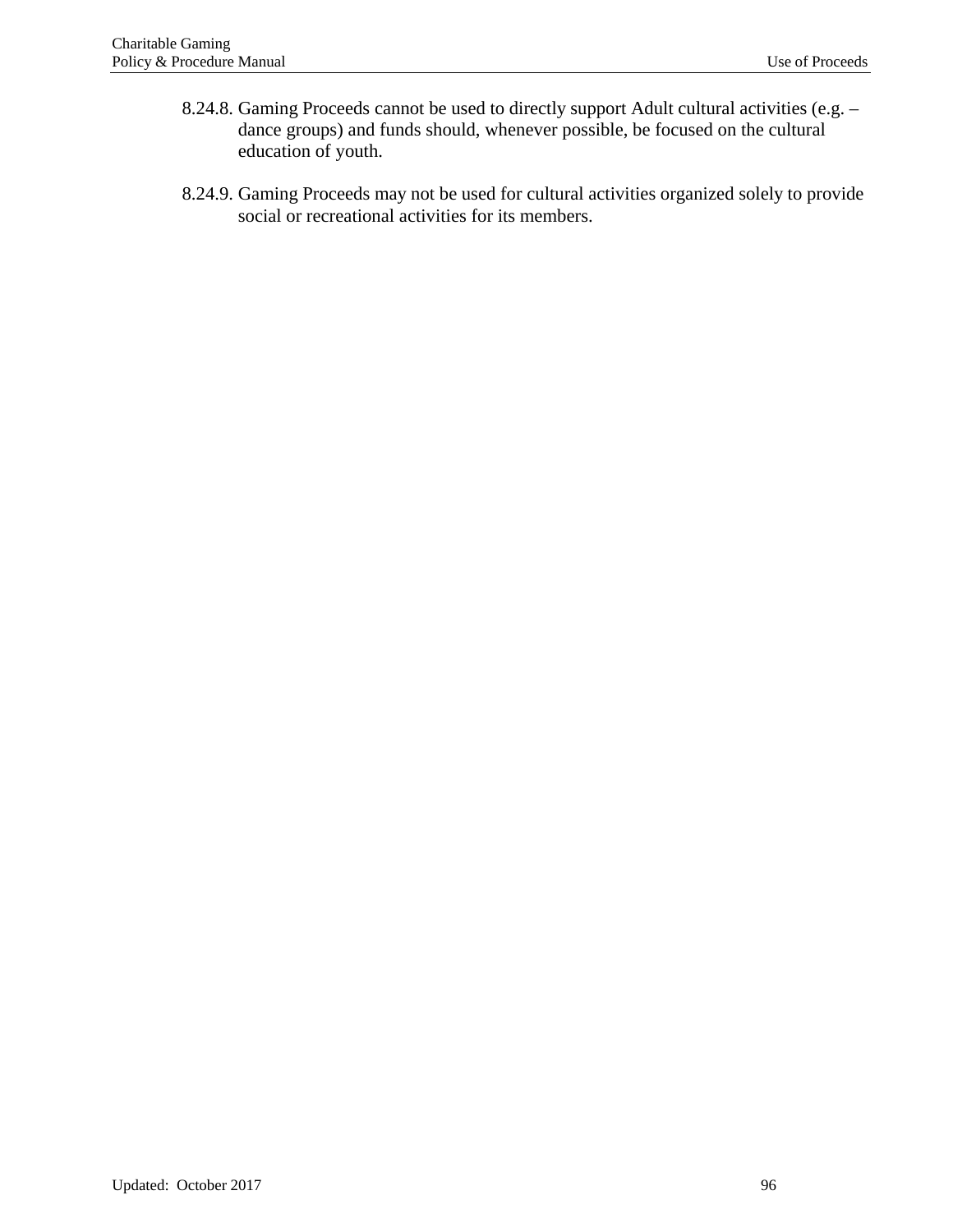8.24.8. Gaming Proceeds cannot be used to directly support Adult cultural activities (e.g. – dance groups) and funds should, whenever possible, be focused on the cultural education of youth.

8.24.9. Gaming Proceeds may not be used for cultural activities organized solely to provide social or recreational activities for its members.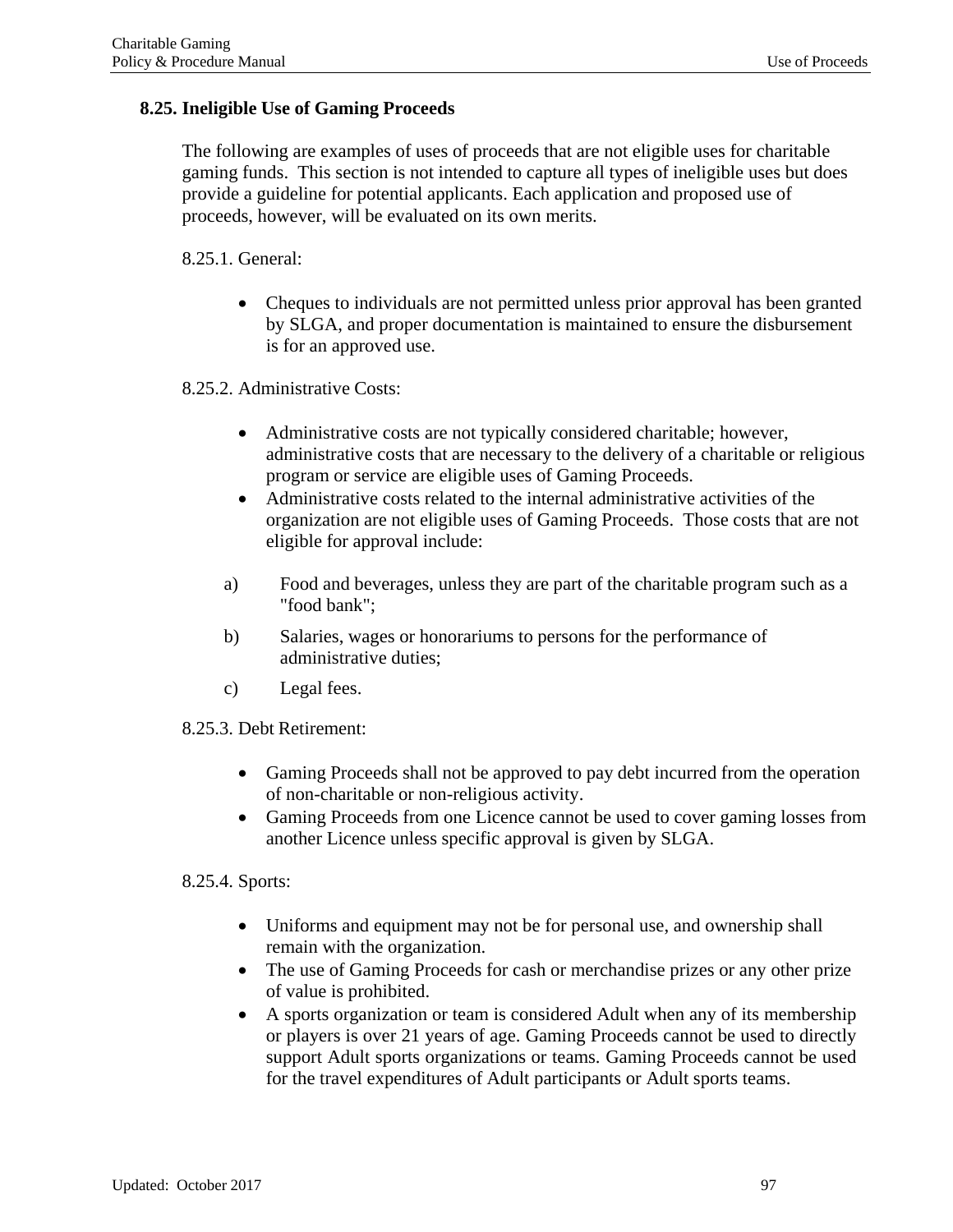## 8.25. Ineligible Use of Gaming Proceeds

The following are examples of uses of proceeds that are not eligible uses for charitable gaming funds. This section is not intended to capture all types of ineligible uses but does provide a guideline for potential applicants. Each application and proposed use of proceeds, however, will be evaluated on its own merits.

8.25.1. General:

- Cheques to individuals are not permitted unless prior approval has been granted by SLGA, and proper documentation is maintained to ensure the disbursement is for an approved use.

8.25.2. Administrative Costs:

- Administrative costs are not typically considered charitable; however, administrative costs that are necessary to the delivery of a charitable or religious program or service are eligible uses of Gaming Proceeds.
- Administrative costs related to the internal administrative activities of the organization are not eligible uses of Gaming Proceeds. Those costs that are not eligible for approval include:

a) Food and beverages, unless they are part of the charitable program such as a "food bank";

b) Salaries, wages or honorariums to persons for the performance of administrative duties;

c) Legal fees.

8.25.3. Debt Retirement:

- Gaming Proceeds shall not be approved to pay debt incurred from the operation of non-charitable or non-religious activity.
- Gaming Proceeds from one Licence cannot be used to cover gaming losses from another Licence unless specific approval is given by SLGA.

8.25.4. Sports:

- Uniforms and equipment may not be for personal use, and ownership shall remain with the organization.
- The use of Gaming Proceeds for cash or merchandise prizes or any other prize of value is prohibited.
- A sports organization or team is considered Adult when any of its membership or players is over 21 years of age. Gaming Proceeds cannot be used to directly support Adult sports organizations or teams. Gaming Proceeds cannot be used for the travel expenditures of Adult participants or Adult sports teams.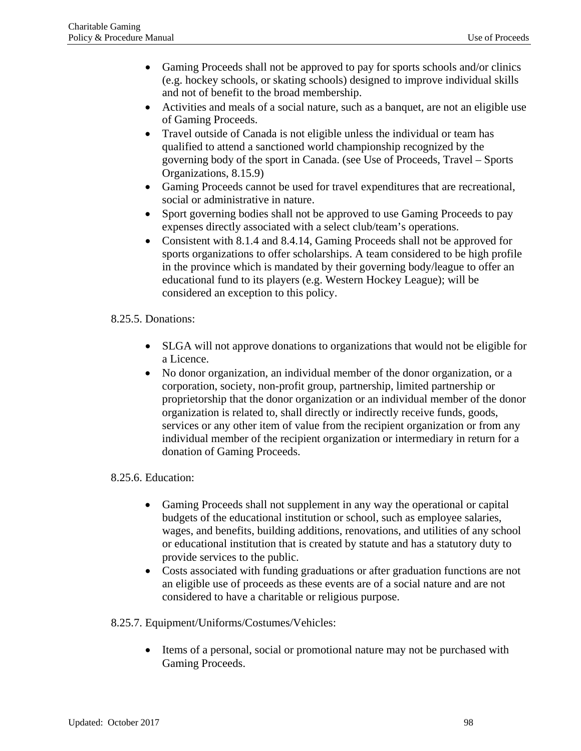- Gaming Proceeds shall not be approved to pay for sports schools and/or clinics (e.g. hockey schools, or skating schools) designed to improve individual skills and not of benefit to the broad membership.
- Activities and meals of a social nature, such as a banquet, are not an eligible use of Gaming Proceeds.
- Travel outside of Canada is not eligible unless the individual or team has qualified to attend a sanctioned world championship recognized by the governing body of the sport in Canada. (see Use of Proceeds, Travel – Sports Organizations, 8.15.9)
- Gaming Proceeds cannot be used for travel expenditures that are recreational, social or administrative in nature.
- Sport governing bodies shall not be approved to use Gaming Proceeds to pay expenses directly associated with a select club/team's operations.
- Consistent with 8.1.4 and 8.4.14, Gaming Proceeds shall not be approved for sports organizations to offer scholarships. A team considered to be high profile in the province which is mandated by their governing body/league to offer an educational fund to its players (e.g. Western Hockey League); will be considered an exception to this policy.

8.25.5. Donations:

- SLGA will not approve donations to organizations that would not be eligible for a Licence.
- No donor organization, an individual member of the donor organization, or a corporation, society, non-profit group, partnership, limited partnership or proprietorship that the donor organization or an individual member of the donor organization is related to, shall directly or indirectly receive funds, goods, services or any other item of value from the recipient organization or from any individual member of the recipient organization or intermediary in return for a donation of Gaming Proceeds.

8.25.6. Education:

- Gaming Proceeds shall not supplement in any way the operational or capital budgets of the educational institution or school, such as employee salaries, wages, and benefits, building additions, renovations, and utilities of any school or educational institution that is created by statute and has a statutory duty to provide services to the public.
- Costs associated with funding graduations or after graduation functions are not an eligible use of proceeds as these events are of a social nature and are not considered to have a charitable or religious purpose.

8.25.7. Equipment/Uniforms/Costumes/Vehicles:

- Items of a personal, social or promotional nature may not be purchased with Gaming Proceeds.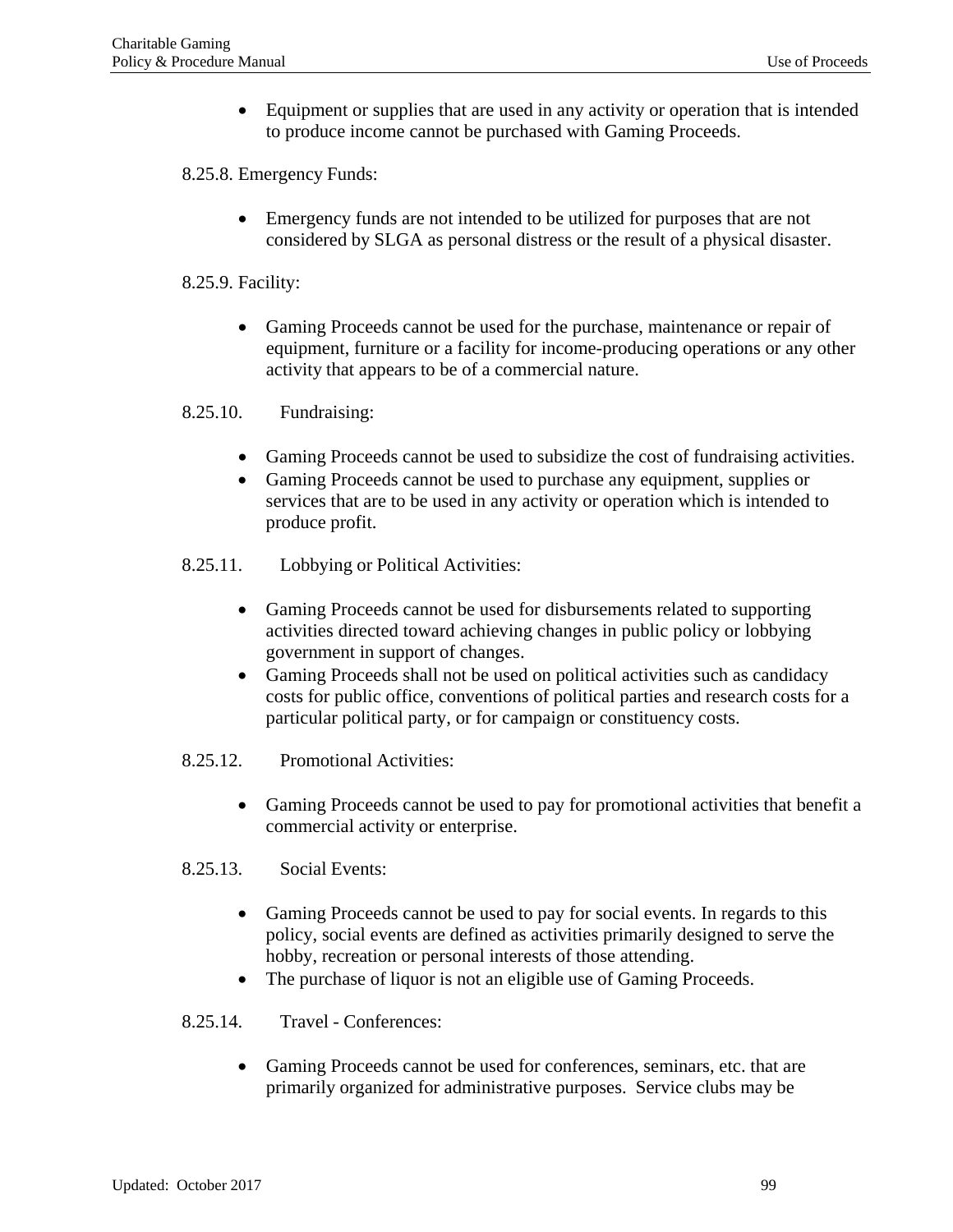- Equipment or supplies that are used in any activity or operation that is intended to produce income cannot be purchased with Gaming Proceeds.

8.25.8. Emergency Funds:

- Emergency funds are not intended to be utilized for purposes that are not considered by SLGA as personal distress or the result of a physical disaster.

8.25.9. Facility:

- Gaming Proceeds cannot be used for the purchase, maintenance or repair of equipment, furniture or a facility for income-producing operations or any other activity that appears to be of a commercial nature.

8.25.10. Fundraising:

- Gaming Proceeds cannot be used to subsidize the cost of fundraising activities.
- Gaming Proceeds cannot be used to purchase any equipment, supplies or services that are to be used in any activity or operation which is intended to produce profit.

8.25.11. Lobbying or Political Activities:

- Gaming Proceeds cannot be used for disbursements related to supporting activities directed toward achieving changes in public policy or lobbying government in support of changes.
- Gaming Proceeds shall not be used on political activities such as candidacy costs for public office, conventions of political parties and research costs for a particular political party, or for campaign or constituency costs.

8.25.12. Promotional Activities:

- Gaming Proceeds cannot be used to pay for promotional activities that benefit a commercial activity or enterprise.

8.25.13. Social Events:

- Gaming Proceeds cannot be used to pay for social events. In regards to this policy, social events are defined as activities primarily designed to serve the hobby, recreation or personal interests of those attending.
- The purchase of liquor is not an eligible use of Gaming Proceeds.

8.25.14. Travel - Conferences:

- Gaming Proceeds cannot be used for conferences, seminars, etc. that are primarily organized for administrative purposes. Service clubs may be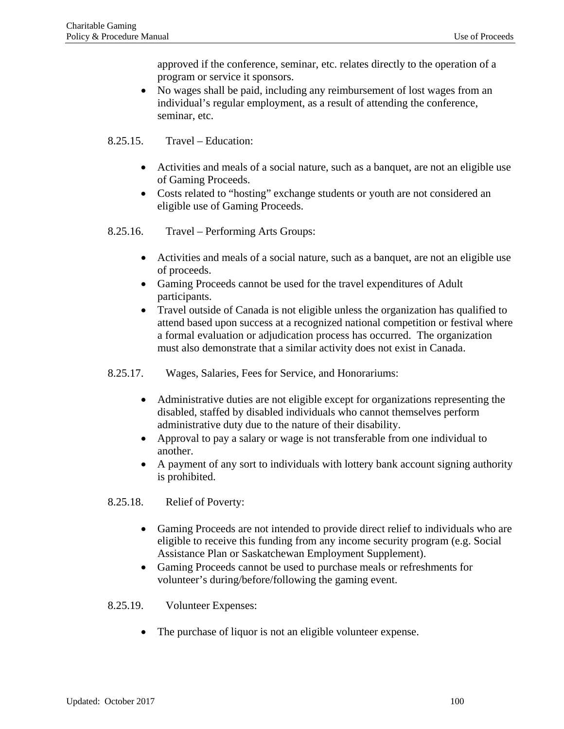approved if the conference, seminar, etc. relates directly to the operation of a program or service it sponsors.

- No wages shall be paid, including any reimbursement of lost wages from an individual's regular employment, as a result of attending the conference, seminar, etc.

8.25.15. Travel – Education:

- Activities and meals of a social nature, such as a banquet, are not an eligible use of Gaming Proceeds.
- Costs related to "hosting" exchange students or youth are not considered an eligible use of Gaming Proceeds.

8.25.16. Travel – Performing Arts Groups:

- Activities and meals of a social nature, such as a banquet, are not an eligible use of proceeds.
- Gaming Proceeds cannot be used for the travel expenditures of Adult participants.
- Travel outside of Canada is not eligible unless the organization has qualified to attend based upon success at a recognized national competition or festival where a formal evaluation or adjudication process has occurred. The organization must also demonstrate that a similar activity does not exist in Canada.

8.25.17. Wages, Salaries, Fees for Service, and Honorariums:

- Administrative duties are not eligible except for organizations representing the disabled, staffed by disabled individuals who cannot themselves perform administrative duty due to the nature of their disability.
- Approval to pay a salary or wage is not transferable from one individual to another.
- A payment of any sort to individuals with lottery bank account signing authority is prohibited.

8.25.18. Relief of Poverty:

- Gaming Proceeds are not intended to provide direct relief to individuals who are eligible to receive this funding from any income security program (e.g. Social Assistance Plan or Saskatchewan Employment Supplement).
- Gaming Proceeds cannot be used to purchase meals or refreshments for volunteer's during/before/following the gaming event.

8.25.19. Volunteer Expenses:

- The purchase of liquor is not an eligible volunteer expense.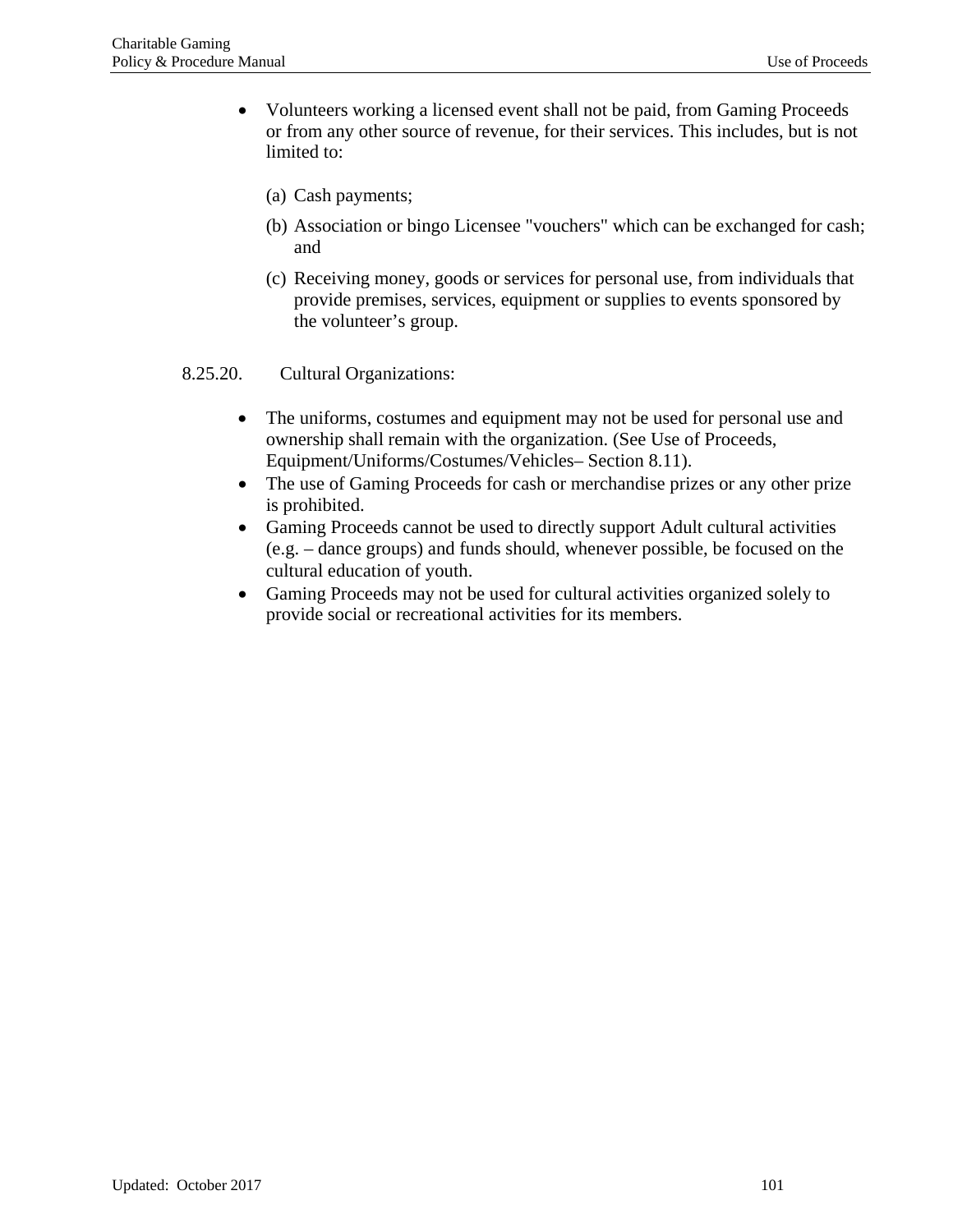- Volunteers working a licensed event shall not be paid, from Gaming Proceeds or from any other source of revenue, for their services. This includes, but is not limited to:

  (a) Cash payments;

  (b) Association or bingo Licensee "vouchers" which can be exchanged for cash; and

  (c) Receiving money, goods or services for personal use, from individuals that provide premises, services, equipment or supplies to events sponsored by the volunteer's group.

8.25.20. Cultural Organizations:

- The uniforms, costumes and equipment may not be used for personal use and ownership shall remain with the organization. (See Use of Proceeds, Equipment/Uniforms/Costumes/Vehicles– Section 8.11).
- The use of Gaming Proceeds for cash or merchandise prizes or any other prize is prohibited.
- Gaming Proceeds cannot be used to directly support Adult cultural activities (e.g. – dance groups) and funds should, whenever possible, be focused on the cultural education of youth.
- Gaming Proceeds may not be used for cultural activities organized solely to provide social or recreational activities for its members.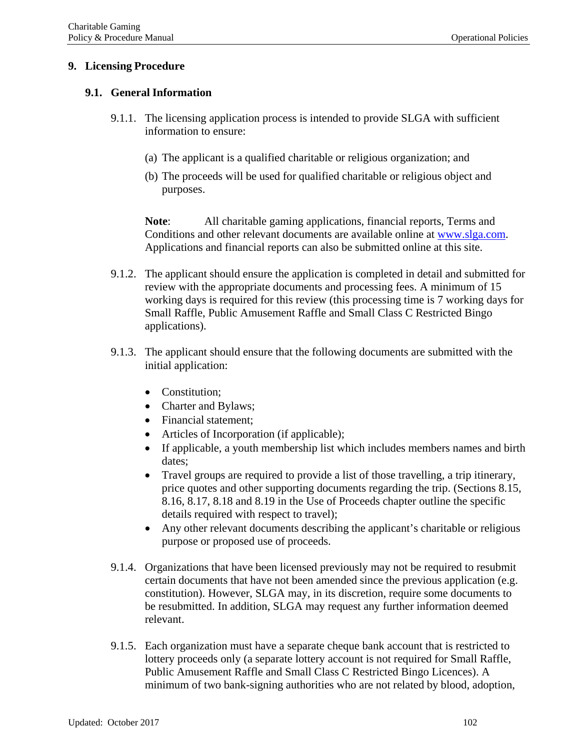# 9. Licensing Procedure

## 9.1. General Information

9.1.1. The licensing application process is intended to provide SLGA with sufficient information to ensure:

(a) The applicant is a qualified charitable or religious organization; and

(b) The proceeds will be used for qualified charitable or religious object and purposes.

**Note**: All charitable gaming applications, financial reports, Terms and Conditions and other relevant documents are available online at [www.slga.com](http://www.slga.com). Applications and financial reports can also be submitted online at this site.

9.1.2. The applicant should ensure the application is completed in detail and submitted for review with the appropriate documents and processing fees. A minimum of 15 working days is required for this review (this processing time is 7 working days for Small Raffle, Public Amusement Raffle and Small Class C Restricted Bingo applications).

9.1.3. The applicant should ensure that the following documents are submitted with the initial application:

- Constitution;
- Charter and Bylaws;
- Financial statement;
- Articles of Incorporation (if applicable);
- If applicable, a youth membership list which includes members names and birth dates;
- Travel groups are required to provide a list of those travelling, a trip itinerary, price quotes and other supporting documents regarding the trip. (Sections 8.15, 8.16, 8.17, 8.18 and 8.19 in the Use of Proceeds chapter outline the specific details required with respect to travel);
- Any other relevant documents describing the applicant's charitable or religious purpose or proposed use of proceeds.

9.1.4. Organizations that have been licensed previously may not be required to resubmit certain documents that have not been amended since the previous application (e.g. constitution). However, SLGA may, in its discretion, require some documents to be resubmitted. In addition, SLGA may request any further information deemed relevant.

9.1.5. Each organization must have a separate cheque bank account that is restricted to lottery proceeds only (a separate lottery account is not required for Small Raffle, Public Amusement Raffle and Small Class C Restricted Bingo Licences). A minimum of two bank-signing authorities who are not related by blood, adoption,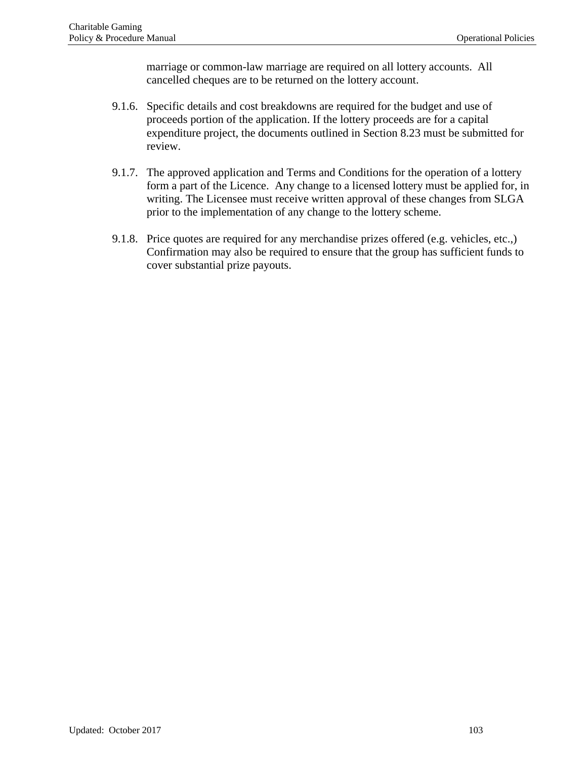marriage or common-law marriage are required on all lottery accounts. All cancelled cheques are to be returned on the lottery account.

9.1.6. Specific details and cost breakdowns are required for the budget and use of proceeds portion of the application. If the lottery proceeds are for a capital expenditure project, the documents outlined in Section 8.23 must be submitted for review.

9.1.7. The approved application and Terms and Conditions for the operation of a lottery form a part of the Licence. Any change to a licensed lottery must be applied for, in writing. The Licensee must receive written approval of these changes from SLGA prior to the implementation of any change to the lottery scheme.

9.1.8. Price quotes are required for any merchandise prizes offered (e.g. vehicles, etc.,) Confirmation may also be required to ensure that the group has sufficient funds to cover substantial prize payouts.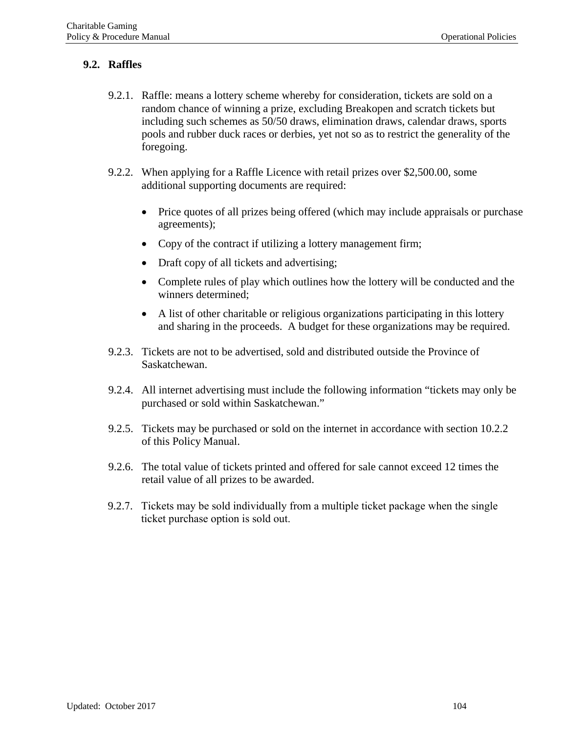## 9.2. Raffles

9.2.1. Raffle: means a lottery scheme whereby for consideration, tickets are sold on a random chance of winning a prize, excluding Breakopen and scratch tickets but including such schemes as 50/50 draws, elimination draws, calendar draws, sports pools and rubber duck races or derbies, yet not so as to restrict the generality of the foregoing.

9.2.2. When applying for a Raffle Licence with retail prizes over $2,500.00, some additional supporting documents are required:

- Price quotes of all prizes being offered (which may include appraisals or purchase agreements);
- Copy of the contract if utilizing a lottery management firm;
- Draft copy of all tickets and advertising;
- Complete rules of play which outlines how the lottery will be conducted and the winners determined;
- A list of other charitable or religious organizations participating in this lottery and sharing in the proceeds. A budget for these organizations may be required.

9.2.3. Tickets are not to be advertised, sold and distributed outside the Province of Saskatchewan.

9.2.4. All internet advertising must include the following information "tickets may only be purchased or sold within Saskatchewan."

9.2.5. Tickets may be purchased or sold on the internet in accordance with section 10.2.2 of this Policy Manual.

9.2.6. The total value of tickets printed and offered for sale cannot exceed 12 times the retail value of all prizes to be awarded.

9.2.7. Tickets may be sold individually from a multiple ticket package when the single ticket purchase option is sold out.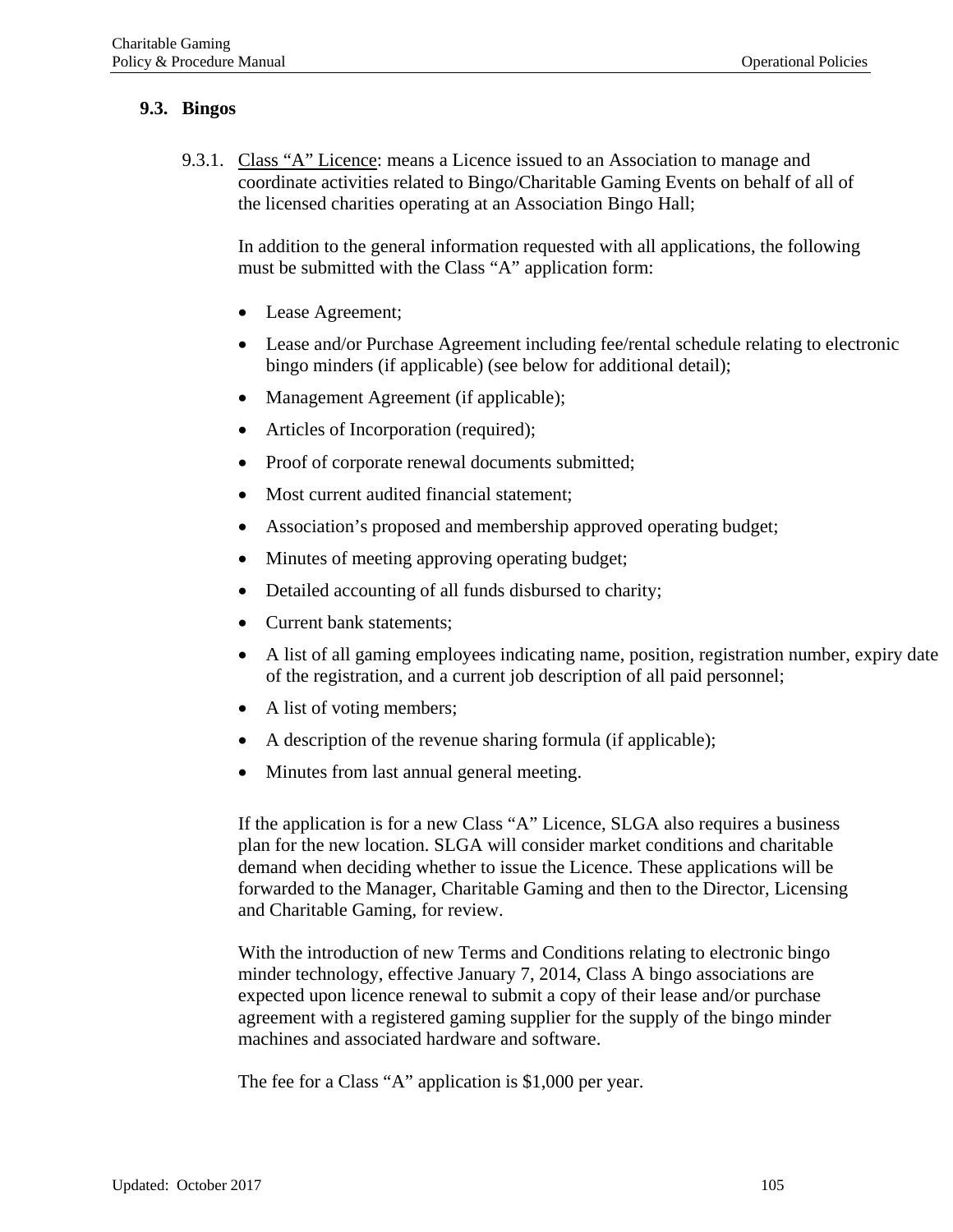## 9.3. Bingos

9.3.1. Class "A" Licence: means a Licence issued to an Association to manage and coordinate activities related to Bingo/Charitable Gaming Events on behalf of all of the licensed charities operating at an Association Bingo Hall;

In addition to the general information requested with all applications, the following must be submitted with the Class "A" application form:

- Lease Agreement;
- Lease and/or Purchase Agreement including fee/rental schedule relating to electronic bingo minders (if applicable) (see below for additional detail);
- Management Agreement (if applicable);
- Articles of Incorporation (required);
- Proof of corporate renewal documents submitted;
- Most current audited financial statement;
- Association's proposed and membership approved operating budget;
- Minutes of meeting approving operating budget;
- Detailed accounting of all funds disbursed to charity;
- Current bank statements;
- A list of all gaming employees indicating name, position, registration number, expiry date of the registration, and a current job description of all paid personnel;
- A list of voting members;
- A description of the revenue sharing formula (if applicable);
- Minutes from last annual general meeting.

If the application is for a new Class "A" Licence, SLGA also requires a business plan for the new location. SLGA will consider market conditions and charitable demand when deciding whether to issue the Licence. These applications will be forwarded to the Manager, Charitable Gaming and then to the Director, Licensing and Charitable Gaming, for review.

With the introduction of new Terms and Conditions relating to electronic bingo minder technology, effective January 7, 2014, Class A bingo associations are expected upon licence renewal to submit a copy of their lease and/or purchase agreement with a registered gaming supplier for the supply of the bingo minder machines and associated hardware and software.

The fee for a Class "A" application is $1,000 per year.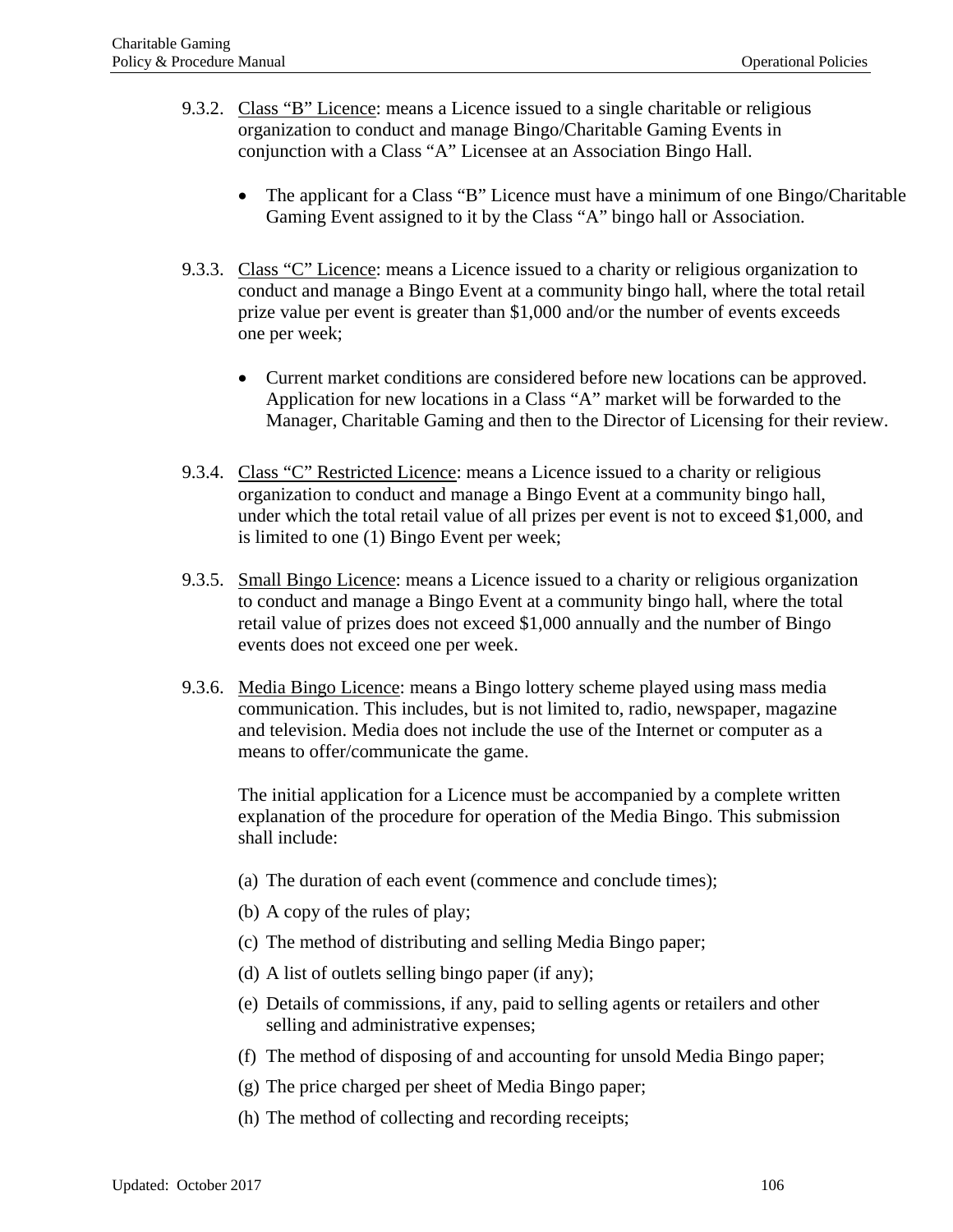9.3.2. Class "B" Licence: means a Licence issued to a single charitable or religious organization to conduct and manage Bingo/Charitable Gaming Events in conjunction with a Class "A" Licensee at an Association Bingo Hall.

- The applicant for a Class "B" Licence must have a minimum of one Bingo/Charitable Gaming Event assigned to it by the Class "A" bingo hall or Association.

9.3.3. Class "C" Licence: means a Licence issued to a charity or religious organization to conduct and manage a Bingo Event at a community bingo hall, where the total retail prize value per event is greater than $1,000 and/or the number of events exceeds one per week;

- Current market conditions are considered before new locations can be approved. Application for new locations in a Class "A" market will be forwarded to the Manager, Charitable Gaming and then to the Director of Licensing for their review.

9.3.4. Class "C" Restricted Licence: means a Licence issued to a charity or religious organization to conduct and manage a Bingo Event at a community bingo hall, under which the total retail value of all prizes per event is not to exceed $1,000, and is limited to one (1) Bingo Event per week;

9.3.5. Small Bingo Licence: means a Licence issued to a charity or religious organization to conduct and manage a Bingo Event at a community bingo hall, where the total retail value of prizes does not exceed $1,000 annually and the number of Bingo events does not exceed one per week.

9.3.6. Media Bingo Licence: means a Bingo lottery scheme played using mass media communication. This includes, but is not limited to, radio, newspaper, magazine and television. Media does not include the use of the Internet or computer as a means to offer/communicate the game.

The initial application for a Licence must be accompanied by a complete written explanation of the procedure for operation of the Media Bingo. This submission shall include:

(a) The duration of each event (commence and conclude times);

(b) A copy of the rules of play;

(c) The method of distributing and selling Media Bingo paper;

(d) A list of outlets selling bingo paper (if any);

(e) Details of commissions, if any, paid to selling agents or retailers and other selling and administrative expenses;

(f) The method of disposing of and accounting for unsold Media Bingo paper;

(g) The price charged per sheet of Media Bingo paper;

(h) The method of collecting and recording receipts;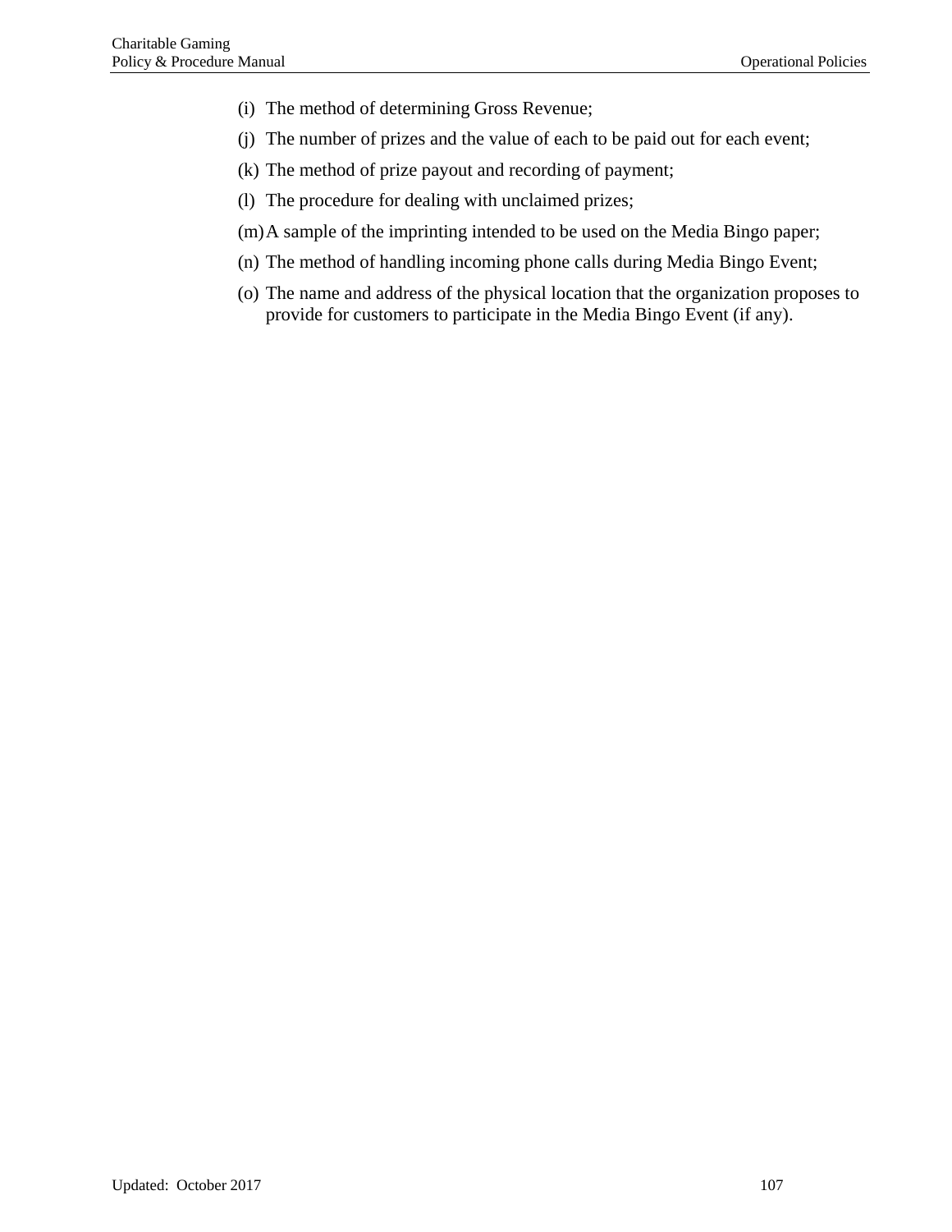(i) The method of determining Gross Revenue;

(j) The number of prizes and the value of each to be paid out for each event;

(k) The method of prize payout and recording of payment;

(l) The procedure for dealing with unclaimed prizes;

(m) A sample of the imprinting intended to be used on the Media Bingo paper;

(n) The method of handling incoming phone calls during Media Bingo Event;

(o) The name and address of the physical location that the organization proposes to provide for customers to participate in the Media Bingo Event (if any).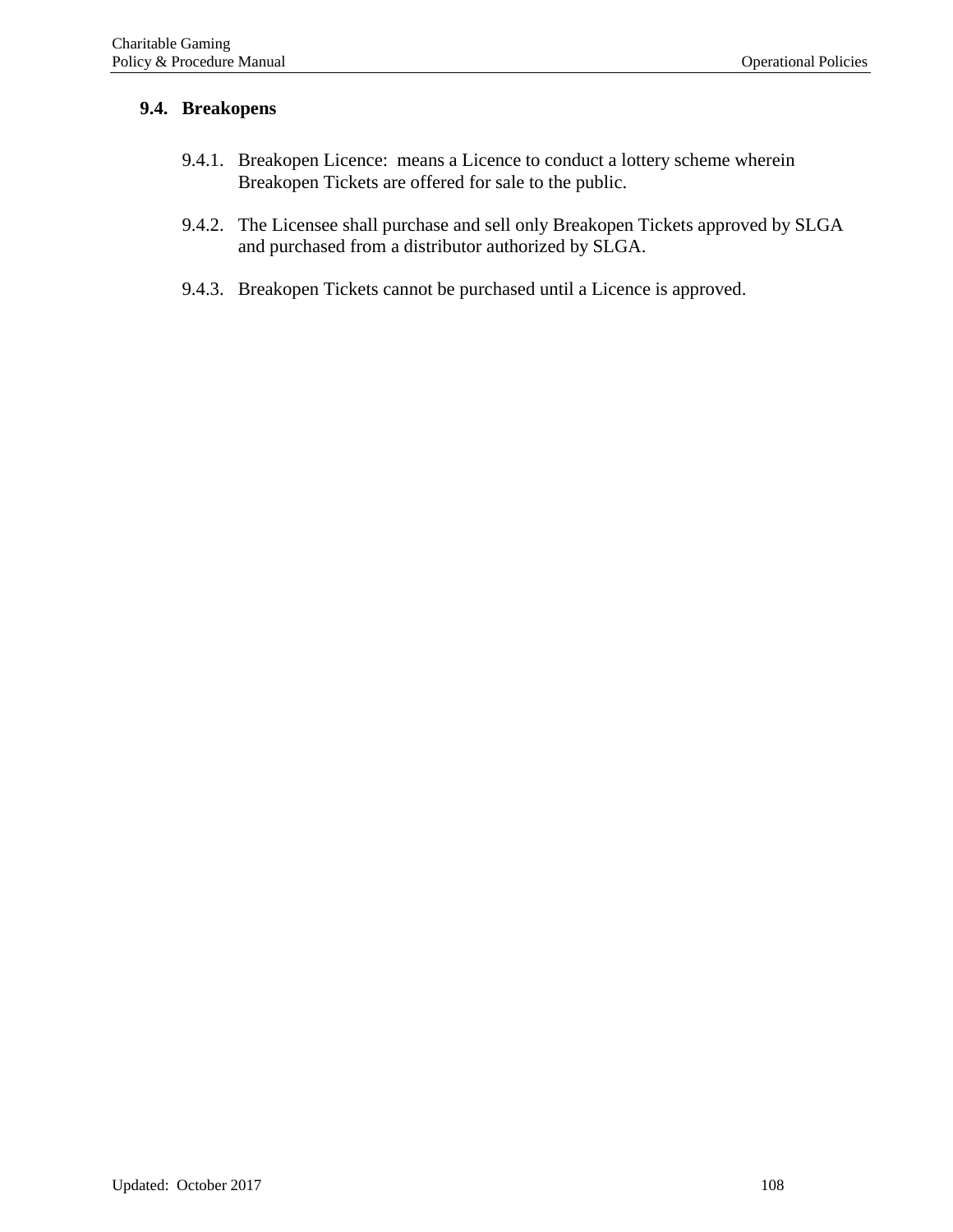## 9.4. Breakopens

9.4.1. Breakopen Licence: means a Licence to conduct a lottery scheme wherein Breakopen Tickets are offered for sale to the public.

9.4.2. The Licensee shall purchase and sell only Breakopen Tickets approved by SLGA and purchased from a distributor authorized by SLGA.

9.4.3. Breakopen Tickets cannot be purchased until a Licence is approved.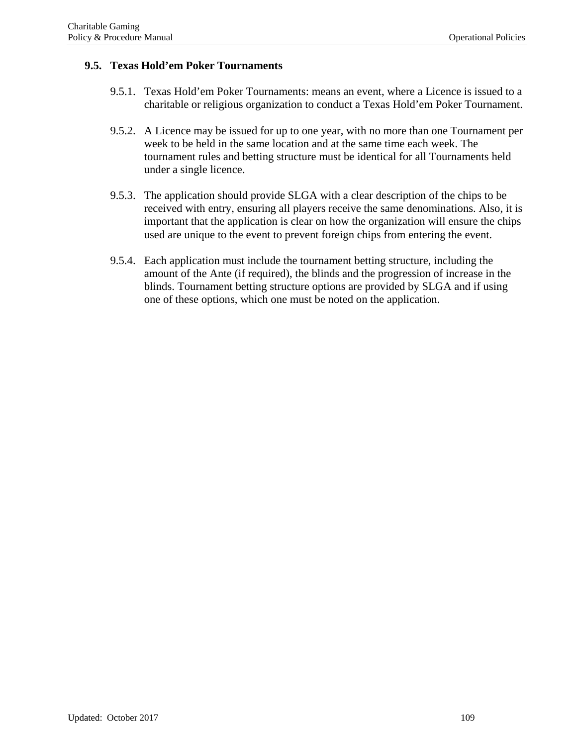## 9.5. Texas Hold'em Poker Tournaments

9.5.1. Texas Hold'em Poker Tournaments: means an event, where a Licence is issued to a charitable or religious organization to conduct a Texas Hold'em Poker Tournament.

9.5.2. A Licence may be issued for up to one year, with no more than one Tournament per week to be held in the same location and at the same time each week. The tournament rules and betting structure must be identical for all Tournaments held under a single licence.

9.5.3. The application should provide SLGA with a clear description of the chips to be received with entry, ensuring all players receive the same denominations. Also, it is important that the application is clear on how the organization will ensure the chips used are unique to the event to prevent foreign chips from entering the event.

9.5.4. Each application must include the tournament betting structure, including the amount of the Ante (if required), the blinds and the progression of increase in the blinds. Tournament betting structure options are provided by SLGA and if using one of these options, which one must be noted on the application.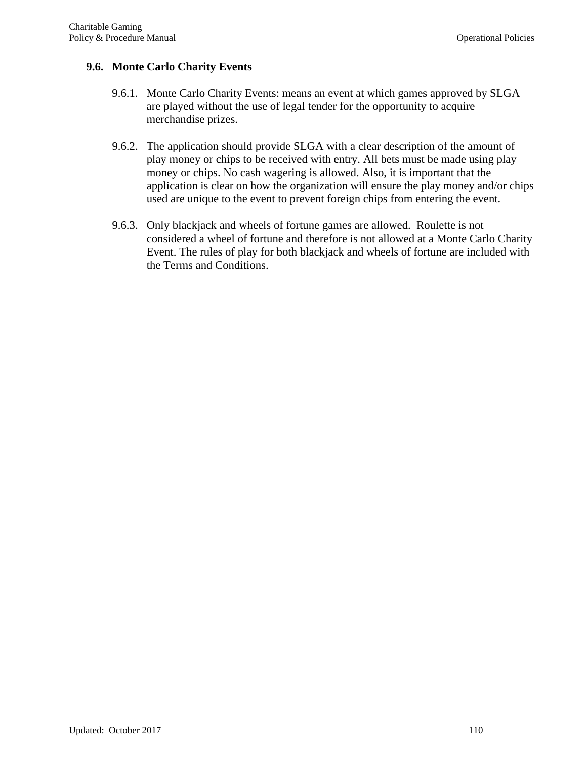## 9.6. Monte Carlo Charity Events

9.6.1. Monte Carlo Charity Events: means an event at which games approved by SLGA are played without the use of legal tender for the opportunity to acquire merchandise prizes.

9.6.2. The application should provide SLGA with a clear description of the amount of play money or chips to be received with entry. All bets must be made using play money or chips. No cash wagering is allowed. Also, it is important that the application is clear on how the organization will ensure the play money and/or chips used are unique to the event to prevent foreign chips from entering the event.

9.6.3. Only blackjack and wheels of fortune games are allowed. Roulette is not considered a wheel of fortune and therefore is not allowed at a Monte Carlo Charity Event. The rules of play for both blackjack and wheels of fortune are included with the Terms and Conditions.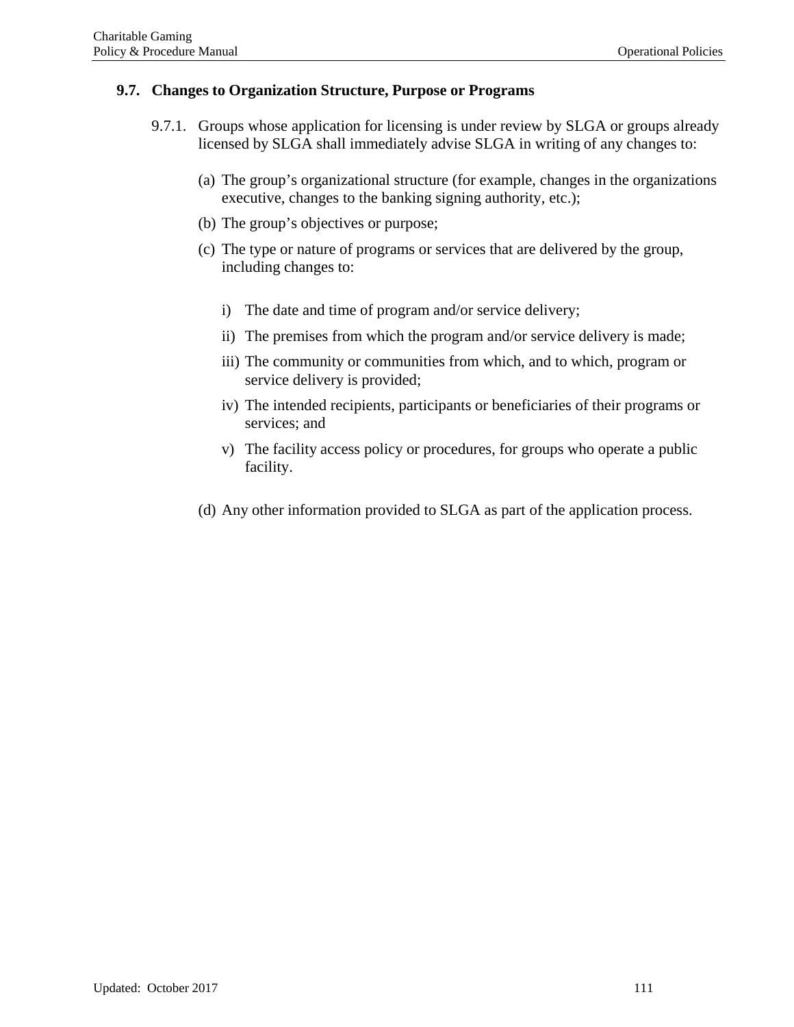### 9.7. Changes to Organization Structure, Purpose or Programs

9.7.1. Groups whose application for licensing is under review by SLGA or groups already licensed by SLGA shall immediately advise SLGA in writing of any changes to:

(a) The group's organizational structure (for example, changes in the organizations executive, changes to the banking signing authority, etc.);

(b) The group's objectives or purpose;

(c) The type or nature of programs or services that are delivered by the group, including changes to:

i) The date and time of program and/or service delivery;

ii) The premises from which the program and/or service delivery is made;

iii) The community or communities from which, and to which, program or service delivery is provided;

iv) The intended recipients, participants or beneficiaries of their programs or services; and

v) The facility access policy or procedures, for groups who operate a public facility.

(d) Any other information provided to SLGA as part of the application process.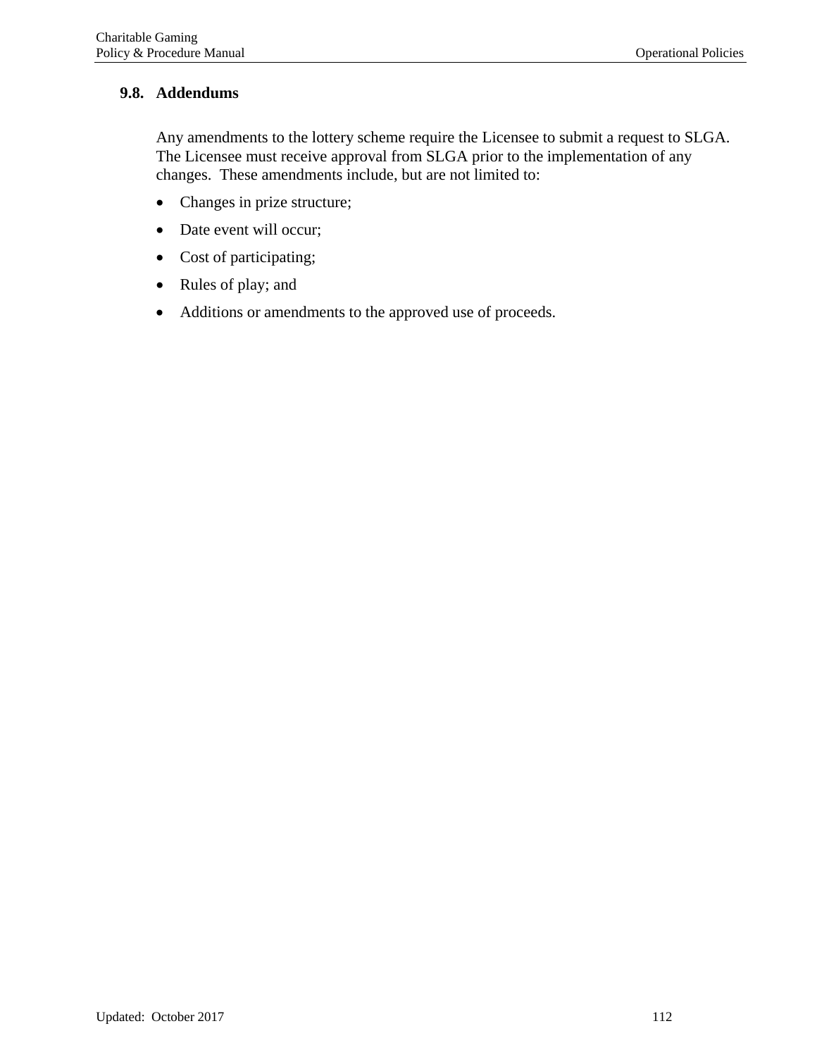## 9.8. Addendums

Any amendments to the lottery scheme require the Licensee to submit a request to SLGA. The Licensee must receive approval from SLGA prior to the implementation of any changes. These amendments include, but are not limited to:

- Changes in prize structure;
- Date event will occur;
- Cost of participating;
- Rules of play; and
- Additions or amendments to the approved use of proceeds.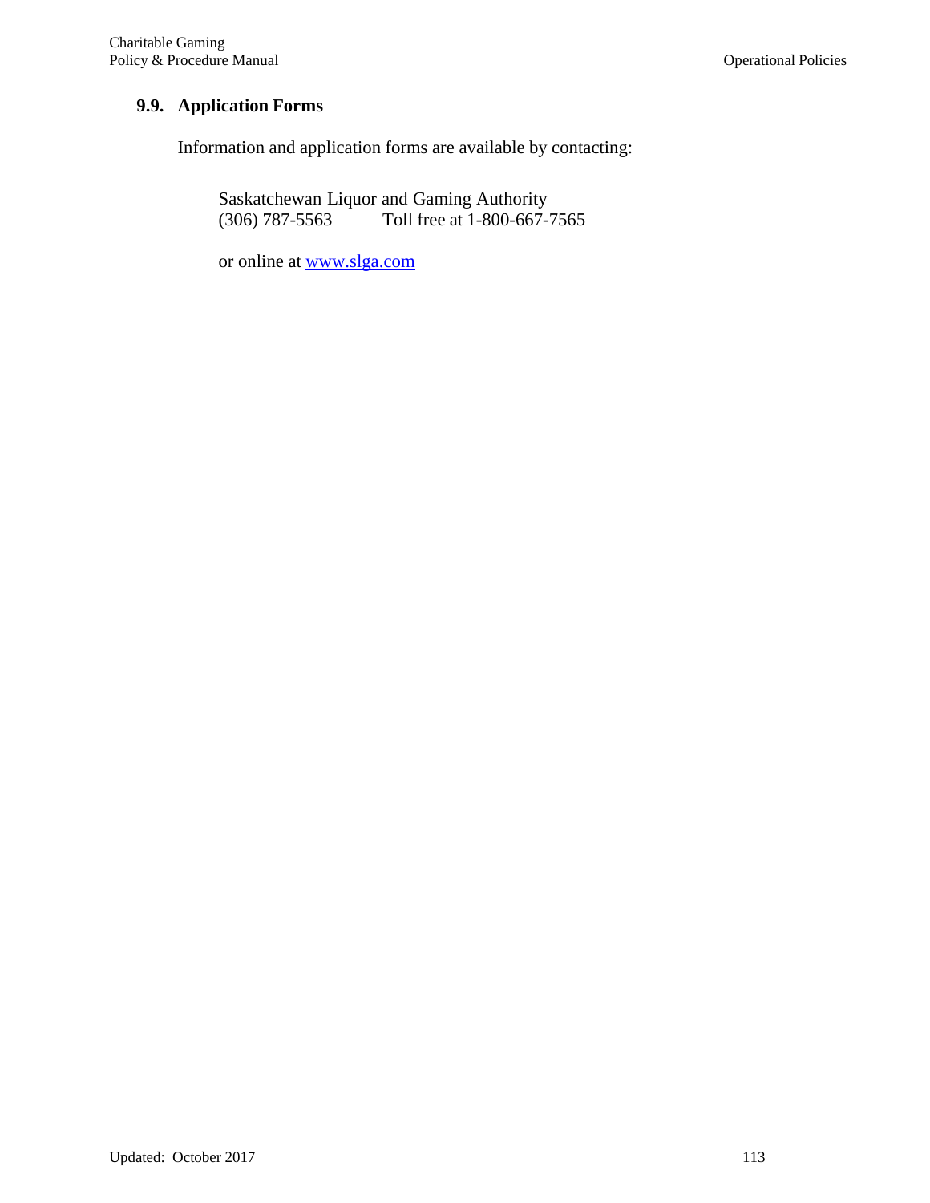## 9.9. Application Forms

Information and application forms are available by contacting:

Saskatchewan Liquor and Gaming Authority
(306) 787-5563 Toll free at 1-800-667-7565

or online at [www.slga.com](http://www.slga.com)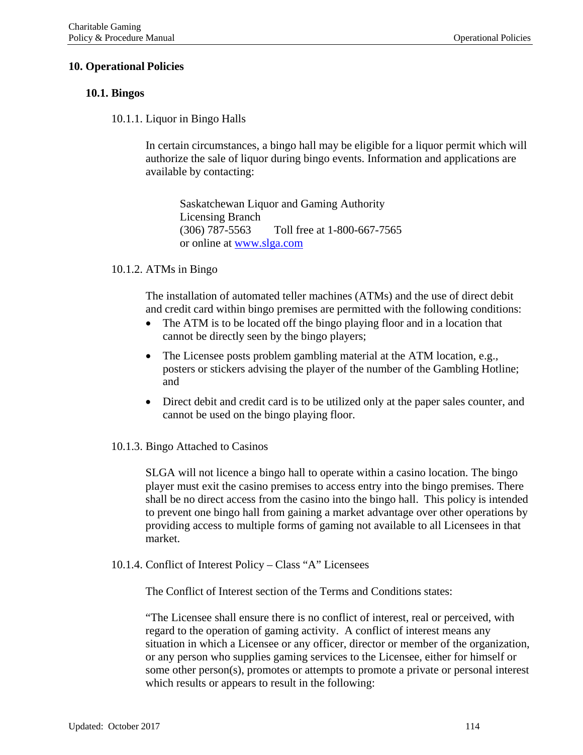# 10. Operational Policies

## 10.1. Bingos

### 10.1.1. Liquor in Bingo Halls

In certain circumstances, a bingo hall may be eligible for a liquor permit which will authorize the sale of liquor during bingo events. Information and applications are available by contacting:

> Saskatchewan Liquor and Gaming Authority
> Licensing Branch
> (306) 787-5563 Toll free at 1-800-667-7565
> or online at www.slga.com

### 10.1.2. ATMs in Bingo

The installation of automated teller machines (ATMs) and the use of direct debit and credit card within bingo premises are permitted with the following conditions:

- The ATM is to be located off the bingo playing floor and in a location that cannot be directly seen by the bingo players;
- The Licensee posts problem gambling material at the ATM location, e.g., posters or stickers advising the player of the number of the Gambling Hotline; and
- Direct debit and credit card is to be utilized only at the paper sales counter, and cannot be used on the bingo playing floor.

### 10.1.3. Bingo Attached to Casinos

SLGA will not licence a bingo hall to operate within a casino location. The bingo player must exit the casino premises to access entry into the bingo premises. There shall be no direct access from the casino into the bingo hall. This policy is intended to prevent one bingo hall from gaining a market advantage over other operations by providing access to multiple forms of gaming not available to all Licensees in that market.

### 10.1.4. Conflict of Interest Policy – Class "A" Licensees

The Conflict of Interest section of the Terms and Conditions states:

"The Licensee shall ensure there is no conflict of interest, real or perceived, with regard to the operation of gaming activity. A conflict of interest means any situation in which a Licensee or any officer, director or member of the organization, or any person who supplies gaming services to the Licensee, either for himself or some other person(s), promotes or attempts to promote a private or personal interest which results or appears to result in the following: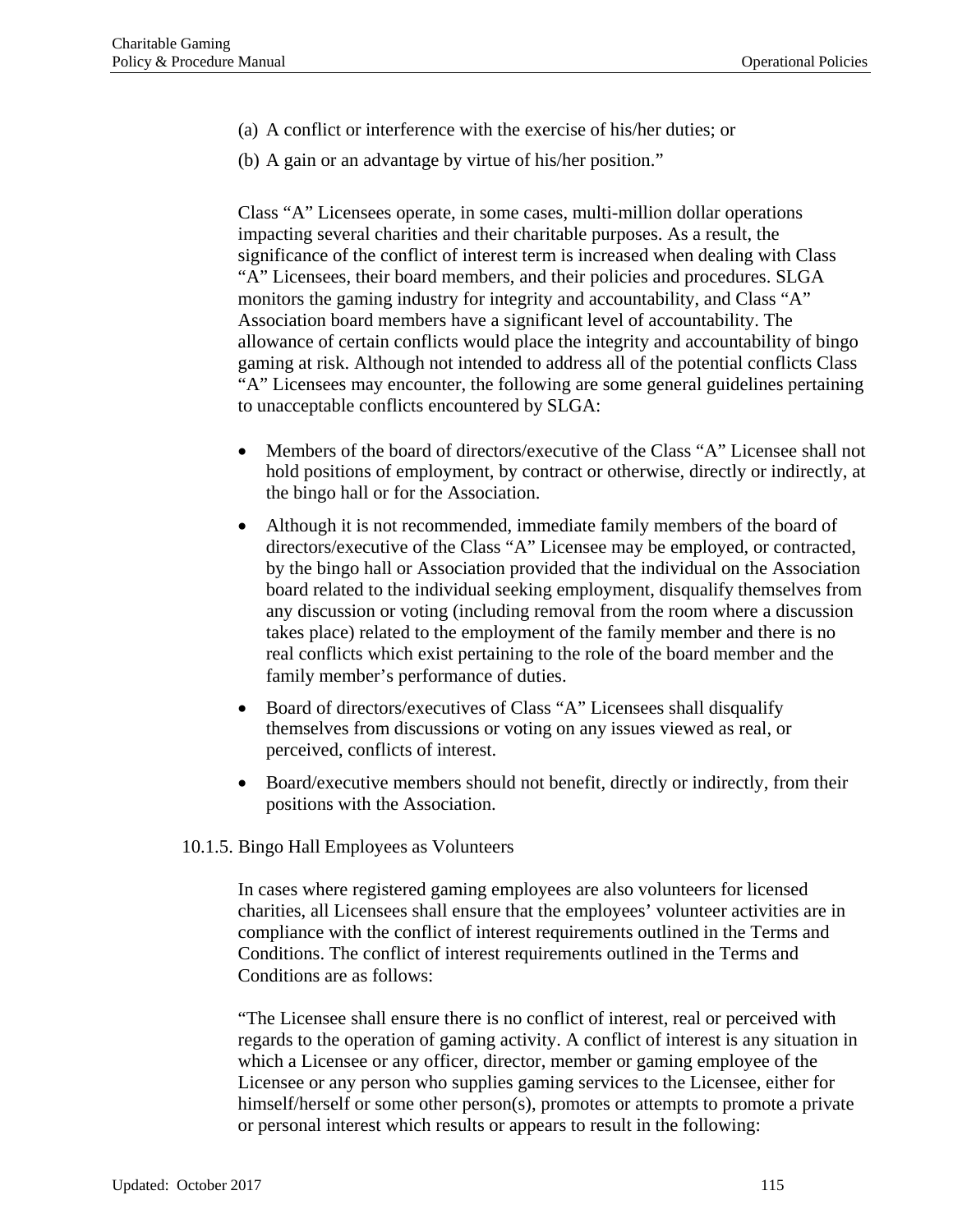(a) A conflict or interference with the exercise of his/her duties; or

(b) A gain or an advantage by virtue of his/her position."

Class "A" Licensees operate, in some cases, multi-million dollar operations impacting several charities and their charitable purposes. As a result, the significance of the conflict of interest term is increased when dealing with Class "A" Licensees, their board members, and their policies and procedures. SLGA monitors the gaming industry for integrity and accountability, and Class "A" Association board members have a significant level of accountability. The allowance of certain conflicts would place the integrity and accountability of bingo gaming at risk. Although not intended to address all of the potential conflicts Class "A" Licensees may encounter, the following are some general guidelines pertaining to unacceptable conflicts encountered by SLGA:

- Members of the board of directors/executive of the Class "A" Licensee shall not hold positions of employment, by contract or otherwise, directly or indirectly, at the bingo hall or for the Association.
- Although it is not recommended, immediate family members of the board of directors/executive of the Class "A" Licensee may be employed, or contracted, by the bingo hall or Association provided that the individual on the Association board related to the individual seeking employment, disqualify themselves from any discussion or voting (including removal from the room where a discussion takes place) related to the employment of the family member and there is no real conflicts which exist pertaining to the role of the board member and the family member's performance of duties.
- Board of directors/executives of Class "A" Licensees shall disqualify themselves from discussions or voting on any issues viewed as real, or perceived, conflicts of interest.
- Board/executive members should not benefit, directly or indirectly, from their positions with the Association.

#### 10.1.5. Bingo Hall Employees as Volunteers

In cases where registered gaming employees are also volunteers for licensed charities, all Licensees shall ensure that the employees' volunteer activities are in compliance with the conflict of interest requirements outlined in the Terms and Conditions. The conflict of interest requirements outlined in the Terms and Conditions are as follows:

"The Licensee shall ensure there is no conflict of interest, real or perceived with regards to the operation of gaming activity. A conflict of interest is any situation in which a Licensee or any officer, director, member or gaming employee of the Licensee or any person who supplies gaming services to the Licensee, either for himself/herself or some other person(s), promotes or attempts to promote a private or personal interest which results or appears to result in the following: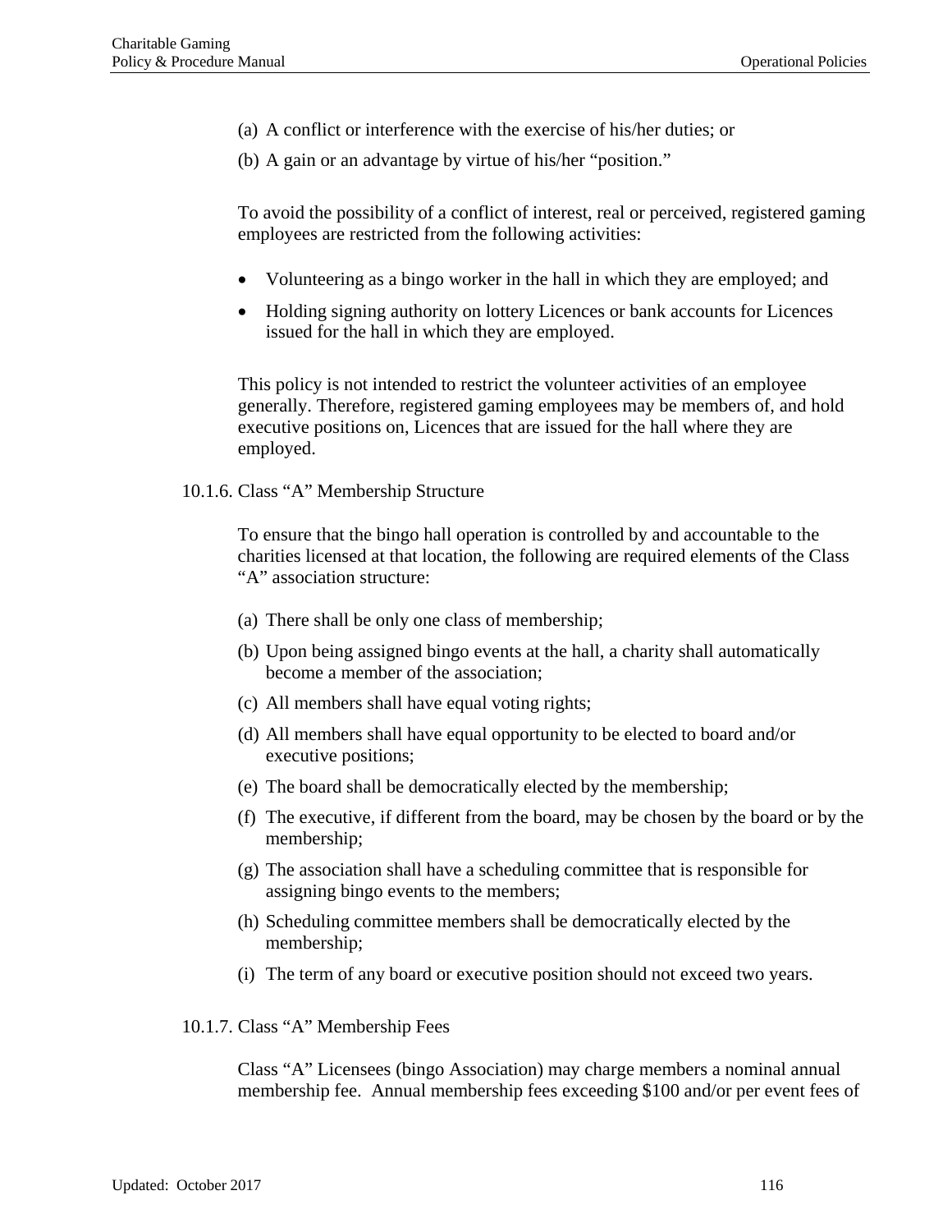(a) A conflict or interference with the exercise of his/her duties; or

(b) A gain or an advantage by virtue of his/her "position."

To avoid the possibility of a conflict of interest, real or perceived, registered gaming employees are restricted from the following activities:

- Volunteering as a bingo worker in the hall in which they are employed; and
- Holding signing authority on lottery Licences or bank accounts for Licences issued for the hall in which they are employed.

This policy is not intended to restrict the volunteer activities of an employee generally. Therefore, registered gaming employees may be members of, and hold executive positions on, Licences that are issued for the hall where they are employed.

10.1.6. Class "A" Membership Structure

To ensure that the bingo hall operation is controlled by and accountable to the charities licensed at that location, the following are required elements of the Class "A" association structure:

(a) There shall be only one class of membership;

(b) Upon being assigned bingo events at the hall, a charity shall automatically become a member of the association;

(c) All members shall have equal voting rights;

(d) All members shall have equal opportunity to be elected to board and/or executive positions;

(e) The board shall be democratically elected by the membership;

(f) The executive, if different from the board, may be chosen by the board or by the membership;

(g) The association shall have a scheduling committee that is responsible for assigning bingo events to the members;

(h) Scheduling committee members shall be democratically elected by the membership;

(i) The term of any board or executive position should not exceed two years.

10.1.7. Class "A" Membership Fees

Class "A" Licensees (bingo Association) may charge members a nominal annual membership fee. Annual membership fees exceeding $100 and/or per event fees of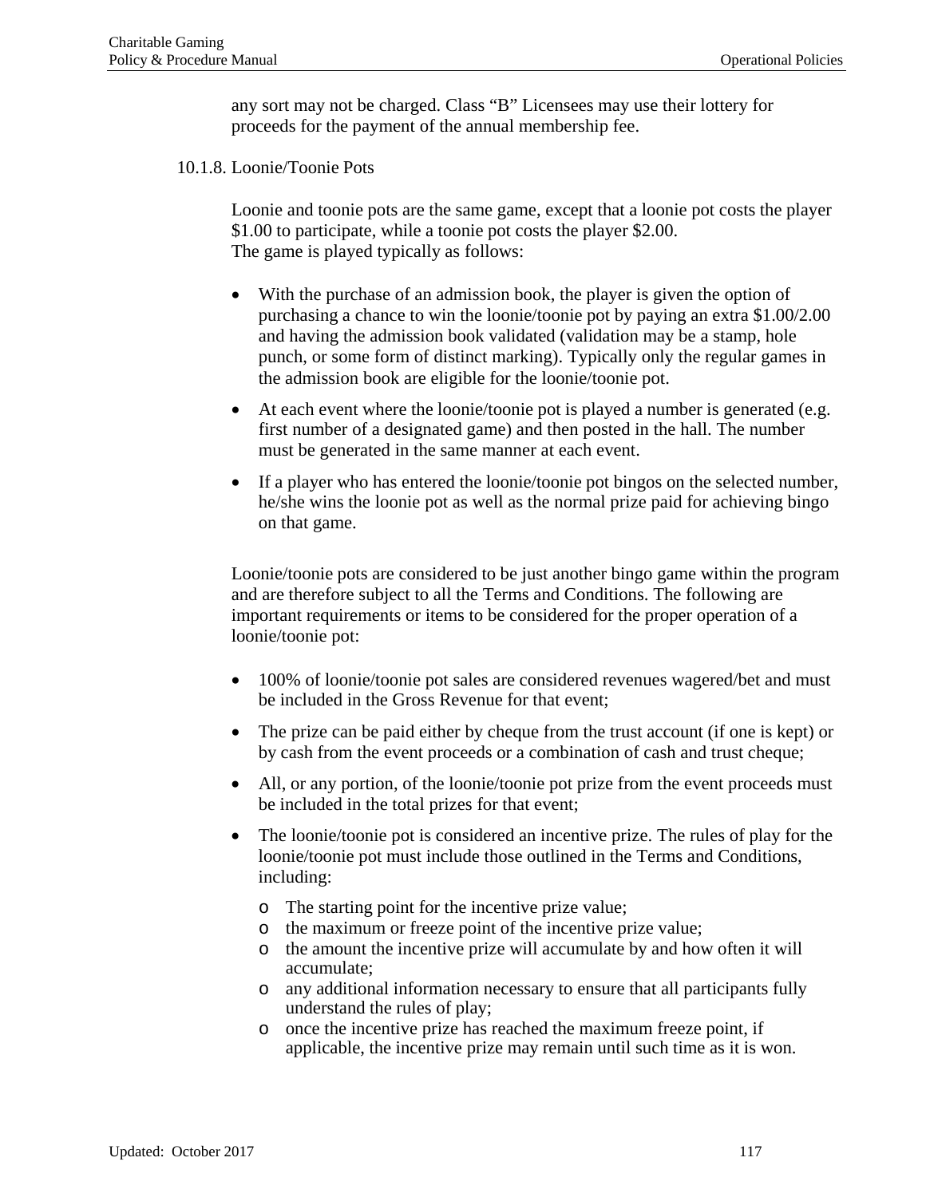any sort may not be charged. Class "B" Licensees may use their lottery for proceeds for the payment of the annual membership fee.

### 10.1.8. Loonie/Toonie Pots

Loonie and toonie pots are the same game, except that a loonie pot costs the player $1.00 to participate, while a toonie pot costs the player $2.00.
The game is played typically as follows:

- With the purchase of an admission book, the player is given the option of purchasing a chance to win the loonie/toonie pot by paying an extra $1.00/2.00 and having the admission book validated (validation may be a stamp, hole punch, or some form of distinct marking). Typically only the regular games in the admission book are eligible for the loonie/toonie pot.
- At each event where the loonie/toonie pot is played a number is generated (e.g. first number of a designated game) and then posted in the hall. The number must be generated in the same manner at each event.
- If a player who has entered the loonie/toonie pot bingos on the selected number, he/she wins the loonie pot as well as the normal prize paid for achieving bingo on that game.

Loonie/toonie pots are considered to be just another bingo game within the program and are therefore subject to all the Terms and Conditions. The following are important requirements or items to be considered for the proper operation of a loonie/toonie pot:

- 100% of loonie/toonie pot sales are considered revenues wagered/bet and must be included in the Gross Revenue for that event;
- The prize can be paid either by cheque from the trust account (if one is kept) or by cash from the event proceeds or a combination of cash and trust cheque;
- All, or any portion, of the loonie/toonie pot prize from the event proceeds must be included in the total prizes for that event;
- The loonie/toonie pot is considered an incentive prize. The rules of play for the loonie/toonie pot must include those outlined in the Terms and Conditions, including:
  - The starting point for the incentive prize value;
  - the maximum or freeze point of the incentive prize value;
  - the amount the incentive prize will accumulate by and how often it will accumulate;
  - any additional information necessary to ensure that all participants fully understand the rules of play;
  - once the incentive prize has reached the maximum freeze point, if applicable, the incentive prize may remain until such time as it is won.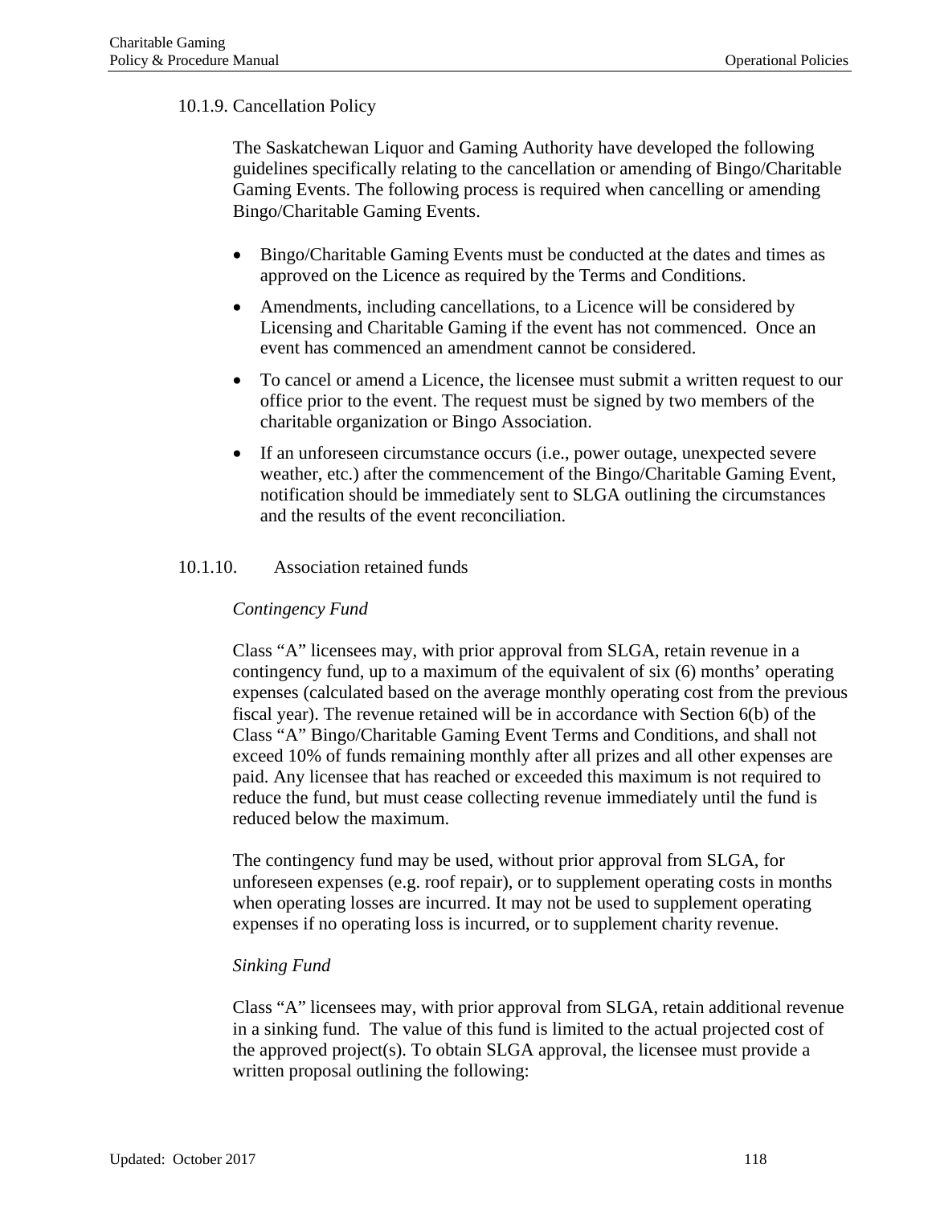### 10.1.9. Cancellation Policy

The Saskatchewan Liquor and Gaming Authority have developed the following guidelines specifically relating to the cancellation or amending of Bingo/Charitable Gaming Events. The following process is required when cancelling or amending Bingo/Charitable Gaming Events.

- Bingo/Charitable Gaming Events must be conducted at the dates and times as approved on the Licence as required by the Terms and Conditions.
- Amendments, including cancellations, to a Licence will be considered by Licensing and Charitable Gaming if the event has not commenced. Once an event has commenced an amendment cannot be considered.
- To cancel or amend a Licence, the licensee must submit a written request to our office prior to the event. The request must be signed by two members of the charitable organization or Bingo Association.
- If an unforeseen circumstance occurs (i.e., power outage, unexpected severe weather, etc.) after the commencement of the Bingo/Charitable Gaming Event, notification should be immediately sent to SLGA outlining the circumstances and the results of the event reconciliation.

### 10.1.10. Association retained funds

*Contingency Fund*

Class “A” licensees may, with prior approval from SLGA, retain revenue in a contingency fund, up to a maximum of the equivalent of six (6) months’ operating expenses (calculated based on the average monthly operating cost from the previous fiscal year). The revenue retained will be in accordance with Section 6(b) of the Class “A” Bingo/Charitable Gaming Event Terms and Conditions, and shall not exceed 10% of funds remaining monthly after all prizes and all other expenses are paid. Any licensee that has reached or exceeded this maximum is not required to reduce the fund, but must cease collecting revenue immediately until the fund is reduced below the maximum.

The contingency fund may be used, without prior approval from SLGA, for unforeseen expenses (e.g. roof repair), or to supplement operating costs in months when operating losses are incurred. It may not be used to supplement operating expenses if no operating loss is incurred, or to supplement charity revenue.

*Sinking Fund*

Class “A” licensees may, with prior approval from SLGA, retain additional revenue in a sinking fund. The value of this fund is limited to the actual projected cost of the approved project(s). To obtain SLGA approval, the licensee must provide a written proposal outlining the following: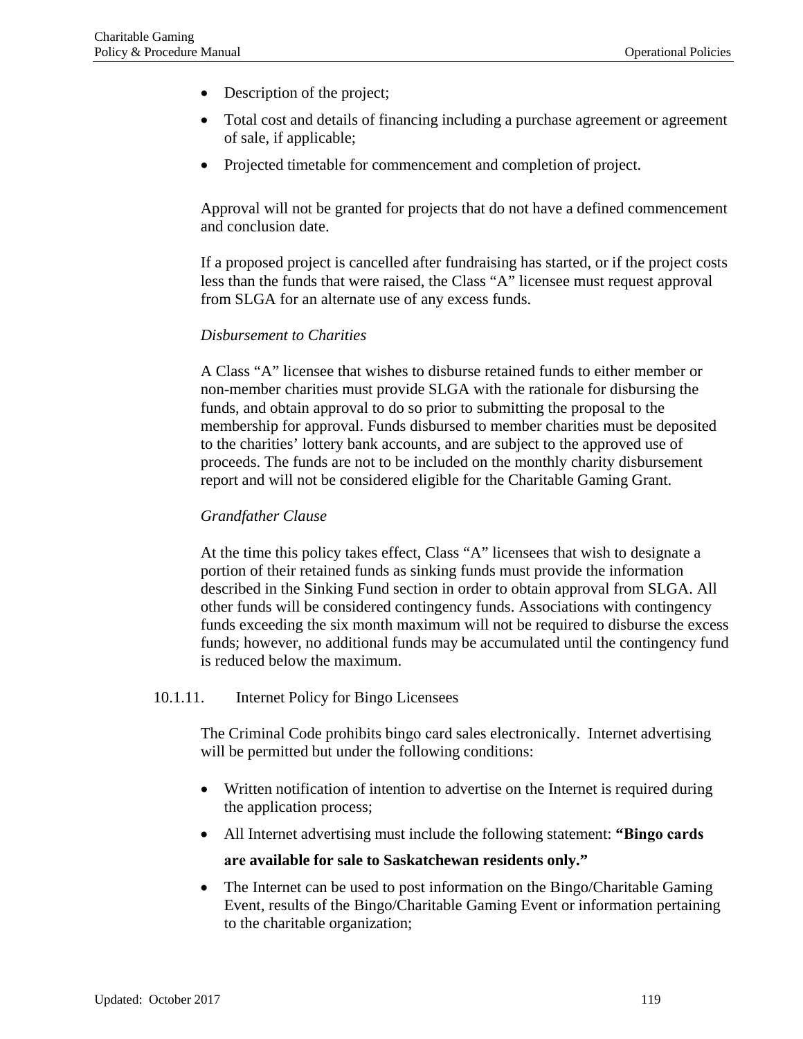- Description of the project;
- Total cost and details of financing including a purchase agreement or agreement of sale, if applicable;
- Projected timetable for commencement and completion of project.

Approval will not be granted for projects that do not have a defined commencement and conclusion date.

If a proposed project is cancelled after fundraising has started, or if the project costs less than the funds that were raised, the Class "A" licensee must request approval from SLGA for an alternate use of any excess funds.

*Disbursement to Charities*

A Class "A" licensee that wishes to disburse retained funds to either member or non-member charities must provide SLGA with the rationale for disbursing the funds, and obtain approval to do so prior to submitting the proposal to the membership for approval. Funds disbursed to member charities must be deposited to the charities' lottery bank accounts, and are subject to the approved use of proceeds. The funds are not to be included on the monthly charity disbursement report and will not be considered eligible for the Charitable Gaming Grant.

*Grandfather Clause*

At the time this policy takes effect, Class "A" licensees that wish to designate a portion of their retained funds as sinking funds must provide the information described in the Sinking Fund section in order to obtain approval from SLGA. All other funds will be considered contingency funds. Associations with contingency funds exceeding the six month maximum will not be required to disburse the excess funds; however, no additional funds may be accumulated until the contingency fund is reduced below the maximum.

### 10.1.11. Internet Policy for Bingo Licensees

The Criminal Code prohibits bingo card sales electronically. Internet advertising will be permitted but under the following conditions:

- Written notification of intention to advertise on the Internet is required during the application process;
- All Internet advertising must include the following statement: **"Bingo cards are available for sale to Saskatchewan residents only."**
- The Internet can be used to post information on the Bingo/Charitable Gaming Event, results of the Bingo/Charitable Gaming Event or information pertaining to the charitable organization;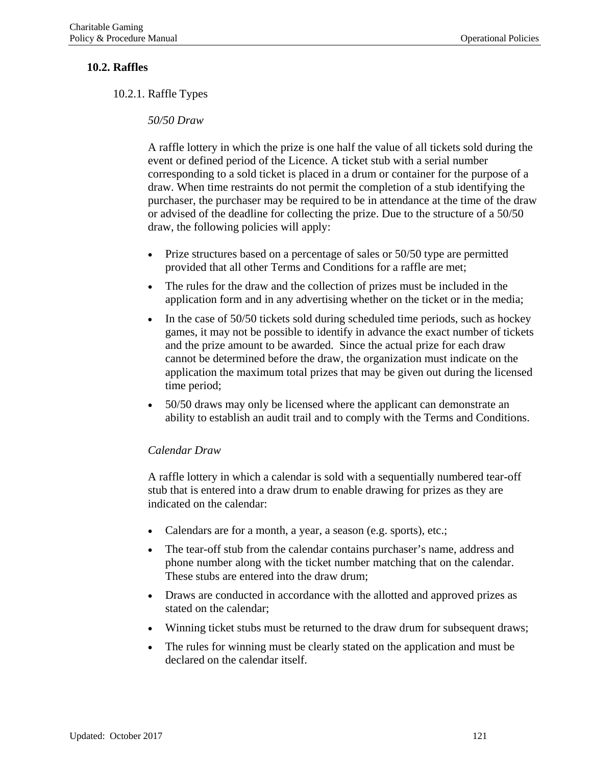## 10.2. Raffles

### 10.2.1. Raffle Types

*50/50 Draw*

A raffle lottery in which the prize is one half the value of all tickets sold during the event or defined period of the Licence. A ticket stub with a serial number corresponding to a sold ticket is placed in a drum or container for the purpose of a draw. When time restraints do not permit the completion of a stub identifying the purchaser, the purchaser may be required to be in attendance at the time of the draw or advised of the deadline for collecting the prize. Due to the structure of a 50/50 draw, the following policies will apply:

- Prize structures based on a percentage of sales or 50/50 type are permitted provided that all other Terms and Conditions for a raffle are met;
- The rules for the draw and the collection of prizes must be included in the application form and in any advertising whether on the ticket or in the media;
- In the case of 50/50 tickets sold during scheduled time periods, such as hockey games, it may not be possible to identify in advance the exact number of tickets and the prize amount to be awarded. Since the actual prize for each draw cannot be determined before the draw, the organization must indicate on the application the maximum total prizes that may be given out during the licensed time period;
- 50/50 draws may only be licensed where the applicant can demonstrate an ability to establish an audit trail and to comply with the Terms and Conditions.

*Calendar Draw*

A raffle lottery in which a calendar is sold with a sequentially numbered tear-off stub that is entered into a draw drum to enable drawing for prizes as they are indicated on the calendar:

- Calendars are for a month, a year, a season (e.g. sports), etc.;
- The tear-off stub from the calendar contains purchaser's name, address and phone number along with the ticket number matching that on the calendar. These stubs are entered into the draw drum;
- Draws are conducted in accordance with the allotted and approved prizes as stated on the calendar;
- Winning ticket stubs must be returned to the draw drum for subsequent draws;
- The rules for winning must be clearly stated on the application and must be declared on the calendar itself.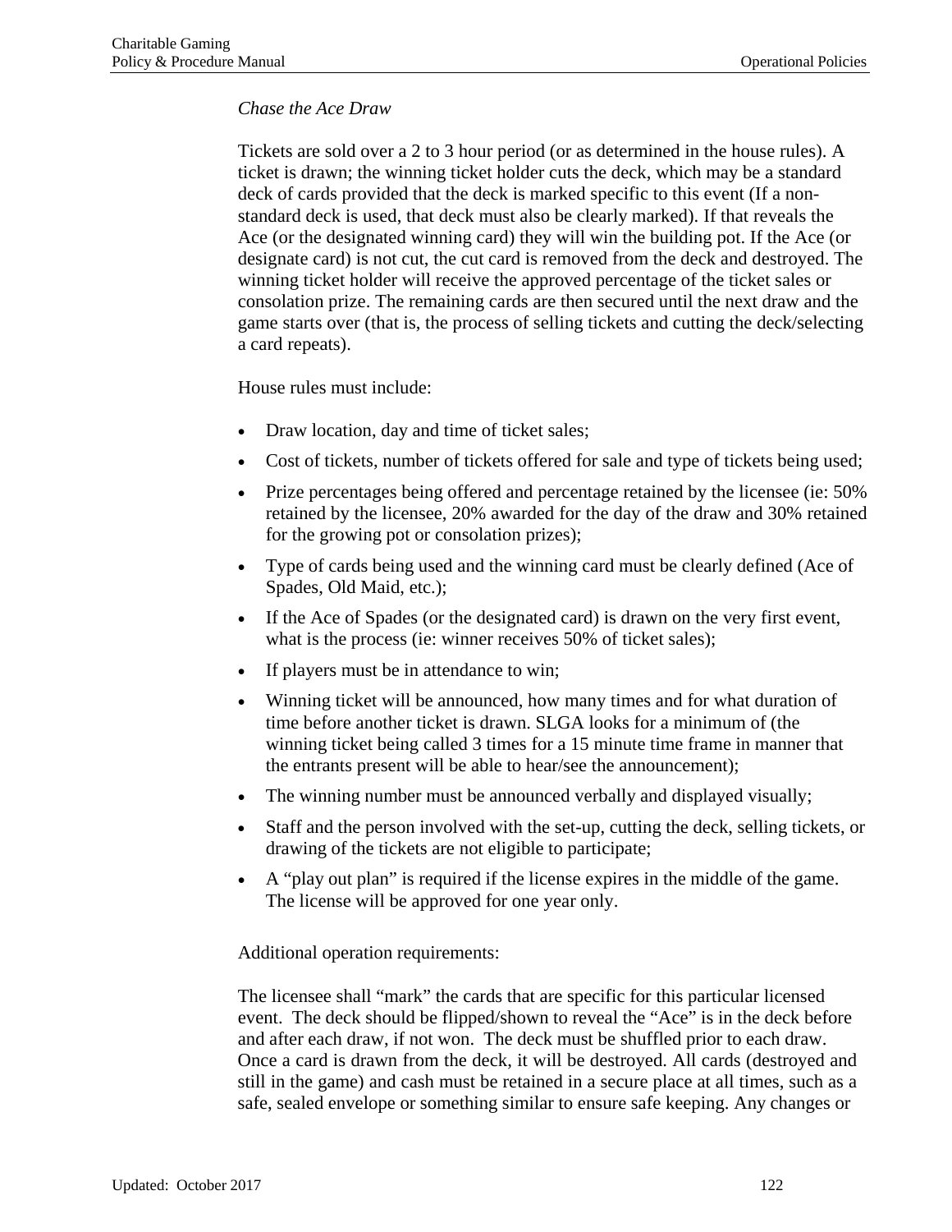*Chase the Ace Draw*

Tickets are sold over a 2 to 3 hour period (or as determined in the house rules). A ticket is drawn; the winning ticket holder cuts the deck, which may be a standard deck of cards provided that the deck is marked specific to this event (If a non-standard deck is used, that deck must also be clearly marked). If that reveals the Ace (or the designated winning card) they will win the building pot. If the Ace (or designate card) is not cut, the cut card is removed from the deck and destroyed. The winning ticket holder will receive the approved percentage of the ticket sales or consolation prize. The remaining cards are then secured until the next draw and the game starts over (that is, the process of selling tickets and cutting the deck/selecting a card repeats).

House rules must include:

- Draw location, day and time of ticket sales;
- Cost of tickets, number of tickets offered for sale and type of tickets being used;
- Prize percentages being offered and percentage retained by the licensee (ie: 50% retained by the licensee, 20% awarded for the day of the draw and 30% retained for the growing pot or consolation prizes);
- Type of cards being used and the winning card must be clearly defined (Ace of Spades, Old Maid, etc.);
- If the Ace of Spades (or the designated card) is drawn on the very first event, what is the process (ie: winner receives 50% of ticket sales);
- If players must be in attendance to win;
- Winning ticket will be announced, how many times and for what duration of time before another ticket is drawn. SLGA looks for a minimum of (the winning ticket being called 3 times for a 15 minute time frame in manner that the entrants present will be able to hear/see the announcement);
- The winning number must be announced verbally and displayed visually;
- Staff and the person involved with the set-up, cutting the deck, selling tickets, or drawing of the tickets are not eligible to participate;
- A "play out plan" is required if the license expires in the middle of the game. The license will be approved for one year only.

Additional operation requirements:

The licensee shall "mark" the cards that are specific for this particular licensed event. The deck should be flipped/shown to reveal the "Ace" is in the deck before and after each draw, if not won. The deck must be shuffled prior to each draw. Once a card is drawn from the deck, it will be destroyed. All cards (destroyed and still in the game) and cash must be retained in a secure place at all times, such as a safe, sealed envelope or something similar to ensure safe keeping. Any changes or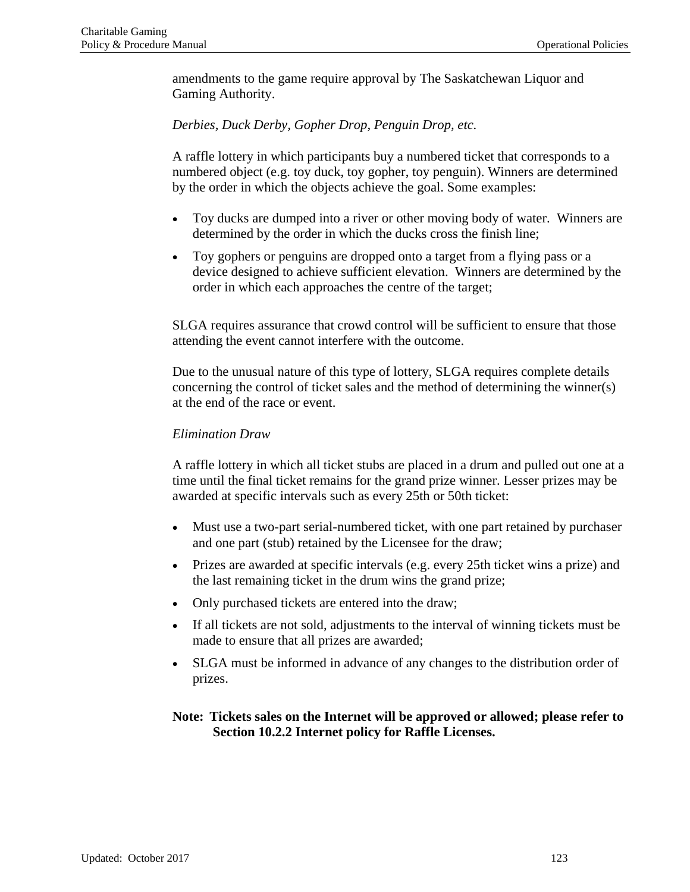amendments to the game require approval by The Saskatchewan Liquor and Gaming Authority.

*Derbies, Duck Derby, Gopher Drop, Penguin Drop, etc.*

A raffle lottery in which participants buy a numbered ticket that corresponds to a numbered object (e.g. toy duck, toy gopher, toy penguin). Winners are determined by the order in which the objects achieve the goal. Some examples:

- Toy ducks are dumped into a river or other moving body of water. Winners are determined by the order in which the ducks cross the finish line;
- Toy gophers or penguins are dropped onto a target from a flying pass or a device designed to achieve sufficient elevation. Winners are determined by the order in which each approaches the centre of the target;

SLGA requires assurance that crowd control will be sufficient to ensure that those attending the event cannot interfere with the outcome.

Due to the unusual nature of this type of lottery, SLGA requires complete details concerning the control of ticket sales and the method of determining the winner(s) at the end of the race or event.

*Elimination Draw*

A raffle lottery in which all ticket stubs are placed in a drum and pulled out one at a time until the final ticket remains for the grand prize winner. Lesser prizes may be awarded at specific intervals such as every 25th or 50th ticket:

- Must use a two-part serial-numbered ticket, with one part retained by purchaser and one part (stub) retained by the Licensee for the draw;
- Prizes are awarded at specific intervals (e.g. every 25th ticket wins a prize) and the last remaining ticket in the drum wins the grand prize;
- Only purchased tickets are entered into the draw;
- If all tickets are not sold, adjustments to the interval of winning tickets must be made to ensure that all prizes are awarded;
- SLGA must be informed in advance of any changes to the distribution order of prizes.

**Note: Tickets sales on the Internet will be approved or allowed; please refer to Section 10.2.2 Internet policy for Raffle Licenses.**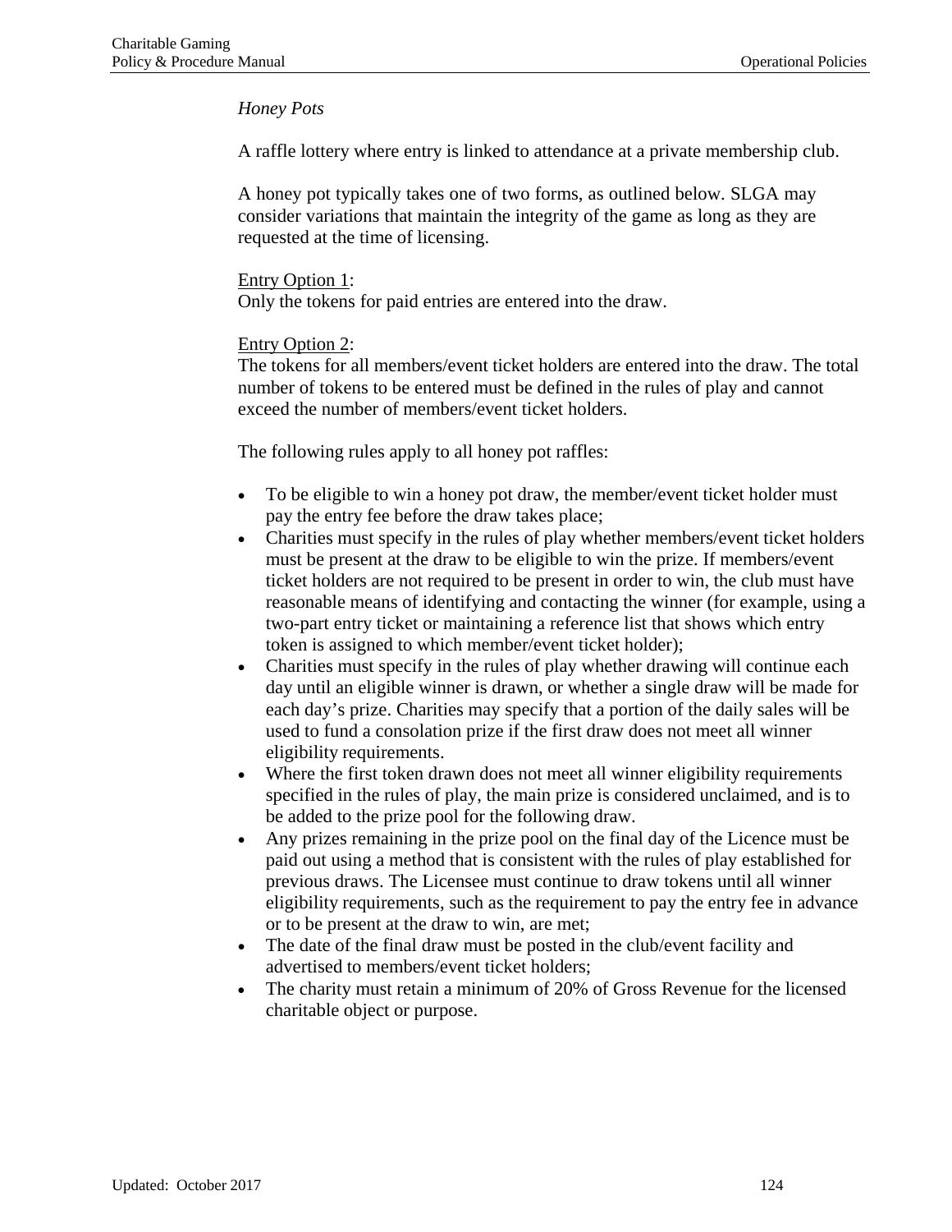*Honey Pots*

A raffle lottery where entry is linked to attendance at a private membership club.

A honey pot typically takes one of two forms, as outlined below. SLGA may consider variations that maintain the integrity of the game as long as they are requested at the time of licensing.

<u>Entry Option 1</u>:
Only the tokens for paid entries are entered into the draw.

<u>Entry Option 2</u>:
The tokens for all members/event ticket holders are entered into the draw. The total number of tokens to be entered must be defined in the rules of play and cannot exceed the number of members/event ticket holders.

The following rules apply to all honey pot raffles:

- To be eligible to win a honey pot draw, the member/event ticket holder must pay the entry fee before the draw takes place;
- Charities must specify in the rules of play whether members/event ticket holders must be present at the draw to be eligible to win the prize. If members/event ticket holders are not required to be present in order to win, the club must have reasonable means of identifying and contacting the winner (for example, using a two-part entry ticket or maintaining a reference list that shows which entry token is assigned to which member/event ticket holder);
- Charities must specify in the rules of play whether drawing will continue each day until an eligible winner is drawn, or whether a single draw will be made for each day's prize. Charities may specify that a portion of the daily sales will be used to fund a consolation prize if the first draw does not meet all winner eligibility requirements.
- Where the first token drawn does not meet all winner eligibility requirements specified in the rules of play, the main prize is considered unclaimed, and is to be added to the prize pool for the following draw.
- Any prizes remaining in the prize pool on the final day of the Licence must be paid out using a method that is consistent with the rules of play established for previous draws. The Licensee must continue to draw tokens until all winner eligibility requirements, such as the requirement to pay the entry fee in advance or to be present at the draw to win, are met;
- The date of the final draw must be posted in the club/event facility and advertised to members/event ticket holders;
- The charity must retain a minimum of 20% of Gross Revenue for the licensed charitable object or purpose.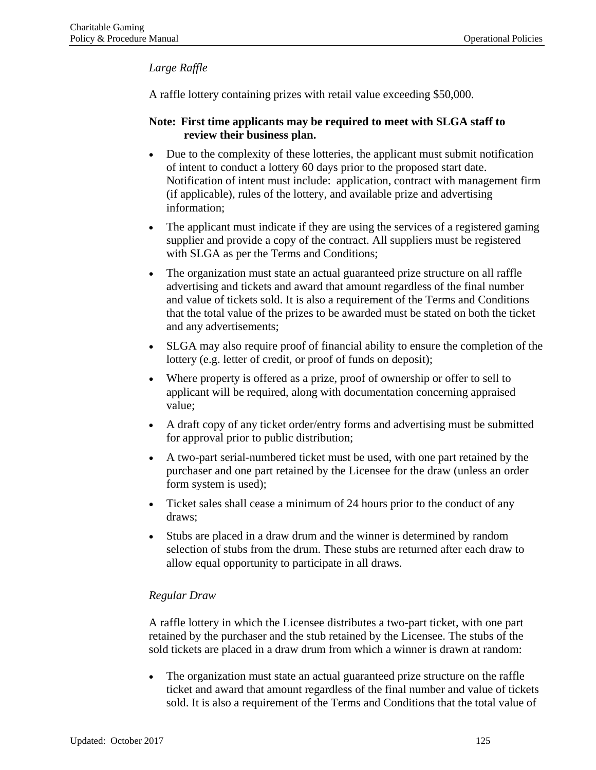*Large Raffle*

A raffle lottery containing prizes with retail value exceeding $50,000.

**Note: First time applicants may be required to meet with SLGA staff to review their business plan.**

- Due to the complexity of these lotteries, the applicant must submit notification of intent to conduct a lottery 60 days prior to the proposed start date. Notification of intent must include: application, contract with management firm (if applicable), rules of the lottery, and available prize and advertising information;
- The applicant must indicate if they are using the services of a registered gaming supplier and provide a copy of the contract. All suppliers must be registered with SLGA as per the Terms and Conditions;
- The organization must state an actual guaranteed prize structure on all raffle advertising and tickets and award that amount regardless of the final number and value of tickets sold. It is also a requirement of the Terms and Conditions that the total value of the prizes to be awarded must be stated on both the ticket and any advertisements;
- SLGA may also require proof of financial ability to ensure the completion of the lottery (e.g. letter of credit, or proof of funds on deposit);
- Where property is offered as a prize, proof of ownership or offer to sell to applicant will be required, along with documentation concerning appraised value;
- A draft copy of any ticket order/entry forms and advertising must be submitted for approval prior to public distribution;
- A two-part serial-numbered ticket must be used, with one part retained by the purchaser and one part retained by the Licensee for the draw (unless an order form system is used);
- Ticket sales shall cease a minimum of 24 hours prior to the conduct of any draws;
- Stubs are placed in a draw drum and the winner is determined by random selection of stubs from the drum. These stubs are returned after each draw to allow equal opportunity to participate in all draws.

*Regular Draw*

A raffle lottery in which the Licensee distributes a two-part ticket, with one part retained by the purchaser and the stub retained by the Licensee. The stubs of the sold tickets are placed in a draw drum from which a winner is drawn at random:

- The organization must state an actual guaranteed prize structure on the raffle ticket and award that amount regardless of the final number and value of tickets sold. It is also a requirement of the Terms and Conditions that the total value of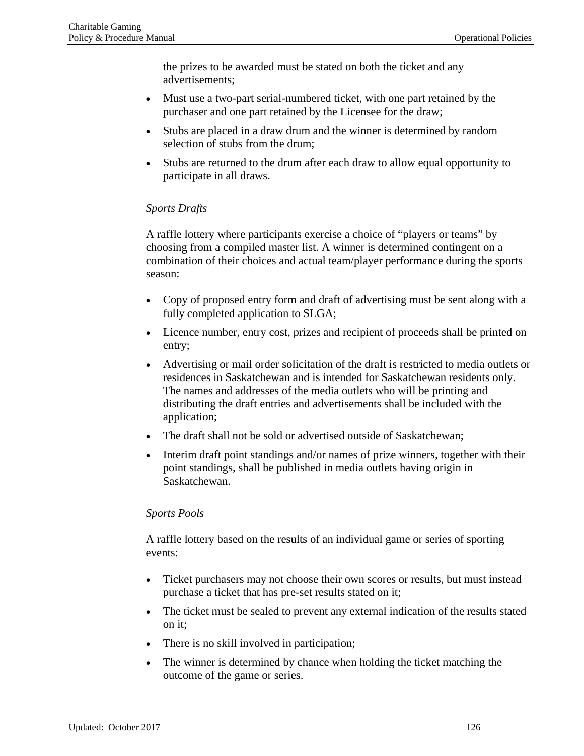the prizes to be awarded must be stated on both the ticket and any advertisements;

- Must use a two-part serial-numbered ticket, with one part retained by the purchaser and one part retained by the Licensee for the draw;
- Stubs are placed in a draw drum and the winner is determined by random selection of stubs from the drum;
- Stubs are returned to the drum after each draw to allow equal opportunity to participate in all draws.

*Sports Drafts*

A raffle lottery where participants exercise a choice of “players or teams” by choosing from a compiled master list. A winner is determined contingent on a combination of their choices and actual team/player performance during the sports season:

- Copy of proposed entry form and draft of advertising must be sent along with a fully completed application to SLGA;
- Licence number, entry cost, prizes and recipient of proceeds shall be printed on entry;
- Advertising or mail order solicitation of the draft is restricted to media outlets or residences in Saskatchewan and is intended for Saskatchewan residents only. The names and addresses of the media outlets who will be printing and distributing the draft entries and advertisements shall be included with the application;
- The draft shall not be sold or advertised outside of Saskatchewan;
- Interim draft point standings and/or names of prize winners, together with their point standings, shall be published in media outlets having origin in Saskatchewan.

*Sports Pools*

A raffle lottery based on the results of an individual game or series of sporting events:

- Ticket purchasers may not choose their own scores or results, but must instead purchase a ticket that has pre-set results stated on it;
- The ticket must be sealed to prevent any external indication of the results stated on it;
- There is no skill involved in participation;
- The winner is determined by chance when holding the ticket matching the outcome of the game or series.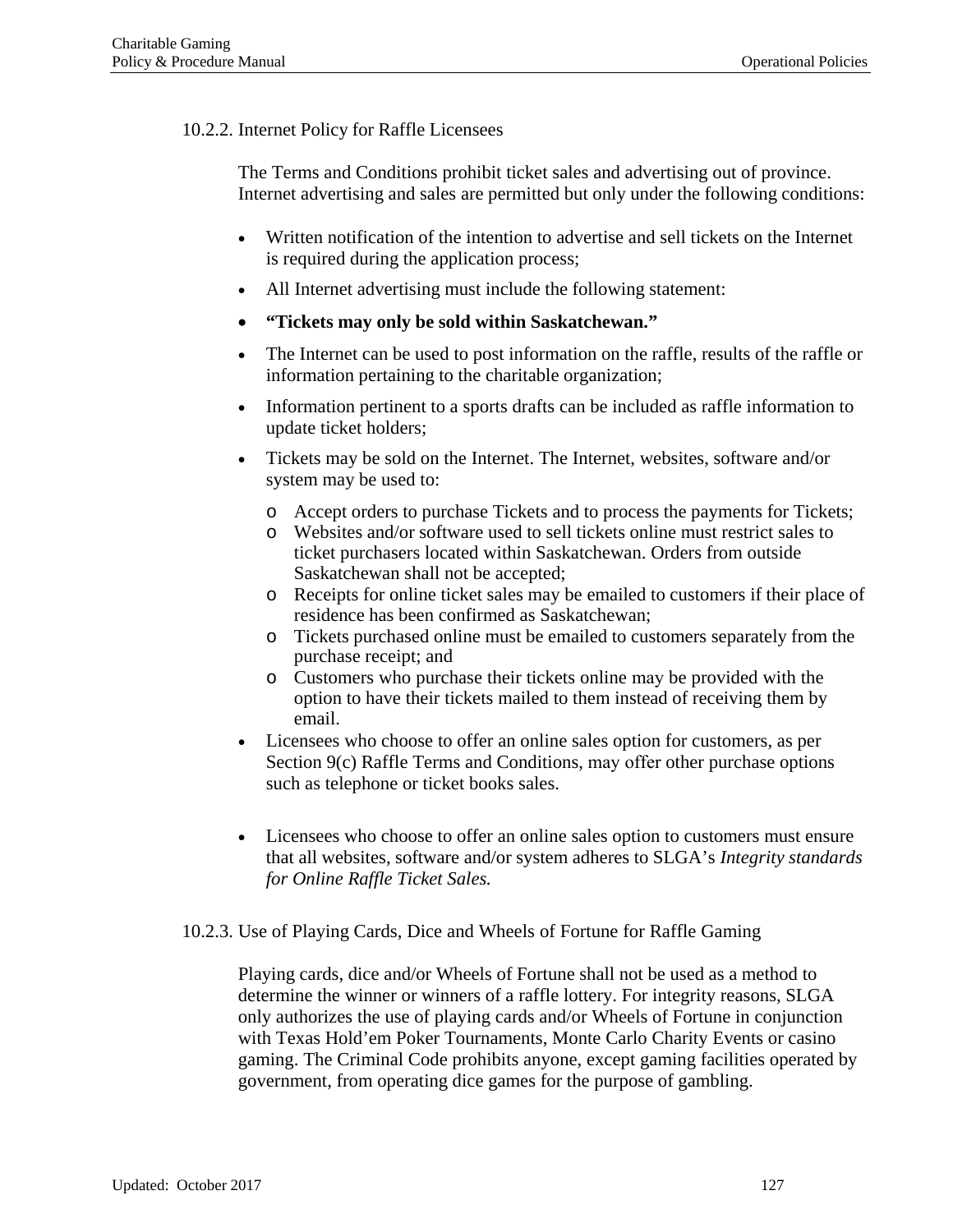### 10.2.2. Internet Policy for Raffle Licensees

The Terms and Conditions prohibit ticket sales and advertising out of province. Internet advertising and sales are permitted but only under the following conditions:

- Written notification of the intention to advertise and sell tickets on the Internet is required during the application process;
- All Internet advertising must include the following statement:
- **"Tickets may only be sold within Saskatchewan."**
- The Internet can be used to post information on the raffle, results of the raffle or information pertaining to the charitable organization;
- Information pertinent to a sports drafts can be included as raffle information to update ticket holders;
- Tickets may be sold on the Internet. The Internet, websites, software and/or system may be used to:
  - Accept orders to purchase Tickets and to process the payments for Tickets;
  - Websites and/or software used to sell tickets online must restrict sales to ticket purchasers located within Saskatchewan. Orders from outside Saskatchewan shall not be accepted;
  - Receipts for online ticket sales may be emailed to customers if their place of residence has been confirmed as Saskatchewan;
  - Tickets purchased online must be emailed to customers separately from the purchase receipt; and
  - Customers who purchase their tickets online may be provided with the option to have their tickets mailed to them instead of receiving them by email.
- Licensees who choose to offer an online sales option for customers, as per Section 9(c) Raffle Terms and Conditions, may offer other purchase options such as telephone or ticket books sales.
- Licensees who choose to offer an online sales option to customers must ensure that all websites, software and/or system adheres to SLGA's *Integrity standards for Online Raffle Ticket Sales.*

### 10.2.3. Use of Playing Cards, Dice and Wheels of Fortune for Raffle Gaming

Playing cards, dice and/or Wheels of Fortune shall not be used as a method to determine the winner or winners of a raffle lottery. For integrity reasons, SLGA only authorizes the use of playing cards and/or Wheels of Fortune in conjunction with Texas Hold'em Poker Tournaments, Monte Carlo Charity Events or casino gaming. The Criminal Code prohibits anyone, except gaming facilities operated by government, from operating dice games for the purpose of gambling.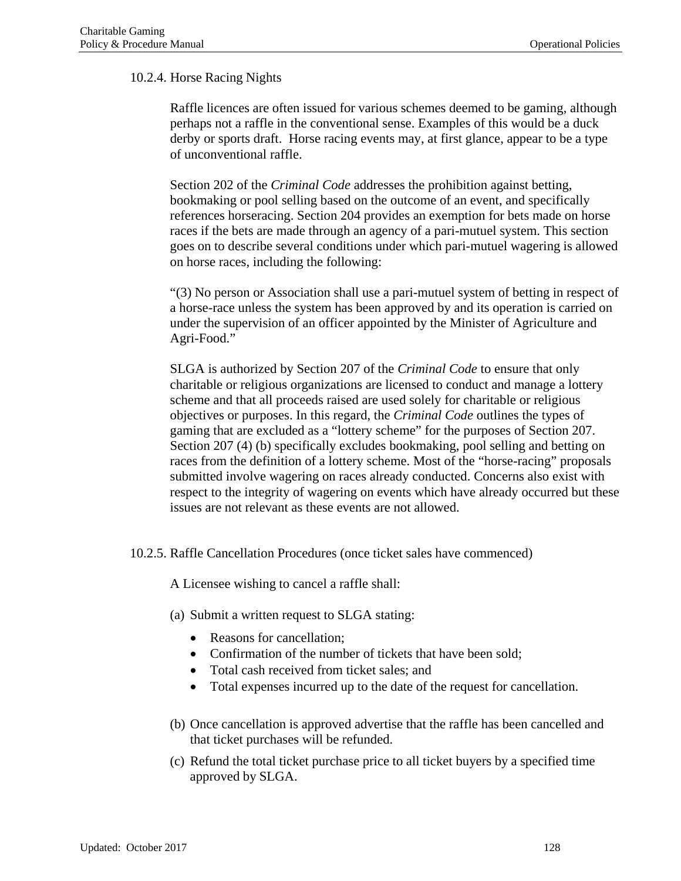### 10.2.4. Horse Racing Nights

Raffle licences are often issued for various schemes deemed to be gaming, although perhaps not a raffle in the conventional sense. Examples of this would be a duck derby or sports draft. Horse racing events may, at first glance, appear to be a type of unconventional raffle.

Section 202 of the *Criminal Code* addresses the prohibition against betting, bookmaking or pool selling based on the outcome of an event, and specifically references horseracing. Section 204 provides an exemption for bets made on horse races if the bets are made through an agency of a pari-mutuel system. This section goes on to describe several conditions under which pari-mutuel wagering is allowed on horse races, including the following:

"(3) No person or Association shall use a pari-mutuel system of betting in respect of a horse-race unless the system has been approved by and its operation is carried on under the supervision of an officer appointed by the Minister of Agriculture and Agri-Food."

SLGA is authorized by Section 207 of the *Criminal Code* to ensure that only charitable or religious organizations are licensed to conduct and manage a lottery scheme and that all proceeds raised are used solely for charitable or religious objectives or purposes. In this regard, the *Criminal Code* outlines the types of gaming that are excluded as a "lottery scheme" for the purposes of Section 207. Section 207 (4) (b) specifically excludes bookmaking, pool selling and betting on races from the definition of a lottery scheme. Most of the "horse-racing" proposals submitted involve wagering on races already conducted. Concerns also exist with respect to the integrity of wagering on events which have already occurred but these issues are not relevant as these events are not allowed.

### 10.2.5. Raffle Cancellation Procedures (once ticket sales have commenced)

A Licensee wishing to cancel a raffle shall:

(a) Submit a written request to SLGA stating:

- Reasons for cancellation;
- Confirmation of the number of tickets that have been sold;
- Total cash received from ticket sales; and
- Total expenses incurred up to the date of the request for cancellation.

(b) Once cancellation is approved advertise that the raffle has been cancelled and that ticket purchases will be refunded.

(c) Refund the total ticket purchase price to all ticket buyers by a specified time approved by SLGA.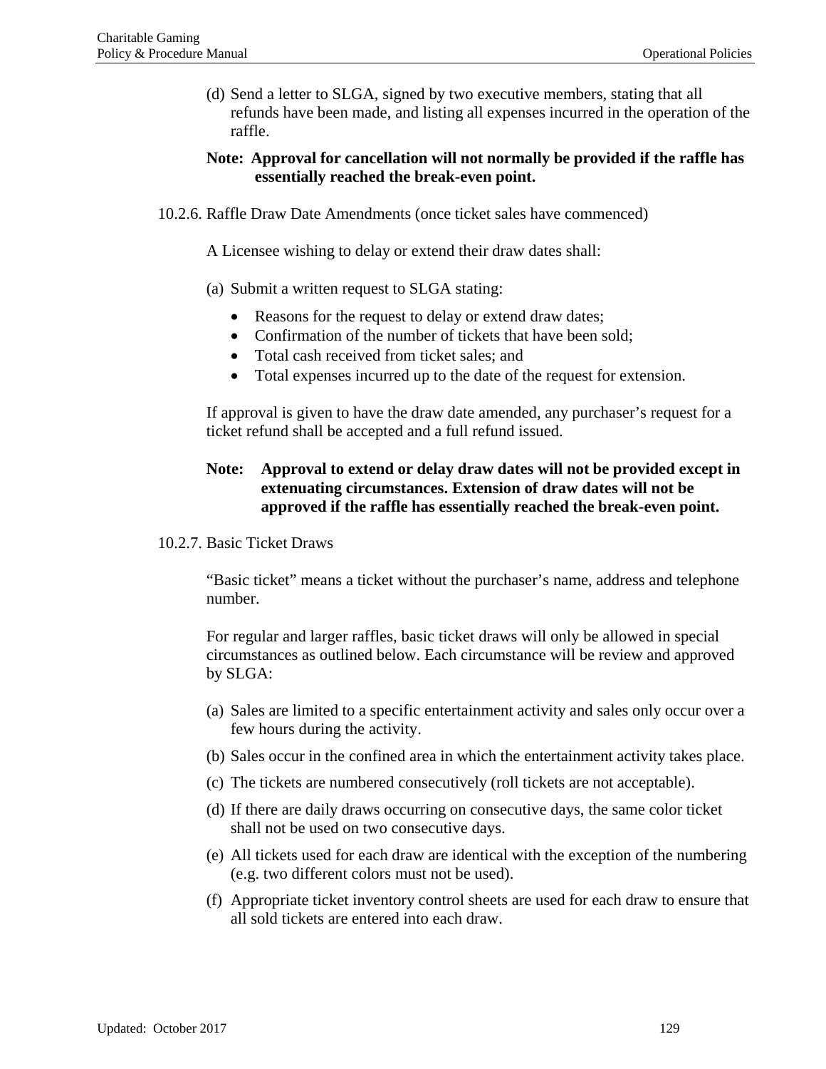(d) Send a letter to SLGA, signed by two executive members, stating that all refunds have been made, and listing all expenses incurred in the operation of the raffle.

**Note: Approval for cancellation will not normally be provided if the raffle has essentially reached the break-even point.**

10.2.6. Raffle Draw Date Amendments (once ticket sales have commenced)

A Licensee wishing to delay or extend their draw dates shall:

(a) Submit a written request to SLGA stating:

- Reasons for the request to delay or extend draw dates;
- Confirmation of the number of tickets that have been sold;
- Total cash received from ticket sales; and
- Total expenses incurred up to the date of the request for extension.

If approval is given to have the draw date amended, any purchaser's request for a ticket refund shall be accepted and a full refund issued.

**Note: Approval to extend or delay draw dates will not be provided except in extenuating circumstances. Extension of draw dates will not be approved if the raffle has essentially reached the break-even point.**

10.2.7. Basic Ticket Draws

"Basic ticket" means a ticket without the purchaser's name, address and telephone number.

For regular and larger raffles, basic ticket draws will only be allowed in special circumstances as outlined below. Each circumstance will be review and approved by SLGA:

(a) Sales are limited to a specific entertainment activity and sales only occur over a few hours during the activity.

(b) Sales occur in the confined area in which the entertainment activity takes place.

(c) The tickets are numbered consecutively (roll tickets are not acceptable).

(d) If there are daily draws occurring on consecutive days, the same color ticket shall not be used on two consecutive days.

(e) All tickets used for each draw are identical with the exception of the numbering (e.g. two different colors must not be used).

(f) Appropriate ticket inventory control sheets are used for each draw to ensure that all sold tickets are entered into each draw.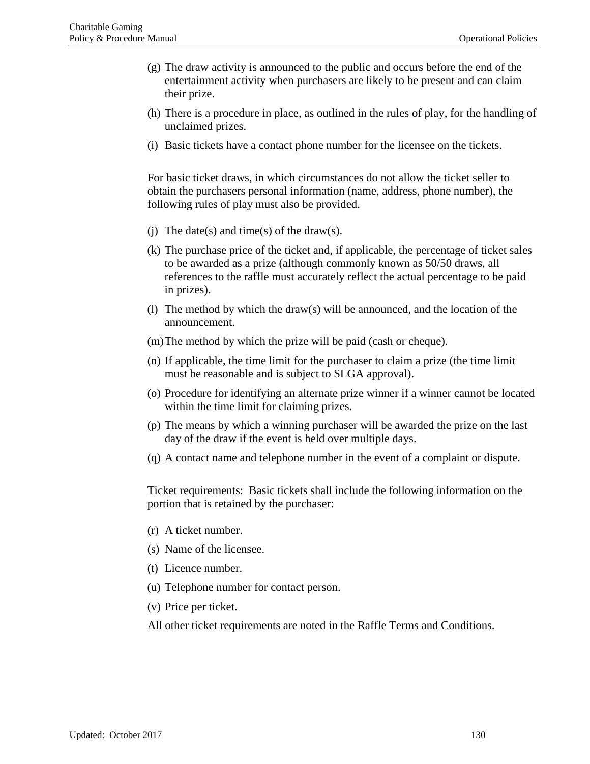(g) The draw activity is announced to the public and occurs before the end of the entertainment activity when purchasers are likely to be present and can claim their prize.

(h) There is a procedure in place, as outlined in the rules of play, for the handling of unclaimed prizes.

(i) Basic tickets have a contact phone number for the licensee on the tickets.

For basic ticket draws, in which circumstances do not allow the ticket seller to obtain the purchasers personal information (name, address, phone number), the following rules of play must also be provided.

(j) The date(s) and time(s) of the draw(s).

(k) The purchase price of the ticket and, if applicable, the percentage of ticket sales to be awarded as a prize (although commonly known as 50/50 draws, all references to the raffle must accurately reflect the actual percentage to be paid in prizes).

(l) The method by which the draw(s) will be announced, and the location of the announcement.

(m) The method by which the prize will be paid (cash or cheque).

(n) If applicable, the time limit for the purchaser to claim a prize (the time limit must be reasonable and is subject to SLGA approval).

(o) Procedure for identifying an alternate prize winner if a winner cannot be located within the time limit for claiming prizes.

(p) The means by which a winning purchaser will be awarded the prize on the last day of the draw if the event is held over multiple days.

(q) A contact name and telephone number in the event of a complaint or dispute.

Ticket requirements: Basic tickets shall include the following information on the portion that is retained by the purchaser:

(r) A ticket number.

(s) Name of the licensee.

(t) Licence number.

(u) Telephone number for contact person.

(v) Price per ticket.

All other ticket requirements are noted in the Raffle Terms and Conditions.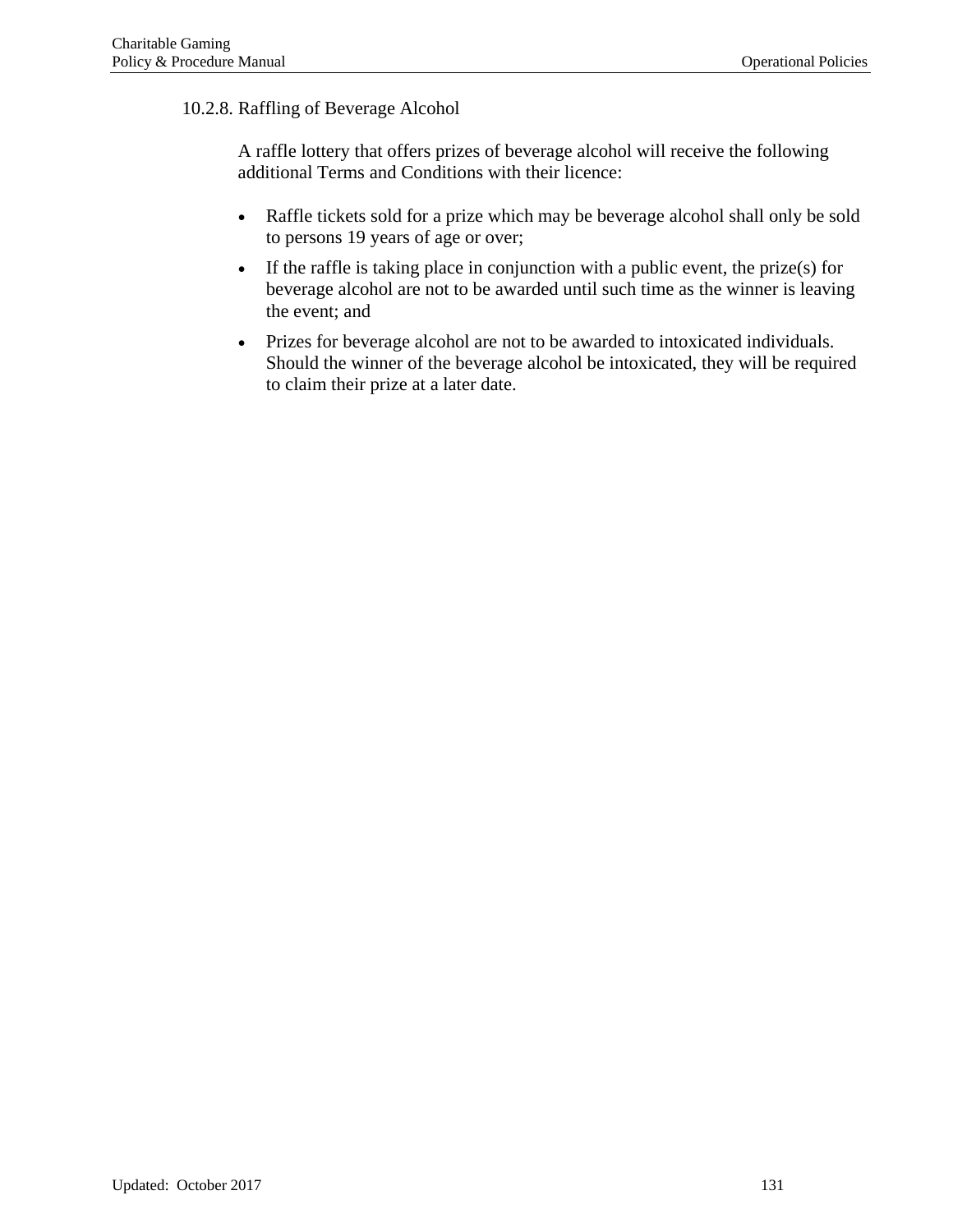### 10.2.8. Raffling of Beverage Alcohol

A raffle lottery that offers prizes of beverage alcohol will receive the following additional Terms and Conditions with their licence:

- Raffle tickets sold for a prize which may be beverage alcohol shall only be sold to persons 19 years of age or over;
- If the raffle is taking place in conjunction with a public event, the prize(s) for beverage alcohol are not to be awarded until such time as the winner is leaving the event; and
- Prizes for beverage alcohol are not to be awarded to intoxicated individuals. Should the winner of the beverage alcohol be intoxicated, they will be required to claim their prize at a later date.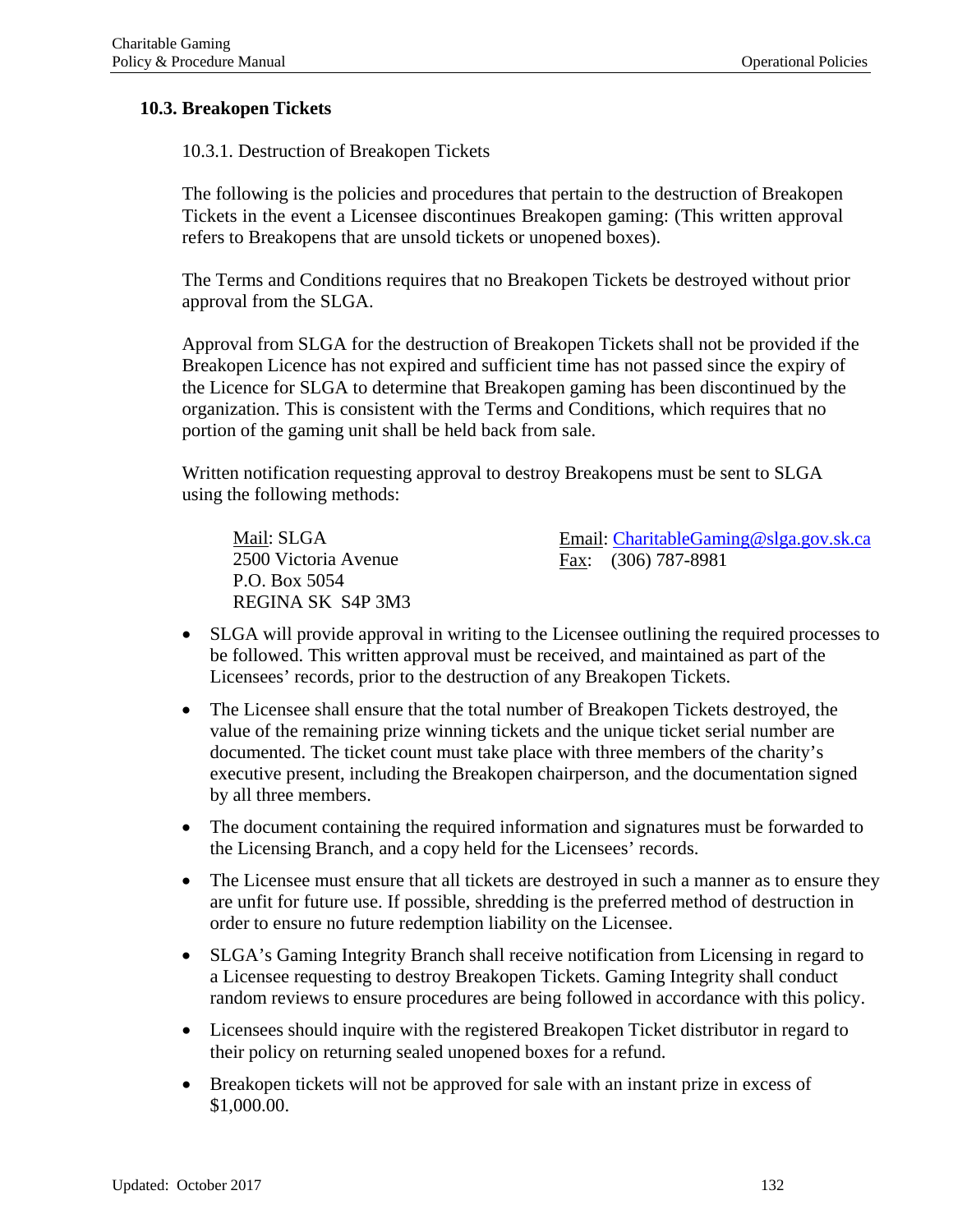## 10.3. Breakopen Tickets

### 10.3.1. Destruction of Breakopen Tickets

The following is the policies and procedures that pertain to the destruction of Breakopen Tickets in the event a Licensee discontinues Breakopen gaming: (This written approval refers to Breakopens that are unsold tickets or unopened boxes).

The Terms and Conditions requires that no Breakopen Tickets be destroyed without prior approval from the SLGA.

Approval from SLGA for the destruction of Breakopen Tickets shall not be provided if the Breakopen Licence has not expired and sufficient time has not passed since the expiry of the Licence for SLGA to determine that Breakopen gaming has been discontinued by the organization. This is consistent with the Terms and Conditions, which requires that no portion of the gaming unit shall be held back from sale.

Written notification requesting approval to destroy Breakopens must be sent to SLGA using the following methods:

Mail: SLGA
2500 Victoria Avenue
P.O. Box 5054
REGINA SK S4P 3M3

Email: CharitableGaming@slga.gov.sk.ca
Fax: (306) 787-8981

- SLGA will provide approval in writing to the Licensee outlining the required processes to be followed. This written approval must be received, and maintained as part of the Licensees' records, prior to the destruction of any Breakopen Tickets.
- The Licensee shall ensure that the total number of Breakopen Tickets destroyed, the value of the remaining prize winning tickets and the unique ticket serial number are documented. The ticket count must take place with three members of the charity's executive present, including the Breakopen chairperson, and the documentation signed by all three members.
- The document containing the required information and signatures must be forwarded to the Licensing Branch, and a copy held for the Licensees' records.
- The Licensee must ensure that all tickets are destroyed in such a manner as to ensure they are unfit for future use. If possible, shredding is the preferred method of destruction in order to ensure no future redemption liability on the Licensee.
- SLGA's Gaming Integrity Branch shall receive notification from Licensing in regard to a Licensee requesting to destroy Breakopen Tickets. Gaming Integrity shall conduct random reviews to ensure procedures are being followed in accordance with this policy.
- Licensees should inquire with the registered Breakopen Ticket distributor in regard to their policy on returning sealed unopened boxes for a refund.
- Breakopen tickets will not be approved for sale with an instant prize in excess of $1,000.00.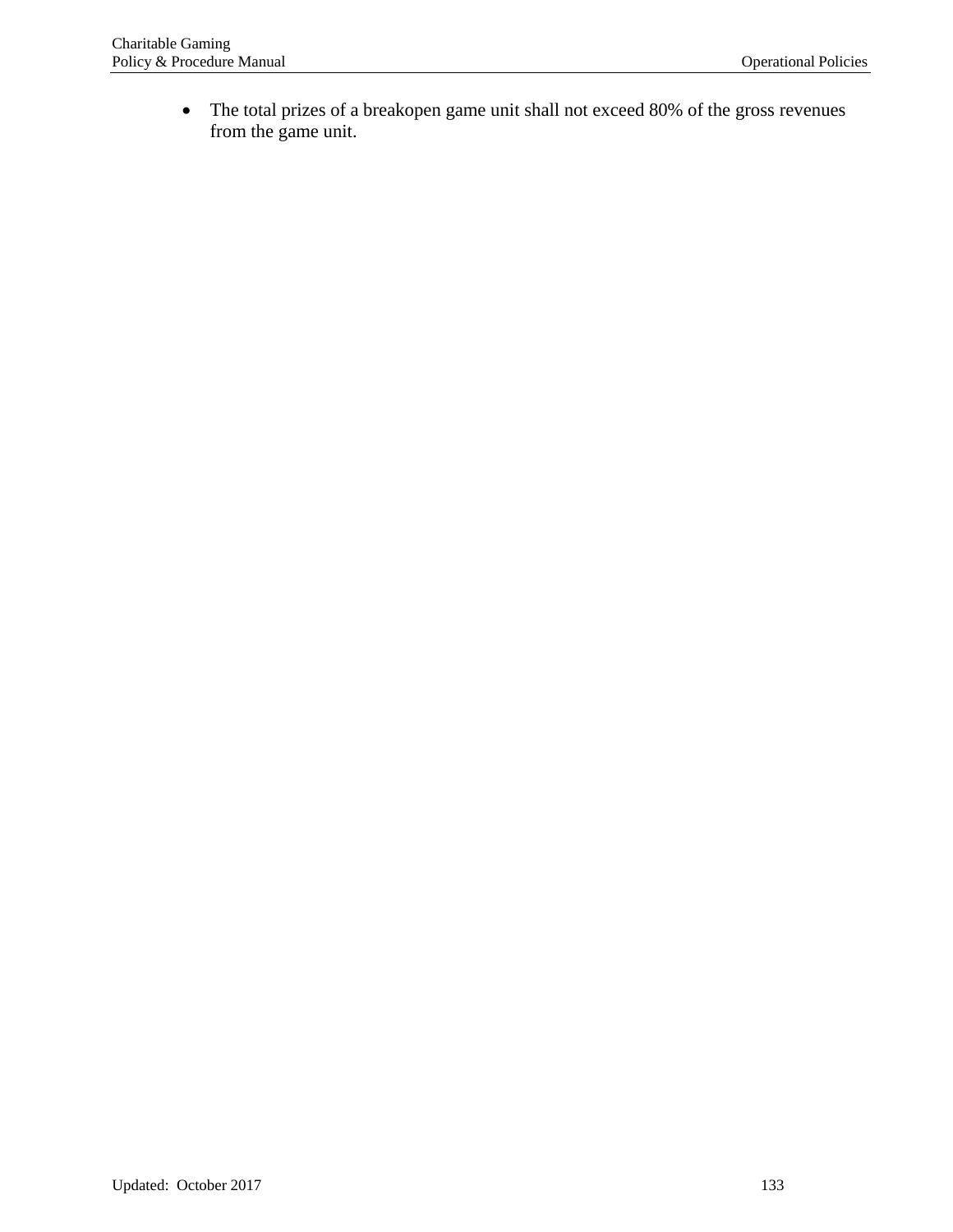- The total prizes of a breakopen game unit shall not exceed 80% of the gross revenues from the game unit.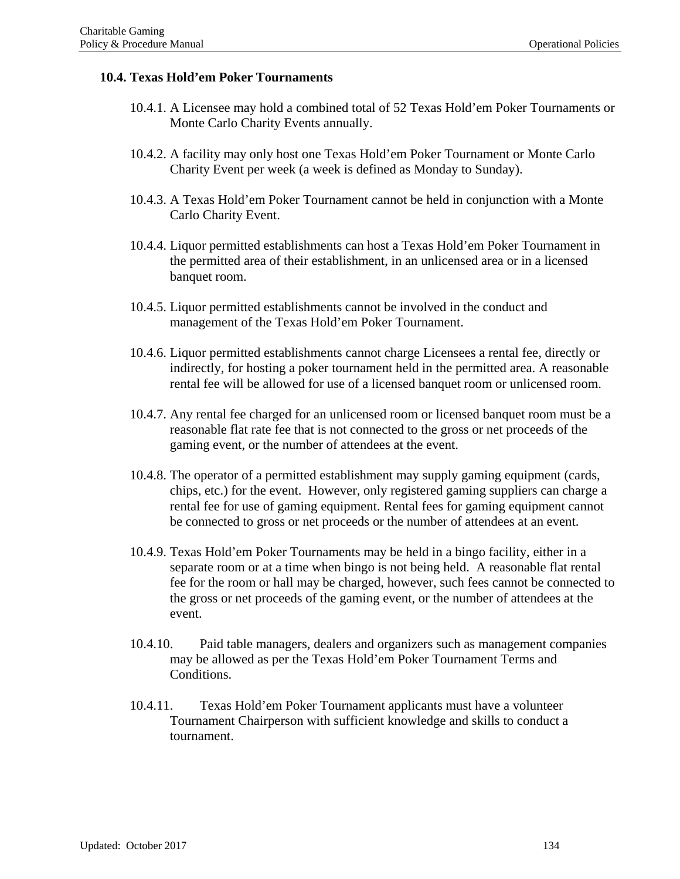### 10.4. Texas Hold'em Poker Tournaments

10.4.1. A Licensee may hold a combined total of 52 Texas Hold'em Poker Tournaments or Monte Carlo Charity Events annually.

10.4.2. A facility may only host one Texas Hold'em Poker Tournament or Monte Carlo Charity Event per week (a week is defined as Monday to Sunday).

10.4.3. A Texas Hold'em Poker Tournament cannot be held in conjunction with a Monte Carlo Charity Event.

10.4.4. Liquor permitted establishments can host a Texas Hold'em Poker Tournament in the permitted area of their establishment, in an unlicensed area or in a licensed banquet room.

10.4.5. Liquor permitted establishments cannot be involved in the conduct and management of the Texas Hold'em Poker Tournament.

10.4.6. Liquor permitted establishments cannot charge Licensees a rental fee, directly or indirectly, for hosting a poker tournament held in the permitted area. A reasonable rental fee will be allowed for use of a licensed banquet room or unlicensed room.

10.4.7. Any rental fee charged for an unlicensed room or licensed banquet room must be a reasonable flat rate fee that is not connected to the gross or net proceeds of the gaming event, or the number of attendees at the event.

10.4.8. The operator of a permitted establishment may supply gaming equipment (cards, chips, etc.) for the event. However, only registered gaming suppliers can charge a rental fee for use of gaming equipment. Rental fees for gaming equipment cannot be connected to gross or net proceeds or the number of attendees at an event.

10.4.9. Texas Hold'em Poker Tournaments may be held in a bingo facility, either in a separate room or at a time when bingo is not being held. A reasonable flat rental fee for the room or hall may be charged, however, such fees cannot be connected to the gross or net proceeds of the gaming event, or the number of attendees at the event.

10.4.10. Paid table managers, dealers and organizers such as management companies may be allowed as per the Texas Hold'em Poker Tournament Terms and Conditions.

10.4.11. Texas Hold'em Poker Tournament applicants must have a volunteer Tournament Chairperson with sufficient knowledge and skills to conduct a tournament.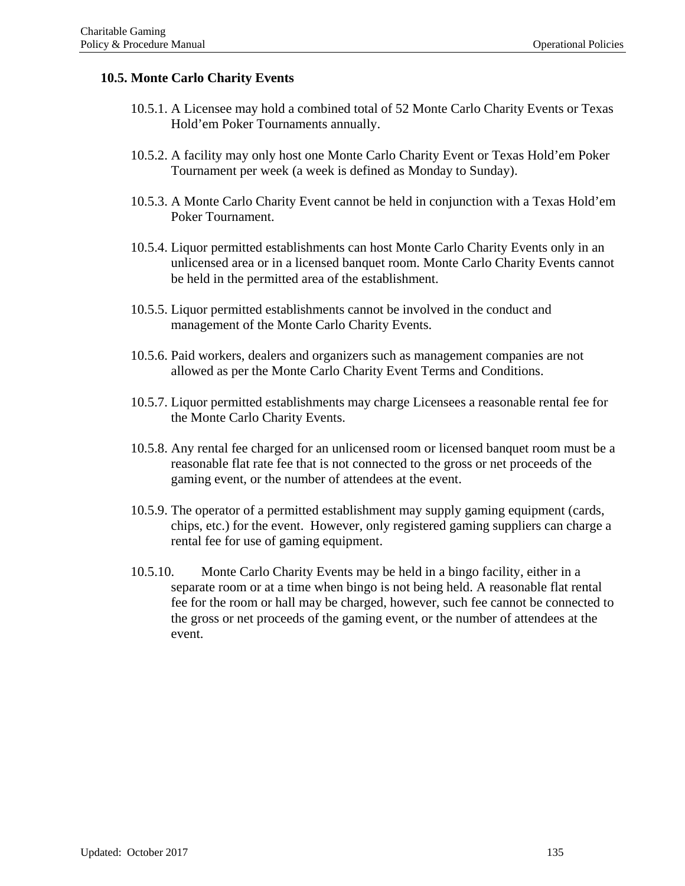### 10.5. Monte Carlo Charity Events

10.5.1. A Licensee may hold a combined total of 52 Monte Carlo Charity Events or Texas Hold'em Poker Tournaments annually.

10.5.2. A facility may only host one Monte Carlo Charity Event or Texas Hold'em Poker Tournament per week (a week is defined as Monday to Sunday).

10.5.3. A Monte Carlo Charity Event cannot be held in conjunction with a Texas Hold'em Poker Tournament.

10.5.4. Liquor permitted establishments can host Monte Carlo Charity Events only in an unlicensed area or in a licensed banquet room. Monte Carlo Charity Events cannot be held in the permitted area of the establishment.

10.5.5. Liquor permitted establishments cannot be involved in the conduct and management of the Monte Carlo Charity Events.

10.5.6. Paid workers, dealers and organizers such as management companies are not allowed as per the Monte Carlo Charity Event Terms and Conditions.

10.5.7. Liquor permitted establishments may charge Licensees a reasonable rental fee for the Monte Carlo Charity Events.

10.5.8. Any rental fee charged for an unlicensed room or licensed banquet room must be a reasonable flat rate fee that is not connected to the gross or net proceeds of the gaming event, or the number of attendees at the event.

10.5.9. The operator of a permitted establishment may supply gaming equipment (cards, chips, etc.) for the event. However, only registered gaming suppliers can charge a rental fee for use of gaming equipment.

10.5.10. Monte Carlo Charity Events may be held in a bingo facility, either in a separate room or at a time when bingo is not being held. A reasonable flat rental fee for the room or hall may be charged, however, such fee cannot be connected to the gross or net proceeds of the gaming event, or the number of attendees at the event.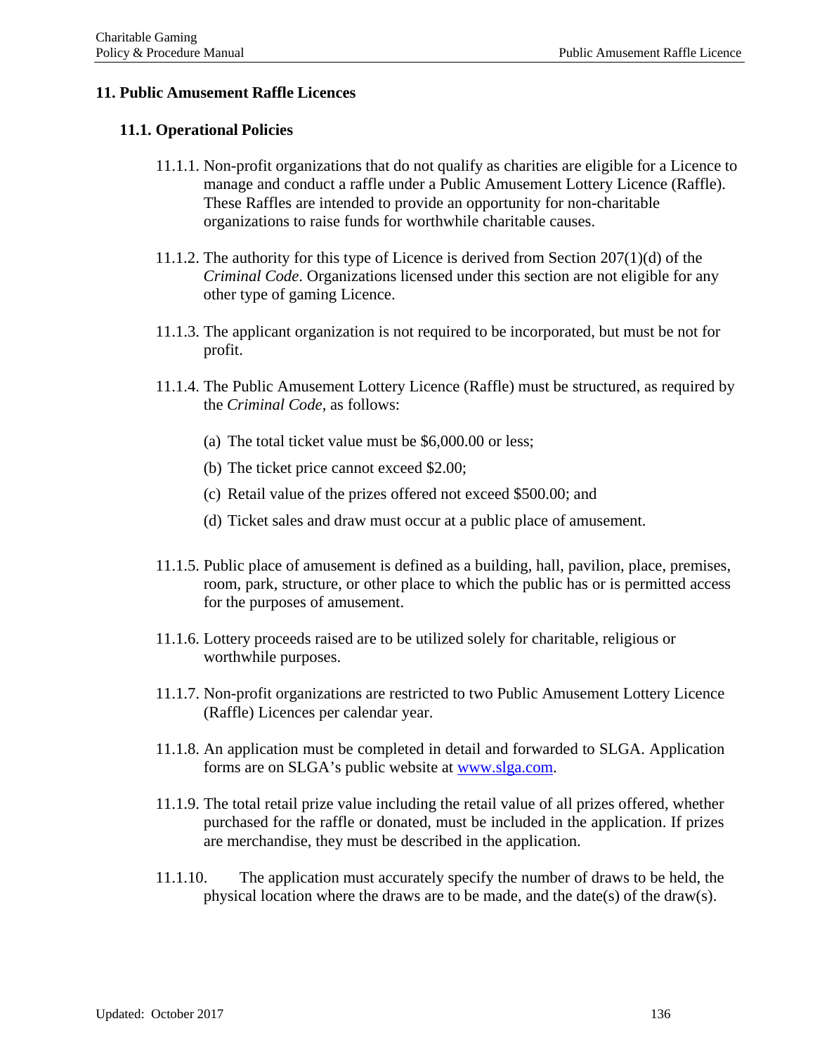## 11. Public Amusement Raffle Licences

### 11.1. Operational Policies

11.1.1. Non-profit organizations that do not qualify as charities are eligible for a Licence to manage and conduct a raffle under a Public Amusement Lottery Licence (Raffle). These Raffles are intended to provide an opportunity for non-charitable organizations to raise funds for worthwhile charitable causes.

11.1.2. The authority for this type of Licence is derived from Section 207(1)(d) of the *Criminal Code*. Organizations licensed under this section are not eligible for any other type of gaming Licence.

11.1.3. The applicant organization is not required to be incorporated, but must be not for profit.

11.1.4. The Public Amusement Lottery Licence (Raffle) must be structured, as required by the *Criminal Code*, as follows:

(a) The total ticket value must be $6,000.00 or less;

(b) The ticket price cannot exceed $2.00;

(c) Retail value of the prizes offered not exceed $500.00; and

(d) Ticket sales and draw must occur at a public place of amusement.

11.1.5. Public place of amusement is defined as a building, hall, pavilion, place, premises, room, park, structure, or other place to which the public has or is permitted access for the purposes of amusement.

11.1.6. Lottery proceeds raised are to be utilized solely for charitable, religious or worthwhile purposes.

11.1.7. Non-profit organizations are restricted to two Public Amusement Lottery Licence (Raffle) Licences per calendar year.

11.1.8. An application must be completed in detail and forwarded to SLGA. Application forms are on SLGA's public website at [www.slga.com](http://www.slga.com).

11.1.9. The total retail prize value including the retail value of all prizes offered, whether purchased for the raffle or donated, must be included in the application. If prizes are merchandise, they must be described in the application.

11.1.10. The application must accurately specify the number of draws to be held, the physical location where the draws are to be made, and the date(s) of the draw(s).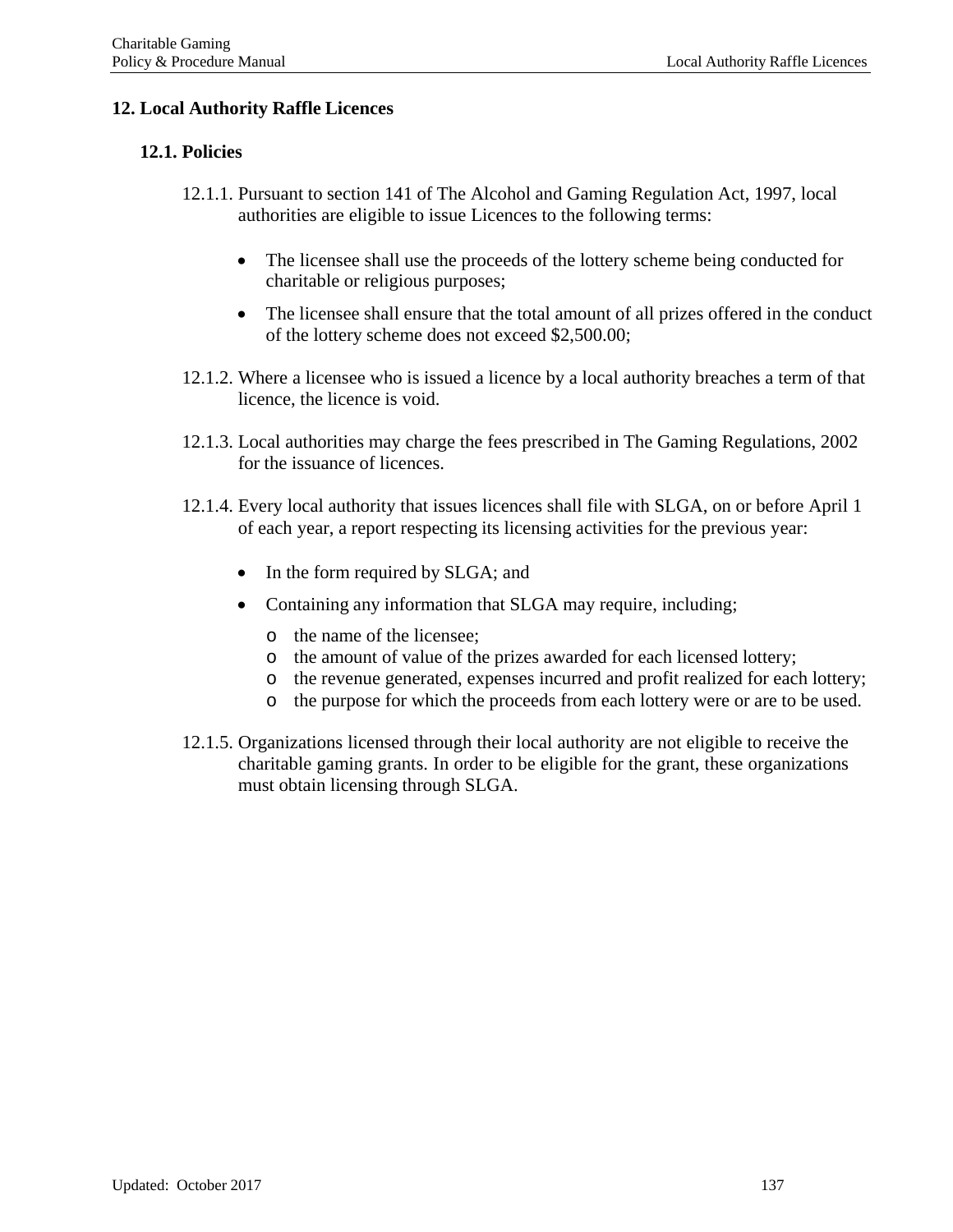# 12. Local Authority Raffle Licences

## 12.1. Policies

12.1.1. Pursuant to section 141 of The Alcohol and Gaming Regulation Act, 1997, local authorities are eligible to issue Licences to the following terms:

- The licensee shall use the proceeds of the lottery scheme being conducted for charitable or religious purposes;
- The licensee shall ensure that the total amount of all prizes offered in the conduct of the lottery scheme does not exceed $2,500.00;

12.1.2. Where a licensee who is issued a licence by a local authority breaches a term of that licence, the licence is void.

12.1.3. Local authorities may charge the fees prescribed in The Gaming Regulations, 2002 for the issuance of licences.

12.1.4. Every local authority that issues licences shall file with SLGA, on or before April 1 of each year, a report respecting its licensing activities for the previous year:

- In the form required by SLGA; and
- Containing any information that SLGA may require, including;
    - the name of the licensee;
    - the amount of value of the prizes awarded for each licensed lottery;
    - the revenue generated, expenses incurred and profit realized for each lottery;
    - the purpose for which the proceeds from each lottery were or are to be used.

12.1.5. Organizations licensed through their local authority are not eligible to receive the charitable gaming grants. In order to be eligible for the grant, these organizations must obtain licensing through SLGA.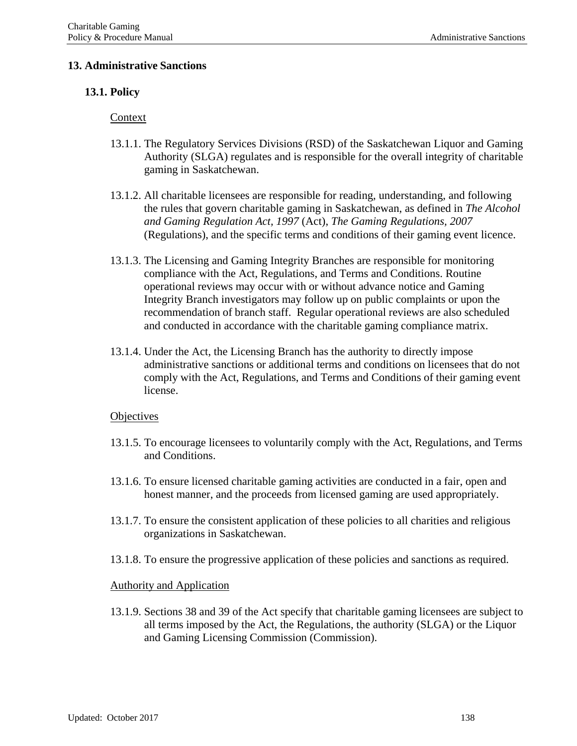# 13. Administrative Sanctions

## 13.1. Policy

Context

13.1.1. The Regulatory Services Divisions (RSD) of the Saskatchewan Liquor and Gaming Authority (SLGA) regulates and is responsible for the overall integrity of charitable gaming in Saskatchewan.

13.1.2. All charitable licensees are responsible for reading, understanding, and following the rules that govern charitable gaming in Saskatchewan, as defined in *The Alcohol and Gaming Regulation Act, 1997* (Act), *The Gaming Regulations, 2007* (Regulations), and the specific terms and conditions of their gaming event licence.

13.1.3. The Licensing and Gaming Integrity Branches are responsible for monitoring compliance with the Act, Regulations, and Terms and Conditions. Routine operational reviews may occur with or without advance notice and Gaming Integrity Branch investigators may follow up on public complaints or upon the recommendation of branch staff. Regular operational reviews are also scheduled and conducted in accordance with the charitable gaming compliance matrix.

13.1.4. Under the Act, the Licensing Branch has the authority to directly impose administrative sanctions or additional terms and conditions on licensees that do not comply with the Act, Regulations, and Terms and Conditions of their gaming event license.

Objectives

13.1.5. To encourage licensees to voluntarily comply with the Act, Regulations, and Terms and Conditions.

13.1.6. To ensure licensed charitable gaming activities are conducted in a fair, open and honest manner, and the proceeds from licensed gaming are used appropriately.

13.1.7. To ensure the consistent application of these policies to all charities and religious organizations in Saskatchewan.

13.1.8. To ensure the progressive application of these policies and sanctions as required.

Authority and Application

13.1.9. Sections 38 and 39 of the Act specify that charitable gaming licensees are subject to all terms imposed by the Act, the Regulations, the authority (SLGA) or the Liquor and Gaming Licensing Commission (Commission).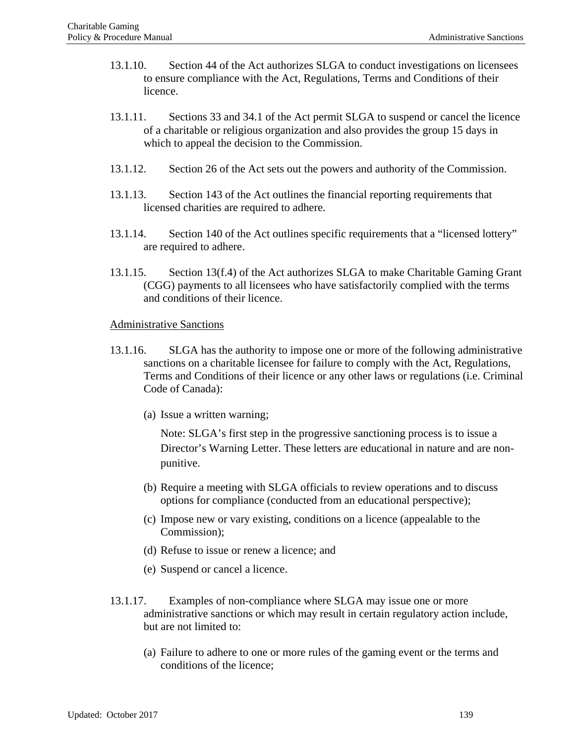13.1.10. Section 44 of the Act authorizes SLGA to conduct investigations on licensees to ensure compliance with the Act, Regulations, Terms and Conditions of their licence.

13.1.11. Sections 33 and 34.1 of the Act permit SLGA to suspend or cancel the licence of a charitable or religious organization and also provides the group 15 days in which to appeal the decision to the Commission.

13.1.12. Section 26 of the Act sets out the powers and authority of the Commission.

13.1.13. Section 143 of the Act outlines the financial reporting requirements that licensed charities are required to adhere.

13.1.14. Section 140 of the Act outlines specific requirements that a "licensed lottery" are required to adhere.

13.1.15. Section 13(f.4) of the Act authorizes SLGA to make Charitable Gaming Grant (CGG) payments to all licensees who have satisfactorily complied with the terms and conditions of their licence.

<u>Administrative Sanctions</u>

13.1.16. SLGA has the authority to impose one or more of the following administrative sanctions on a charitable licensee for failure to comply with the Act, Regulations, Terms and Conditions of their licence or any other laws or regulations (i.e. Criminal Code of Canada):

(a) Issue a written warning;

Note: SLGA's first step in the progressive sanctioning process is to issue a Director's Warning Letter. These letters are educational in nature and are non-punitive.

(b) Require a meeting with SLGA officials to review operations and to discuss options for compliance (conducted from an educational perspective);

(c) Impose new or vary existing, conditions on a licence (appealable to the Commission);

(d) Refuse to issue or renew a licence; and

(e) Suspend or cancel a licence.

13.1.17. Examples of non-compliance where SLGA may issue one or more administrative sanctions or which may result in certain regulatory action include, but are not limited to:

(a) Failure to adhere to one or more rules of the gaming event or the terms and conditions of the licence;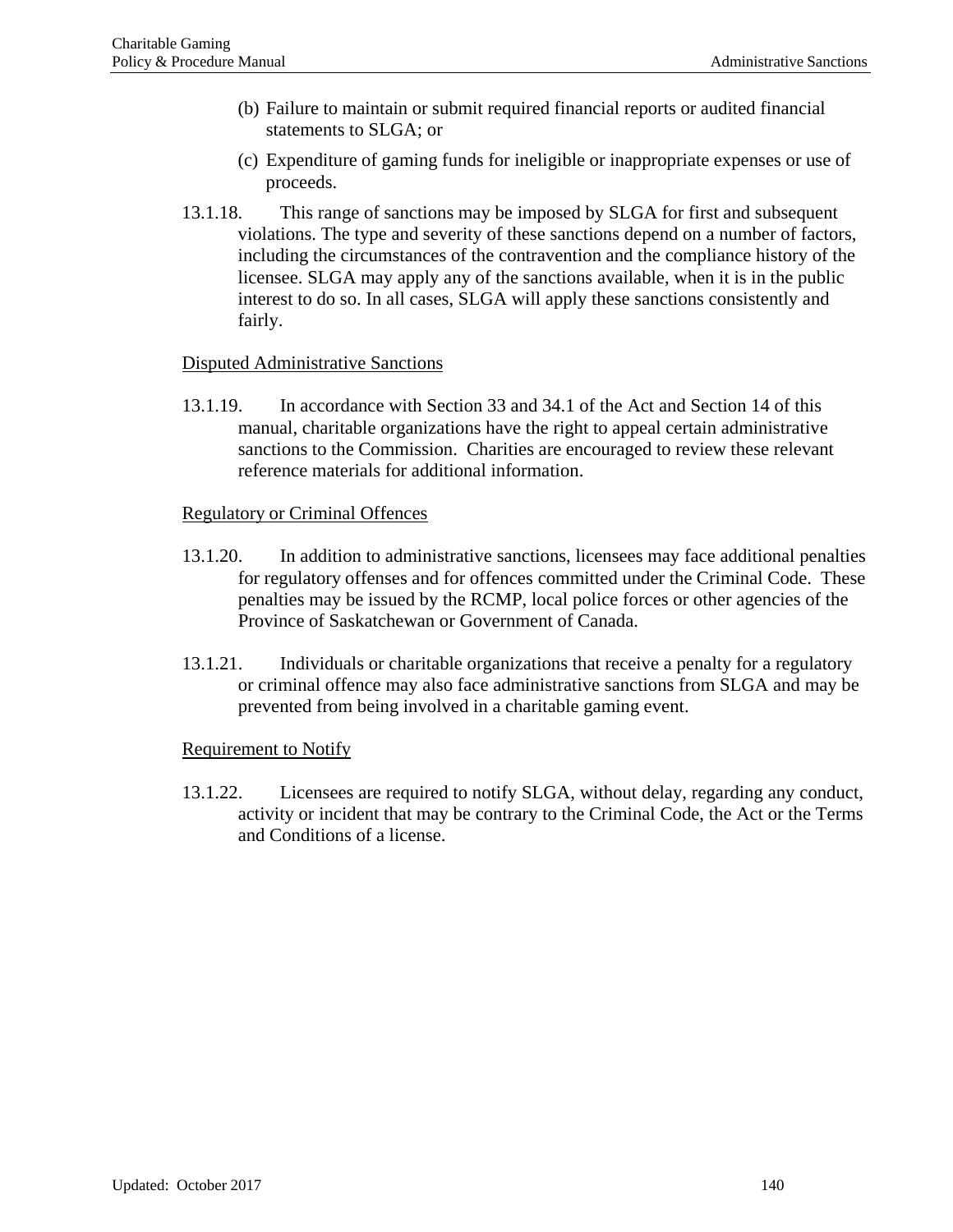(b) Failure to maintain or submit required financial reports or audited financial statements to SLGA; or

(c) Expenditure of gaming funds for ineligible or inappropriate expenses or use of proceeds.

13.1.18. This range of sanctions may be imposed by SLGA for first and subsequent violations. The type and severity of these sanctions depend on a number of factors, including the circumstances of the contravention and the compliance history of the licensee. SLGA may apply any of the sanctions available, when it is in the public interest to do so. In all cases, SLGA will apply these sanctions consistently and fairly.

Disputed Administrative Sanctions

13.1.19. In accordance with Section 33 and 34.1 of the Act and Section 14 of this manual, charitable organizations have the right to appeal certain administrative sanctions to the Commission. Charities are encouraged to review these relevant reference materials for additional information.

Regulatory or Criminal Offences

13.1.20. In addition to administrative sanctions, licensees may face additional penalties for regulatory offenses and for offences committed under the Criminal Code. These penalties may be issued by the RCMP, local police forces or other agencies of the Province of Saskatchewan or Government of Canada.

13.1.21. Individuals or charitable organizations that receive a penalty for a regulatory or criminal offence may also face administrative sanctions from SLGA and may be prevented from being involved in a charitable gaming event.

Requirement to Notify

13.1.22. Licensees are required to notify SLGA, without delay, regarding any conduct, activity or incident that may be contrary to the Criminal Code, the Act or the Terms and Conditions of a license.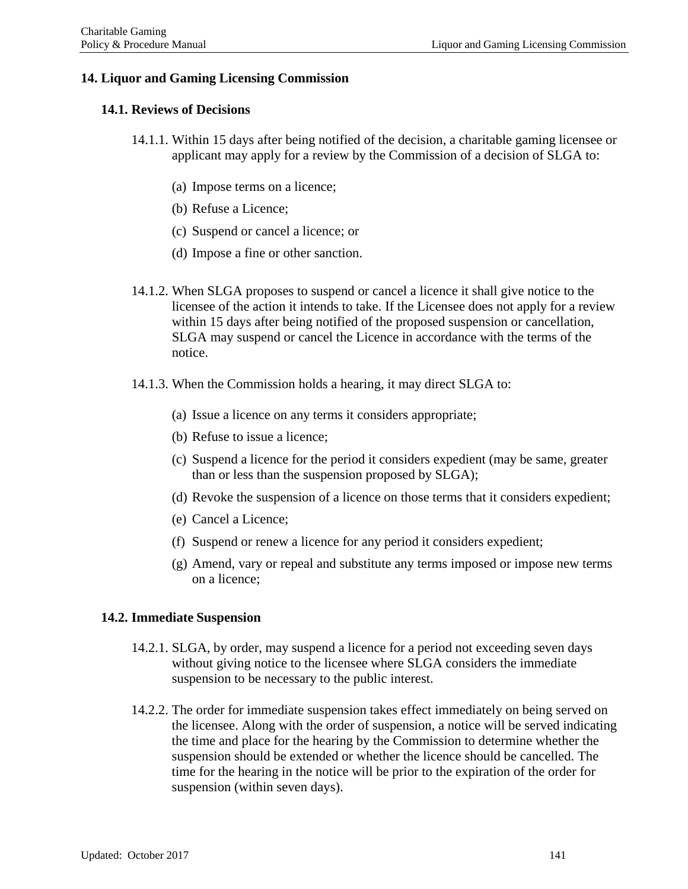## 14. Liquor and Gaming Licensing Commission

### 14.1. Reviews of Decisions

14.1.1. Within 15 days after being notified of the decision, a charitable gaming licensee or applicant may apply for a review by the Commission of a decision of SLGA to:

(a) Impose terms on a licence;

(b) Refuse a Licence;

(c) Suspend or cancel a licence; or

(d) Impose a fine or other sanction.

14.1.2. When SLGA proposes to suspend or cancel a licence it shall give notice to the licensee of the action it intends to take. If the Licensee does not apply for a review within 15 days after being notified of the proposed suspension or cancellation, SLGA may suspend or cancel the Licence in accordance with the terms of the notice.

14.1.3. When the Commission holds a hearing, it may direct SLGA to:

(a) Issue a licence on any terms it considers appropriate;

(b) Refuse to issue a licence;

(c) Suspend a licence for the period it considers expedient (may be same, greater than or less than the suspension proposed by SLGA);

(d) Revoke the suspension of a licence on those terms that it considers expedient;

(e) Cancel a Licence;

(f) Suspend or renew a licence for any period it considers expedient;

(g) Amend, vary or repeal and substitute any terms imposed or impose new terms on a licence;

### 14.2. Immediate Suspension

14.2.1. SLGA, by order, may suspend a licence for a period not exceeding seven days without giving notice to the licensee where SLGA considers the immediate suspension to be necessary to the public interest.

14.2.2. The order for immediate suspension takes effect immediately on being served on the licensee. Along with the order of suspension, a notice will be served indicating the time and place for the hearing by the Commission to determine whether the suspension should be extended or whether the licence should be cancelled. The time for the hearing in the notice will be prior to the expiration of the order for suspension (within seven days).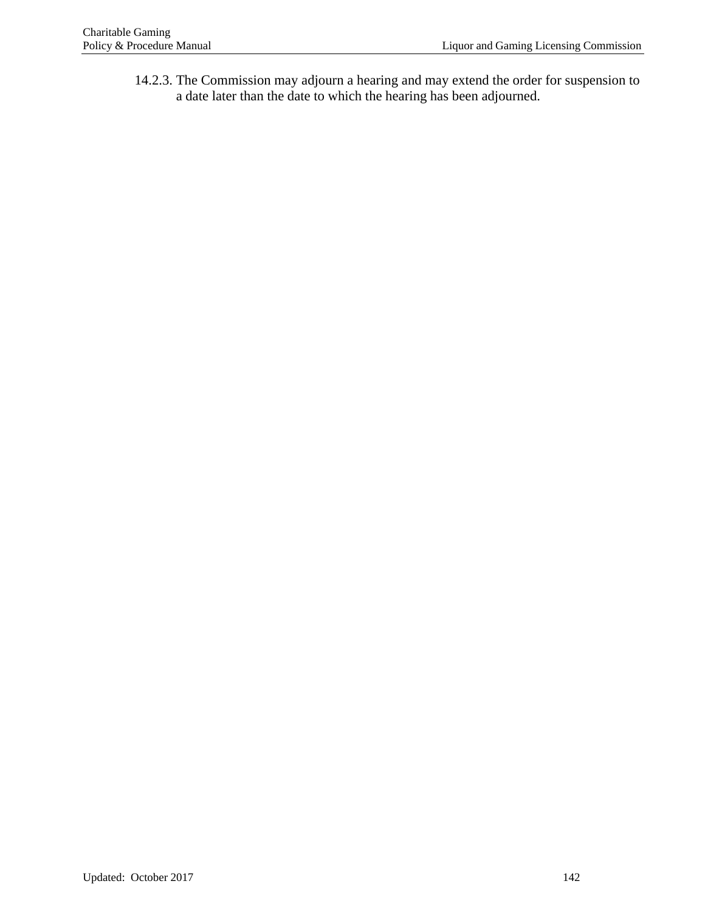14.2.3. The Commission may adjourn a hearing and may extend the order for suspension to a date later than the date to which the hearing has been adjourned.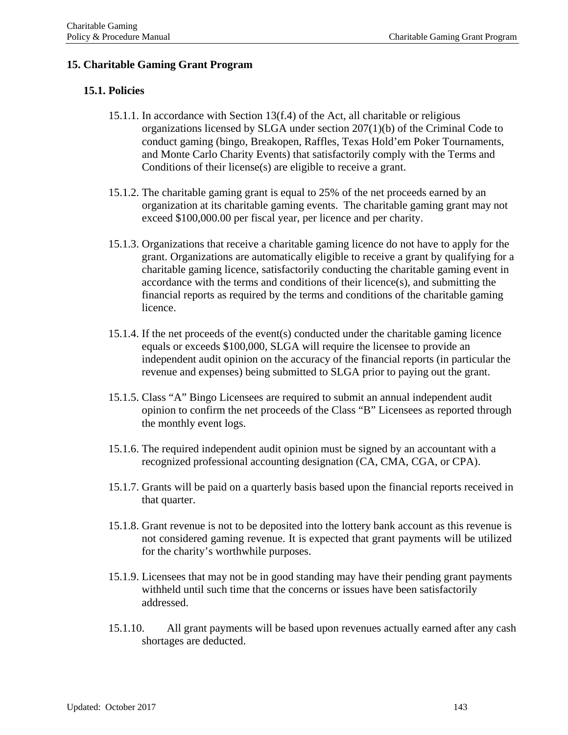# 15. Charitable Gaming Grant Program

## 15.1. Policies

15.1.1. In accordance with Section 13(f.4) of the Act, all charitable or religious organizations licensed by SLGA under section 207(1)(b) of the Criminal Code to conduct gaming (bingo, Breakopen, Raffles, Texas Hold'em Poker Tournaments, and Monte Carlo Charity Events) that satisfactorily comply with the Terms and Conditions of their license(s) are eligible to receive a grant.

15.1.2. The charitable gaming grant is equal to 25% of the net proceeds earned by an organization at its charitable gaming events. The charitable gaming grant may not exceed $100,000.00 per fiscal year, per licence and per charity.

15.1.3. Organizations that receive a charitable gaming licence do not have to apply for the grant. Organizations are automatically eligible to receive a grant by qualifying for a charitable gaming licence, satisfactorily conducting the charitable gaming event in accordance with the terms and conditions of their licence(s), and submitting the financial reports as required by the terms and conditions of the charitable gaming licence.

15.1.4. If the net proceeds of the event(s) conducted under the charitable gaming licence equals or exceeds $100,000, SLGA will require the licensee to provide an independent audit opinion on the accuracy of the financial reports (in particular the revenue and expenses) being submitted to SLGA prior to paying out the grant.

15.1.5. Class "A" Bingo Licensees are required to submit an annual independent audit opinion to confirm the net proceeds of the Class "B" Licensees as reported through the monthly event logs.

15.1.6. The required independent audit opinion must be signed by an accountant with a recognized professional accounting designation (CA, CMA, CGA, or CPA).

15.1.7. Grants will be paid on a quarterly basis based upon the financial reports received in that quarter.

15.1.8. Grant revenue is not to be deposited into the lottery bank account as this revenue is not considered gaming revenue. It is expected that grant payments will be utilized for the charity's worthwhile purposes.

15.1.9. Licensees that may not be in good standing may have their pending grant payments withheld until such time that the concerns or issues have been satisfactorily addressed.

15.1.10. All grant payments will be based upon revenues actually earned after any cash shortages are deducted.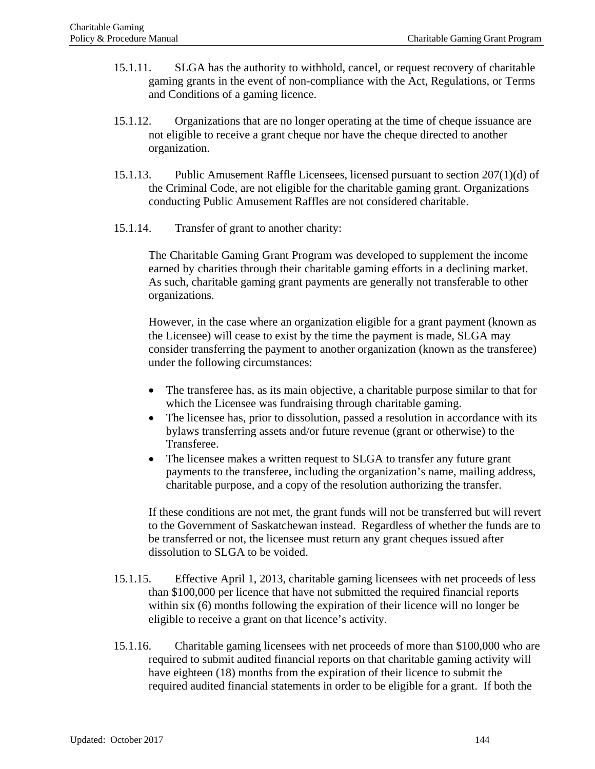15.1.11. SLGA has the authority to withhold, cancel, or request recovery of charitable gaming grants in the event of non-compliance with the Act, Regulations, or Terms and Conditions of a gaming licence.

15.1.12. Organizations that are no longer operating at the time of cheque issuance are not eligible to receive a grant cheque nor have the cheque directed to another organization.

15.1.13. Public Amusement Raffle Licensees, licensed pursuant to section 207(1)(d) of the Criminal Code, are not eligible for the charitable gaming grant. Organizations conducting Public Amusement Raffles are not considered charitable.

15.1.14. Transfer of grant to another charity:

The Charitable Gaming Grant Program was developed to supplement the income earned by charities through their charitable gaming efforts in a declining market. As such, charitable gaming grant payments are generally not transferable to other organizations.

However, in the case where an organization eligible for a grant payment (known as the Licensee) will cease to exist by the time the payment is made, SLGA may consider transferring the payment to another organization (known as the transferee) under the following circumstances:

- The transferee has, as its main objective, a charitable purpose similar to that for which the Licensee was fundraising through charitable gaming.
- The licensee has, prior to dissolution, passed a resolution in accordance with its bylaws transferring assets and/or future revenue (grant or otherwise) to the Transferee.
- The licensee makes a written request to SLGA to transfer any future grant payments to the transferee, including the organization's name, mailing address, charitable purpose, and a copy of the resolution authorizing the transfer.

If these conditions are not met, the grant funds will not be transferred but will revert to the Government of Saskatchewan instead. Regardless of whether the funds are to be transferred or not, the licensee must return any grant cheques issued after dissolution to SLGA to be voided.

15.1.15. Effective April 1, 2013, charitable gaming licensees with net proceeds of less than $100,000 per licence that have not submitted the required financial reports within six (6) months following the expiration of their licence will no longer be eligible to receive a grant on that licence's activity.

15.1.16. Charitable gaming licensees with net proceeds of more than $100,000 who are required to submit audited financial reports on that charitable gaming activity will have eighteen (18) months from the expiration of their licence to submit the required audited financial statements in order to be eligible for a grant. If both the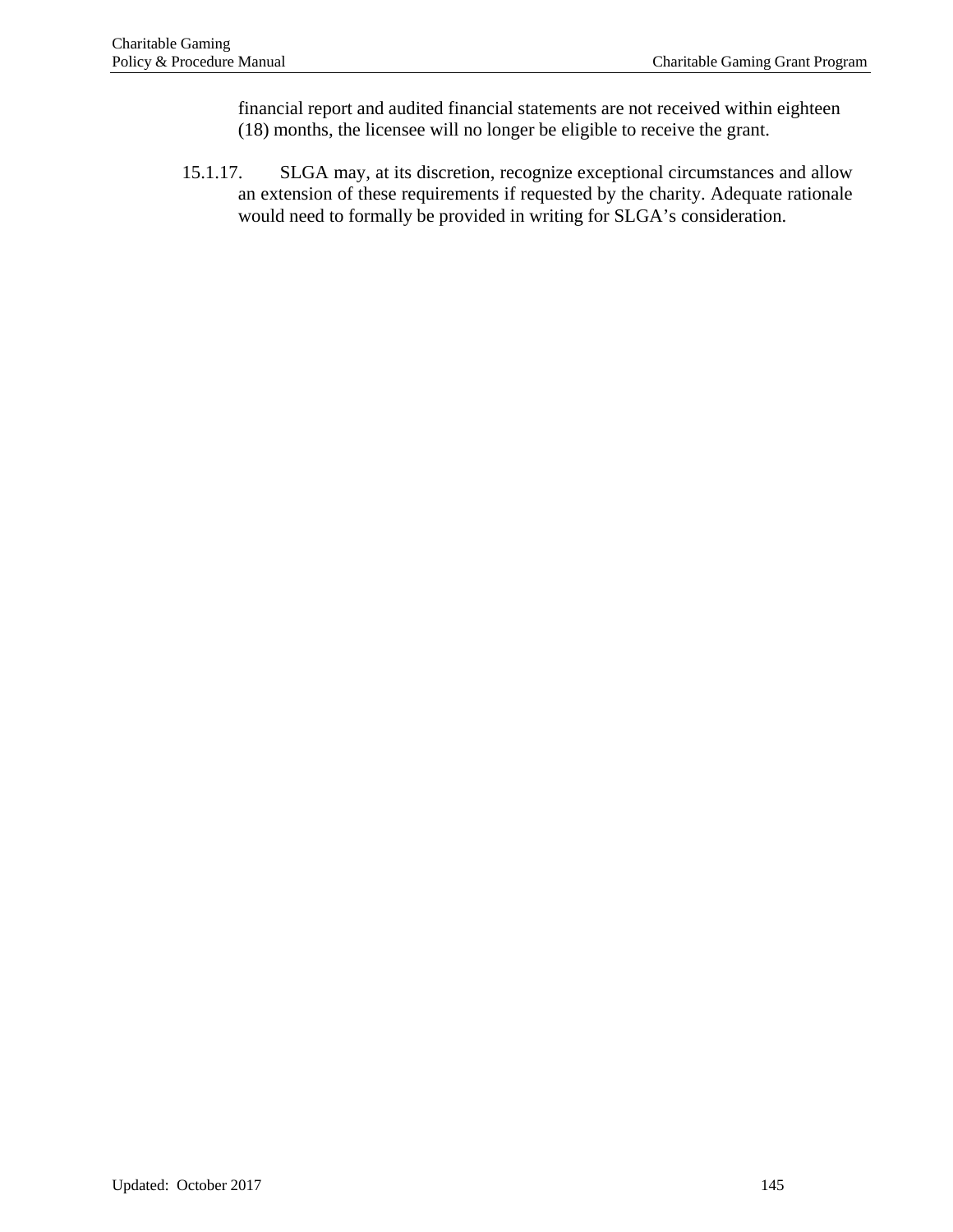financial report and audited financial statements are not received within eighteen (18) months, the licensee will no longer be eligible to receive the grant.

15.1.17. SLGA may, at its discretion, recognize exceptional circumstances and allow an extension of these requirements if requested by the charity. Adequate rationale would need to formally be provided in writing for SLGA's consideration.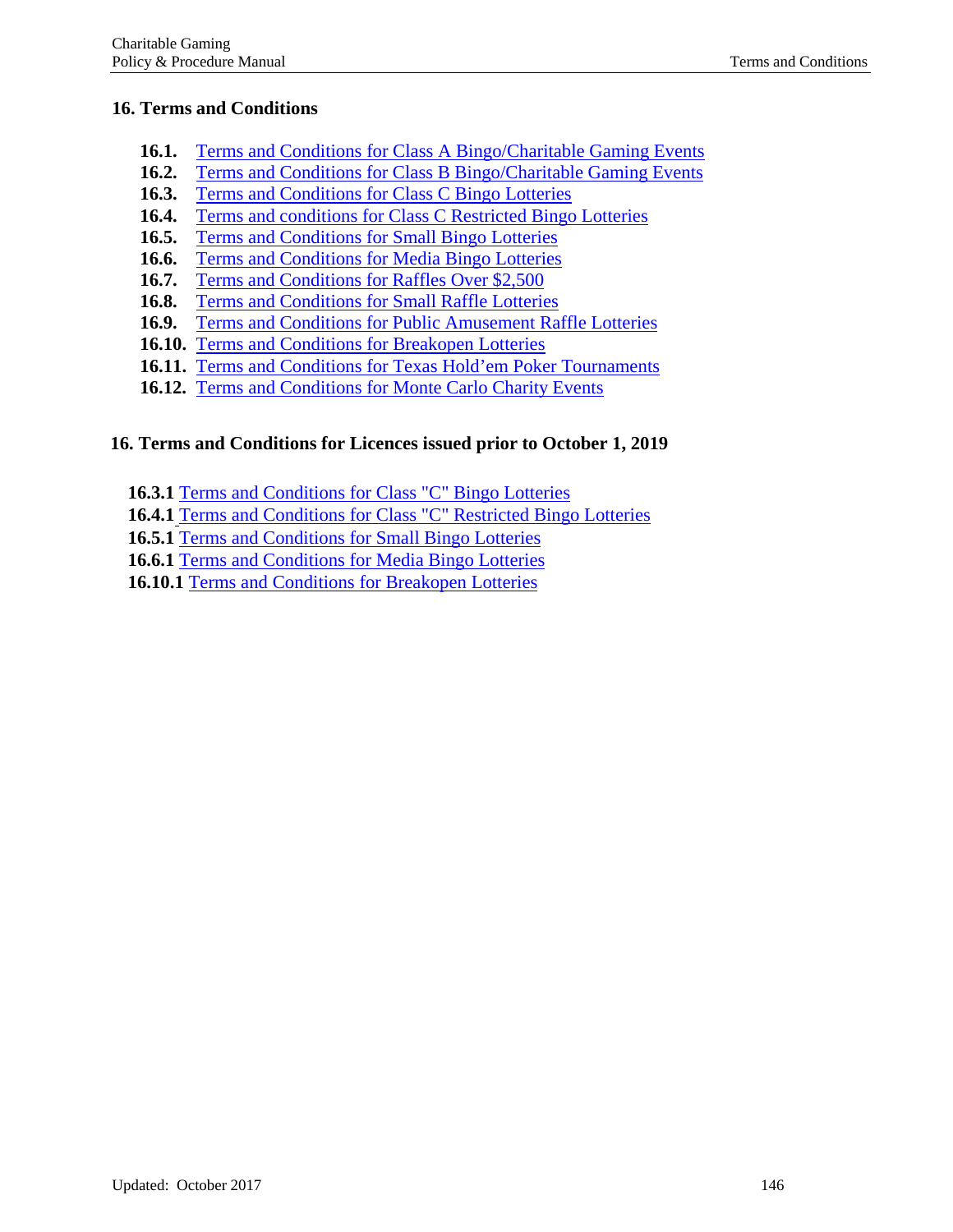## 16. Terms and Conditions

- **16.1.** Terms and Conditions for Class A Bingo/Charitable Gaming Events
- **16.2.** Terms and Conditions for Class B Bingo/Charitable Gaming Events
- **16.3.** Terms and Conditions for Class C Bingo Lotteries
- **16.4.** Terms and conditions for Class C Restricted Bingo Lotteries
- **16.5.** Terms and Conditions for Small Bingo Lotteries
- **16.6.** Terms and Conditions for Media Bingo Lotteries
- **16.7.** Terms and Conditions for Raffles Over $2,500
- **16.8.** Terms and Conditions for Small Raffle Lotteries
- **16.9.** Terms and Conditions for Public Amusement Raffle Lotteries
- **16.10.** Terms and Conditions for Breakopen Lotteries
- **16.11.** Terms and Conditions for Texas Hold'em Poker Tournaments
- **16.12.** Terms and Conditions for Monte Carlo Charity Events

## 16. Terms and Conditions for Licences issued prior to October 1, 2019

- **16.3.1** Terms and Conditions for Class "C" Bingo Lotteries
- **16.4.1** Terms and Conditions for Class "C" Restricted Bingo Lotteries
- **16.5.1** Terms and Conditions for Small Bingo Lotteries
- **16.6.1** Terms and Conditions for Media Bingo Lotteries
- **16.10.1** Terms and Conditions for Breakopen Lotteries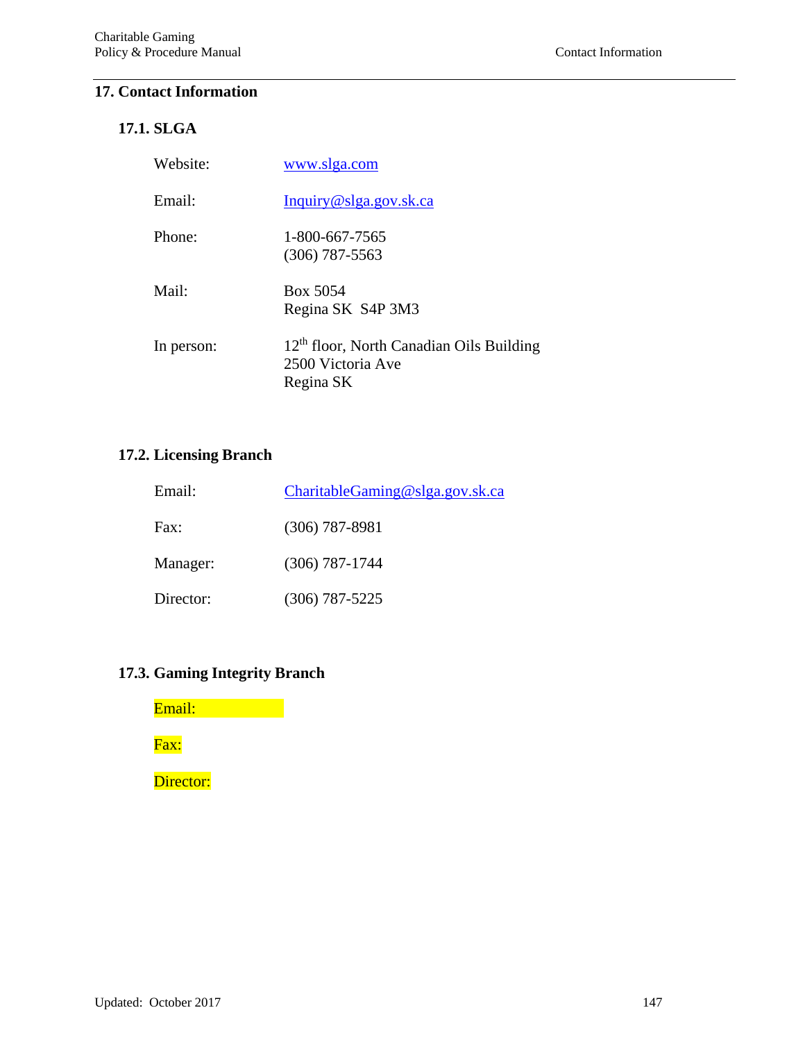# 17. Contact Information

## 17.1. SLGA

| | |
|---|---|
| Website: | www.slga.com |
| Email: | Inquiry@slga.gov.sk.ca |
| Phone: | 1-800-667-7565<br>(306) 787-5563 |
| Mail: | Box 5054<br>Regina SK  S4P 3M3 |
| In person: | 12th floor, North Canadian Oils Building<br>2500 Victoria Ave<br>Regina SK |

## 17.2. Licensing Branch

| | |
|---|---|
| Email: | CharitableGaming@slga.gov.sk.ca |
| Fax: | (306) 787-8981 |
| Manager: | (306) 787-1744 |
| Director: | (306) 787-5225 |

## 17.3. Gaming Integrity Branch

Email:

Fax:

Director: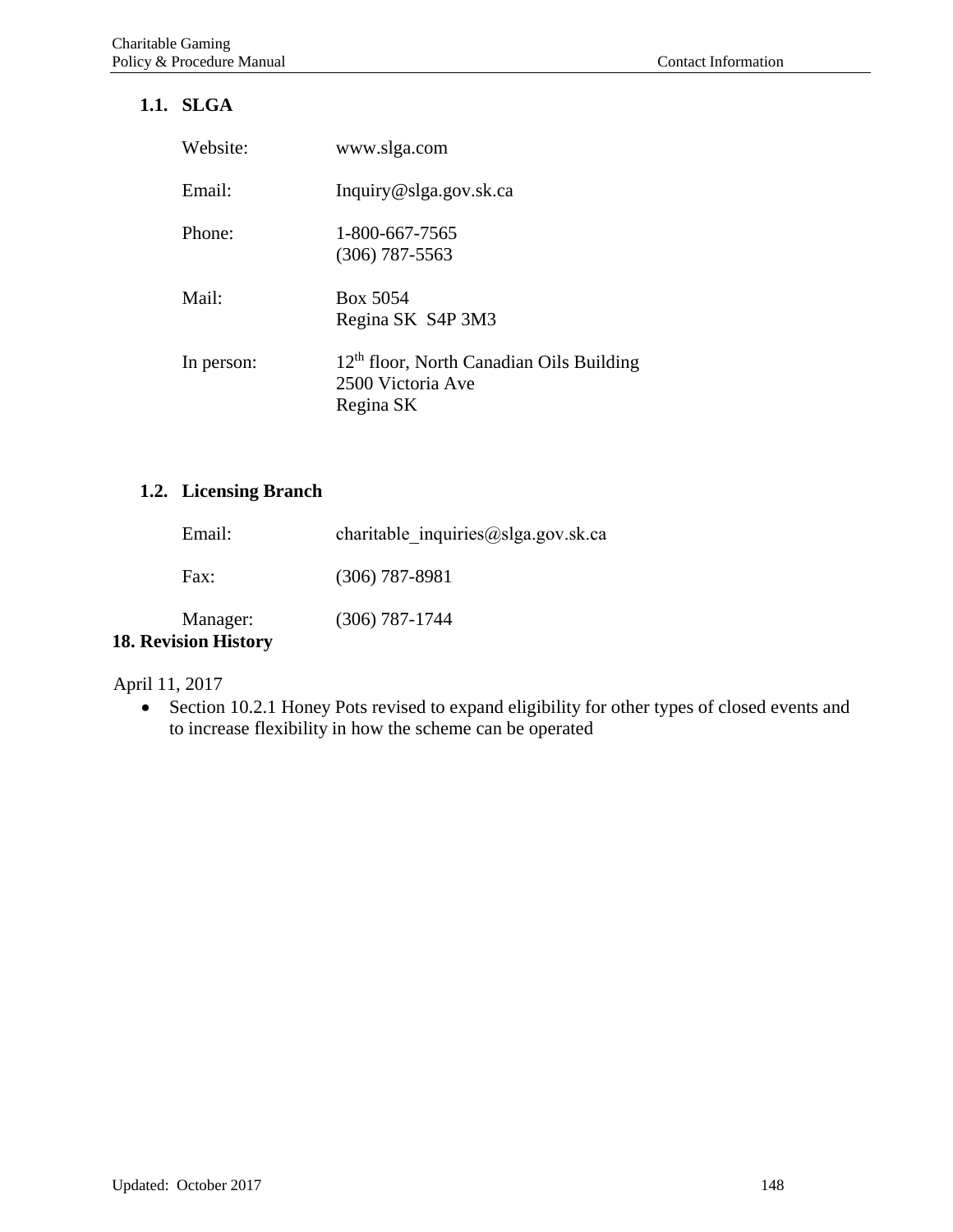### 1.1. SLGA

| | |
|---|---|
| Website: | www.slga.com |
| Email: | Inquiry@slga.gov.sk.ca |
| Phone: | 1-800-667-7565<br>(306) 787-5563 |
| Mail: | Box 5054<br>Regina SK  S4P 3M3 |
| In person: | 12th floor, North Canadian Oils Building<br>2500 Victoria Ave<br>Regina SK |

### 1.2. Licensing Branch

| | |
|---|---|
| Email: | charitable_inquiries@slga.gov.sk.ca |
| Fax: | (306) 787-8981 |
| Manager: | (306) 787-1744 |

## 18. Revision History

April 11, 2017

- Section 10.2.1 Honey Pots revised to expand eligibility for other types of closed events and to increase flexibility in how the scheme can be operated